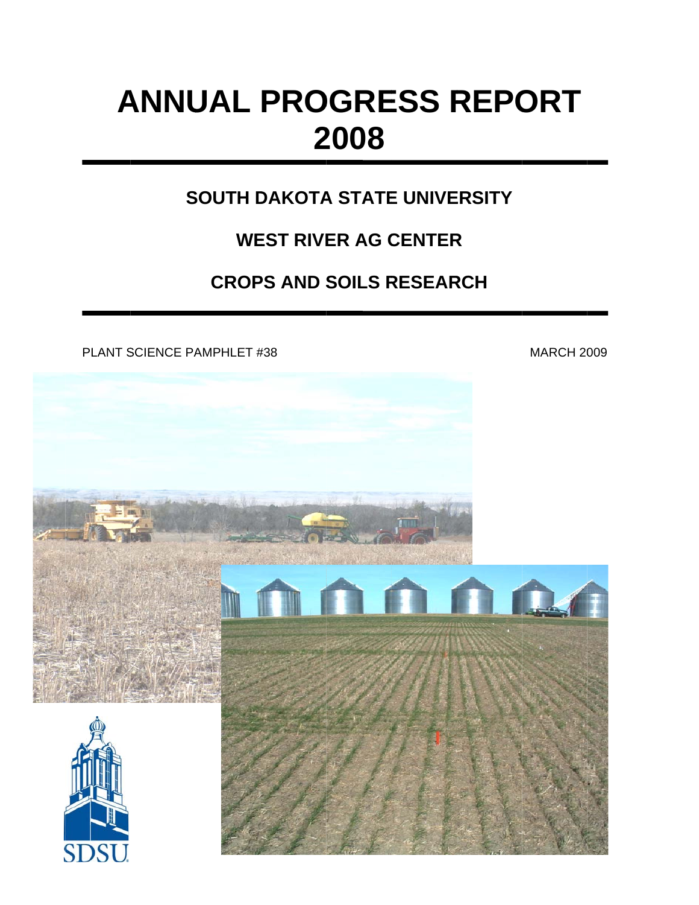# ANNUAL PROGRESS REPORT 2008

## SOUTH DAKOTA STATE UNIVERSITY

## WEST RIVER AG CENTER

## CROPS AND SOILS RESEARCH

PLANT SCIENCE PAMPHLET #38

MARCH 2009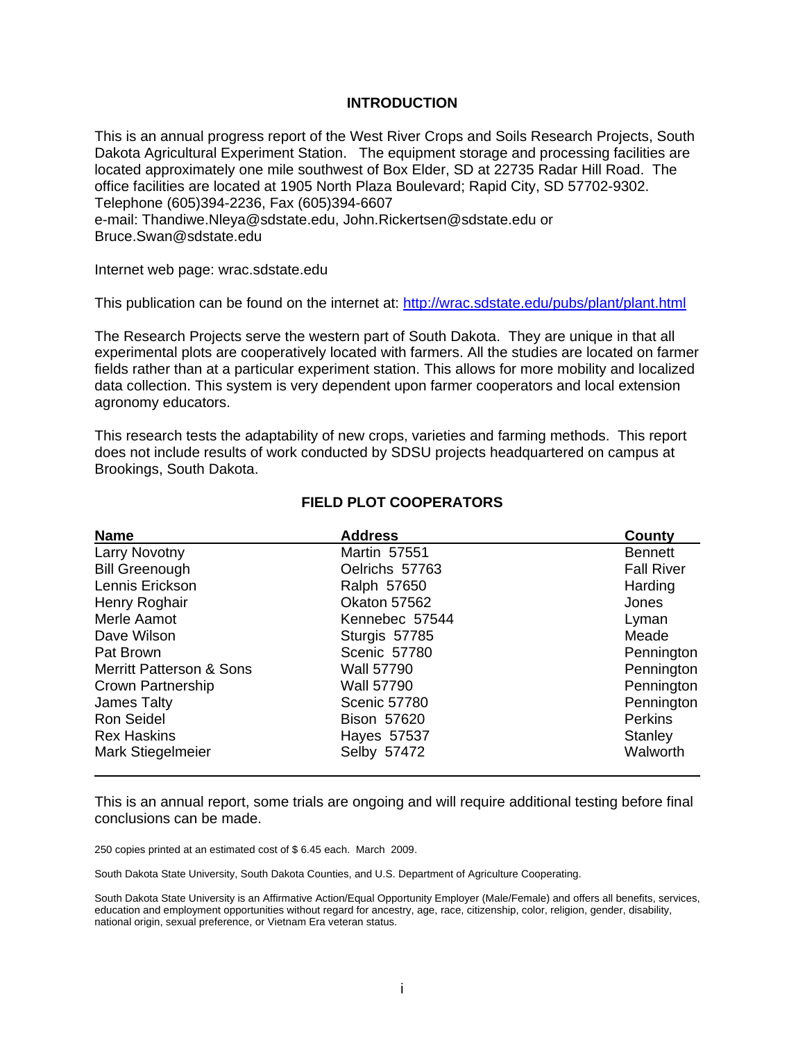# INTRODUCTION

This is an annual progress report of the West River Crops and Soils Research Projects, South Dakota Agricultural Experiment Station. The equipment storage and processing facilities are located approximately one mile southwest of Box Elder, SD at 22735 Radar Hill Road. The office facilities are located at 1905 North Plaza Boulevard; Rapid City, SD 57702-9302. Telephone (605)394-2236, Fax (605)394-6607
e-mail: Thandiwe.Nleya@sdstate.edu, John.Rickertsen@sdstate.edu or Bruce.Swan@sdstate.edu

Internet web page: wrac.sdstate.edu

This publication can be found on the internet at: http://wrac.sdstate.edu/pubs/plant/plant.html

The Research Projects serve the western part of South Dakota. They are unique in that all experimental plots are cooperatively located with farmers. All the studies are located on farmer fields rather than at a particular experiment station. This allows for more mobility and localized data collection. This system is very dependent upon farmer cooperators and local extension agronomy educators.

This research tests the adaptability of new crops, varieties and farming methods. This report does not include results of work conducted by SDSU projects headquartered on campus at Brookings, South Dakota.

## FIELD PLOT COOPERATORS

| Name | Address | County |
|---|---|---|
| Larry Novotny | Martin 57551 | Bennett |
| Bill Greenough | Oelrichs 57763 | Fall River |
| Lennis Erickson | Ralph 57650 | Harding |
| Henry Roghair | Okaton 57562 | Jones |
| Merle Aamot | Kennebec 57544 | Lyman |
| Dave Wilson | Sturgis 57785 | Meade |
| Pat Brown | Scenic 57780 | Pennington |
| Merritt Patterson & Sons | Wall 57790 | Pennington |
| Crown Partnership | Wall 57790 | Pennington |
| James Talty | Scenic 57780 | Pennington |
| Ron Seidel | Bison 57620 | Perkins |
| Rex Haskins | Hayes 57537 | Stanley |
| Mark Stiegelmeier | Selby 57472 | Walworth |

This is an annual report, some trials are ongoing and will require additional testing before final conclusions can be made.

250 copies printed at an estimated cost of $ 6.45 each. March 2009.

South Dakota State University, South Dakota Counties, and U.S. Department of Agriculture Cooperating.

South Dakota State University is an Affirmative Action/Equal Opportunity Employer (Male/Female) and offers all benefits, services, education and employment opportunities without regard for ancestry, age, race, citizenship, color, religion, gender, disability, national origin, sexual preference, or Vietnam Era veteran status.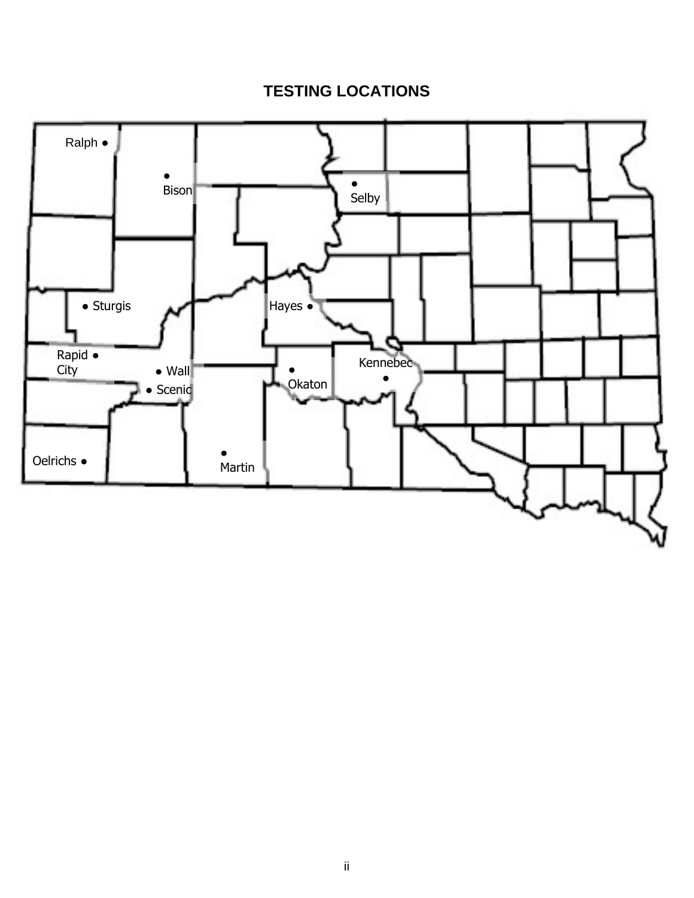# TESTING LOCATIONS

Ralph

Bison

Selby

Sturgis

Hayes

Rapid City

Wall

Scenic

Okaton

Kennebec

Oelrichs

Martin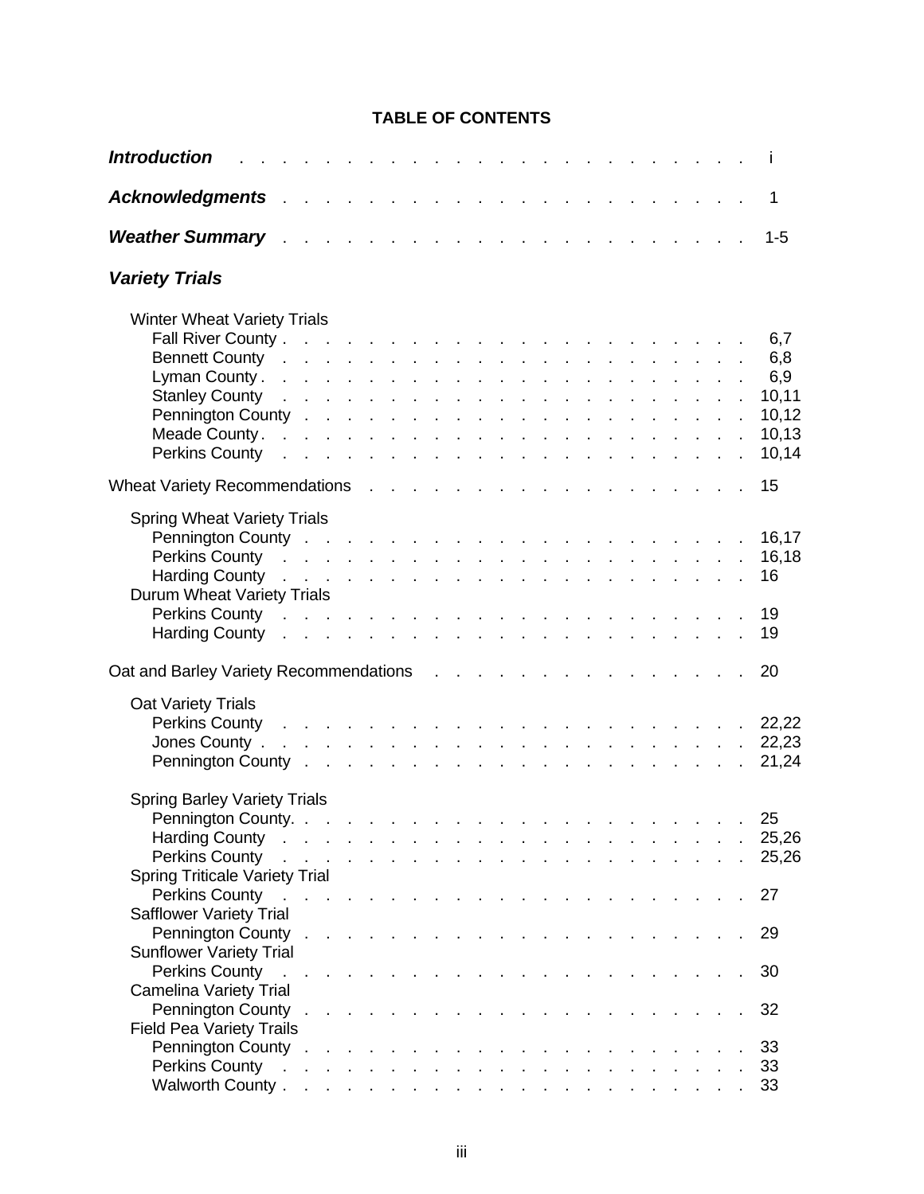# TABLE OF CONTENTS

***Introduction*** . . . . . . . . . . . . . . . . . . . . . . . . i

***Acknowledgments*** . . . . . . . . . . . . . . . . . . . . . . . . 1

***Weather Summary*** . . . . . . . . . . . . . . . . . . . . . . . . 1-5

***Variety Trials***

Winter Wheat Variety Trials
- Fall River County . . . . . . . . . . . . . . . . . . . . . . . . 6,7
- Bennett County . . . . . . . . . . . . . . . . . . . . . . . . 6,8
- Lyman County . . . . . . . . . . . . . . . . . . . . . . . . 6,9
- Stanley County . . . . . . . . . . . . . . . . . . . . . . . . 10,11
- Pennington County . . . . . . . . . . . . . . . . . . . . . . . . 10,12
- Meade County . . . . . . . . . . . . . . . . . . . . . . . . 10,13
- Perkins County . . . . . . . . . . . . . . . . . . . . . . . . 10,14

Wheat Variety Recommendations . . . . . . . . . . . . . . . . . . . . . . . . 15

Spring Wheat Variety Trials
- Pennington County . . . . . . . . . . . . . . . . . . . . . . . . 16,17
- Perkins County . . . . . . . . . . . . . . . . . . . . . . . . 16,18
- Harding County . . . . . . . . . . . . . . . . . . . . . . . . 16

Durum Wheat Variety Trials
- Perkins County . . . . . . . . . . . . . . . . . . . . . . . . 19
- Harding County . . . . . . . . . . . . . . . . . . . . . . . . 19

Oat and Barley Variety Recommendations . . . . . . . . . . . . . . . . . . . . . . . . 20

Oat Variety Trials
- Perkins County . . . . . . . . . . . . . . . . . . . . . . . . 22,22
- Jones County . . . . . . . . . . . . . . . . . . . . . . . . 22,23
- Pennington County . . . . . . . . . . . . . . . . . . . . . . . . 21,24

Spring Barley Variety Trials
- Pennington County. . . . . . . . . . . . . . . . . . . . . . . . 25
- Harding County . . . . . . . . . . . . . . . . . . . . . . . . 25,26
- Perkins County . . . . . . . . . . . . . . . . . . . . . . . . 25,26

Spring Triticale Variety Trial
- Perkins County . . . . . . . . . . . . . . . . . . . . . . . . 27

Safflower Variety Trial
- Pennington County . . . . . . . . . . . . . . . . . . . . . . . . 29

Sunflower Variety Trial
- Perkins County . . . . . . . . . . . . . . . . . . . . . . . . 30

Camelina Variety Trial
- Pennington County . . . . . . . . . . . . . . . . . . . . . . . . 32

Field Pea Variety Trails
- Pennington County . . . . . . . . . . . . . . . . . . . . . . . . 33
- Perkins County . . . . . . . . . . . . . . . . . . . . . . . . 33
- Walworth County . . . . . . . . . . . . . . . . . . . . . . . . 33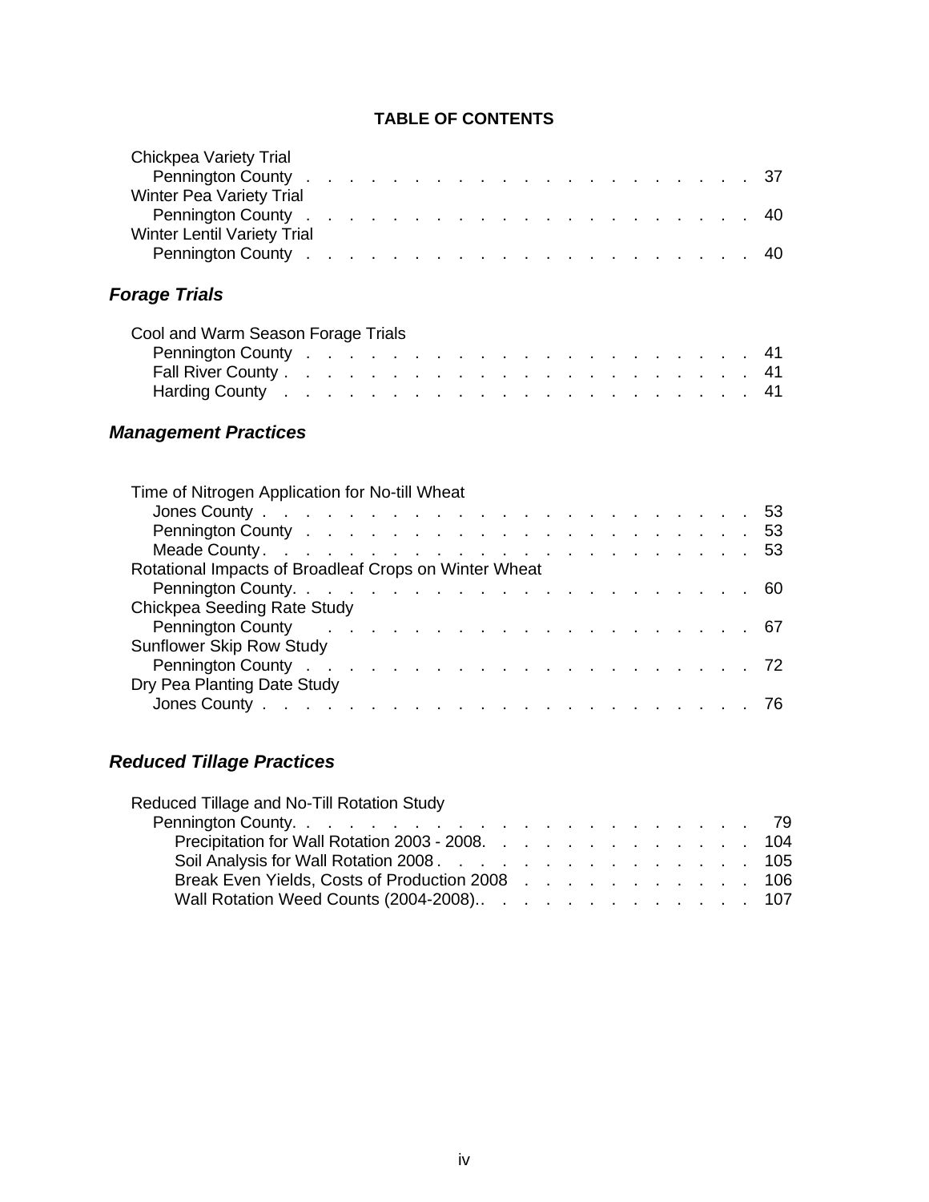## TABLE OF CONTENTS

Chickpea Variety Trial
- Pennington County . . . . . . . . . . . . . . . . . . . . . 37

Winter Pea Variety Trial
- Pennington County . . . . . . . . . . . . . . . . . . . . . 40

Winter Lentil Variety Trial
- Pennington County . . . . . . . . . . . . . . . . . . . . . 40

### *Forage Trials*

Cool and Warm Season Forage Trials
- Pennington County . . . . . . . . . . . . . . . . . . . . . 41
- Fall River County . . . . . . . . . . . . . . . . . . . . . 41
- Harding County . . . . . . . . . . . . . . . . . . . . . 41

### *Management Practices*

Time of Nitrogen Application for No-till Wheat
- Jones County . . . . . . . . . . . . . . . . . . . . . 53
- Pennington County . . . . . . . . . . . . . . . . . . . . . 53
- Meade County . . . . . . . . . . . . . . . . . . . . . 53

Rotational Impacts of Broadleaf Crops on Winter Wheat
- Pennington County. . . . . . . . . . . . . . . . . . . . . 60

Chickpea Seeding Rate Study
- Pennington County . . . . . . . . . . . . . . . . . . . . . 67

Sunflower Skip Row Study
- Pennington County . . . . . . . . . . . . . . . . . . . . . 72

Dry Pea Planting Date Study
- Jones County . . . . . . . . . . . . . . . . . . . . . 76

### *Reduced Tillage Practices*

Reduced Tillage and No-Till Rotation Study
- Pennington County. . . . . . . . . . . . . . . . . . . . . 79
  - Precipitation for Wall Rotation 2003 - 2008. . . . . . . . . . . . . 104
  - Soil Analysis for Wall Rotation 2008 . . . . . . . . . . . . . 105
  - Break Even Yields, Costs of Production 2008 . . . . . . . . . . . . 106
  - Wall Rotation Weed Counts (2004-2008).. . . . . . . . . . . . . 107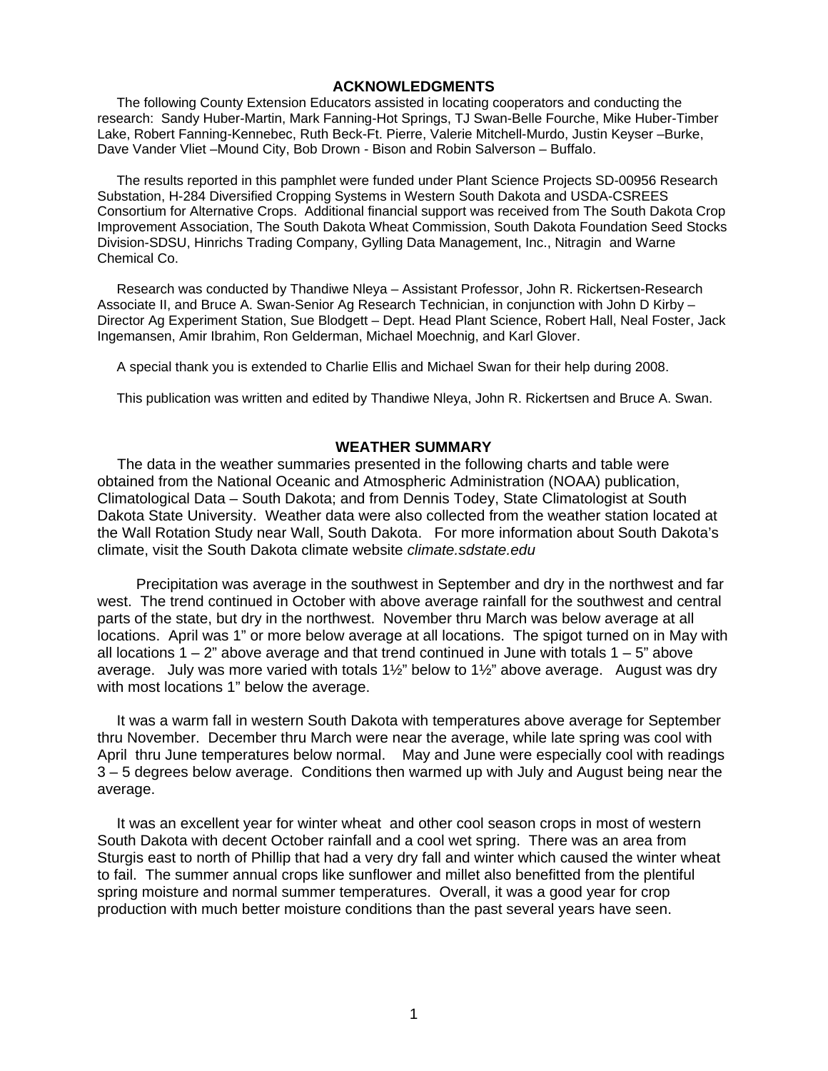## ACKNOWLEDGMENTS

The following County Extension Educators assisted in locating cooperators and conducting the research: Sandy Huber-Martin, Mark Fanning-Hot Springs, TJ Swan-Belle Fourche, Mike Huber-Timber Lake, Robert Fanning-Kennebec, Ruth Beck-Ft. Pierre, Valerie Mitchell-Murdo, Justin Keyser –Burke, Dave Vander Vliet –Mound City, Bob Drown - Bison and Robin Salverson – Buffalo.

The results reported in this pamphlet were funded under Plant Science Projects SD-00956 Research Substation, H-284 Diversified Cropping Systems in Western South Dakota and USDA-CSREES Consortium for Alternative Crops. Additional financial support was received from The South Dakota Crop Improvement Association, The South Dakota Wheat Commission, South Dakota Foundation Seed Stocks Division-SDSU, Hinrichs Trading Company, Gylling Data Management, Inc., Nitragin and Warne Chemical Co.

Research was conducted by Thandiwe Nleya – Assistant Professor, John R. Rickertsen-Research Associate II, and Bruce A. Swan-Senior Ag Research Technician, in conjunction with John D Kirby – Director Ag Experiment Station, Sue Blodgett – Dept. Head Plant Science, Robert Hall, Neal Foster, Jack Ingemansen, Amir Ibrahim, Ron Gelderman, Michael Moechnig, and Karl Glover.

A special thank you is extended to Charlie Ellis and Michael Swan for their help during 2008.

This publication was written and edited by Thandiwe Nleya, John R. Rickertsen and Bruce A. Swan.

## WEATHER SUMMARY

The data in the weather summaries presented in the following charts and table were obtained from the National Oceanic and Atmospheric Administration (NOAA) publication, Climatological Data – South Dakota; and from Dennis Todey, State Climatologist at South Dakota State University. Weather data were also collected from the weather station located at the Wall Rotation Study near Wall, South Dakota. For more information about South Dakota's climate, visit the South Dakota climate website *climate.sdstate.edu*

Precipitation was average in the southwest in September and dry in the northwest and far west. The trend continued in October with above average rainfall for the southwest and central parts of the state, but dry in the northwest. November thru March was below average at all locations. April was 1" or more below average at all locations. The spigot turned on in May with all locations 1 – 2" above average and that trend continued in June with totals 1 – 5" above average. July was more varied with totals 1½" below to 1½" above average. August was dry with most locations 1" below the average.

It was a warm fall in western South Dakota with temperatures above average for September thru November. December thru March were near the average, while late spring was cool with April thru June temperatures below normal. May and June were especially cool with readings 3 – 5 degrees below average. Conditions then warmed up with July and August being near the average.

It was an excellent year for winter wheat and other cool season crops in most of western South Dakota with decent October rainfall and a cool wet spring. There was an area from Sturgis east to north of Phillip that had a very dry fall and winter which caused the winter wheat to fail. The summer annual crops like sunflower and millet also benefitted from the plentiful spring moisture and normal summer temperatures. Overall, it was a good year for crop production with much better moisture conditions than the past several years have seen.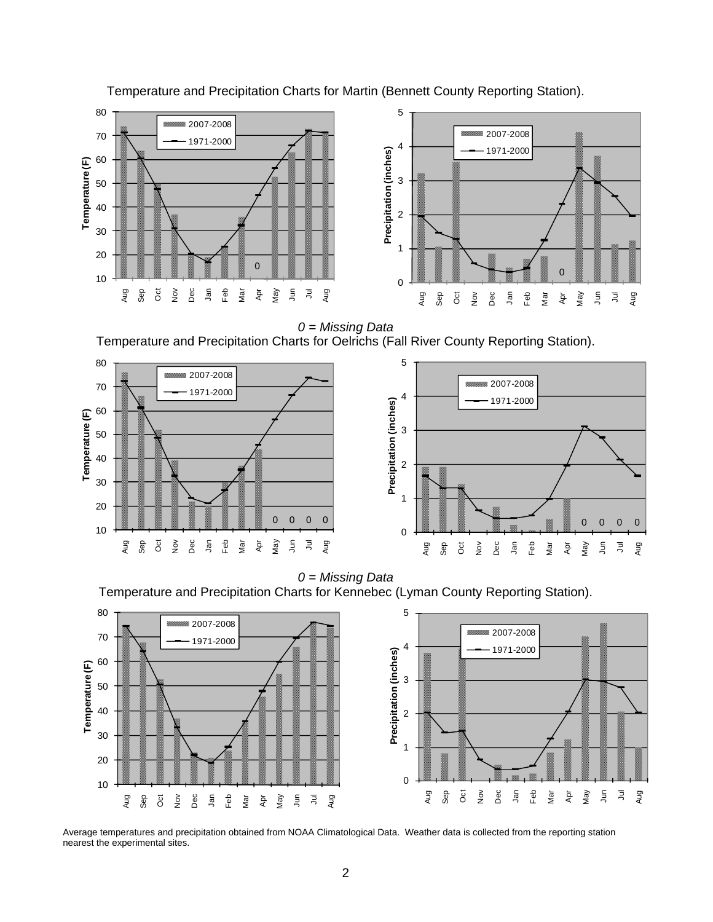Temperature and Precipitation Charts for Martin (Bennett County Reporting Station).

*0 = Missing Data*

Temperature and Precipitation Charts for Oelrichs (Fall River County Reporting Station).

*0 = Missing Data*

Temperature and Precipitation Charts for Kennebec (Lyman County Reporting Station).

Average temperatures and precipitation obtained from NOAA Climatological Data. Weather data is collected from the reporting station nearest the experimental sites.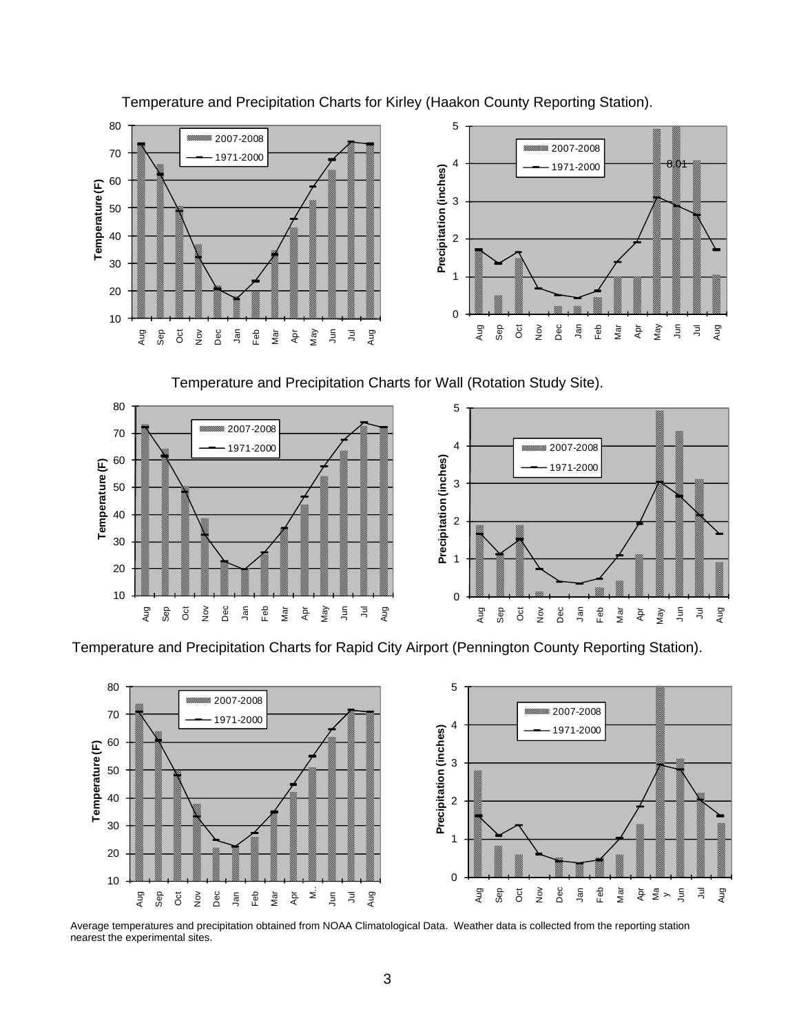Temperature and Precipitation Charts for Kirley (Haakon County Reporting Station).

Temperature and Precipitation Charts for Wall (Rotation Study Site).

Temperature and Precipitation Charts for Rapid City Airport (Pennington County Reporting Station).

Average temperatures and precipitation obtained from NOAA Climatological Data. Weather data is collected from the reporting station nearest the experimental sites.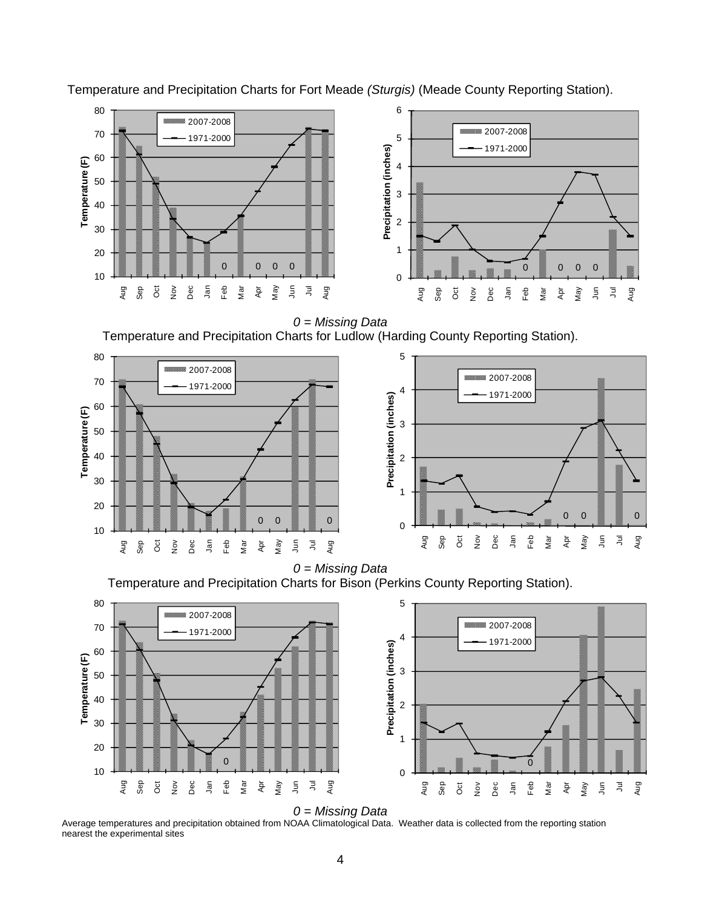Temperature and Precipitation Charts for Fort Meade *(Sturgis)* (Meade County Reporting Station).

*0 = Missing Data*

Temperature and Precipitation Charts for Ludlow (Harding County Reporting Station).

*0 = Missing Data*

Temperature and Precipitation Charts for Bison (Perkins County Reporting Station).

*0 = Missing Data*

Average temperatures and precipitation obtained from NOAA Climatological Data. Weather data is collected from the reporting station nearest the experimental sites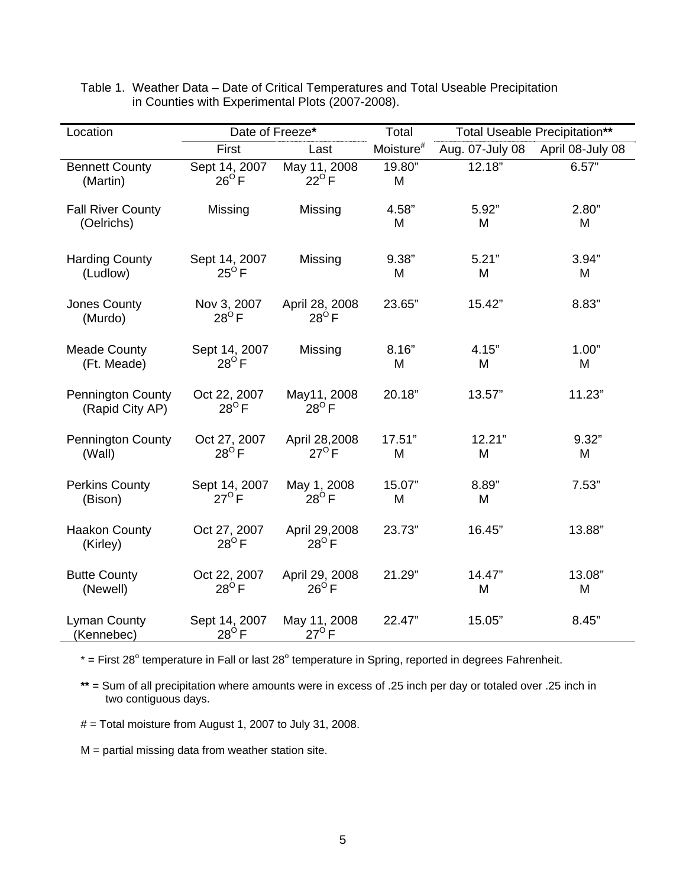Table 1. Weather Data – Date of Critical Temperatures and Total Useable Precipitation in Counties with Experimental Plots (2007-2008).

| Location | Date of Freeze* | | Total | Total Useable Precipitation** | |
|---|---|---|---|---|---|
| | First | Last | Moisture# | Aug. 07-July 08 | April 08-July 08 |
| Bennett County (Martin) | Sept 14, 2007 $26^{O}$ F | May 11, 2008 $22^{O}$ F | 19.80" M | 12.18" | 6.57" |
| Fall River County (Oelrichs) | Missing | Missing | 4.58" M | 5.92" M | 2.80" M |
| Harding County (Ludlow) | Sept 14, 2007 $25^{O}$ F | Missing | 9.38" M | 5.21" M | 3.94" M |
| Jones County (Murdo) | Nov 3, 2007 $28^{O}$ F | April 28, 2008 $28^{O}$ F | 23.65" | 15.42" | 8.83" |
| Meade County (Ft. Meade) | Sept 14, 2007 $28^{O}$ F | Missing | 8.16" M | 4.15" M | 1.00" M |
| Pennington County (Rapid City AP) | Oct 22, 2007 $28^{O}$ F | May11, 2008 $28^{O}$ F | 20.18" | 13.57" | 11.23" |
| Pennington County (Wall) | Oct 27, 2007 $28^{O}$ F | April 28,2008 $27^{O}$ F | 17.51" M | 12.21" M | 9.32" M |
| Perkins County (Bison) | Sept 14, 2007 $27^{O}$ F | May 1, 2008 $28^{O}$ F | 15.07" M | 8.89" M | 7.53" |
| Haakon County (Kirley) | Oct 27, 2007 $28^{O}$ F | April 29,2008 $28^{O}$ F | 23.73" | 16.45" | 13.88" |
| Butte County (Newell) | Oct 22, 2007 $28^{O}$ F | April 29, 2008 $26^{O}$ F | 21.29" | 14.47" M | 13.08" M |
| Lyman County (Kennebec) | Sept 14, 2007 $28^{O}$ F | May 11, 2008 $27^{O}$ F | 22.47" | 15.05" | 8.45" |

* = First $28^{o}$ temperature in Fall or last $28^{o}$ temperature in Spring, reported in degrees Fahrenheit.

** = Sum of all precipitation where amounts were in excess of .25 inch per day or totaled over .25 inch in two contiguous days.

# = Total moisture from August 1, 2007 to July 31, 2008.

M = partial missing data from weather station site.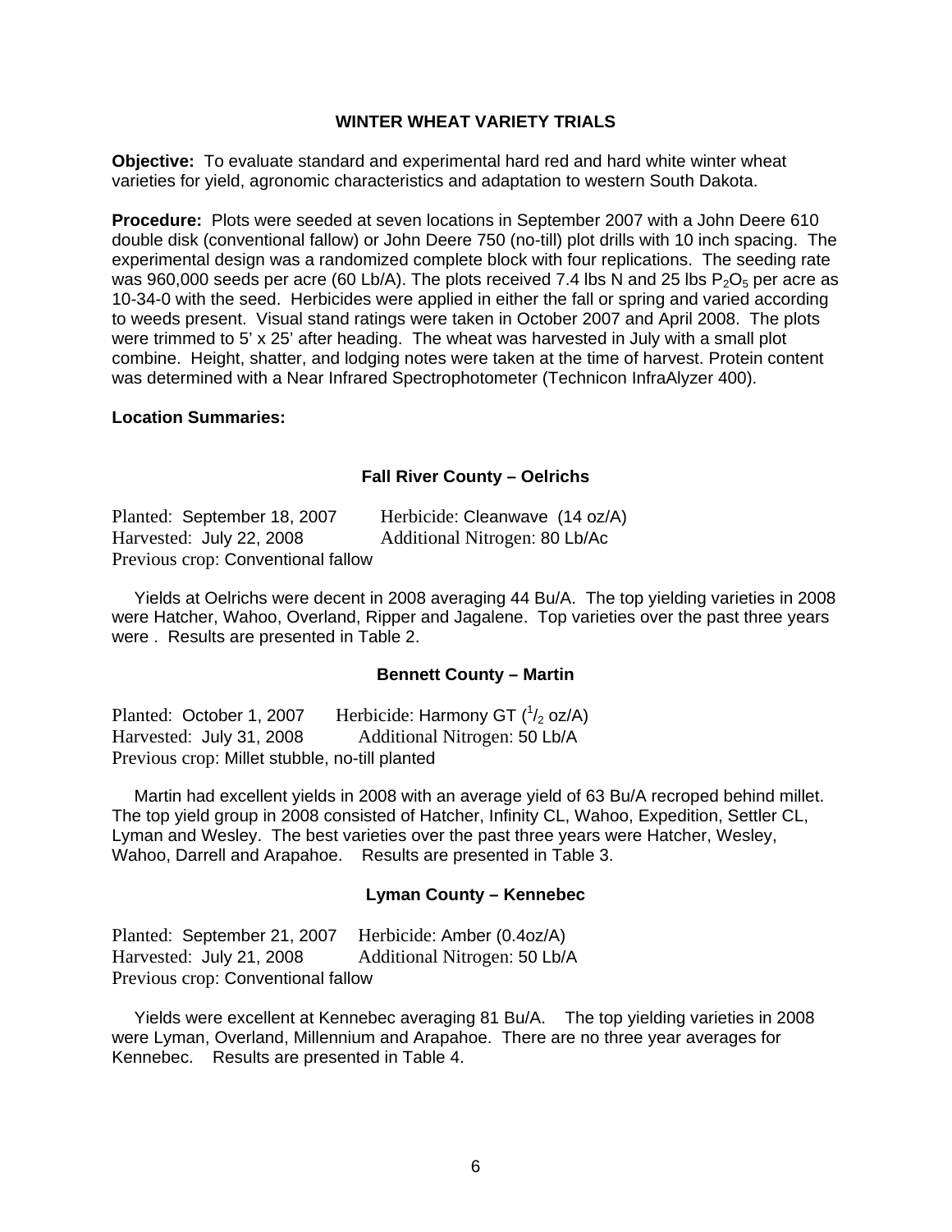## WINTER WHEAT VARIETY TRIALS

**Objective:** To evaluate standard and experimental hard red and hard white winter wheat varieties for yield, agronomic characteristics and adaptation to western South Dakota.

**Procedure:** Plots were seeded at seven locations in September 2007 with a John Deere 610 double disk (conventional fallow) or John Deere 750 (no-till) plot drills with 10 inch spacing. The experimental design was a randomized complete block with four replications. The seeding rate was 960,000 seeds per acre (60 Lb/A). The plots received 7.4 lbs N and 25 lbs $P_2O_5$ per acre as 10-34-0 with the seed. Herbicides were applied in either the fall or spring and varied according to weeds present. Visual stand ratings were taken in October 2007 and April 2008. The plots were trimmed to 5' x 25' after heading. The wheat was harvested in July with a small plot combine. Height, shatter, and lodging notes were taken at the time of harvest. Protein content was determined with a Near Infrared Spectrophotometer (Technicon InfraAlyzer 400).

**Location Summaries:**

### Fall River County – Oelrichs

Planted: September 18, 2007 Herbicide: Cleanwave (14 oz/A)
Harvested: July 22, 2008 Additional Nitrogen: 80 Lb/Ac
Previous crop: Conventional fallow

Yields at Oelrichs were decent in 2008 averaging 44 Bu/A. The top yielding varieties in 2008 were Hatcher, Wahoo, Overland, Ripper and Jagalene. Top varieties over the past three years were . Results are presented in Table 2.

### Bennett County – Martin

Planted: October 1, 2007 Herbicide: Harmony GT ($^1/_2$ oz/A)
Harvested: July 31, 2008 Additional Nitrogen: 50 Lb/A
Previous crop: Millet stubble, no-till planted

Martin had excellent yields in 2008 with an average yield of 63 Bu/A recroped behind millet. The top yield group in 2008 consisted of Hatcher, Infinity CL, Wahoo, Expedition, Settler CL, Lyman and Wesley. The best varieties over the past three years were Hatcher, Wesley, Wahoo, Darrell and Arapahoe. Results are presented in Table 3.

### Lyman County – Kennebec

Planted: September 21, 2007 Herbicide: Amber (0.4oz/A)
Harvested: July 21, 2008 Additional Nitrogen: 50 Lb/A
Previous crop: Conventional fallow

Yields were excellent at Kennebec averaging 81 Bu/A. The top yielding varieties in 2008 were Lyman, Overland, Millennium and Arapahoe. There are no three year averages for Kennebec. Results are presented in Table 4.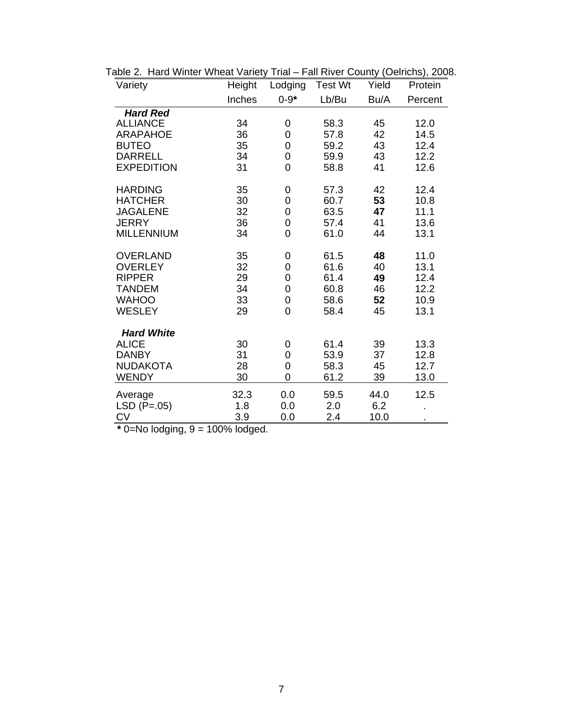Table 2. Hard Winter Wheat Variety Trial – Fall River County (Oelrichs), 2008.

| Variety | Height | Lodging | Test Wt | Yield | Protein |
|---|---|---|---|---|---|
| | Inches | 0-9* | Lb/Bu | Bu/A | Percent |
| ***Hard Red*** | | | | | |
| ALLIANCE | 34 | 0 | 58.3 | 45 | 12.0 |
| ARAPAHOE | 36 | 0 | 57.8 | 42 | 14.5 |
| BUTEO | 35 | 0 | 59.2 | 43 | 12.4 |
| DARRELL | 34 | 0 | 59.9 | 43 | 12.2 |
| EXPEDITION | 31 | 0 | 58.8 | 41 | 12.6 |
| HARDING | 35 | 0 | 57.3 | 42 | 12.4 |
| HATCHER | 30 | 0 | 60.7 | **53** | 10.8 |
| JAGALENE | 32 | 0 | 63.5 | **47** | 11.1 |
| JERRY | 36 | 0 | 57.4 | 41 | 13.6 |
| MILLENNIUM | 34 | 0 | 61.0 | 44 | 13.1 |
| OVERLAND | 35 | 0 | 61.5 | **48** | 11.0 |
| OVERLEY | 32 | 0 | 61.6 | 40 | 13.1 |
| RIPPER | 29 | 0 | 61.4 | **49** | 12.4 |
| TANDEM | 34 | 0 | 60.8 | 46 | 12.2 |
| WAHOO | 33 | 0 | 58.6 | **52** | 10.9 |
| WESLEY | 29 | 0 | 58.4 | 45 | 13.1 |
| ***Hard White*** | | | | | |
| ALICE | 30 | 0 | 61.4 | 39 | 13.3 |
| DANBY | 31 | 0 | 53.9 | 37 | 12.8 |
| NUDAKOTA | 28 | 0 | 58.3 | 45 | 12.7 |
| WENDY | 30 | 0 | 61.2 | 39 | 13.0 |
| Average | 32.3 | 0.0 | 59.5 | 44.0 | 12.5 |
| LSD (P=.05) | 1.8 | 0.0 | 2.0 | 6.2 | . |
| CV | 3.9 | 0.0 | 2.4 | 10.0 | . |

* 0=No lodging, 9 = 100% lodged.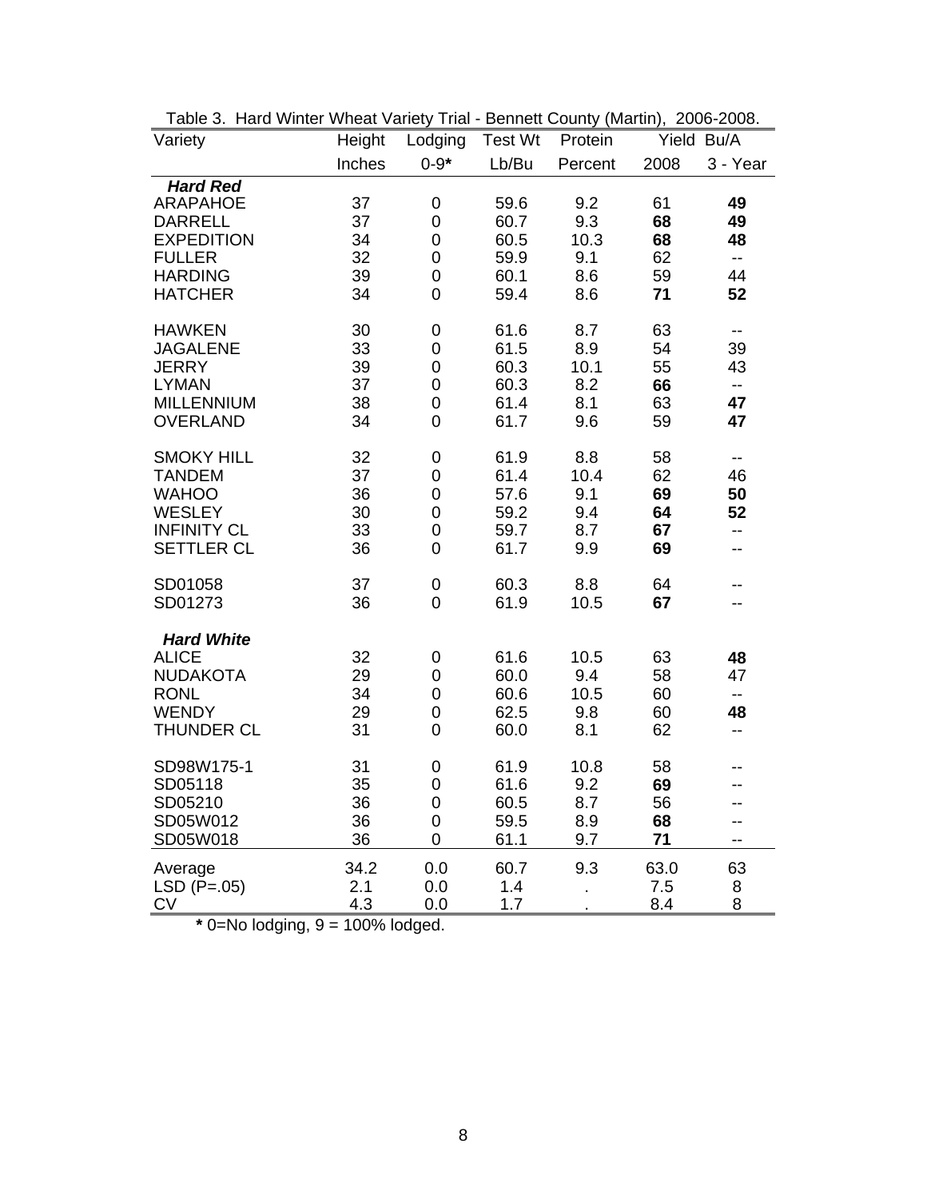Table 3. Hard Winter Wheat Variety Trial - Bennett County (Martin), 2006-2008.

| Variety | Height | Lodging | Test Wt | Protein | Yield Bu/A | |
|---|---|---|---|---|---|---|
| | Inches | 0-9* | Lb/Bu | Percent | 2008 | 3 - Year |
| ***Hard Red*** | | | | | | |
| ARAPAHOE | 37 | 0 | 59.6 | 9.2 | 61 | **49** |
| DARRELL | 37 | 0 | 60.7 | 9.3 | **68** | **49** |
| EXPEDITION | 34 | 0 | 60.5 | 10.3 | **68** | **48** |
| FULLER | 32 | 0 | 59.9 | 9.1 | 62 | -- |
| HARDING | 39 | 0 | 60.1 | 8.6 | 59 | 44 |
| HATCHER | 34 | 0 | 59.4 | 8.6 | **71** | **52** |
| HAWKEN | 30 | 0 | 61.6 | 8.7 | 63 | -- |
| JAGALENE | 33 | 0 | 61.5 | 8.9 | 54 | 39 |
| JERRY | 39 | 0 | 60.3 | 10.1 | 55 | 43 |
| LYMAN | 37 | 0 | 60.3 | 8.2 | **66** | -- |
| MILLENNIUM | 38 | 0 | 61.4 | 8.1 | 63 | **47** |
| OVERLAND | 34 | 0 | 61.7 | 9.6 | 59 | **47** |
| SMOKY HILL | 32 | 0 | 61.9 | 8.8 | 58 | -- |
| TANDEM | 37 | 0 | 61.4 | 10.4 | 62 | 46 |
| WAHOO | 36 | 0 | 57.6 | 9.1 | **69** | **50** |
| WESLEY | 30 | 0 | 59.2 | 9.4 | **64** | **52** |
| INFINITY CL | 33 | 0 | 59.7 | 8.7 | **67** | -- |
| SETTLER CL | 36 | 0 | 61.7 | 9.9 | **69** | -- |
| SD01058 | 37 | 0 | 60.3 | 8.8 | 64 | -- |
| SD01273 | 36 | 0 | 61.9 | 10.5 | **67** | -- |
| ***Hard White*** | | | | | | |
| ALICE | 32 | 0 | 61.6 | 10.5 | 63 | **48** |
| NUDAKOTA | 29 | 0 | 60.0 | 9.4 | 58 | 47 |
| RONL | 34 | 0 | 60.6 | 10.5 | 60 | -- |
| WENDY | 29 | 0 | 62.5 | 9.8 | 60 | **48** |
| THUNDER CL | 31 | 0 | 60.0 | 8.1 | 62 | -- |
| SD98W175-1 | 31 | 0 | 61.9 | 10.8 | 58 | -- |
| SD05118 | 35 | 0 | 61.6 | 9.2 | **69** | -- |
| SD05210 | 36 | 0 | 60.5 | 8.7 | 56 | -- |
| SD05W012 | 36 | 0 | 59.5 | 8.9 | **68** | -- |
| SD05W018 | 36 | 0 | 61.1 | 9.7 | **71** | -- |
| Average | 34.2 | 0.0 | 60.7 | 9.3 | 63.0 | 63 |
| LSD (P=.05) | 2.1 | 0.0 | 1.4 | . | 7.5 | 8 |
| CV | 4.3 | 0.0 | 1.7 | . | 8.4 | 8 |

**\*** 0=No lodging, 9 = 100% lodged.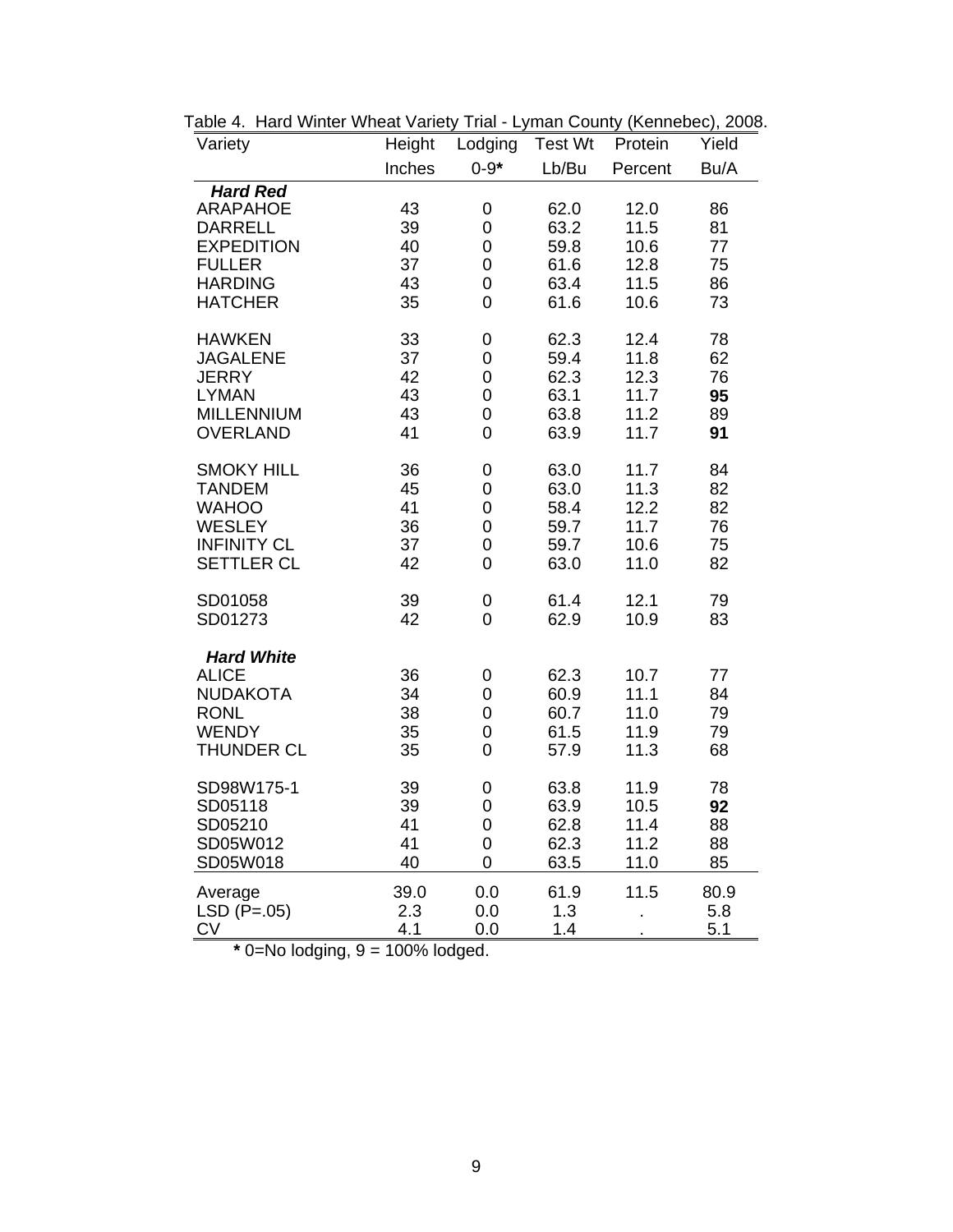Table 4. Hard Winter Wheat Variety Trial - Lyman County (Kennebec), 2008.

| Variety | Height | Lodging | Test Wt | Protein | Yield |
|---|---|---|---|---|---|
| | Inches | 0-9* | Lb/Bu | Percent | Bu/A |
| ***Hard Red*** | | | | | |
| ARAPAHOE | 43 | 0 | 62.0 | 12.0 | 86 |
| DARRELL | 39 | 0 | 63.2 | 11.5 | 81 |
| EXPEDITION | 40 | 0 | 59.8 | 10.6 | 77 |
| FULLER | 37 | 0 | 61.6 | 12.8 | 75 |
| HARDING | 43 | 0 | 63.4 | 11.5 | 86 |
| HATCHER | 35 | 0 | 61.6 | 10.6 | 73 |
| HAWKEN | 33 | 0 | 62.3 | 12.4 | 78 |
| JAGALENE | 37 | 0 | 59.4 | 11.8 | 62 |
| JERRY | 42 | 0 | 62.3 | 12.3 | 76 |
| LYMAN | 43 | 0 | 63.1 | 11.7 | **95** |
| MILLENNIUM | 43 | 0 | 63.8 | 11.2 | 89 |
| OVERLAND | 41 | 0 | 63.9 | 11.7 | **91** |
| SMOKY HILL | 36 | 0 | 63.0 | 11.7 | 84 |
| TANDEM | 45 | 0 | 63.0 | 11.3 | 82 |
| WAHOO | 41 | 0 | 58.4 | 12.2 | 82 |
| WESLEY | 36 | 0 | 59.7 | 11.7 | 76 |
| INFINITY CL | 37 | 0 | 59.7 | 10.6 | 75 |
| SETTLER CL | 42 | 0 | 63.0 | 11.0 | 82 |
| SD01058 | 39 | 0 | 61.4 | 12.1 | 79 |
| SD01273 | 42 | 0 | 62.9 | 10.9 | 83 |
| ***Hard White*** | | | | | |
| ALICE | 36 | 0 | 62.3 | 10.7 | 77 |
| NUDAKOTA | 34 | 0 | 60.9 | 11.1 | 84 |
| RONL | 38 | 0 | 60.7 | 11.0 | 79 |
| WENDY | 35 | 0 | 61.5 | 11.9 | 79 |
| THUNDER CL | 35 | 0 | 57.9 | 11.3 | 68 |
| SD98W175-1 | 39 | 0 | 63.8 | 11.9 | 78 |
| SD05118 | 39 | 0 | 63.9 | 10.5 | **92** |
| SD05210 | 41 | 0 | 62.8 | 11.4 | 88 |
| SD05W012 | 41 | 0 | 62.3 | 11.2 | 88 |
| SD05W018 | 40 | 0 | 63.5 | 11.0 | 85 |
| Average | 39.0 | 0.0 | 61.9 | 11.5 | 80.9 |
| LSD (P=.05) | 2.3 | 0.0 | 1.3 | . | 5.8 |
| CV | 4.1 | 0.0 | 1.4 | . | 5.1 |

**\*** 0=No lodging, 9 = 100% lodged.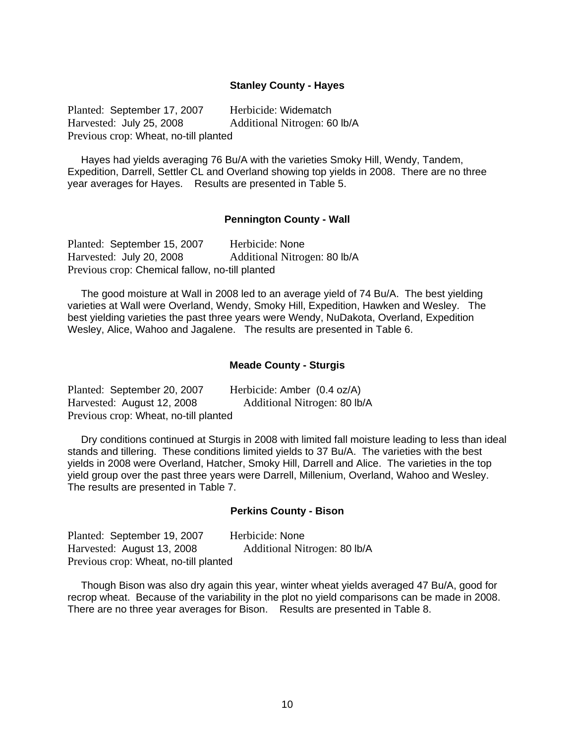### Stanley County - Hayes

Planted: September 17, 2007 Herbicide: Widematch
Harvested: July 25, 2008 Additional Nitrogen: 60 lb/A
Previous crop: Wheat, no-till planted

Hayes had yields averaging 76 Bu/A with the varieties Smoky Hill, Wendy, Tandem, Expedition, Darrell, Settler CL and Overland showing top yields in 2008. There are no three year averages for Hayes. Results are presented in Table 5.

### Pennington County - Wall

Planted: September 15, 2007 Herbicide: None
Harvested: July 20, 2008 Additional Nitrogen: 80 lb/A
Previous crop: Chemical fallow, no-till planted

The good moisture at Wall in 2008 led to an average yield of 74 Bu/A. The best yielding varieties at Wall were Overland, Wendy, Smoky Hill, Expedition, Hawken and Wesley. The best yielding varieties the past three years were Wendy, NuDakota, Overland, Expedition Wesley, Alice, Wahoo and Jagalene. The results are presented in Table 6.

### Meade County - Sturgis

Planted: September 20, 2007 Herbicide: Amber (0.4 oz/A)
Harvested: August 12, 2008 Additional Nitrogen: 80 lb/A
Previous crop: Wheat, no-till planted

Dry conditions continued at Sturgis in 2008 with limited fall moisture leading to less than ideal stands and tillering. These conditions limited yields to 37 Bu/A. The varieties with the best yields in 2008 were Overland, Hatcher, Smoky Hill, Darrell and Alice. The varieties in the top yield group over the past three years were Darrell, Millenium, Overland, Wahoo and Wesley. The results are presented in Table 7.

### Perkins County - Bison

Planted: September 19, 2007 Herbicide: None
Harvested: August 13, 2008 Additional Nitrogen: 80 lb/A
Previous crop: Wheat, no-till planted

Though Bison was also dry again this year, winter wheat yields averaged 47 Bu/A, good for recrop wheat. Because of the variability in the plot no yield comparisons can be made in 2008. There are no three year averages for Bison. Results are presented in Table 8.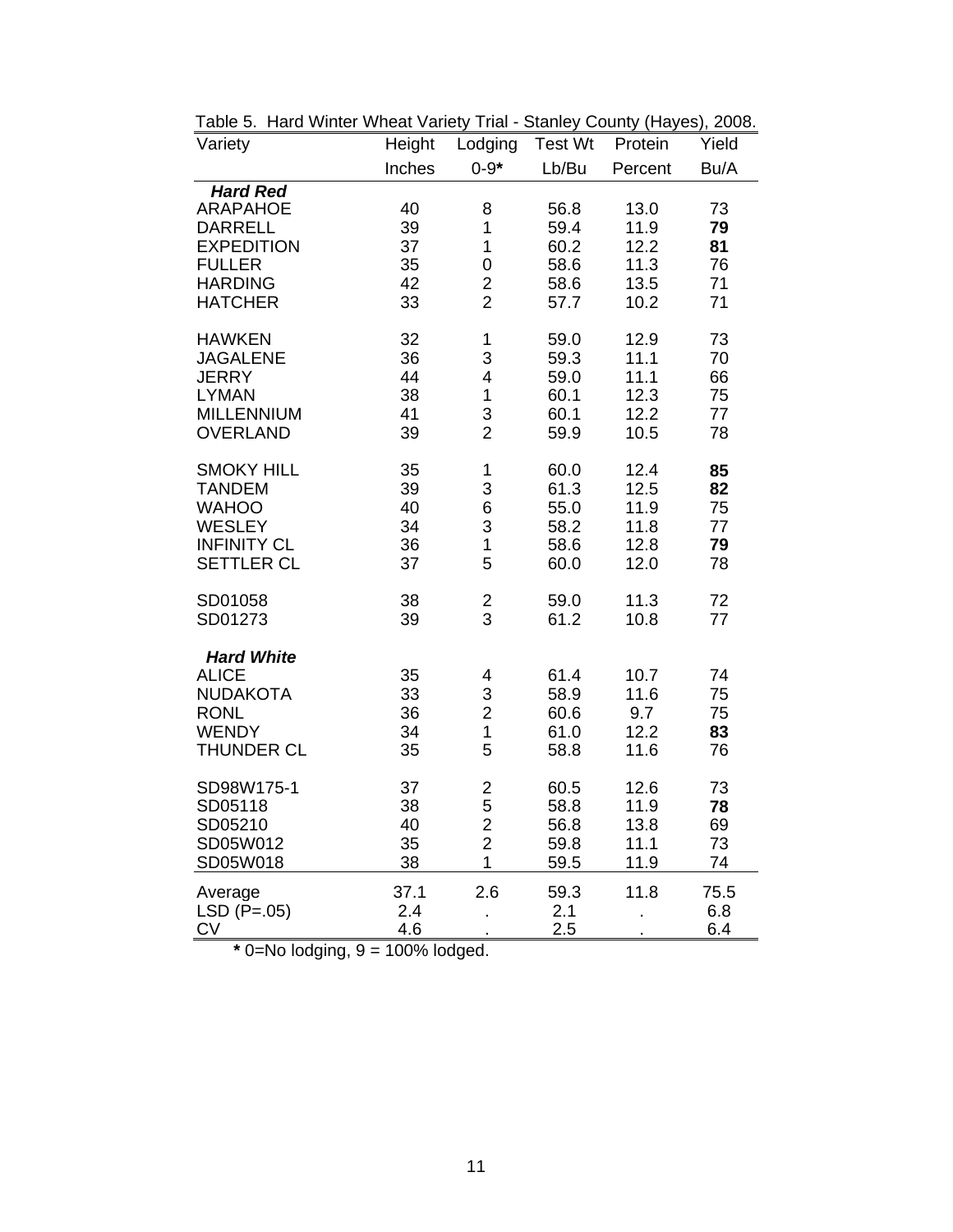Table 5. Hard Winter Wheat Variety Trial - Stanley County (Hayes), 2008.

| Variety | Height | Lodging | Test Wt | Protein | Yield |
|---|---|---|---|---|---|
| | Inches | 0-9* | Lb/Bu | Percent | Bu/A |
| ***Hard Red*** | | | | | |
| ARAPAHOE | 40 | 8 | 56.8 | 13.0 | 73 |
| DARRELL | 39 | 1 | 59.4 | 11.9 | **79** |
| EXPEDITION | 37 | 1 | 60.2 | 12.2 | **81** |
| FULLER | 35 | 0 | 58.6 | 11.3 | 76 |
| HARDING | 42 | 2 | 58.6 | 13.5 | 71 |
| HATCHER | 33 | 2 | 57.7 | 10.2 | 71 |
| HAWKEN | 32 | 1 | 59.0 | 12.9 | 73 |
| JAGALENE | 36 | 3 | 59.3 | 11.1 | 70 |
| JERRY | 44 | 4 | 59.0 | 11.1 | 66 |
| LYMAN | 38 | 1 | 60.1 | 12.3 | 75 |
| MILLENNIUM | 41 | 3 | 60.1 | 12.2 | 77 |
| OVERLAND | 39 | 2 | 59.9 | 10.5 | 78 |
| SMOKY HILL | 35 | 1 | 60.0 | 12.4 | **85** |
| TANDEM | 39 | 3 | 61.3 | 12.5 | **82** |
| WAHOO | 40 | 6 | 55.0 | 11.9 | 75 |
| WESLEY | 34 | 3 | 58.2 | 11.8 | 77 |
| INFINITY CL | 36 | 1 | 58.6 | 12.8 | **79** |
| SETTLER CL | 37 | 5 | 60.0 | 12.0 | 78 |
| SD01058 | 38 | 2 | 59.0 | 11.3 | 72 |
| SD01273 | 39 | 3 | 61.2 | 10.8 | 77 |
| ***Hard White*** | | | | | |
| ALICE | 35 | 4 | 61.4 | 10.7 | 74 |
| NUDAKOTA | 33 | 3 | 58.9 | 11.6 | 75 |
| RONL | 36 | 2 | 60.6 | 9.7 | 75 |
| WENDY | 34 | 1 | 61.0 | 12.2 | **83** |
| THUNDER CL | 35 | 5 | 58.8 | 11.6 | 76 |
| SD98W175-1 | 37 | 2 | 60.5 | 12.6 | 73 |
| SD05118 | 38 | 5 | 58.8 | 11.9 | **78** |
| SD05210 | 40 | 2 | 56.8 | 13.8 | 69 |
| SD05W012 | 35 | 2 | 59.8 | 11.1 | 73 |
| SD05W018 | 38 | 1 | 59.5 | 11.9 | 74 |
| Average | 37.1 | 2.6 | 59.3 | 11.8 | 75.5 |
| LSD (P=.05) | 2.4 | . | 2.1 | . | 6.8 |
| CV | 4.6 | . | 2.5 | . | 6.4 |

**\*** 0=No lodging, 9 = 100% lodged.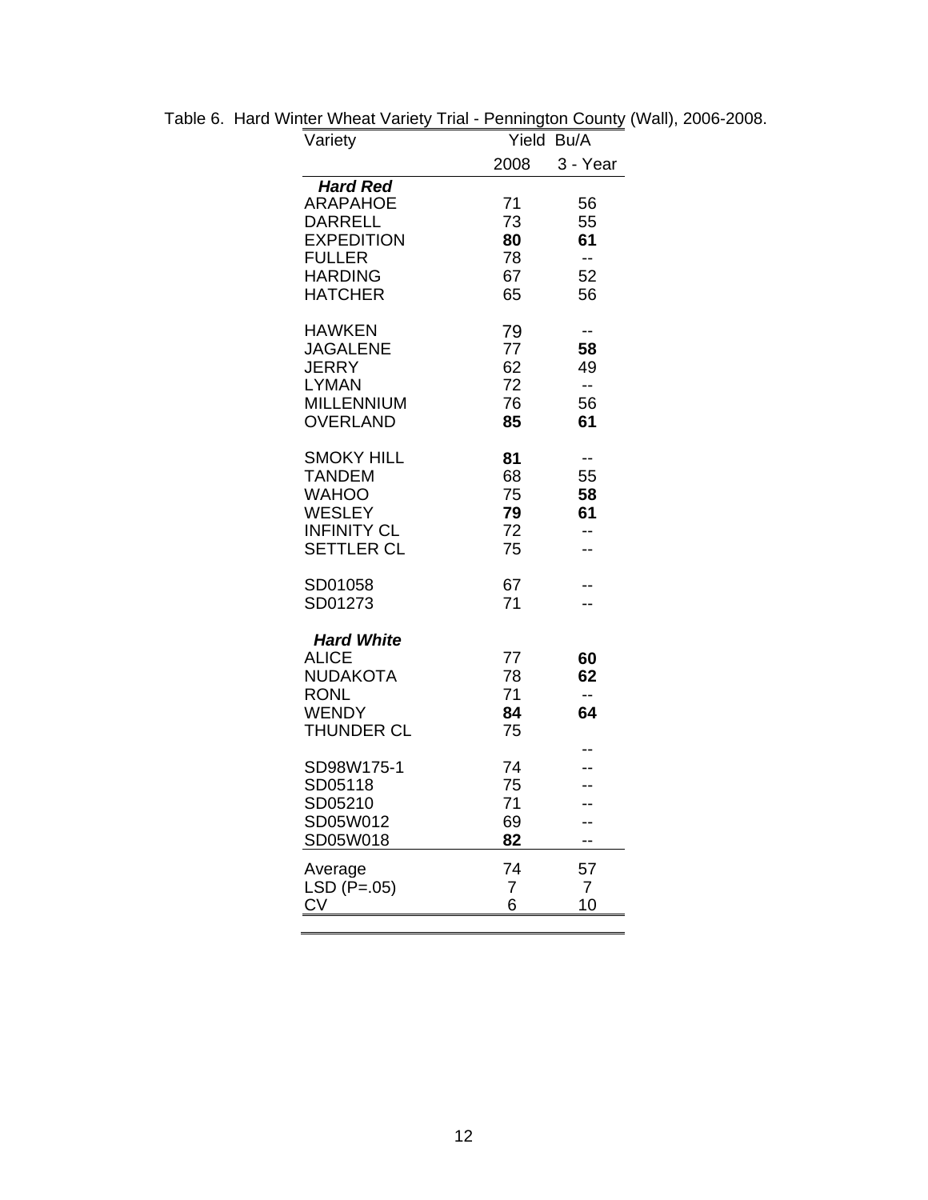Table 6. Hard Winter Wheat Variety Trial - Pennington County (Wall), 2006-2008.

| Variety | Yield Bu/A | |
|---|---|---|
| | 2008 | 3 - Year |
| ***Hard Red*** | | |
| ARAPAHOE | 71 | 56 |
| DARRELL | 73 | 55 |
| EXPEDITION | **80** | **61** |
| FULLER | 78 | -- |
| HARDING | 67 | 52 |
| HATCHER | 65 | 56 |
| HAWKEN | 79 | -- |
| JAGALENE | 77 | **58** |
| JERRY | 62 | 49 |
| LYMAN | 72 | -- |
| MILLENNIUM | 76 | 56 |
| OVERLAND | **85** | **61** |
| SMOKY HILL | **81** | -- |
| TANDEM | 68 | 55 |
| WAHOO | 75 | **58** |
| WESLEY | **79** | **61** |
| INFINITY CL | 72 | -- |
| SETTLER CL | 75 | -- |
| SD01058 | 67 | -- |
| SD01273 | 71 | -- |
| ***Hard White*** | | |
| ALICE | 77 | **60** |
| NUDAKOTA | 78 | **62** |
| RONL | 71 | -- |
| WENDY | **84** | **64** |
| THUNDER CL | 75 | -- |
| SD98W175-1 | 74 | -- |
| SD05118 | 75 | -- |
| SD05210 | 71 | -- |
| SD05W012 | 69 | -- |
| SD05W018 | **82** | -- |
| Average | 74 | 57 |
| LSD (P=.05) | 7 | 7 |
| CV | 6 | 10 |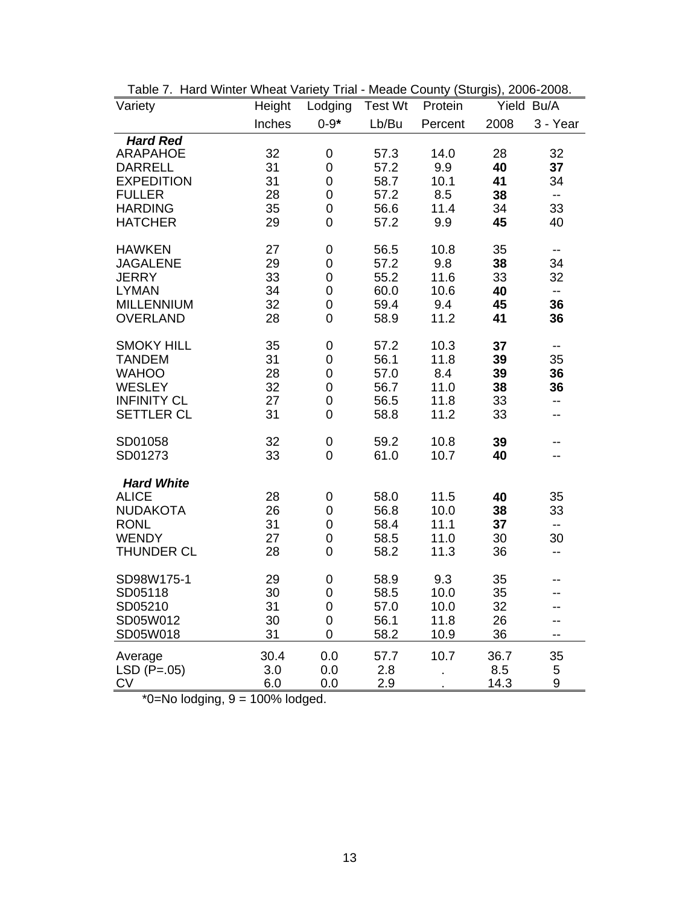Table 7. Hard Winter Wheat Variety Trial - Meade County (Sturgis), 2006-2008.

| Variety | Height | Lodging | Test Wt | Protein | Yield Bu/A | |
|---|---|---|---|---|---|---|
| | Inches | 0-9* | Lb/Bu | Percent | 2008 | 3 - Year |
| ***Hard Red*** | | | | | | |
| ARAPAHOE | 32 | 0 | 57.3 | 14.0 | 28 | 32 |
| DARRELL | 31 | 0 | 57.2 | 9.9 | **40** | **37** |
| EXPEDITION | 31 | 0 | 58.7 | 10.1 | **41** | 34 |
| FULLER | 28 | 0 | 57.2 | 8.5 | **38** | -- |
| HARDING | 35 | 0 | 56.6 | 11.4 | 34 | 33 |
| HATCHER | 29 | 0 | 57.2 | 9.9 | **45** | 40 |
| HAWKEN | 27 | 0 | 56.5 | 10.8 | 35 | -- |
| JAGALENE | 29 | 0 | 57.2 | 9.8 | **38** | 34 |
| JERRY | 33 | 0 | 55.2 | 11.6 | 33 | 32 |
| LYMAN | 34 | 0 | 60.0 | 10.6 | **40** | -- |
| MILLENNIUM | 32 | 0 | 59.4 | 9.4 | **45** | **36** |
| OVERLAND | 28 | 0 | 58.9 | 11.2 | **41** | **36** |
| SMOKY HILL | 35 | 0 | 57.2 | 10.3 | **37** | -- |
| TANDEM | 31 | 0 | 56.1 | 11.8 | **39** | 35 |
| WAHOO | 28 | 0 | 57.0 | 8.4 | **39** | **36** |
| WESLEY | 32 | 0 | 56.7 | 11.0 | **38** | **36** |
| INFINITY CL | 27 | 0 | 56.5 | 11.8 | 33 | -- |
| SETTLER CL | 31 | 0 | 58.8 | 11.2 | 33 | -- |
| SD01058 | 32 | 0 | 59.2 | 10.8 | **39** | -- |
| SD01273 | 33 | 0 | 61.0 | 10.7 | **40** | -- |
| ***Hard White*** | | | | | | |
| ALICE | 28 | 0 | 58.0 | 11.5 | **40** | 35 |
| NUDAKOTA | 26 | 0 | 56.8 | 10.0 | **38** | 33 |
| RONL | 31 | 0 | 58.4 | 11.1 | **37** | -- |
| WENDY | 27 | 0 | 58.5 | 11.0 | 30 | 30 |
| THUNDER CL | 28 | 0 | 58.2 | 11.3 | 36 | -- |
| SD98W175-1 | 29 | 0 | 58.9 | 9.3 | 35 | -- |
| SD05118 | 30 | 0 | 58.5 | 10.0 | 35 | -- |
| SD05210 | 31 | 0 | 57.0 | 10.0 | 32 | -- |
| SD05W012 | 30 | 0 | 56.1 | 11.8 | 26 | -- |
| SD05W018 | 31 | 0 | 58.2 | 10.9 | 36 | -- |
| Average | 30.4 | 0.0 | 57.7 | 10.7 | 36.7 | 35 |
| LSD (P=.05) | 3.0 | 0.0 | 2.8 | . | 8.5 | 5 |
| CV | 6.0 | 0.0 | 2.9 | . | 14.3 | 9 |

*0=No lodging, 9 = 100% lodged.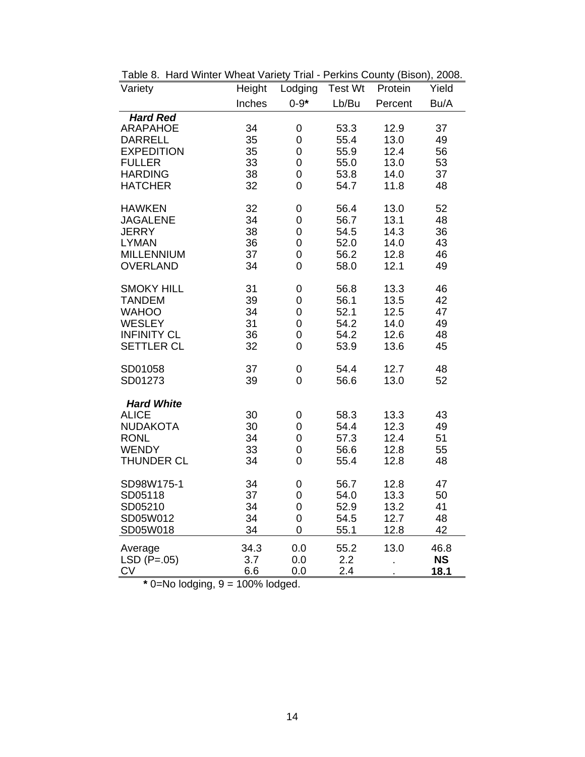Table 8. Hard Winter Wheat Variety Trial - Perkins County (Bison), 2008.

| Variety | Height | Lodging | Test Wt | Protein | Yield |
|---|---|---|---|---|---|
| | Inches | 0-9* | Lb/Bu | Percent | Bu/A |
| ***Hard Red*** | | | | | |
| ARAPAHOE | 34 | 0 | 53.3 | 12.9 | 37 |
| DARRELL | 35 | 0 | 55.4 | 13.0 | 49 |
| EXPEDITION | 35 | 0 | 55.9 | 12.4 | 56 |
| FULLER | 33 | 0 | 55.0 | 13.0 | 53 |
| HARDING | 38 | 0 | 53.8 | 14.0 | 37 |
| HATCHER | 32 | 0 | 54.7 | 11.8 | 48 |
| HAWKEN | 32 | 0 | 56.4 | 13.0 | 52 |
| JAGALENE | 34 | 0 | 56.7 | 13.1 | 48 |
| JERRY | 38 | 0 | 54.5 | 14.3 | 36 |
| LYMAN | 36 | 0 | 52.0 | 14.0 | 43 |
| MILLENNIUM | 37 | 0 | 56.2 | 12.8 | 46 |
| OVERLAND | 34 | 0 | 58.0 | 12.1 | 49 |
| SMOKY HILL | 31 | 0 | 56.8 | 13.3 | 46 |
| TANDEM | 39 | 0 | 56.1 | 13.5 | 42 |
| WAHOO | 34 | 0 | 52.1 | 12.5 | 47 |
| WESLEY | 31 | 0 | 54.2 | 14.0 | 49 |
| INFINITY CL | 36 | 0 | 54.2 | 12.6 | 48 |
| SETTLER CL | 32 | 0 | 53.9 | 13.6 | 45 |
| SD01058 | 37 | 0 | 54.4 | 12.7 | 48 |
| SD01273 | 39 | 0 | 56.6 | 13.0 | 52 |
| ***Hard White*** | | | | | |
| ALICE | 30 | 0 | 58.3 | 13.3 | 43 |
| NUDAKOTA | 30 | 0 | 54.4 | 12.3 | 49 |
| RONL | 34 | 0 | 57.3 | 12.4 | 51 |
| WENDY | 33 | 0 | 56.6 | 12.8 | 55 |
| THUNDER CL | 34 | 0 | 55.4 | 12.8 | 48 |
| SD98W175-1 | 34 | 0 | 56.7 | 12.8 | 47 |
| SD05118 | 37 | 0 | 54.0 | 13.3 | 50 |
| SD05210 | 34 | 0 | 52.9 | 13.2 | 41 |
| SD05W012 | 34 | 0 | 54.5 | 12.7 | 48 |
| SD05W018 | 34 | 0 | 55.1 | 12.8 | 42 |
| Average | 34.3 | 0.0 | 55.2 | 13.0 | 46.8 |
| LSD (P=.05) | 3.7 | 0.0 | 2.2 | . | **NS** |
| CV | 6.6 | 0.0 | 2.4 | . | **18.1** |

**\*** 0=No lodging, 9 = 100% lodged.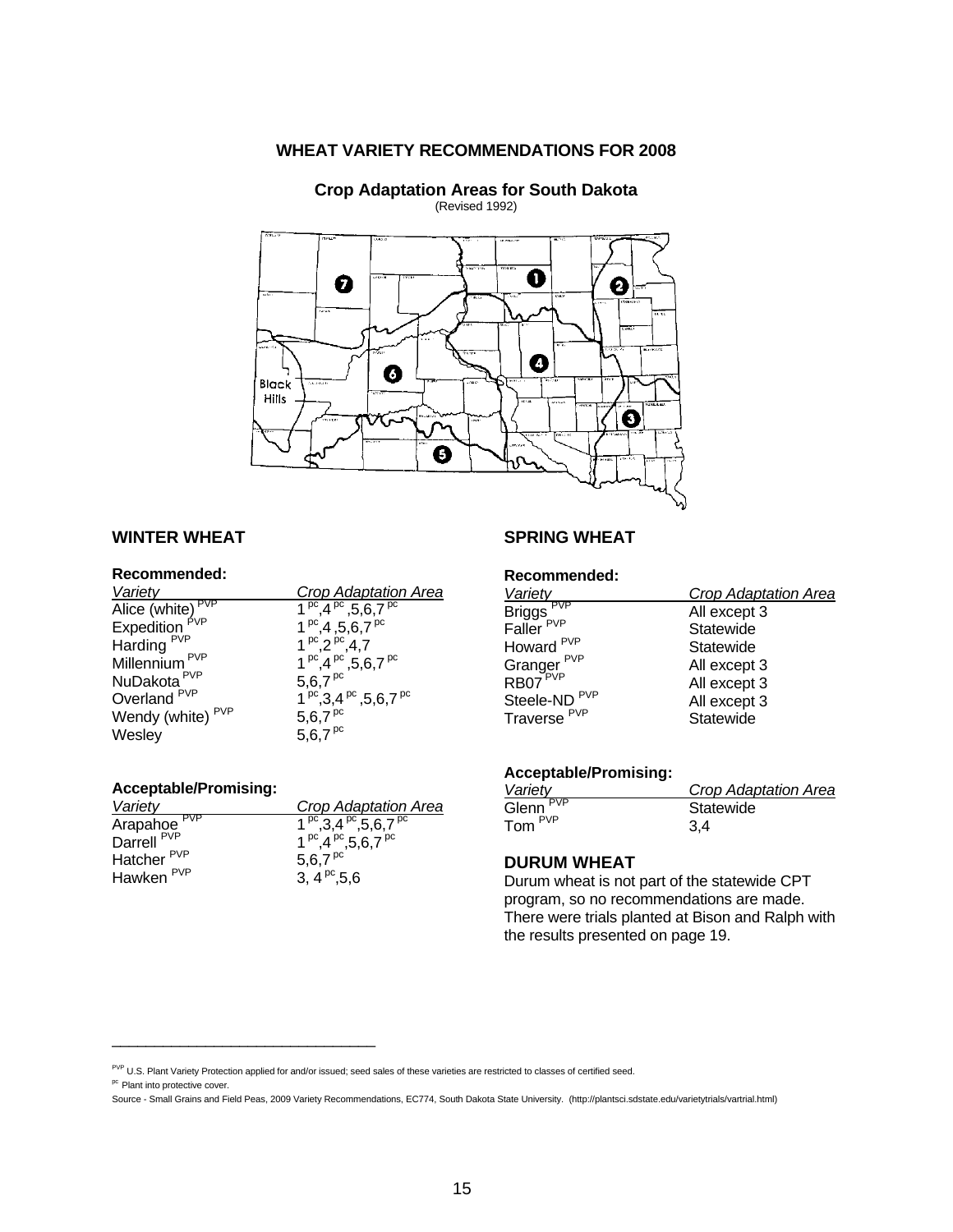## WHEAT VARIETY RECOMMENDATIONS FOR 2008

**Crop Adaptation Areas for South Dakota**
(Revised 1992)

### WINTER WHEAT

**Recommended:**

| *Variety* | *Crop Adaptation Area* |
|---|---|
| Alice (white) [PVP] | 1 [pc],4 [pc],5,6,7 [pc] |
| Expedition [PVP] | 1 [pc],4 ,5,6,7 [pc] |
| Harding [PVP] | 1 [pc],2 [pc],4,7 |
| Millennium [PVP] | 1 [pc],4 [pc],5,6,7 [pc] |
| NuDakota [PVP] | 5,6,7 [pc] |
| Overland [PVP] | 1 [pc],3,4 [pc],5,6,7 [pc] |
| Wendy (white) [PVP] | 5,6,7 [pc] |
| Wesley | 5,6,7 [pc] |

**Acceptable/Promising:**

| *Variety* | *Crop Adaptation Area* |
|---|---|
| Arapahoe [PVP] | 1 [pc],3,4 [pc],5,6,7 [pc] |
| Darrell [PVP] | 1 [pc],4 [pc],5,6,7 [pc] |
| Hatcher [PVP] | 5,6,7 [pc] |
| Hawken [PVP] | 3, 4 [pc],5,6 |

### SPRING WHEAT

**Recommended:**

| *Variety* | *Crop Adaptation Area* |
|---|---|
| Briggs [PVP] | All except 3 |
| Faller [PVP] | Statewide |
| Howard [PVP] | Statewide |
| Granger [PVP] | All except 3 |
| RB07 [PVP] | All except 3 |
| Steele-ND [PVP] | All except 3 |
| Traverse [PVP] | Statewide |

**Acceptable/Promising:**

| *Variety* | *Crop Adaptation Area* |
|---|---|
| Glenn [PVP] | Statewide |
| Tom [PVP] | 3,4 |

### DURUM WHEAT

Durum wheat is not part of the statewide CPT program, so no recommendations are made. There were trials planted at Bison and Ralph with the results presented on page 19.

---

[PVP] U.S. Plant Variety Protection applied for and/or issued; seed sales of these varieties are restricted to classes of certified seed.

[pc] Plant into protective cover.

Source - Small Grains and Field Peas, 2009 Variety Recommendations, EC774, South Dakota State University. (http://plantsci.sdstate.edu/varietytrials/vartrial.html)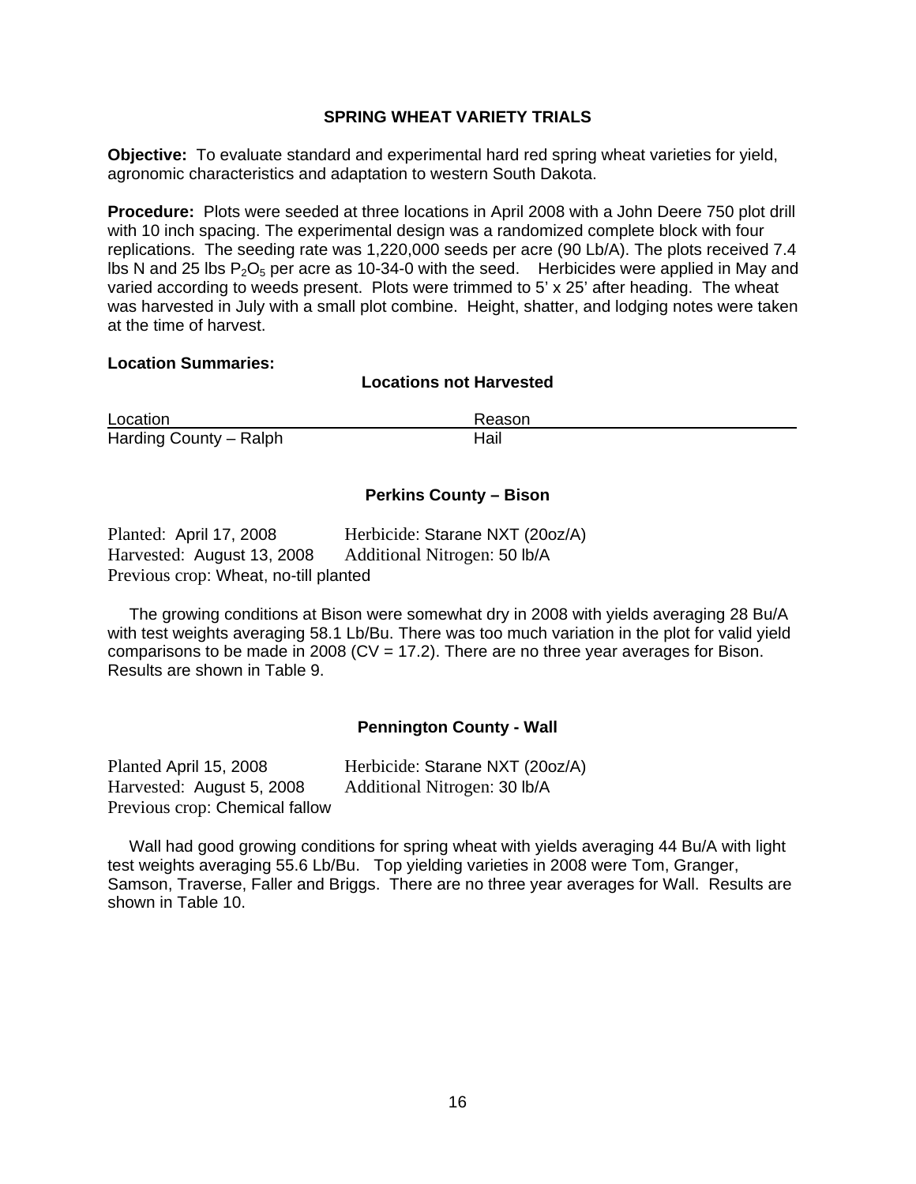## SPRING WHEAT VARIETY TRIALS

**Objective:** To evaluate standard and experimental hard red spring wheat varieties for yield, agronomic characteristics and adaptation to western South Dakota.

**Procedure:** Plots were seeded at three locations in April 2008 with a John Deere 750 plot drill with 10 inch spacing. The experimental design was a randomized complete block with four replications. The seeding rate was 1,220,000 seeds per acre (90 Lb/A). The plots received 7.4 lbs N and 25 lbs $P_2O_5$ per acre as 10-34-0 with the seed. Herbicides were applied in May and varied according to weeds present. Plots were trimmed to 5' x 25' after heading. The wheat was harvested in July with a small plot combine. Height, shatter, and lodging notes were taken at the time of harvest.

**Location Summaries:**

### Locations not Harvested

| Location | Reason |
| --- | --- |
| Harding County – Ralph | Hail |

### Perkins County – Bison

Planted: April 17, 2008 Herbicide: Starane NXT (20oz/A)
Harvested: August 13, 2008 Additional Nitrogen: 50 lb/A
Previous crop: Wheat, no-till planted

The growing conditions at Bison were somewhat dry in 2008 with yields averaging 28 Bu/A with test weights averaging 58.1 Lb/Bu. There was too much variation in the plot for valid yield comparisons to be made in 2008 (CV = 17.2). There are no three year averages for Bison. Results are shown in Table 9.

### Pennington County - Wall

Planted April 15, 2008 Herbicide: Starane NXT (20oz/A)
Harvested: August 5, 2008 Additional Nitrogen: 30 lb/A
Previous crop: Chemical fallow

Wall had good growing conditions for spring wheat with yields averaging 44 Bu/A with light test weights averaging 55.6 Lb/Bu. Top yielding varieties in 2008 were Tom, Granger, Samson, Traverse, Faller and Briggs. There are no three year averages for Wall. Results are shown in Table 10.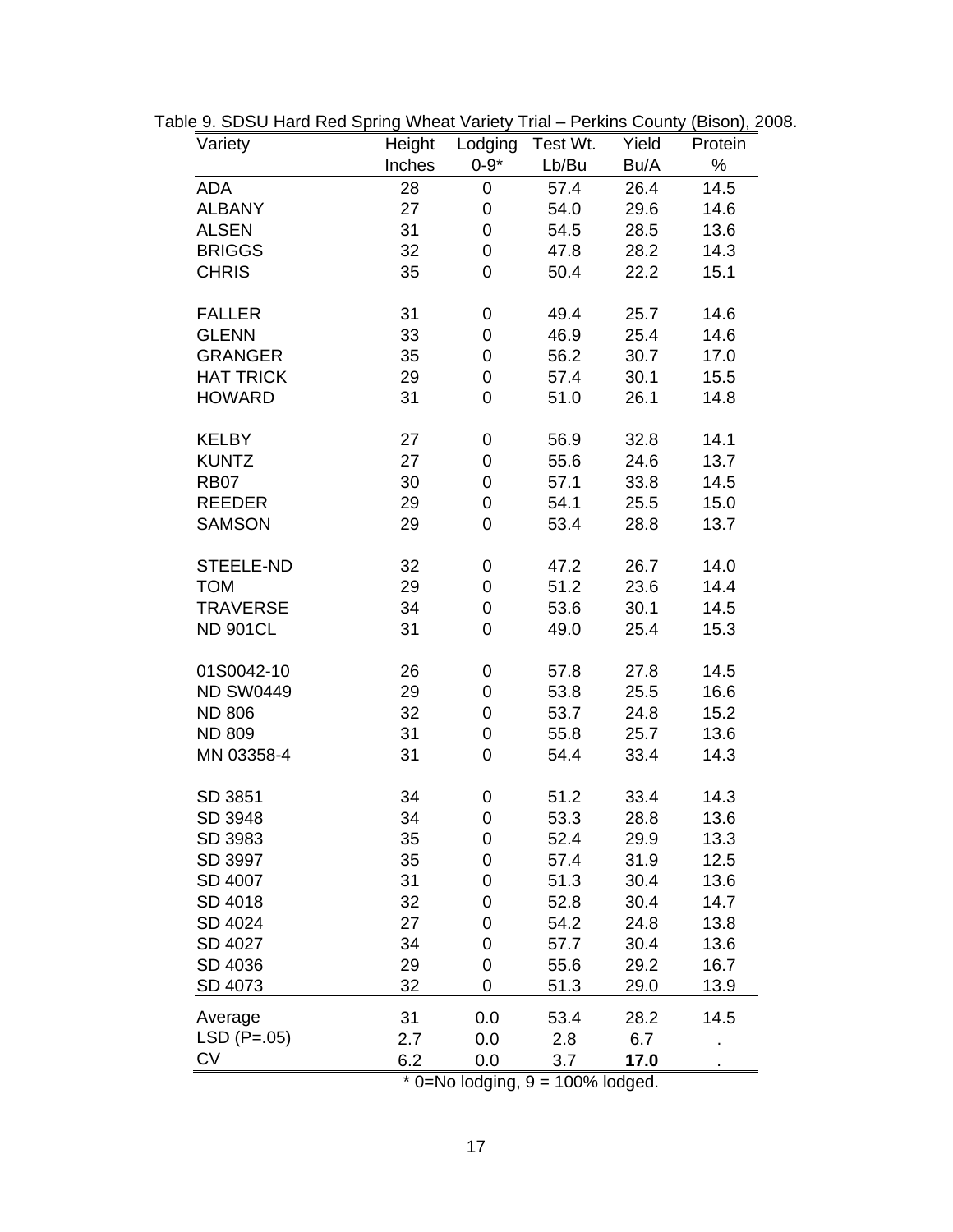Table 9. SDSU Hard Red Spring Wheat Variety Trial – Perkins County (Bison), 2008.

| Variety | Height | Lodging | Test Wt. | Yield | Protein |
|---|---|---|---|---|---|
| | Inches | 0-9* | Lb/Bu | Bu/A | % |
| ADA | 28 | 0 | 57.4 | 26.4 | 14.5 |
| ALBANY | 27 | 0 | 54.0 | 29.6 | 14.6 |
| ALSEN | 31 | 0 | 54.5 | 28.5 | 13.6 |
| BRIGGS | 32 | 0 | 47.8 | 28.2 | 14.3 |
| CHRIS | 35 | 0 | 50.4 | 22.2 | 15.1 |
| FALLER | 31 | 0 | 49.4 | 25.7 | 14.6 |
| GLENN | 33 | 0 | 46.9 | 25.4 | 14.6 |
| GRANGER | 35 | 0 | 56.2 | 30.7 | 17.0 |
| HAT TRICK | 29 | 0 | 57.4 | 30.1 | 15.5 |
| HOWARD | 31 | 0 | 51.0 | 26.1 | 14.8 |
| KELBY | 27 | 0 | 56.9 | 32.8 | 14.1 |
| KUNTZ | 27 | 0 | 55.6 | 24.6 | 13.7 |
| RB07 | 30 | 0 | 57.1 | 33.8 | 14.5 |
| REEDER | 29 | 0 | 54.1 | 25.5 | 15.0 |
| SAMSON | 29 | 0 | 53.4 | 28.8 | 13.7 |
| STEELE-ND | 32 | 0 | 47.2 | 26.7 | 14.0 |
| TOM | 29 | 0 | 51.2 | 23.6 | 14.4 |
| TRAVERSE | 34 | 0 | 53.6 | 30.1 | 14.5 |
| ND 901CL | 31 | 0 | 49.0 | 25.4 | 15.3 |
| 01S0042-10 | 26 | 0 | 57.8 | 27.8 | 14.5 |
| ND SW0449 | 29 | 0 | 53.8 | 25.5 | 16.6 |
| ND 806 | 32 | 0 | 53.7 | 24.8 | 15.2 |
| ND 809 | 31 | 0 | 55.8 | 25.7 | 13.6 |
| MN 03358-4 | 31 | 0 | 54.4 | 33.4 | 14.3 |
| SD 3851 | 34 | 0 | 51.2 | 33.4 | 14.3 |
| SD 3948 | 34 | 0 | 53.3 | 28.8 | 13.6 |
| SD 3983 | 35 | 0 | 52.4 | 29.9 | 13.3 |
| SD 3997 | 35 | 0 | 57.4 | 31.9 | 12.5 |
| SD 4007 | 31 | 0 | 51.3 | 30.4 | 13.6 |
| SD 4018 | 32 | 0 | 52.8 | 30.4 | 14.7 |
| SD 4024 | 27 | 0 | 54.2 | 24.8 | 13.8 |
| SD 4027 | 34 | 0 | 57.7 | 30.4 | 13.6 |
| SD 4036 | 29 | 0 | 55.6 | 29.2 | 16.7 |
| SD 4073 | 32 | 0 | 51.3 | 29.0 | 13.9 |
| Average | 31 | 0.0 | 53.4 | 28.2 | 14.5 |
| LSD (P=.05) | 2.7 | 0.0 | 2.8 | 6.7 | . |
| CV | 6.2 | 0.0 | 3.7 | **17.0** | . |

* 0=No lodging, 9 = 100% lodged.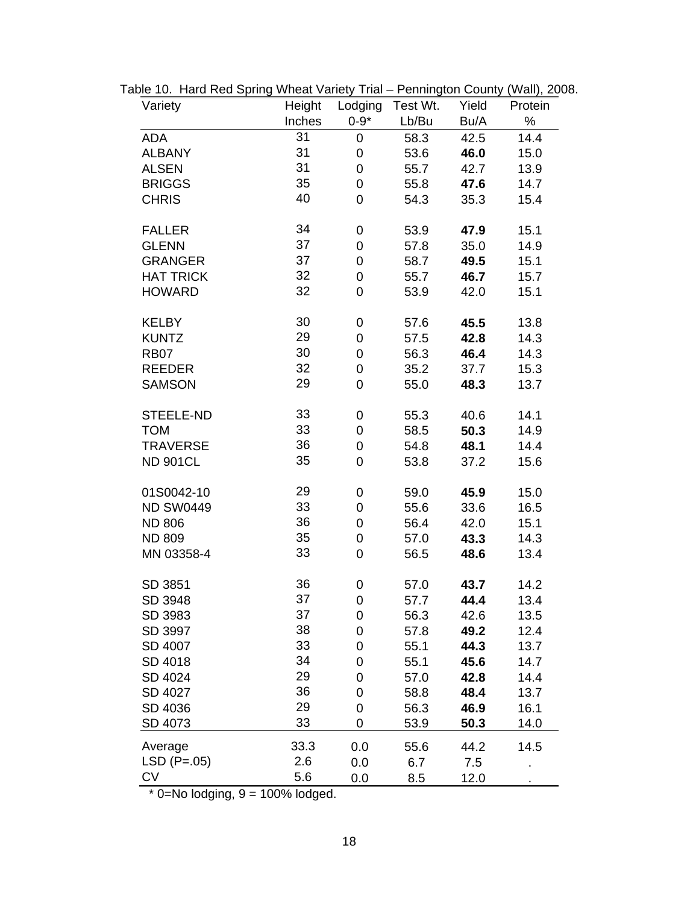Table 10. Hard Red Spring Wheat Variety Trial – Pennington County (Wall), 2008.

| Variety | Height | Lodging | Test Wt. | Yield | Protein |
|---|---|---|---|---|---|
| | Inches | 0-9* | Lb/Bu | Bu/A | % |
| ADA | 31 | 0 | 58.3 | 42.5 | 14.4 |
| ALBANY | 31 | 0 | 53.6 | **46.0** | 15.0 |
| ALSEN | 31 | 0 | 55.7 | 42.7 | 13.9 |
| BRIGGS | 35 | 0 | 55.8 | **47.6** | 14.7 |
| CHRIS | 40 | 0 | 54.3 | 35.3 | 15.4 |
| FALLER | 34 | 0 | 53.9 | **47.9** | 15.1 |
| GLENN | 37 | 0 | 57.8 | 35.0 | 14.9 |
| GRANGER | 37 | 0 | 58.7 | **49.5** | 15.1 |
| HAT TRICK | 32 | 0 | 55.7 | **46.7** | 15.7 |
| HOWARD | 32 | 0 | 53.9 | 42.0 | 15.1 |
| KELBY | 30 | 0 | 57.6 | **45.5** | 13.8 |
| KUNTZ | 29 | 0 | 57.5 | **42.8** | 14.3 |
| RB07 | 30 | 0 | 56.3 | **46.4** | 14.3 |
| REEDER | 32 | 0 | 35.2 | 37.7 | 15.3 |
| SAMSON | 29 | 0 | 55.0 | **48.3** | 13.7 |
| STEELE-ND | 33 | 0 | 55.3 | 40.6 | 14.1 |
| TOM | 33 | 0 | 58.5 | **50.3** | 14.9 |
| TRAVERSE | 36 | 0 | 54.8 | **48.1** | 14.4 |
| ND 901CL | 35 | 0 | 53.8 | 37.2 | 15.6 |
| 01S0042-10 | 29 | 0 | 59.0 | **45.9** | 15.0 |
| ND SW0449 | 33 | 0 | 55.6 | 33.6 | 16.5 |
| ND 806 | 36 | 0 | 56.4 | 42.0 | 15.1 |
| ND 809 | 35 | 0 | 57.0 | **43.3** | 14.3 |
| MN 03358-4 | 33 | 0 | 56.5 | **48.6** | 13.4 |
| SD 3851 | 36 | 0 | 57.0 | **43.7** | 14.2 |
| SD 3948 | 37 | 0 | 57.7 | **44.4** | 13.4 |
| SD 3983 | 37 | 0 | 56.3 | 42.6 | 13.5 |
| SD 3997 | 38 | 0 | 57.8 | **49.2** | 12.4 |
| SD 4007 | 33 | 0 | 55.1 | **44.3** | 13.7 |
| SD 4018 | 34 | 0 | 55.1 | **45.6** | 14.7 |
| SD 4024 | 29 | 0 | 57.0 | **42.8** | 14.4 |
| SD 4027 | 36 | 0 | 58.8 | **48.4** | 13.7 |
| SD 4036 | 29 | 0 | 56.3 | **46.9** | 16.1 |
| SD 4073 | 33 | 0 | 53.9 | **50.3** | 14.0 |
| Average | 33.3 | 0.0 | 55.6 | 44.2 | 14.5 |
| LSD (P=.05) | 2.6 | 0.0 | 6.7 | 7.5 | . |
| CV | 5.6 | 0.0 | 8.5 | 12.0 | . |

* 0=No lodging, 9 = 100% lodged.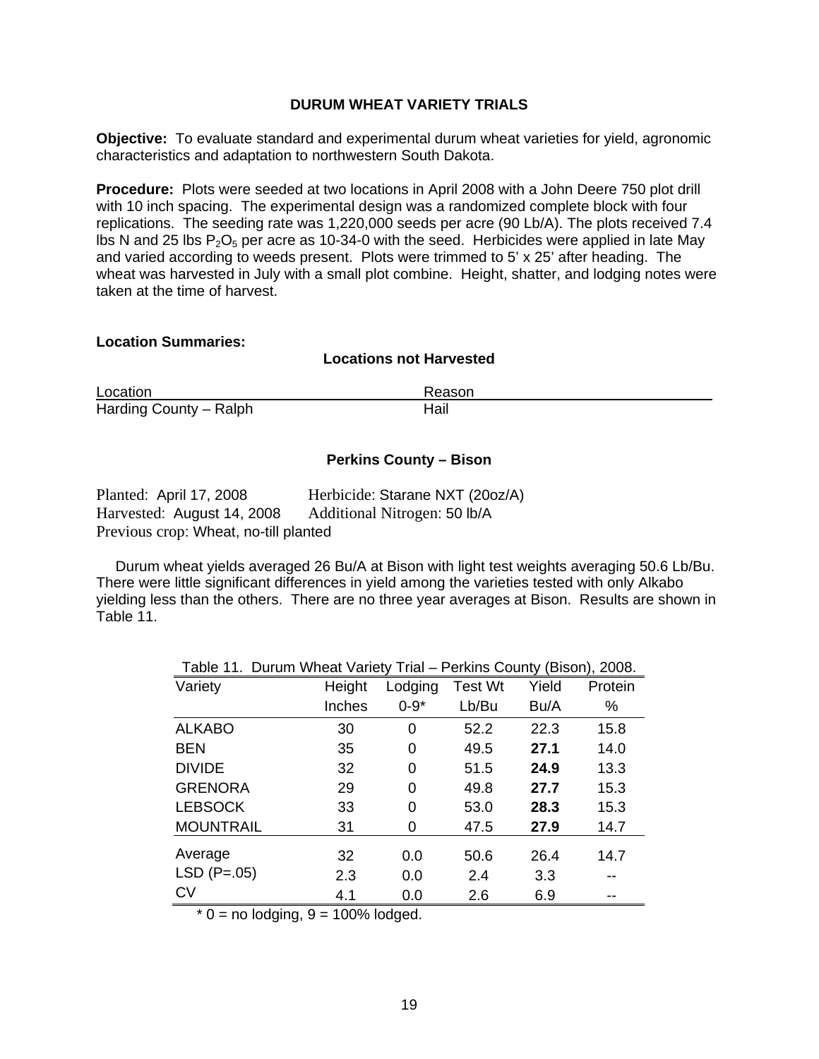## DURUM WHEAT VARIETY TRIALS

**Objective:** To evaluate standard and experimental durum wheat varieties for yield, agronomic characteristics and adaptation to northwestern South Dakota.

**Procedure:** Plots were seeded at two locations in April 2008 with a John Deere 750 plot drill with 10 inch spacing. The experimental design was a randomized complete block with four replications. The seeding rate was 1,220,000 seeds per acre (90 Lb/A). The plots received 7.4 lbs N and 25 lbs $P_2O_5$ per acre as 10-34-0 with the seed. Herbicides were applied in late May and varied according to weeds present. Plots were trimmed to 5' x 25' after heading. The wheat was harvested in July with a small plot combine. Height, shatter, and lodging notes were taken at the time of harvest.

**Location Summaries:**

### Locations not Harvested

| Location | Reason |
|---|---|
| Harding County – Ralph | Hail |

### Perkins County – Bison

Planted: April 17, 2008 Herbicide: Starane NXT (20oz/A)
Harvested: August 14, 2008 Additional Nitrogen: 50 lb/A
Previous crop: Wheat, no-till planted

Durum wheat yields averaged 26 Bu/A at Bison with light test weights averaging 50.6 Lb/Bu. There were little significant differences in yield among the varieties tested with only Alkabo yielding less than the others. There are no three year averages at Bison. Results are shown in Table 11.

Table 11. Durum Wheat Variety Trial – Perkins County (Bison), 2008.

| Variety | Height | Lodging | Test Wt | Yield | Protein |
|---|---|---|---|---|---|
| | Inches | 0-9* | Lb/Bu | Bu/A | % |
| ALKABO | 30 | 0 | 52.2 | 22.3 | 15.8 |
| BEN | 35 | 0 | 49.5 | **27.1** | 14.0 |
| DIVIDE | 32 | 0 | 51.5 | **24.9** | 13.3 |
| GRENORA | 29 | 0 | 49.8 | **27.7** | 15.3 |
| LEBSOCK | 33 | 0 | 53.0 | **28.3** | 15.3 |
| MOUNTRAIL | 31 | 0 | 47.5 | **27.9** | 14.7 |
| Average | 32 | 0.0 | 50.6 | 26.4 | 14.7 |
| LSD (P=.05) | 2.3 | 0.0 | 2.4 | 3.3 | -- |
| CV | 4.1 | 0.0 | 2.6 | 6.9 | -- |

\* 0 = no lodging, 9 = 100% lodged.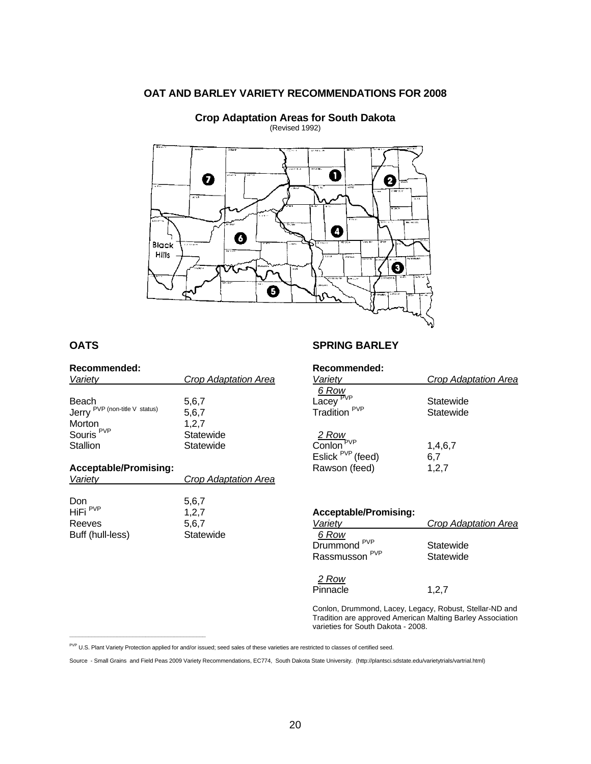# OAT AND BARLEY VARIETY RECOMMENDATIONS FOR 2008

**Crop Adaptation Areas for South Dakota**
(Revised 1992)

## OATS

### Recommended:

| *Variety* | *Crop Adaptation Area* |
|---|---|
| Beach | 5,6,7 |
| Jerry [PVP (non-title V status)] | 5,6,7 |
| Morton | 1,2,7 |
| Souris [PVP] | Statewide |
| Stallion | Statewide |

### Acceptable/Promising:

| *Variety* | *Crop Adaptation Area* |
|---|---|
| Don | 5,6,7 |
| HiFi [PVP] | 1,2,7 |
| Reeves | 5,6,7 |
| Buff (hull-less) | Statewide |

## SPRING BARLEY

### Recommended:

| *Variety* | *Crop Adaptation Area* |
|---|---|
| *6 Row* | |
| Lacey [PVP] | Statewide |
| Tradition [PVP] | Statewide |
| *2 Row* | |
| Conlon [PVP] | 1,4,6,7 |
| Eslick [PVP] (feed) | 6,7 |
| Rawson (feed) | 1,2,7 |

### Acceptable/Promising:

| *Variety* | *Crop Adaptation Area* |
|---|---|
| *6 Row* | |
| Drummond [PVP] | Statewide |
| Rassmusson [PVP] | Statewide |
| *2 Row* | |
| Pinnacle | 1,2,7 |

Conlon, Drummond, Lacey, Legacy, Robust, Stellar-ND and Tradition are approved American Malting Barley Association varieties for South Dakota - 2008.

---

[PVP] U.S. Plant Variety Protection applied for and/or issued; seed sales of these varieties are restricted to classes of certified seed.

Source - Small Grains and Field Peas 2009 Variety Recommendations, EC774, South Dakota State University. (http://plantsci.sdstate.edu/varietytrials/vartrial.html)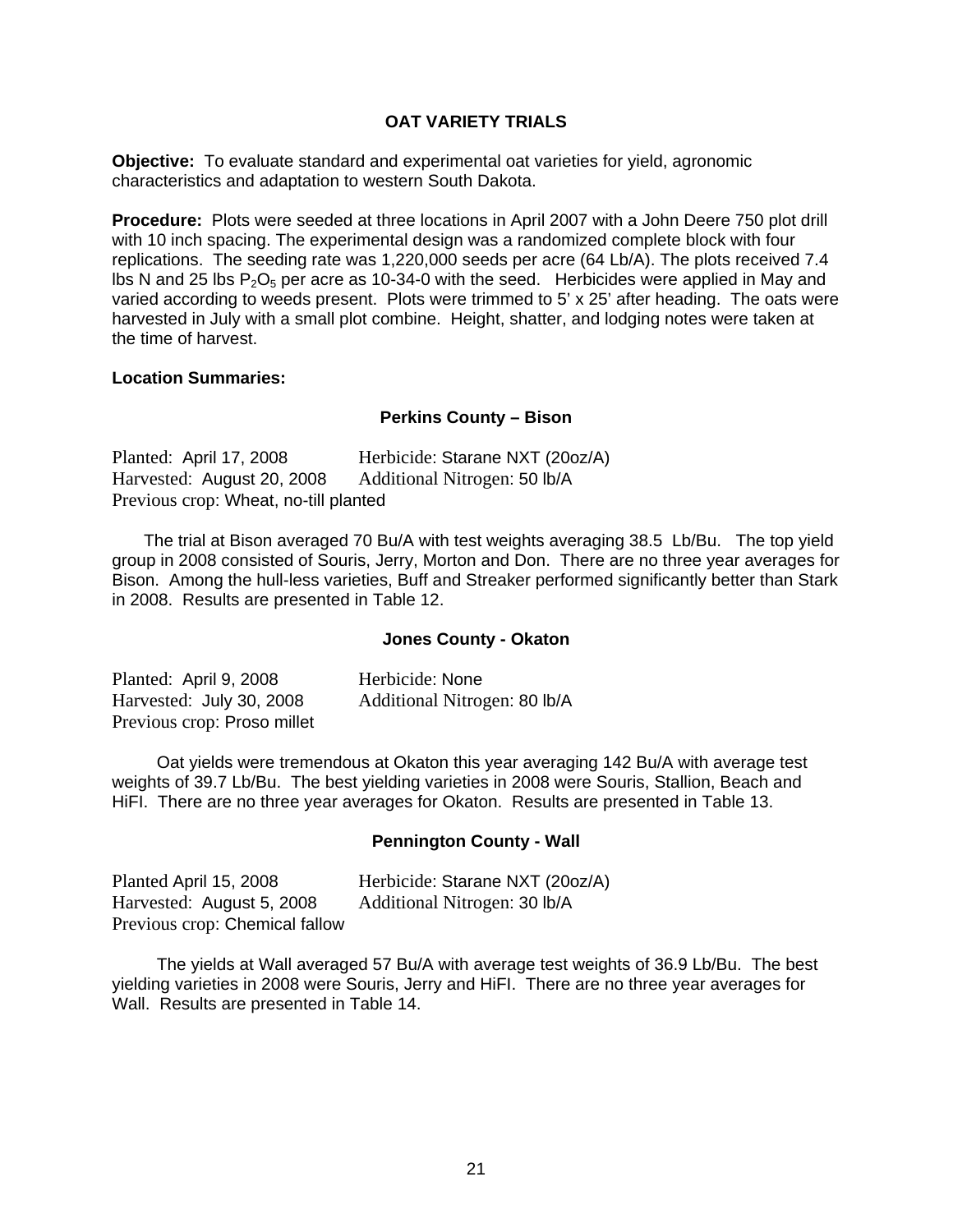## OAT VARIETY TRIALS

**Objective:** To evaluate standard and experimental oat varieties for yield, agronomic characteristics and adaptation to western South Dakota.

**Procedure:** Plots were seeded at three locations in April 2007 with a John Deere 750 plot drill with 10 inch spacing. The experimental design was a randomized complete block with four replications. The seeding rate was 1,220,000 seeds per acre (64 Lb/A). The plots received 7.4 lbs N and 25 lbs $P_2O_5$ per acre as 10-34-0 with the seed. Herbicides were applied in May and varied according to weeds present. Plots were trimmed to 5' x 25' after heading. The oats were harvested in July with a small plot combine. Height, shatter, and lodging notes were taken at the time of harvest.

**Location Summaries:**

### Perkins County – Bison

Planted: April 17, 2008 — Herbicide: Starane NXT (20oz/A)
Harvested: August 20, 2008 — Additional Nitrogen: 50 lb/A
Previous crop: Wheat, no-till planted

The trial at Bison averaged 70 Bu/A with test weights averaging 38.5 Lb/Bu. The top yield group in 2008 consisted of Souris, Jerry, Morton and Don. There are no three year averages for Bison. Among the hull-less varieties, Buff and Streaker performed significantly better than Stark in 2008. Results are presented in Table 12.

### Jones County - Okaton

Planted: April 9, 2008 — Herbicide: None
Harvested: July 30, 2008 — Additional Nitrogen: 80 lb/A
Previous crop: Proso millet

Oat yields were tremendous at Okaton this year averaging 142 Bu/A with average test weights of 39.7 Lb/Bu. The best yielding varieties in 2008 were Souris, Stallion, Beach and HiFI. There are no three year averages for Okaton. Results are presented in Table 13.

### Pennington County - Wall

Planted April 15, 2008 — Herbicide: Starane NXT (20oz/A)
Harvested: August 5, 2008 — Additional Nitrogen: 30 lb/A
Previous crop: Chemical fallow

The yields at Wall averaged 57 Bu/A with average test weights of 36.9 Lb/Bu. The best yielding varieties in 2008 were Souris, Jerry and HiFI. There are no three year averages for Wall. Results are presented in Table 14.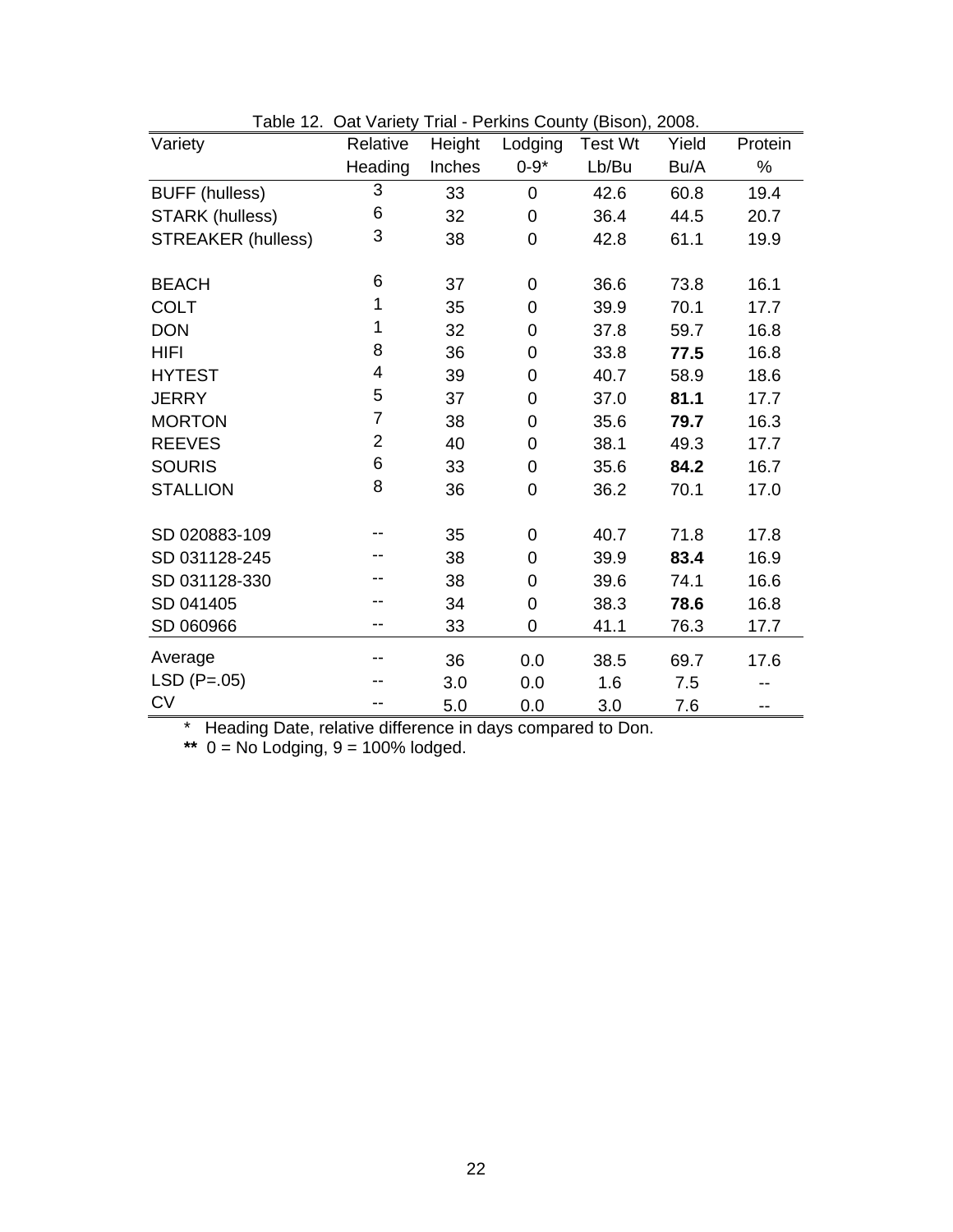Table 12. Oat Variety Trial - Perkins County (Bison), 2008.

| Variety | Relative Heading | Height Inches | Lodging 0-9* | Test Wt Lb/Bu | Yield Bu/A | Protein % |
|---|---|---|---|---|---|---|
| BUFF (hulless) | 3 | 33 | 0 | 42.6 | 60.8 | 19.4 |
| STARK (hulless) | 6 | 32 | 0 | 36.4 | 44.5 | 20.7 |
| STREAKER (hulless) | 3 | 38 | 0 | 42.8 | 61.1 | 19.9 |
| | | | | | | |
| BEACH | 6 | 37 | 0 | 36.6 | 73.8 | 16.1 |
| COLT | 1 | 35 | 0 | 39.9 | 70.1 | 17.7 |
| DON | 1 | 32 | 0 | 37.8 | 59.7 | 16.8 |
| HIFI | 8 | 36 | 0 | 33.8 | **77.5** | 16.8 |
| HYTEST | 4 | 39 | 0 | 40.7 | 58.9 | 18.6 |
| JERRY | 5 | 37 | 0 | 37.0 | **81.1** | 17.7 |
| MORTON | 7 | 38 | 0 | 35.6 | **79.7** | 16.3 |
| REEVES | 2 | 40 | 0 | 38.1 | 49.3 | 17.7 |
| SOURIS | 6 | 33 | 0 | 35.6 | **84.2** | 16.7 |
| STALLION | 8 | 36 | 0 | 36.2 | 70.1 | 17.0 |
| | | | | | | |
| SD 020883-109 | -- | 35 | 0 | 40.7 | 71.8 | 17.8 |
| SD 031128-245 | -- | 38 | 0 | 39.9 | **83.4** | 16.9 |
| SD 031128-330 | -- | 38 | 0 | 39.6 | 74.1 | 16.6 |
| SD 041405 | -- | 34 | 0 | 38.3 | **78.6** | 16.8 |
| SD 060966 | -- | 33 | 0 | 41.1 | 76.3 | 17.7 |
| Average | -- | 36 | 0.0 | 38.5 | 69.7 | 17.6 |
| LSD (P=.05) | -- | 3.0 | 0.0 | 1.6 | 7.5 | -- |
| CV | -- | 5.0 | 0.0 | 3.0 | 7.6 | -- |

\* Heading Date, relative difference in days compared to Don.

**\*\*** 0 = No Lodging, 9 = 100% lodged.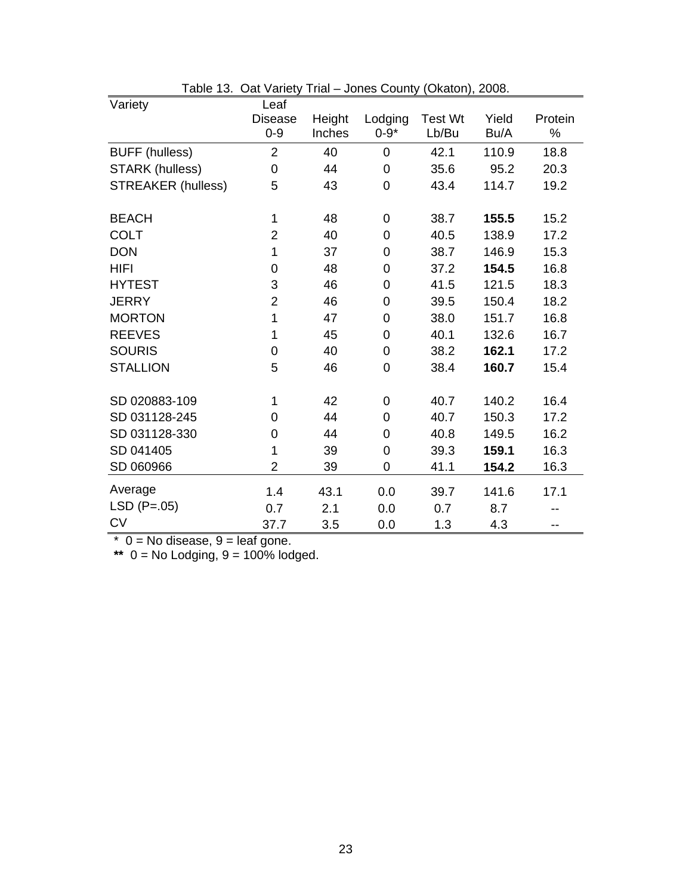Table 13. Oat Variety Trial – Jones County (Okaton), 2008.

| Variety | Leaf Disease 0-9 | Height Inches | Lodging 0-9* | Test Wt Lb/Bu | Yield Bu/A | Protein % |
|---|---|---|---|---|---|---|
| BUFF (hulless) | 2 | 40 | 0 | 42.1 | 110.9 | 18.8 |
| STARK (hulless) | 0 | 44 | 0 | 35.6 | 95.2 | 20.3 |
| STREAKER (hulless) | 5 | 43 | 0 | 43.4 | 114.7 | 19.2 |
| | | | | | | |
| BEACH | 1 | 48 | 0 | 38.7 | **155.5** | 15.2 |
| COLT | 2 | 40 | 0 | 40.5 | 138.9 | 17.2 |
| DON | 1 | 37 | 0 | 38.7 | 146.9 | 15.3 |
| HIFI | 0 | 48 | 0 | 37.2 | **154.5** | 16.8 |
| HYTEST | 3 | 46 | 0 | 41.5 | 121.5 | 18.3 |
| JERRY | 2 | 46 | 0 | 39.5 | 150.4 | 18.2 |
| MORTON | 1 | 47 | 0 | 38.0 | 151.7 | 16.8 |
| REEVES | 1 | 45 | 0 | 40.1 | 132.6 | 16.7 |
| SOURIS | 0 | 40 | 0 | 38.2 | **162.1** | 17.2 |
| STALLION | 5 | 46 | 0 | 38.4 | **160.7** | 15.4 |
| | | | | | | |
| SD 020883-109 | 1 | 42 | 0 | 40.7 | 140.2 | 16.4 |
| SD 031128-245 | 0 | 44 | 0 | 40.7 | 150.3 | 17.2 |
| SD 031128-330 | 0 | 44 | 0 | 40.8 | 149.5 | 16.2 |
| SD 041405 | 1 | 39 | 0 | 39.3 | **159.1** | 16.3 |
| SD 060966 | 2 | 39 | 0 | 41.1 | **154.2** | 16.3 |
| Average | 1.4 | 43.1 | 0.0 | 39.7 | 141.6 | 17.1 |
| LSD (P=.05) | 0.7 | 2.1 | 0.0 | 0.7 | 8.7 | -- |
| CV | 37.7 | 3.5 | 0.0 | 1.3 | 4.3 | -- |

\* 0 = No disease, 9 = leaf gone.

** 0 = No Lodging, 9 = 100% lodged.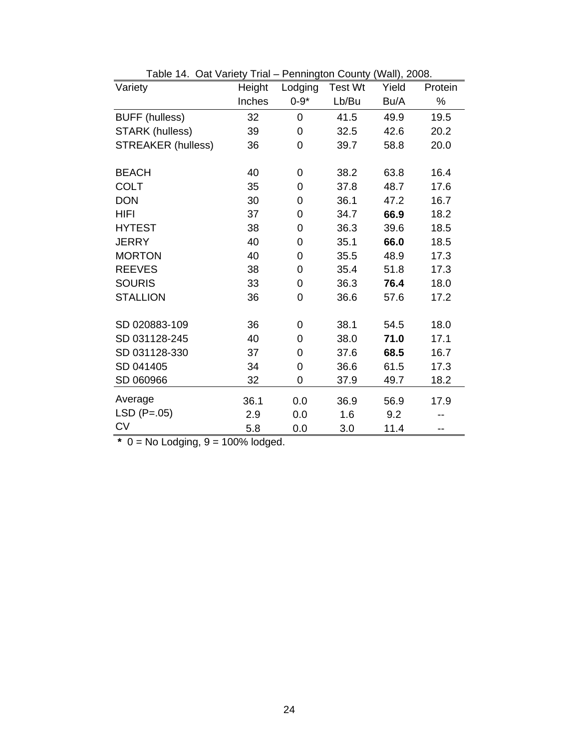Table 14. Oat Variety Trial – Pennington County (Wall), 2008.

| Variety | Height Inches | Lodging 0-9* | Test Wt Lb/Bu | Yield Bu/A | Protein % |
|---|---|---|---|---|---|
| BUFF (hulless) | 32 | 0 | 41.5 | 49.9 | 19.5 |
| STARK (hulless) | 39 | 0 | 32.5 | 42.6 | 20.2 |
| STREAKER (hulless) | 36 | 0 | 39.7 | 58.8 | 20.0 |
| | | | | | |
| BEACH | 40 | 0 | 38.2 | 63.8 | 16.4 |
| COLT | 35 | 0 | 37.8 | 48.7 | 17.6 |
| DON | 30 | 0 | 36.1 | 47.2 | 16.7 |
| HIFI | 37 | 0 | 34.7 | **66.9** | 18.2 |
| HYTEST | 38 | 0 | 36.3 | 39.6 | 18.5 |
| JERRY | 40 | 0 | 35.1 | **66.0** | 18.5 |
| MORTON | 40 | 0 | 35.5 | 48.9 | 17.3 |
| REEVES | 38 | 0 | 35.4 | 51.8 | 17.3 |
| SOURIS | 33 | 0 | 36.3 | **76.4** | 18.0 |
| STALLION | 36 | 0 | 36.6 | 57.6 | 17.2 |
| | | | | | |
| SD 020883-109 | 36 | 0 | 38.1 | 54.5 | 18.0 |
| SD 031128-245 | 40 | 0 | 38.0 | **71.0** | 17.1 |
| SD 031128-330 | 37 | 0 | 37.6 | **68.5** | 16.7 |
| SD 041405 | 34 | 0 | 36.6 | 61.5 | 17.3 |
| SD 060966 | 32 | 0 | 37.9 | 49.7 | 18.2 |
| Average | 36.1 | 0.0 | 36.9 | 56.9 | 17.9 |
| LSD (P=.05) | 2.9 | 0.0 | 1.6 | 9.2 | -- |
| CV | 5.8 | 0.0 | 3.0 | 11.4 | -- |

* 0 = No Lodging, 9 = 100% lodged.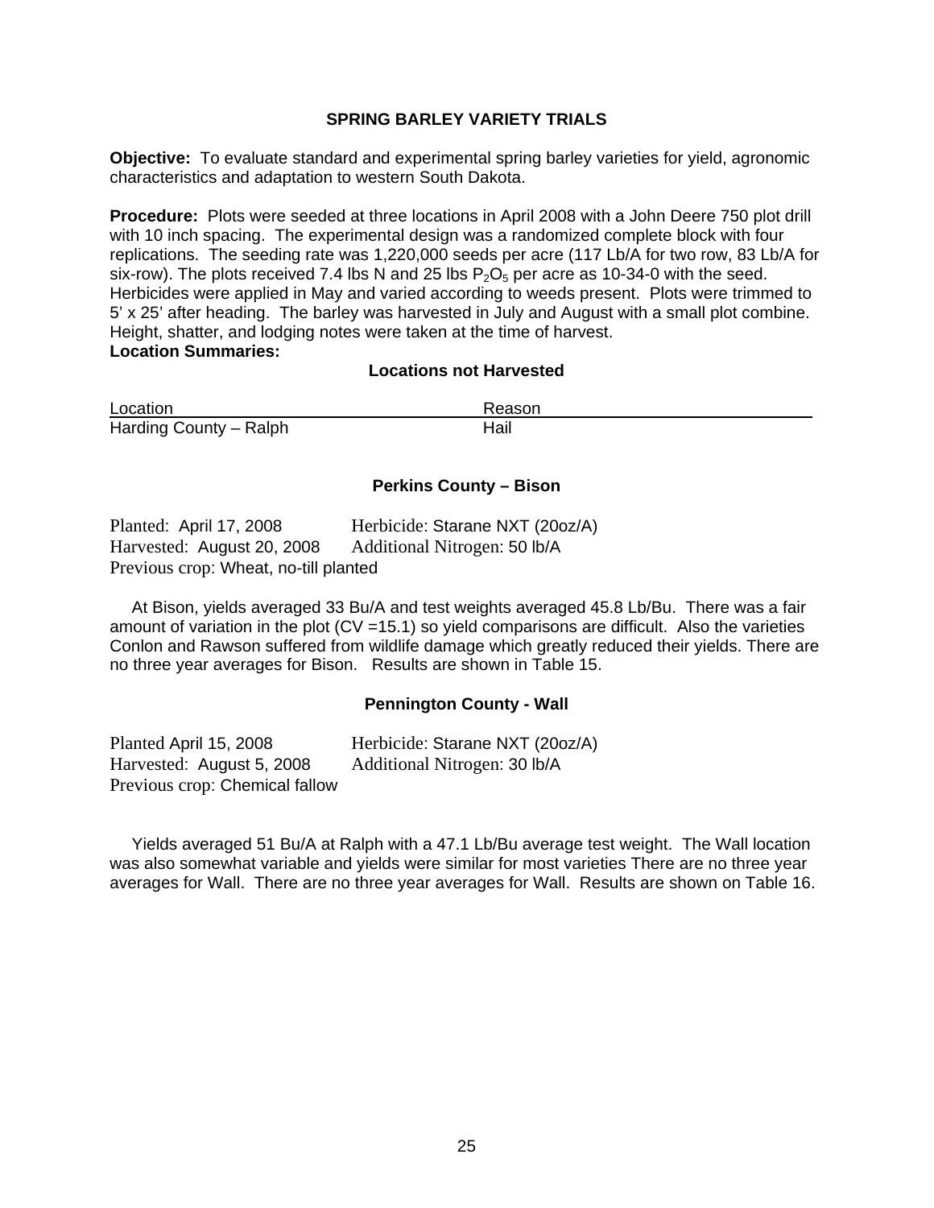## SPRING BARLEY VARIETY TRIALS

**Objective:** To evaluate standard and experimental spring barley varieties for yield, agronomic characteristics and adaptation to western South Dakota.

**Procedure:** Plots were seeded at three locations in April 2008 with a John Deere 750 plot drill with 10 inch spacing. The experimental design was a randomized complete block with four replications. The seeding rate was 1,220,000 seeds per acre (117 Lb/A for two row, 83 Lb/A for six-row). The plots received 7.4 lbs N and 25 lbs $P_2O_5$ per acre as 10-34-0 with the seed. Herbicides were applied in May and varied according to weeds present. Plots were trimmed to 5' x 25' after heading. The barley was harvested in July and August with a small plot combine. Height, shatter, and lodging notes were taken at the time of harvest.

**Location Summaries:**

### Locations not Harvested

| Location | Reason |
|---|---|
| Harding County – Ralph | Hail |

### Perkins County – Bison

Planted: April 17, 2008 Herbicide: Starane NXT (20oz/A)
Harvested: August 20, 2008 Additional Nitrogen: 50 lb/A
Previous crop: Wheat, no-till planted

At Bison, yields averaged 33 Bu/A and test weights averaged 45.8 Lb/Bu. There was a fair amount of variation in the plot (CV =15.1) so yield comparisons are difficult. Also the varieties Conlon and Rawson suffered from wildlife damage which greatly reduced their yields. There are no three year averages for Bison. Results are shown in Table 15.

### Pennington County - Wall

Planted April 15, 2008 Herbicide: Starane NXT (20oz/A)
Harvested: August 5, 2008 Additional Nitrogen: 30 lb/A
Previous crop: Chemical fallow

Yields averaged 51 Bu/A at Ralph with a 47.1 Lb/Bu average test weight. The Wall location was also somewhat variable and yields were similar for most varieties There are no three year averages for Wall. There are no three year averages for Wall. Results are shown on Table 16.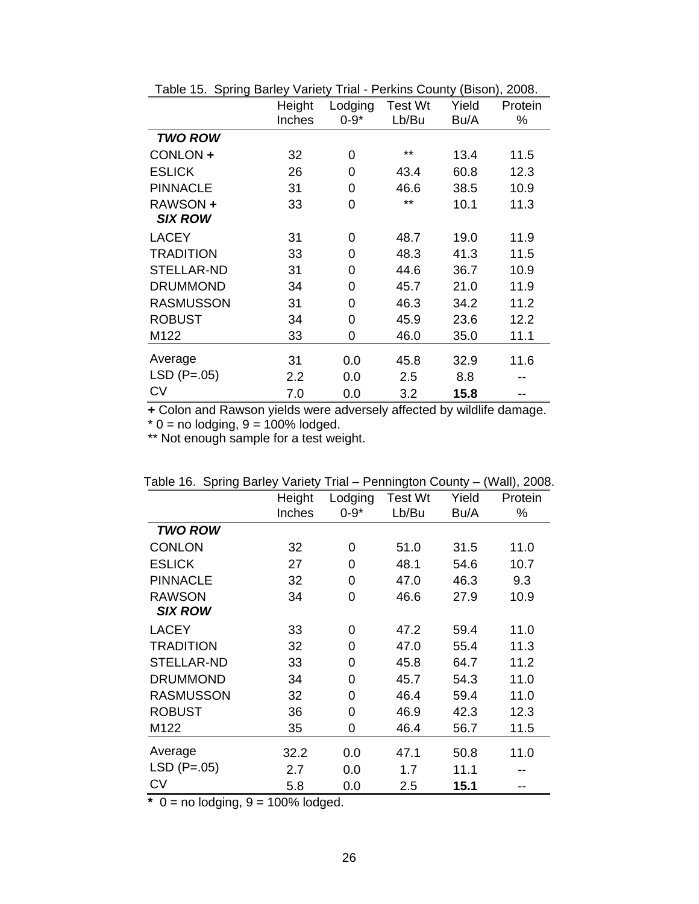Table 15. Spring Barley Variety Trial - Perkins County (Bison), 2008.

| | Height Inches | Lodging 0-9* | Test Wt Lb/Bu | Yield Bu/A | Protein % |
|---|---|---|---|---|---|
| ***TWO ROW*** | | | | | |
| CONLON **+** | 32 | 0 | ** | 13.4 | 11.5 |
| ESLICK | 26 | 0 | 43.4 | 60.8 | 12.3 |
| PINNACLE | 31 | 0 | 46.6 | 38.5 | 10.9 |
| RAWSON **+** | 33 | 0 | ** | 10.1 | 11.3 |
| ***SIX ROW*** | | | | | |
| LACEY | 31 | 0 | 48.7 | 19.0 | 11.9 |
| TRADITION | 33 | 0 | 48.3 | 41.3 | 11.5 |
| STELLAR-ND | 31 | 0 | 44.6 | 36.7 | 10.9 |
| DRUMMOND | 34 | 0 | 45.7 | 21.0 | 11.9 |
| RASMUSSON | 31 | 0 | 46.3 | 34.2 | 11.2 |
| ROBUST | 34 | 0 | 45.9 | 23.6 | 12.2 |
| M122 | 33 | 0 | 46.0 | 35.0 | 11.1 |
| Average | 31 | 0.0 | 45.8 | 32.9 | 11.6 |
| LSD (P=.05) | 2.2 | 0.0 | 2.5 | 8.8 | -- |
| CV | 7.0 | 0.0 | 3.2 | **15.8** | -- |

**+** Colon and Rawson yields were adversely affected by wildlife damage.
* 0 = no lodging, 9 = 100% lodged.
** Not enough sample for a test weight.

Table 16. Spring Barley Variety Trial – Pennington County – (Wall), 2008.

| | Height Inches | Lodging 0-9* | Test Wt Lb/Bu | Yield Bu/A | Protein % |
|---|---|---|---|---|---|
| ***TWO ROW*** | | | | | |
| CONLON | 32 | 0 | 51.0 | 31.5 | 11.0 |
| ESLICK | 27 | 0 | 48.1 | 54.6 | 10.7 |
| PINNACLE | 32 | 0 | 47.0 | 46.3 | 9.3 |
| RAWSON | 34 | 0 | 46.6 | 27.9 | 10.9 |
| ***SIX ROW*** | | | | | |
| LACEY | 33 | 0 | 47.2 | 59.4 | 11.0 |
| TRADITION | 32 | 0 | 47.0 | 55.4 | 11.3 |
| STELLAR-ND | 33 | 0 | 45.8 | 64.7 | 11.2 |
| DRUMMOND | 34 | 0 | 45.7 | 54.3 | 11.0 |
| RASMUSSON | 32 | 0 | 46.4 | 59.4 | 11.0 |
| ROBUST | 36 | 0 | 46.9 | 42.3 | 12.3 |
| M122 | 35 | 0 | 46.4 | 56.7 | 11.5 |
| Average | 32.2 | 0.0 | 47.1 | 50.8 | 11.0 |
| LSD (P=.05) | 2.7 | 0.0 | 1.7 | 11.1 | -- |
| CV | 5.8 | 0.0 | 2.5 | **15.1** | -- |

**\*** 0 = no lodging, 9 = 100% lodged.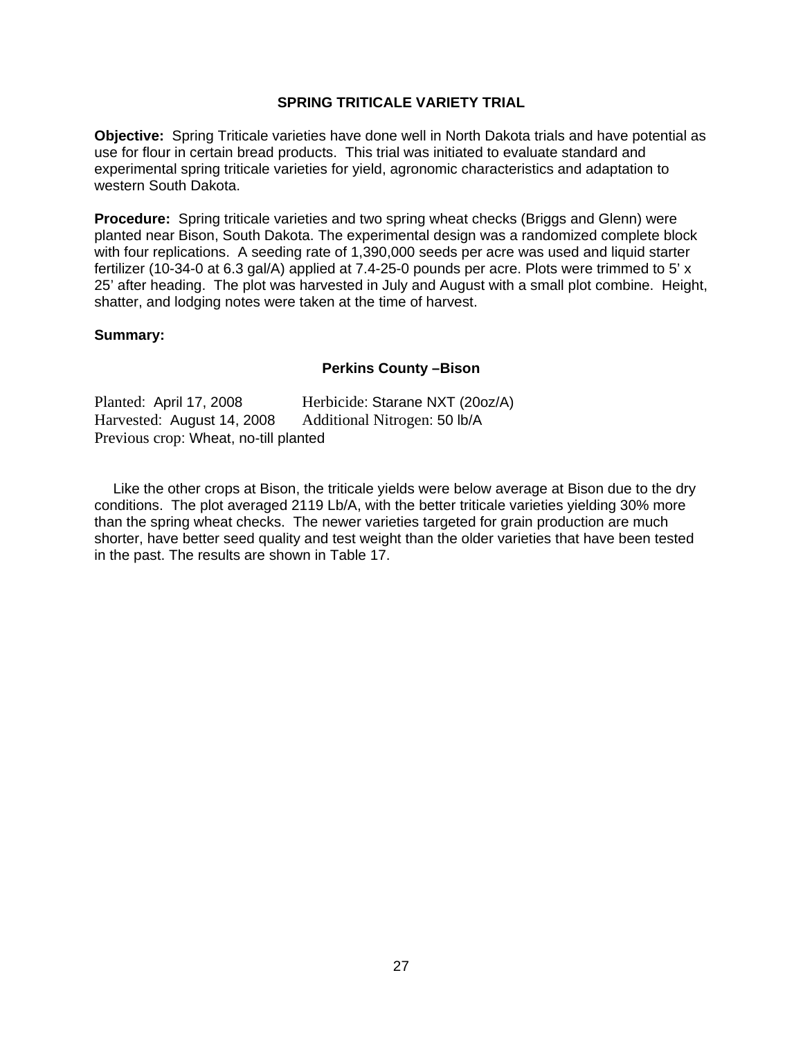## SPRING TRITICALE VARIETY TRIAL

**Objective:** Spring Triticale varieties have done well in North Dakota trials and have potential as use for flour in certain bread products. This trial was initiated to evaluate standard and experimental spring triticale varieties for yield, agronomic characteristics and adaptation to western South Dakota.

**Procedure:** Spring triticale varieties and two spring wheat checks (Briggs and Glenn) were planted near Bison, South Dakota. The experimental design was a randomized complete block with four replications. A seeding rate of 1,390,000 seeds per acre was used and liquid starter fertilizer (10-34-0 at 6.3 gal/A) applied at 7.4-25-0 pounds per acre. Plots were trimmed to 5' x 25' after heading. The plot was harvested in July and August with a small plot combine. Height, shatter, and lodging notes were taken at the time of harvest.

**Summary:**

### Perkins County –Bison

Planted: April 17, 2008 Herbicide: Starane NXT (20oz/A)
Harvested: August 14, 2008 Additional Nitrogen: 50 lb/A
Previous crop: Wheat, no-till planted

Like the other crops at Bison, the triticale yields were below average at Bison due to the dry conditions. The plot averaged 2119 Lb/A, with the better triticale varieties yielding 30% more than the spring wheat checks. The newer varieties targeted for grain production are much shorter, have better seed quality and test weight than the older varieties that have been tested in the past. The results are shown in Table 17.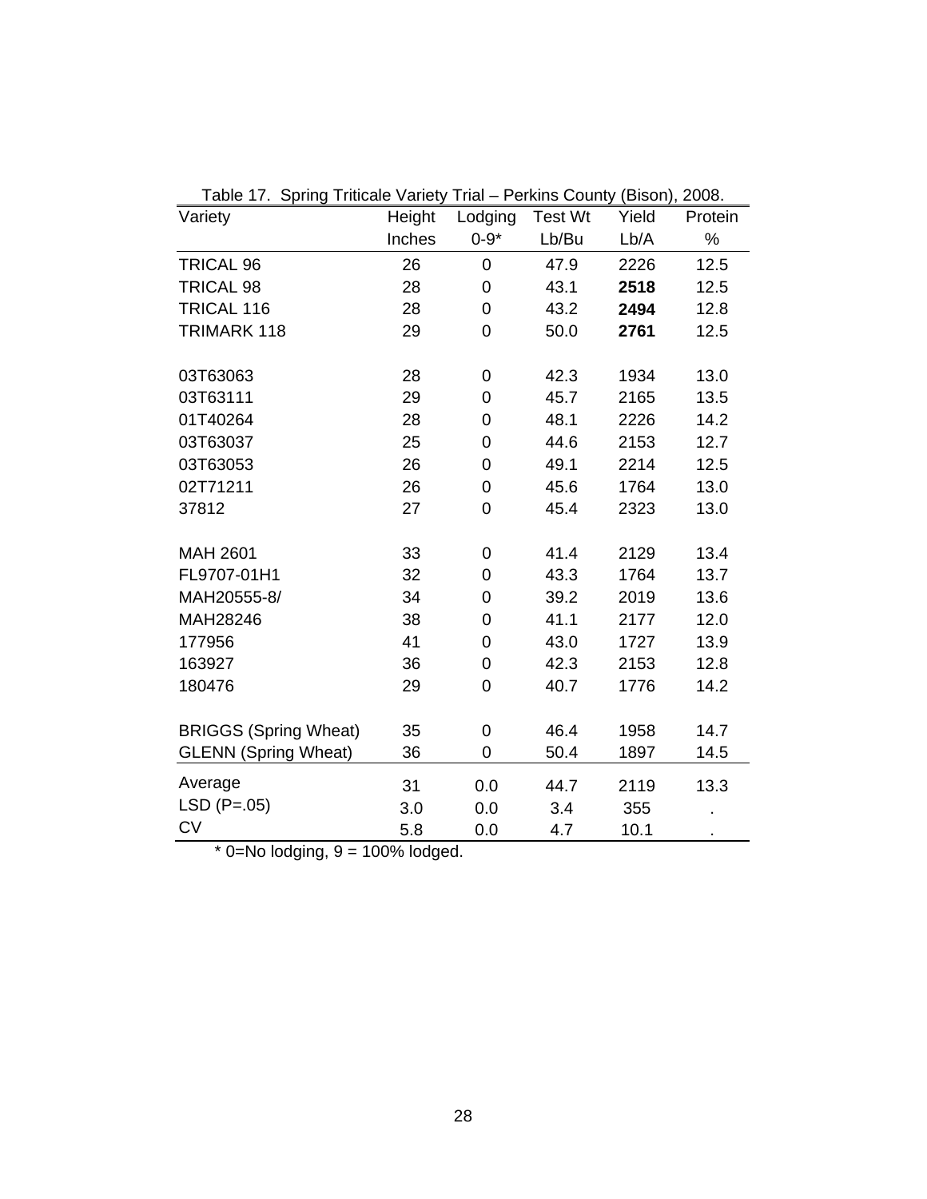Table 17. Spring Triticale Variety Trial – Perkins County (Bison), 2008.

| Variety | Height Inches | Lodging 0-9* | Test Wt Lb/Bu | Yield Lb/A | Protein % |
|---|---|---|---|---|---|
| TRICAL 96 | 26 | 0 | 47.9 | 2226 | 12.5 |
| TRICAL 98 | 28 | 0 | 43.1 | **2518** | 12.5 |
| TRICAL 116 | 28 | 0 | 43.2 | **2494** | 12.8 |
| TRIMARK 118 | 29 | 0 | 50.0 | **2761** | 12.5 |
| | | | | | |
| 03T63063 | 28 | 0 | 42.3 | 1934 | 13.0 |
| 03T63111 | 29 | 0 | 45.7 | 2165 | 13.5 |
| 01T40264 | 28 | 0 | 48.1 | 2226 | 14.2 |
| 03T63037 | 25 | 0 | 44.6 | 2153 | 12.7 |
| 03T63053 | 26 | 0 | 49.1 | 2214 | 12.5 |
| 02T71211 | 26 | 0 | 45.6 | 1764 | 13.0 |
| 37812 | 27 | 0 | 45.4 | 2323 | 13.0 |
| | | | | | |
| MAH 2601 | 33 | 0 | 41.4 | 2129 | 13.4 |
| FL9707-01H1 | 32 | 0 | 43.3 | 1764 | 13.7 |
| MAH20555-8/ | 34 | 0 | 39.2 | 2019 | 13.6 |
| MAH28246 | 38 | 0 | 41.1 | 2177 | 12.0 |
| 177956 | 41 | 0 | 43.0 | 1727 | 13.9 |
| 163927 | 36 | 0 | 42.3 | 2153 | 12.8 |
| 180476 | 29 | 0 | 40.7 | 1776 | 14.2 |
| | | | | | |
| BRIGGS (Spring Wheat) | 35 | 0 | 46.4 | 1958 | 14.7 |
| GLENN (Spring Wheat) | 36 | 0 | 50.4 | 1897 | 14.5 |
| Average | 31 | 0.0 | 44.7 | 2119 | 13.3 |
| LSD (P=.05) | 3.0 | 0.0 | 3.4 | 355 | . |
| CV | 5.8 | 0.0 | 4.7 | 10.1 | . |

\* 0=No lodging, 9 = 100% lodged.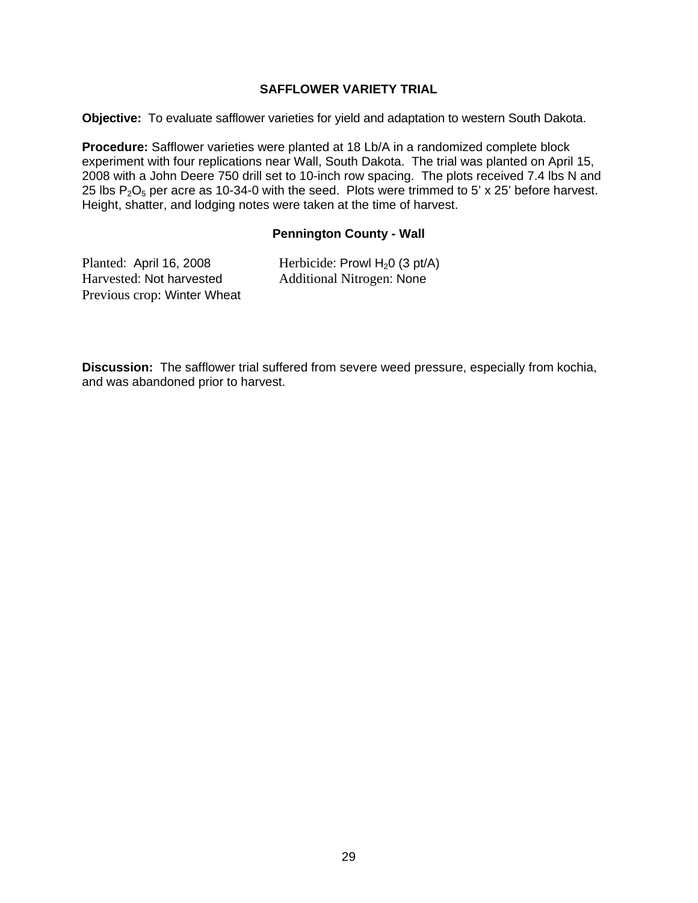## SAFFLOWER VARIETY TRIAL

**Objective:** To evaluate safflower varieties for yield and adaptation to western South Dakota.

**Procedure:** Safflower varieties were planted at 18 Lb/A in a randomized complete block experiment with four replications near Wall, South Dakota. The trial was planted on April 15, 2008 with a John Deere 750 drill set to 10-inch row spacing. The plots received 7.4 lbs N and 25 lbs $P_2O_5$ per acre as 10-34-0 with the seed. Plots were trimmed to 5' x 25' before harvest. Height, shatter, and lodging notes were taken at the time of harvest.

### Pennington County - Wall

Planted: April 16, 2008
Harvested: Not harvested
Previous crop: Winter Wheat

Herbicide: Prowl $H_20$ (3 pt/A)
Additional Nitrogen: None

**Discussion:** The safflower trial suffered from severe weed pressure, especially from kochia, and was abandoned prior to harvest.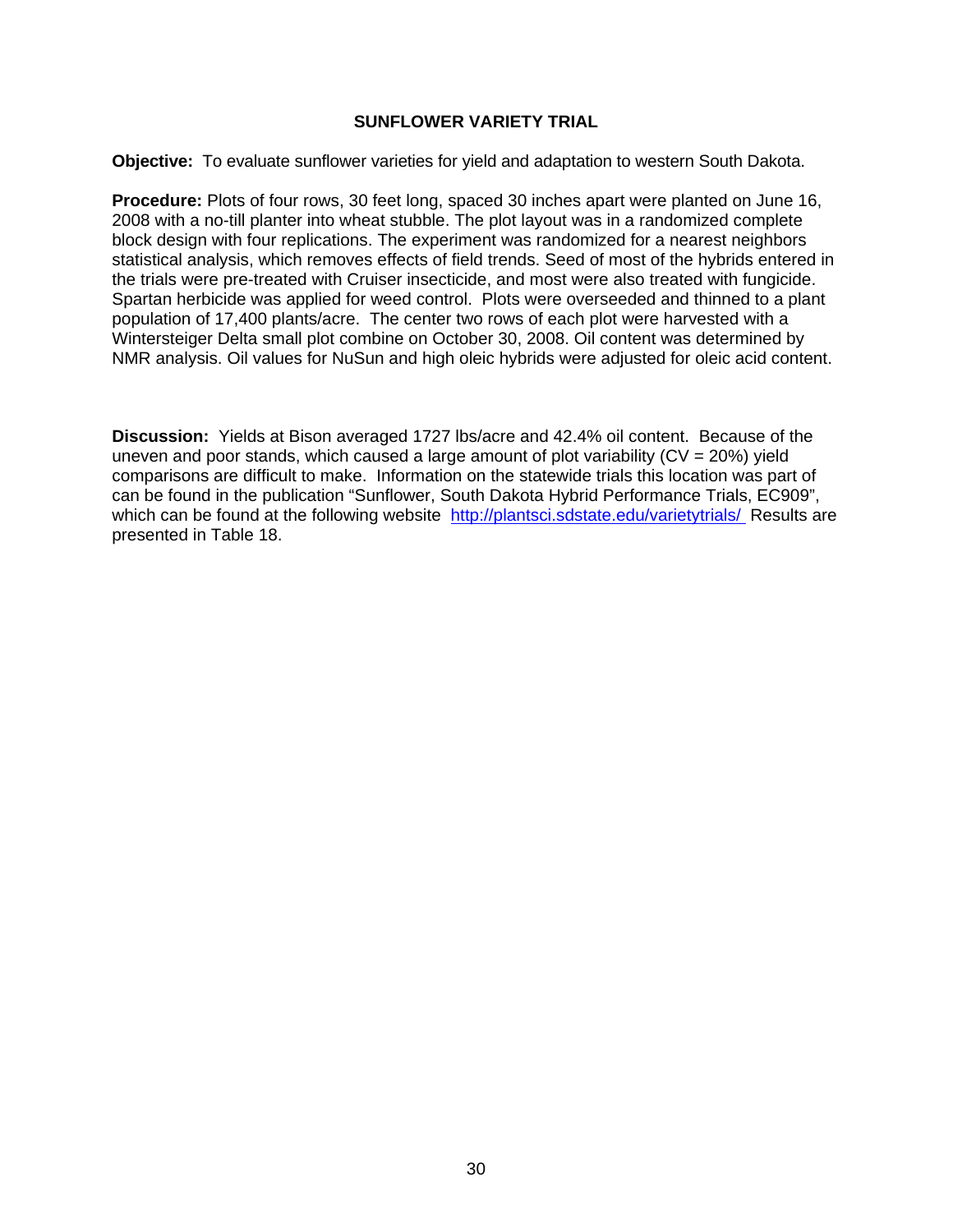## SUNFLOWER VARIETY TRIAL

**Objective:** To evaluate sunflower varieties for yield and adaptation to western South Dakota.

**Procedure:** Plots of four rows, 30 feet long, spaced 30 inches apart were planted on June 16, 2008 with a no-till planter into wheat stubble. The plot layout was in a randomized complete block design with four replications. The experiment was randomized for a nearest neighbors statistical analysis, which removes effects of field trends. Seed of most of the hybrids entered in the trials were pre-treated with Cruiser insecticide, and most were also treated with fungicide. Spartan herbicide was applied for weed control. Plots were overseeded and thinned to a plant population of 17,400 plants/acre. The center two rows of each plot were harvested with a Wintersteiger Delta small plot combine on October 30, 2008. Oil content was determined by NMR analysis. Oil values for NuSun and high oleic hybrids were adjusted for oleic acid content.

**Discussion:** Yields at Bison averaged 1727 lbs/acre and 42.4% oil content. Because of the uneven and poor stands, which caused a large amount of plot variability (CV = 20%) yield comparisons are difficult to make. Information on the statewide trials this location was part of can be found in the publication "Sunflower, South Dakota Hybrid Performance Trials, EC909", which can be found at the following website [http://plantsci.sdstate.edu/varietytrials/](http://plantsci.sdstate.edu/varietytrials/) Results are presented in Table 18.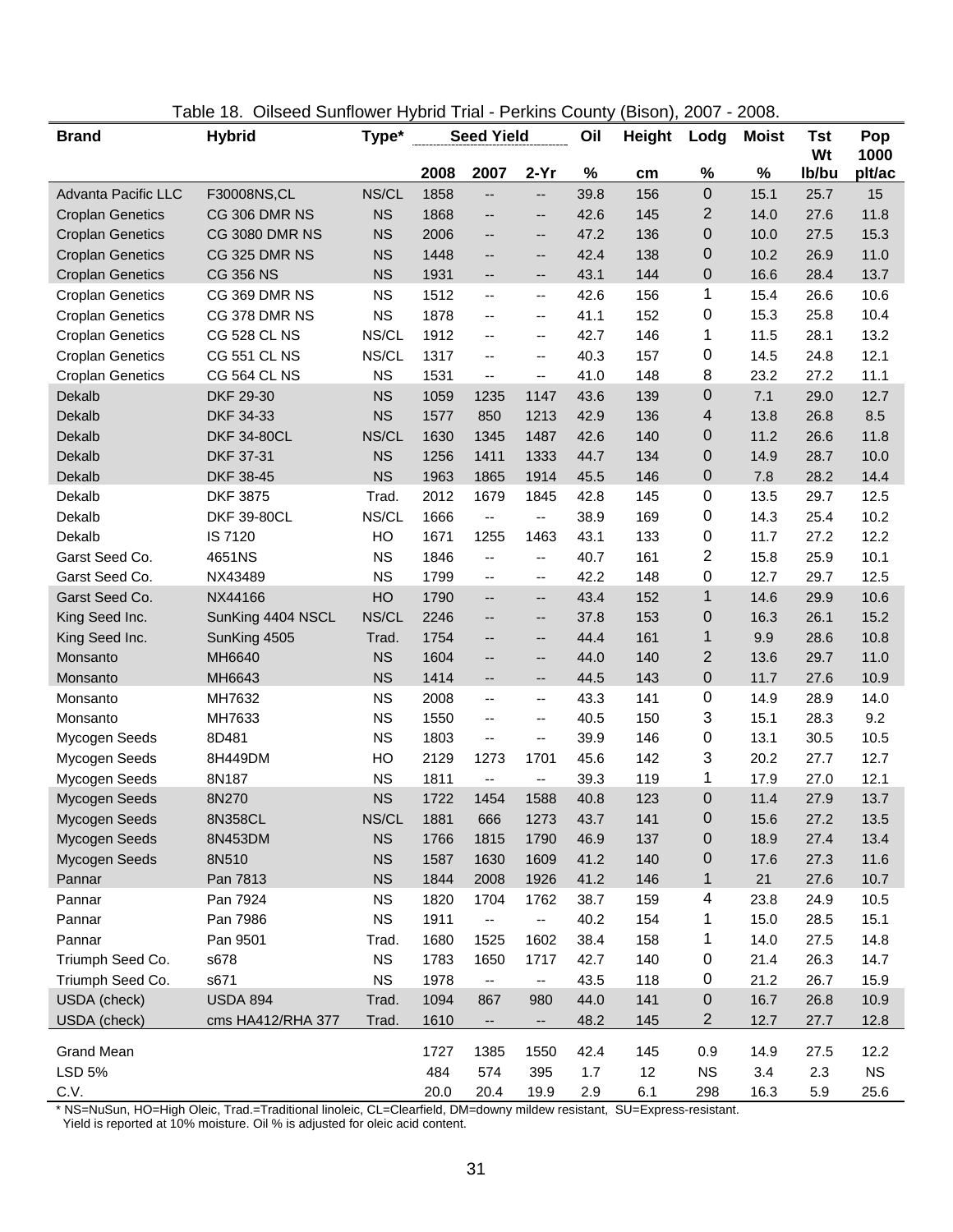Table 18. Oilseed Sunflower Hybrid Trial - Perkins County (Bison), 2007 - 2008.

| Brand | Hybrid | Type* | Seed Yield | | | Oil | Height | Lodg | Moist | Tst Wt | Pop 1000 |
|---|---|---|---|---|---|---|---|---|---|---|---|
| | | | 2008 | 2007 | 2-Yr | % | cm | % | % | lb/bu | plt/ac |
| Advanta Pacific LLC | F30008NS,CL | NS/CL | 1858 | -- | -- | 39.8 | 156 | 0 | 15.1 | 25.7 | 15 |
| Croplan Genetics | CG 306 DMR NS | NS | 1868 | -- | -- | 42.6 | 145 | 2 | 14.0 | 27.6 | 11.8 |
| Croplan Genetics | CG 3080 DMR NS | NS | 2006 | -- | -- | 47.2 | 136 | 0 | 10.0 | 27.5 | 15.3 |
| Croplan Genetics | CG 325 DMR NS | NS | 1448 | -- | -- | 42.4 | 138 | 0 | 10.2 | 26.9 | 11.0 |
| Croplan Genetics | CG 356 NS | NS | 1931 | -- | -- | 43.1 | 144 | 0 | 16.6 | 28.4 | 13.7 |
| Croplan Genetics | CG 369 DMR NS | NS | 1512 | -- | -- | 42.6 | 156 | 1 | 15.4 | 26.6 | 10.6 |
| Croplan Genetics | CG 378 DMR NS | NS | 1878 | -- | -- | 41.1 | 152 | 0 | 15.3 | 25.8 | 10.4 |
| Croplan Genetics | CG 528 CL NS | NS/CL | 1912 | -- | -- | 42.7 | 146 | 1 | 11.5 | 28.1 | 13.2 |
| Croplan Genetics | CG 551 CL NS | NS/CL | 1317 | -- | -- | 40.3 | 157 | 0 | 14.5 | 24.8 | 12.1 |
| Croplan Genetics | CG 564 CL NS | NS | 1531 | -- | -- | 41.0 | 148 | 8 | 23.2 | 27.2 | 11.1 |
| Dekalb | DKF 29-30 | NS | 1059 | 1235 | 1147 | 43.6 | 139 | 0 | 7.1 | 29.0 | 12.7 |
| Dekalb | DKF 34-33 | NS | 1577 | 850 | 1213 | 42.9 | 136 | 4 | 13.8 | 26.8 | 8.5 |
| Dekalb | DKF 34-80CL | NS/CL | 1630 | 1345 | 1487 | 42.6 | 140 | 0 | 11.2 | 26.6 | 11.8 |
| Dekalb | DKF 37-31 | NS | 1256 | 1411 | 1333 | 44.7 | 134 | 0 | 14.9 | 28.7 | 10.0 |
| Dekalb | DKF 38-45 | NS | 1963 | 1865 | 1914 | 45.5 | 146 | 0 | 7.8 | 28.2 | 14.4 |
| Dekalb | DKF 3875 | Trad. | 2012 | 1679 | 1845 | 42.8 | 145 | 0 | 13.5 | 29.7 | 12.5 |
| Dekalb | DKF 39-80CL | NS/CL | 1666 | -- | -- | 38.9 | 169 | 0 | 14.3 | 25.4 | 10.2 |
| Dekalb | IS 7120 | HO | 1671 | 1255 | 1463 | 43.1 | 133 | 0 | 11.7 | 27.2 | 12.2 |
| Garst Seed Co. | 4651NS | NS | 1846 | -- | -- | 40.7 | 161 | 2 | 15.8 | 25.9 | 10.1 |
| Garst Seed Co. | NX43489 | NS | 1799 | -- | -- | 42.2 | 148 | 0 | 12.7 | 29.7 | 12.5 |
| Garst Seed Co. | NX44166 | HO | 1790 | -- | -- | 43.4 | 152 | 1 | 14.6 | 29.9 | 10.6 |
| King Seed Inc. | SunKing 4404 NSCL | NS/CL | 2246 | -- | -- | 37.8 | 153 | 0 | 16.3 | 26.1 | 15.2 |
| King Seed Inc. | SunKing 4505 | Trad. | 1754 | -- | -- | 44.4 | 161 | 1 | 9.9 | 28.6 | 10.8 |
| Monsanto | MH6640 | NS | 1604 | -- | -- | 44.0 | 140 | 2 | 13.6 | 29.7 | 11.0 |
| Monsanto | MH6643 | NS | 1414 | -- | -- | 44.5 | 143 | 0 | 11.7 | 27.6 | 10.9 |
| Monsanto | MH7632 | NS | 2008 | -- | -- | 43.3 | 141 | 0 | 14.9 | 28.9 | 14.0 |
| Monsanto | MH7633 | NS | 1550 | -- | -- | 40.5 | 150 | 3 | 15.1 | 28.3 | 9.2 |
| Mycogen Seeds | 8D481 | NS | 1803 | -- | -- | 39.9 | 146 | 0 | 13.1 | 30.5 | 10.5 |
| Mycogen Seeds | 8H449DM | HO | 2129 | 1273 | 1701 | 45.6 | 142 | 3 | 20.2 | 27.7 | 12.7 |
| Mycogen Seeds | 8N187 | NS | 1811 | -- | -- | 39.3 | 119 | 1 | 17.9 | 27.0 | 12.1 |
| Mycogen Seeds | 8N270 | NS | 1722 | 1454 | 1588 | 40.8 | 123 | 0 | 11.4 | 27.9 | 13.7 |
| Mycogen Seeds | 8N358CL | NS/CL | 1881 | 666 | 1273 | 43.7 | 141 | 0 | 15.6 | 27.2 | 13.5 |
| Mycogen Seeds | 8N453DM | NS | 1766 | 1815 | 1790 | 46.9 | 137 | 0 | 18.9 | 27.4 | 13.4 |
| Mycogen Seeds | 8N510 | NS | 1587 | 1630 | 1609 | 41.2 | 140 | 0 | 17.6 | 27.3 | 11.6 |
| Pannar | Pan 7813 | NS | 1844 | 2008 | 1926 | 41.2 | 146 | 1 | 21 | 27.6 | 10.7 |
| Pannar | Pan 7924 | NS | 1820 | 1704 | 1762 | 38.7 | 159 | 4 | 23.8 | 24.9 | 10.5 |
| Pannar | Pan 7986 | NS | 1911 | -- | -- | 40.2 | 154 | 1 | 15.0 | 28.5 | 15.1 |
| Pannar | Pan 9501 | Trad. | 1680 | 1525 | 1602 | 38.4 | 158 | 1 | 14.0 | 27.5 | 14.8 |
| Triumph Seed Co. | s678 | NS | 1783 | 1650 | 1717 | 42.7 | 140 | 0 | 21.4 | 26.3 | 14.7 |
| Triumph Seed Co. | s671 | NS | 1978 | -- | -- | 43.5 | 118 | 0 | 21.2 | 26.7 | 15.9 |
| USDA (check) | USDA 894 | Trad. | 1094 | 867 | 980 | 44.0 | 141 | 0 | 16.7 | 26.8 | 10.9 |
| USDA (check) | cms HA412/RHA 377 | Trad. | 1610 | -- | -- | 48.2 | 145 | 2 | 12.7 | 27.7 | 12.8 |
| Grand Mean | | | 1727 | 1385 | 1550 | 42.4 | 145 | 0.9 | 14.9 | 27.5 | 12.2 |
| LSD 5% | | | 484 | 574 | 395 | 1.7 | 12 | NS | 3.4 | 2.3 | NS |
| C.V. | | | 20.0 | 20.4 | 19.9 | 2.9 | 6.1 | 298 | 16.3 | 5.9 | 25.6 |

* NS=NuSun, HO=High Oleic, Trad.=Traditional linoleic, CL=Clearfield, DM=downy mildew resistant, SU=Express-resistant.
Yield is reported at 10% moisture. Oil % is adjusted for oleic acid content.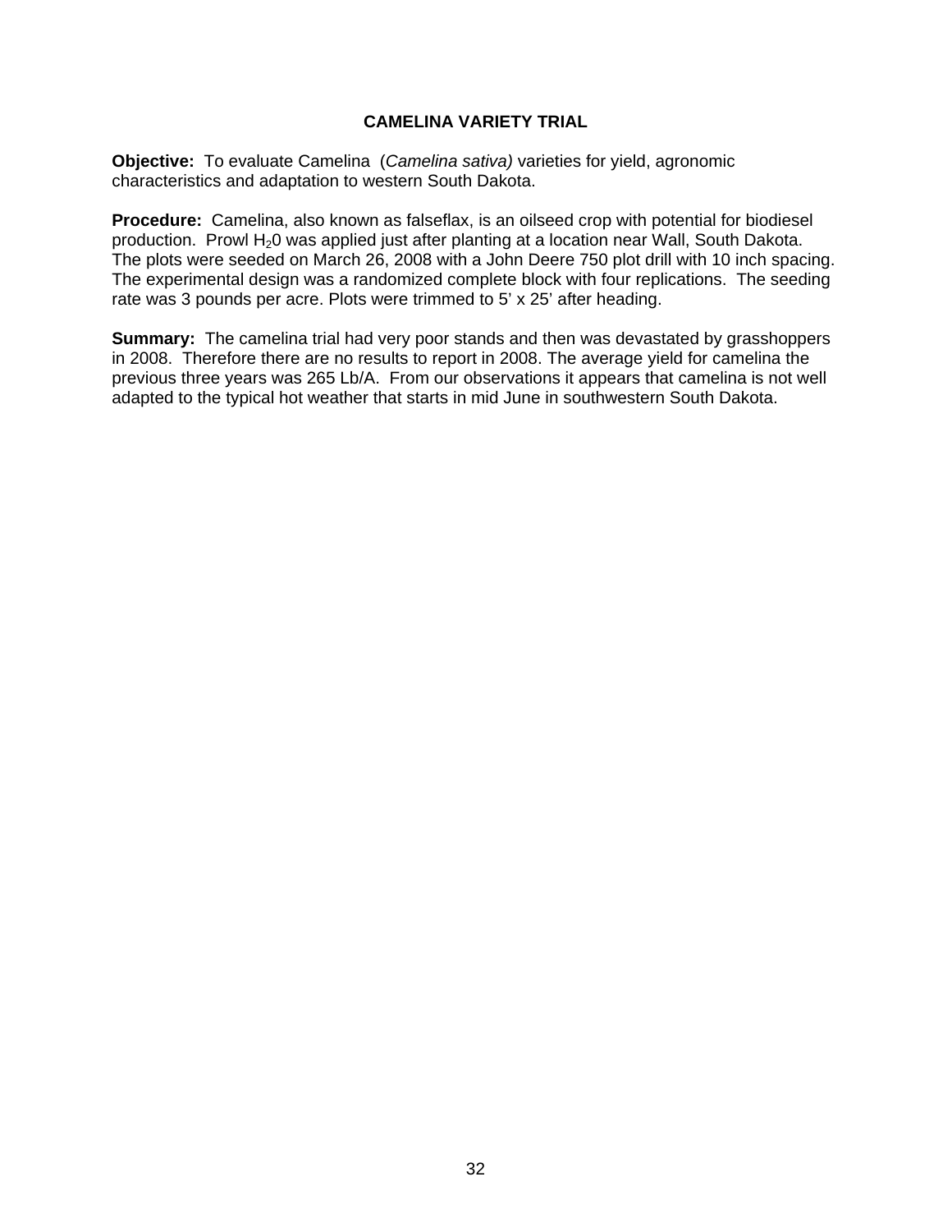# CAMELINA VARIETY TRIAL

**Objective:** To evaluate Camelina (*Camelina sativa)* varieties for yield, agronomic characteristics and adaptation to western South Dakota.

**Procedure:** Camelina, also known as falseflax, is an oilseed crop with potential for biodiesel production. Prowl $H_20$ was applied just after planting at a location near Wall, South Dakota. The plots were seeded on March 26, 2008 with a John Deere 750 plot drill with 10 inch spacing. The experimental design was a randomized complete block with four replications. The seeding rate was 3 pounds per acre. Plots were trimmed to 5' x 25' after heading.

**Summary:** The camelina trial had very poor stands and then was devastated by grasshoppers in 2008. Therefore there are no results to report in 2008. The average yield for camelina the previous three years was 265 Lb/A. From our observations it appears that camelina is not well adapted to the typical hot weather that starts in mid June in southwestern South Dakota.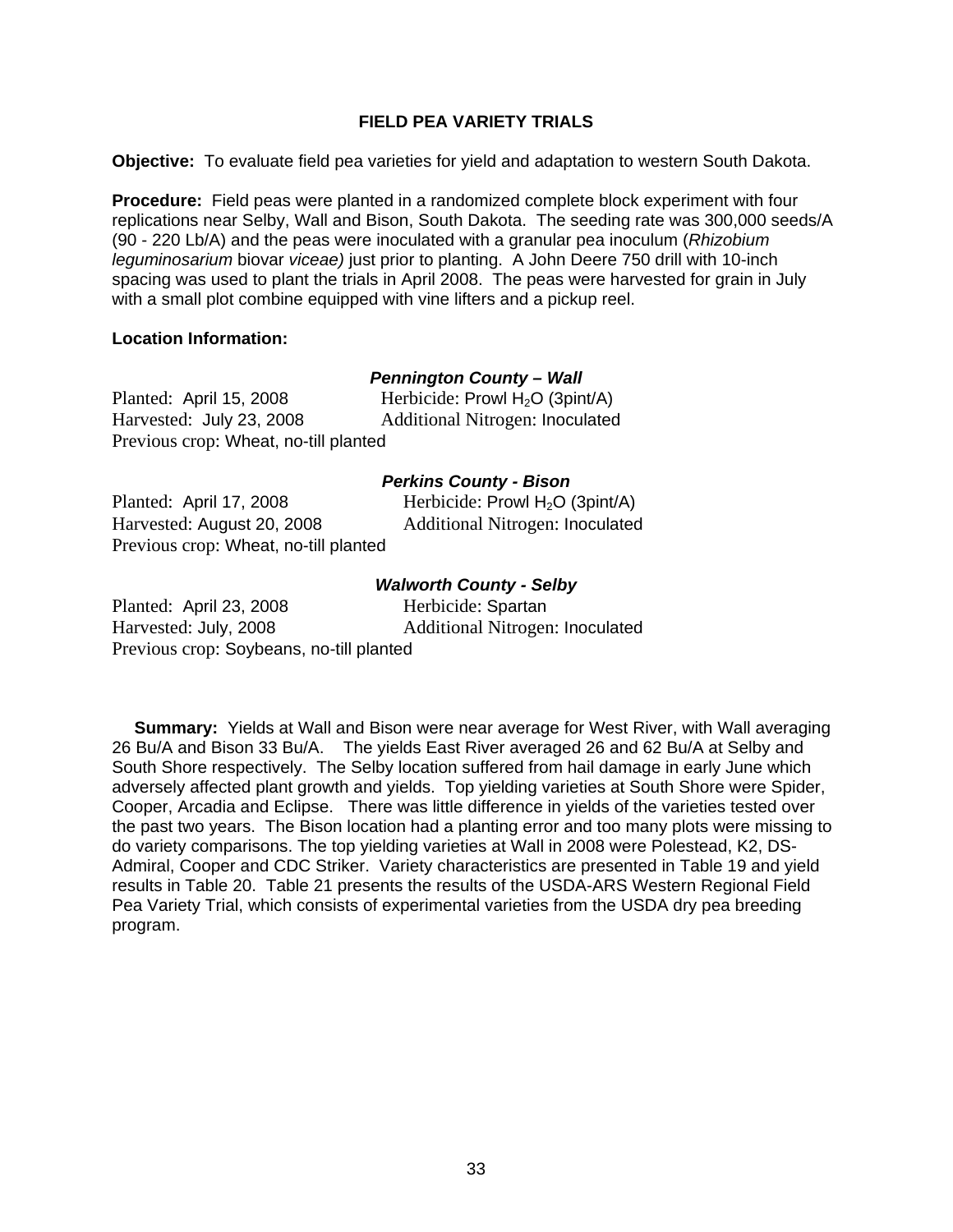## FIELD PEA VARIETY TRIALS

**Objective:** To evaluate field pea varieties for yield and adaptation to western South Dakota.

**Procedure:** Field peas were planted in a randomized complete block experiment with four replications near Selby, Wall and Bison, South Dakota. The seeding rate was 300,000 seeds/A (90 - 220 Lb/A) and the peas were inoculated with a granular pea inoculum (*Rhizobium leguminosarium* biovar *viceae)* just prior to planting. A John Deere 750 drill with 10-inch spacing was used to plant the trials in April 2008. The peas were harvested for grain in July with a small plot combine equipped with vine lifters and a pickup reel.

**Location Information:**

***Pennington County – Wall***

Planted: April 15, 2008 Herbicide: Prowl $H_2O$ (3pint/A)
Harvested: July 23, 2008 Additional Nitrogen: Inoculated
Previous crop: Wheat, no-till planted

***Perkins County - Bison***

Planted: April 17, 2008 Herbicide: Prowl $H_2O$ (3pint/A)
Harvested: August 20, 2008 Additional Nitrogen: Inoculated
Previous crop: Wheat, no-till planted

***Walworth County - Selby***

Planted: April 23, 2008 Herbicide: Spartan
Harvested: July, 2008 Additional Nitrogen: Inoculated
Previous crop: Soybeans, no-till planted

**Summary:** Yields at Wall and Bison were near average for West River, with Wall averaging 26 Bu/A and Bison 33 Bu/A. The yields East River averaged 26 and 62 Bu/A at Selby and South Shore respectively. The Selby location suffered from hail damage in early June which adversely affected plant growth and yields. Top yielding varieties at South Shore were Spider, Cooper, Arcadia and Eclipse. There was little difference in yields of the varieties tested over the past two years. The Bison location had a planting error and too many plots were missing to do variety comparisons. The top yielding varieties at Wall in 2008 were Polestead, K2, DS-Admiral, Cooper and CDC Striker. Variety characteristics are presented in Table 19 and yield results in Table 20. Table 21 presents the results of the USDA-ARS Western Regional Field Pea Variety Trial, which consists of experimental varieties from the USDA dry pea breeding program.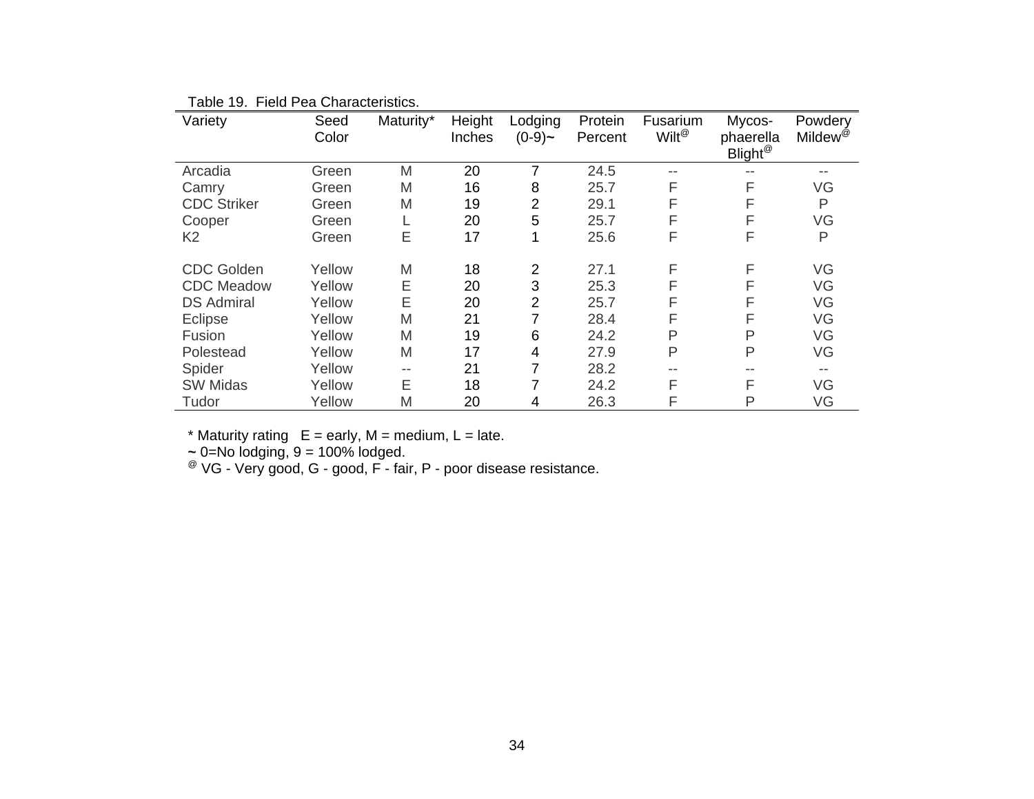Table 19. Field Pea Characteristics.

| Variety | Seed Color | Maturity* | Height Inches | Lodging (0-9)~ | Protein Percent | Fusarium Wilt@ | Mycos-phaerella Blight@ | Powdery Mildew@ |
|---|---|---|---|---|---|---|---|---|
| Arcadia | Green | M | 20 | 7 | 24.5 | -- | -- | -- |
| Camry | Green | M | 16 | 8 | 25.7 | F | F | VG |
| CDC Striker | Green | M | 19 | 2 | 29.1 | F | F | P |
| Cooper | Green | L | 20 | 5 | 25.7 | F | F | VG |
| K2 | Green | E | 17 | 1 | 25.6 | F | F | P |
| | | | | | | | | |
| CDC Golden | Yellow | M | 18 | 2 | 27.1 | F | F | VG |
| CDC Meadow | Yellow | E | 20 | 3 | 25.3 | F | F | VG |
| DS Admiral | Yellow | E | 20 | 2 | 25.7 | F | F | VG |
| Eclipse | Yellow | M | 21 | 7 | 28.4 | F | F | VG |
| Fusion | Yellow | M | 19 | 6 | 24.2 | P | P | VG |
| Polestead | Yellow | M | 17 | 4 | 27.9 | P | P | VG |
| Spider | Yellow | -- | 21 | 7 | 28.2 | -- | -- | -- |
| SW Midas | Yellow | E | 18 | 7 | 24.2 | F | F | VG |
| Tudor | Yellow | M | 20 | 4 | 26.3 | F | P | VG |

* Maturity rating E = early, M = medium, L = late.
~ 0=No lodging, 9 = 100% lodged.
@ VG - Very good, G - good, F - fair, P - poor disease resistance.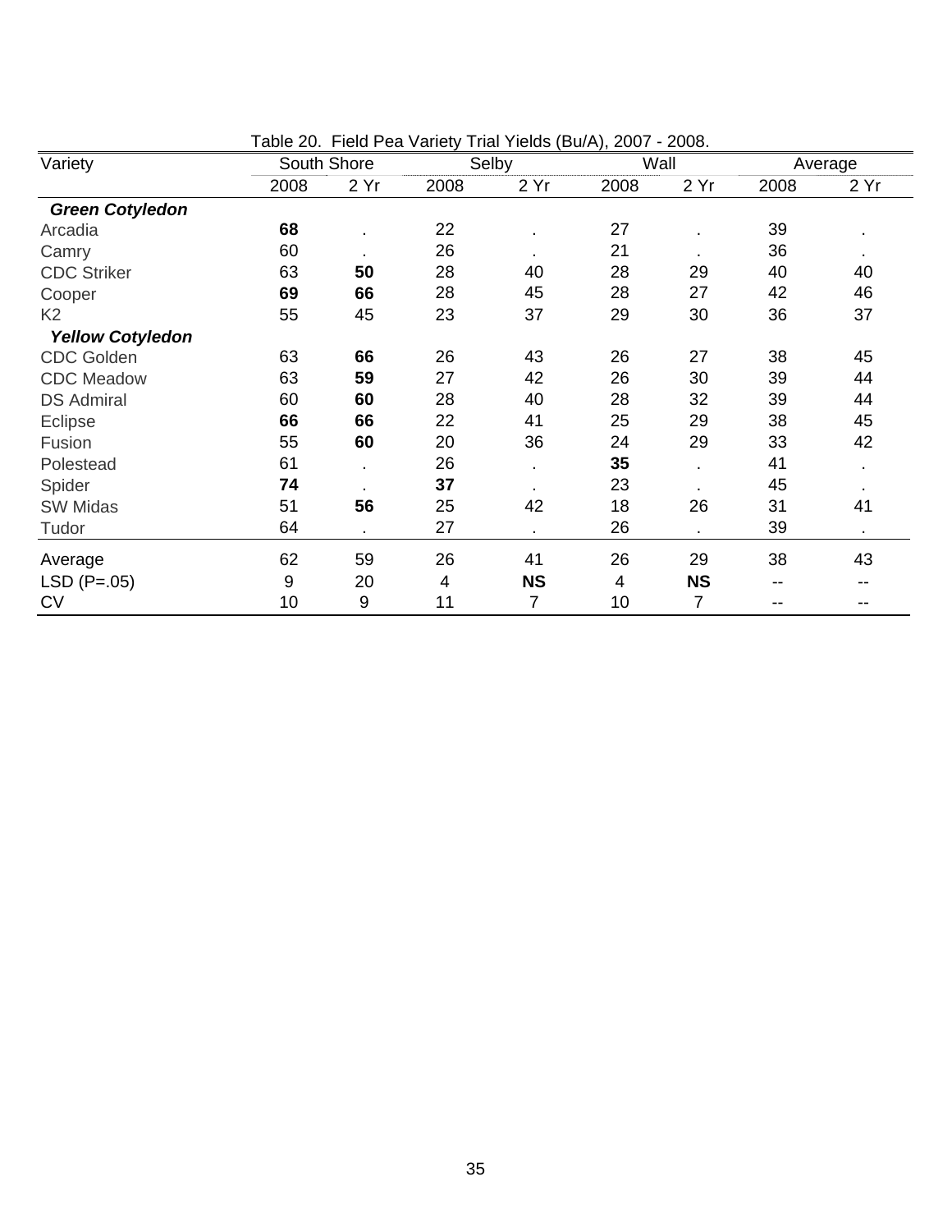Table 20. Field Pea Variety Trial Yields (Bu/A), 2007 - 2008.

| Variety | South Shore | | Selby | | Wall | | Average | |
|---|---|---|---|---|---|---|---|---|
| | 2008 | 2 Yr | 2008 | 2 Yr | 2008 | 2 Yr | 2008 | 2 Yr |
| ***Green Cotyledon*** | | | | | | | | |
| Arcadia | **68** | . | 22 | . | 27 | . | 39 | . |
| Camry | 60 | . | 26 | . | 21 | . | 36 | . |
| CDC Striker | 63 | **50** | 28 | 40 | 28 | 29 | 40 | 40 |
| Cooper | **69** | **66** | 28 | 45 | 28 | 27 | 42 | 46 |
| K2 | 55 | 45 | 23 | 37 | 29 | 30 | 36 | 37 |
| ***Yellow Cotyledon*** | | | | | | | | |
| CDC Golden | 63 | **66** | 26 | 43 | 26 | 27 | 38 | 45 |
| CDC Meadow | 63 | **59** | 27 | 42 | 26 | 30 | 39 | 44 |
| DS Admiral | 60 | **60** | 28 | 40 | 28 | 32 | 39 | 44 |
| Eclipse | **66** | **66** | 22 | 41 | 25 | 29 | 38 | 45 |
| Fusion | 55 | **60** | 20 | 36 | 24 | 29 | 33 | 42 |
| Polestead | 61 | . | 26 | . | **35** | . | 41 | . |
| Spider | **74** | . | **37** | . | 23 | . | 45 | . |
| SW Midas | 51 | **56** | 25 | 42 | 18 | 26 | 31 | 41 |
| Tudor | 64 | . | 27 | . | 26 | . | 39 | . |
| Average | 62 | 59 | 26 | 41 | 26 | 29 | 38 | 43 |
| LSD (P=.05) | 9 | 20 | 4 | **NS** | 4 | **NS** | -- | -- |
| CV | 10 | 9 | 11 | 7 | 10 | 7 | -- | -- |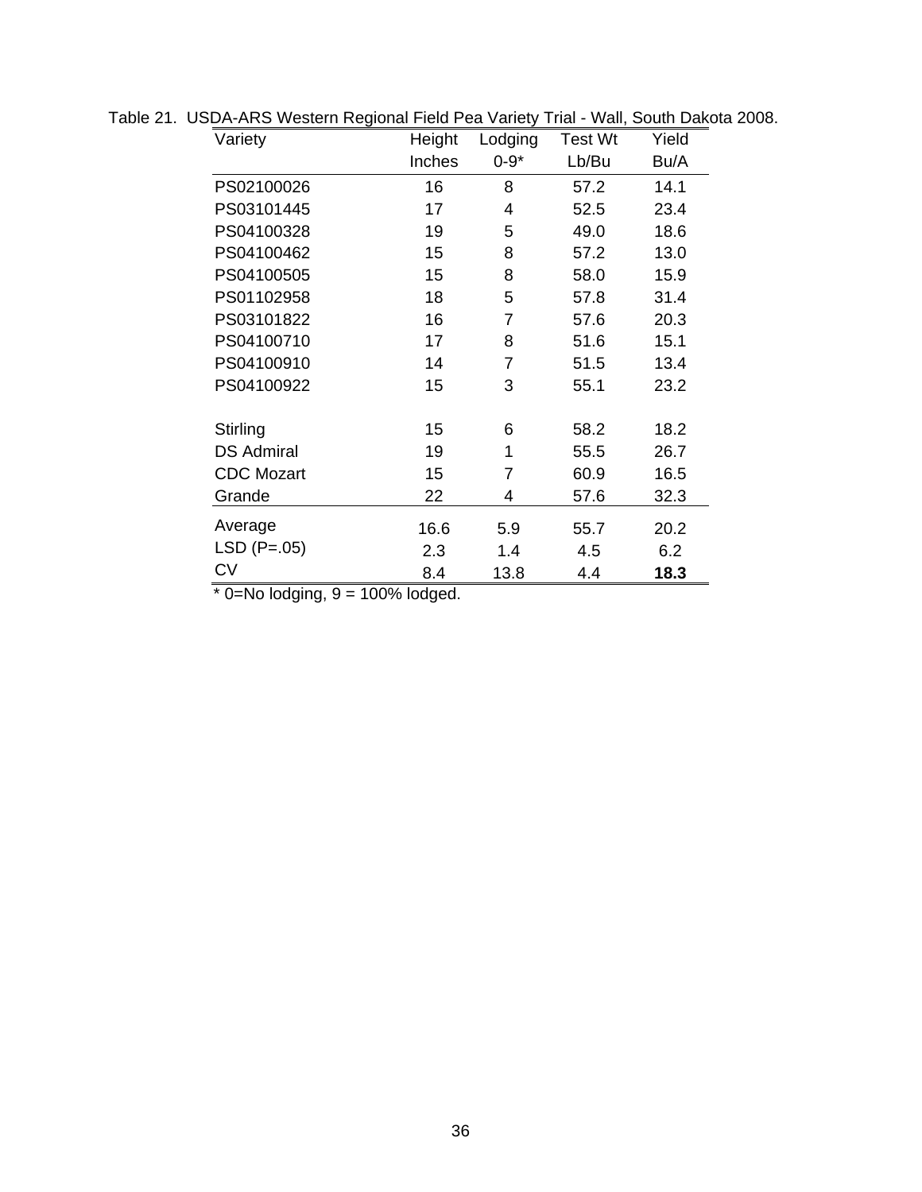Table 21. USDA-ARS Western Regional Field Pea Variety Trial - Wall, South Dakota 2008.

| Variety | Height Inches | Lodging 0-9* | Test Wt Lb/Bu | Yield Bu/A |
|---|---|---|---|---|
| PS02100026 | 16 | 8 | 57.2 | 14.1 |
| PS03101445 | 17 | 4 | 52.5 | 23.4 |
| PS04100328 | 19 | 5 | 49.0 | 18.6 |
| PS04100462 | 15 | 8 | 57.2 | 13.0 |
| PS04100505 | 15 | 8 | 58.0 | 15.9 |
| PS01102958 | 18 | 5 | 57.8 | 31.4 |
| PS03101822 | 16 | 7 | 57.6 | 20.3 |
| PS04100710 | 17 | 8 | 51.6 | 15.1 |
| PS04100910 | 14 | 7 | 51.5 | 13.4 |
| PS04100922 | 15 | 3 | 55.1 | 23.2 |
| | | | | |
| Stirling | 15 | 6 | 58.2 | 18.2 |
| DS Admiral | 19 | 1 | 55.5 | 26.7 |
| CDC Mozart | 15 | 7 | 60.9 | 16.5 |
| Grande | 22 | 4 | 57.6 | 32.3 |
| Average | 16.6 | 5.9 | 55.7 | 20.2 |
| LSD (P=.05) | 2.3 | 1.4 | 4.5 | 6.2 |
| CV | 8.4 | 13.8 | 4.4 | **18.3** |

* 0=No lodging, 9 = 100% lodged.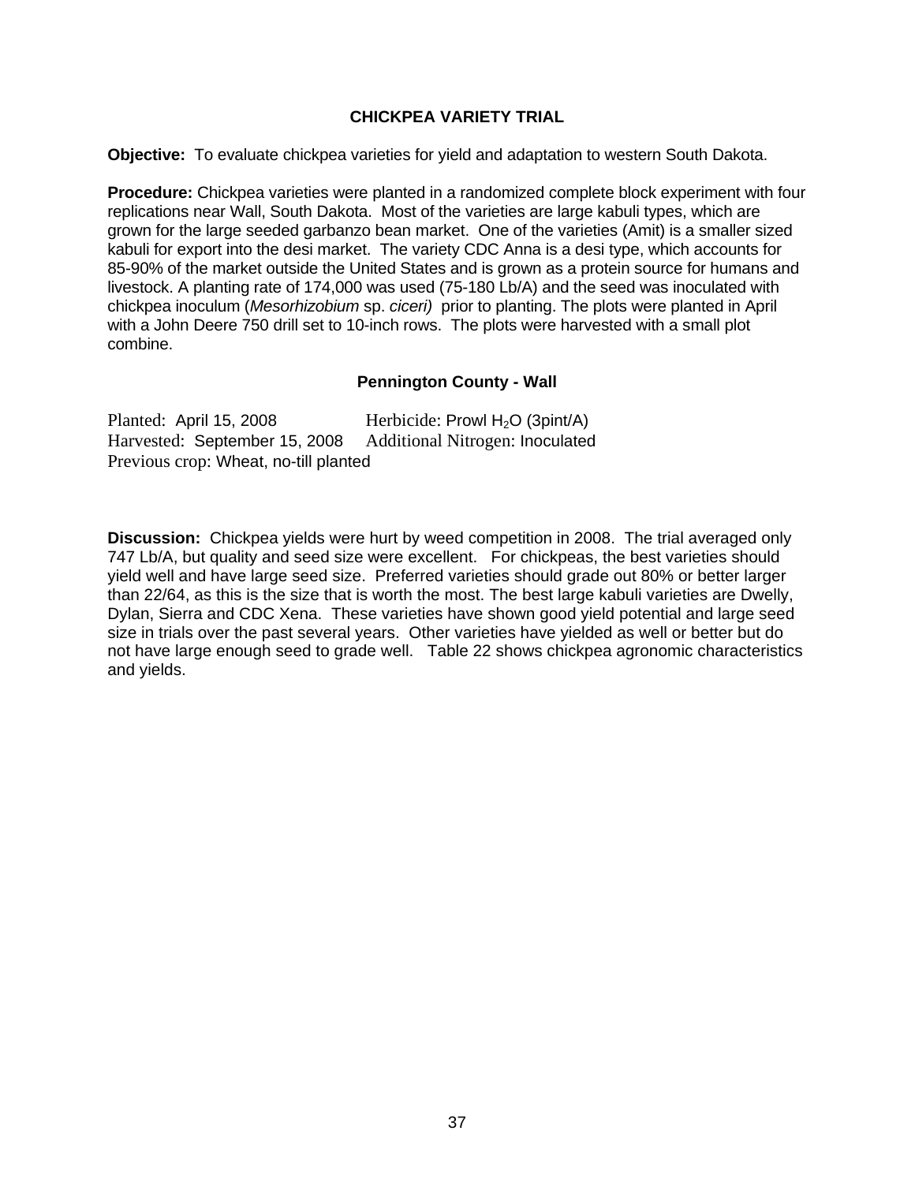## CHICKPEA VARIETY TRIAL

**Objective:** To evaluate chickpea varieties for yield and adaptation to western South Dakota.

**Procedure:** Chickpea varieties were planted in a randomized complete block experiment with four replications near Wall, South Dakota. Most of the varieties are large kabuli types, which are grown for the large seeded garbanzo bean market. One of the varieties (Amit) is a smaller sized kabuli for export into the desi market. The variety CDC Anna is a desi type, which accounts for 85-90% of the market outside the United States and is grown as a protein source for humans and livestock. A planting rate of 174,000 was used (75-180 Lb/A) and the seed was inoculated with chickpea inoculum (*Mesorhizobium* sp. *ciceri)* prior to planting. The plots were planted in April with a John Deere 750 drill set to 10-inch rows. The plots were harvested with a small plot combine.

### Pennington County - Wall

Planted: April 15, 2008 Herbicide: Prowl $H_2O$ (3pint/A)
Harvested: September 15, 2008 Additional Nitrogen: Inoculated
Previous crop: Wheat, no-till planted

**Discussion:** Chickpea yields were hurt by weed competition in 2008. The trial averaged only 747 Lb/A, but quality and seed size were excellent. For chickpeas, the best varieties should yield well and have large seed size. Preferred varieties should grade out 80% or better larger than 22/64, as this is the size that is worth the most. The best large kabuli varieties are Dwelly, Dylan, Sierra and CDC Xena. These varieties have shown good yield potential and large seed size in trials over the past several years. Other varieties have yielded as well or better but do not have large enough seed to grade well. Table 22 shows chickpea agronomic characteristics and yields.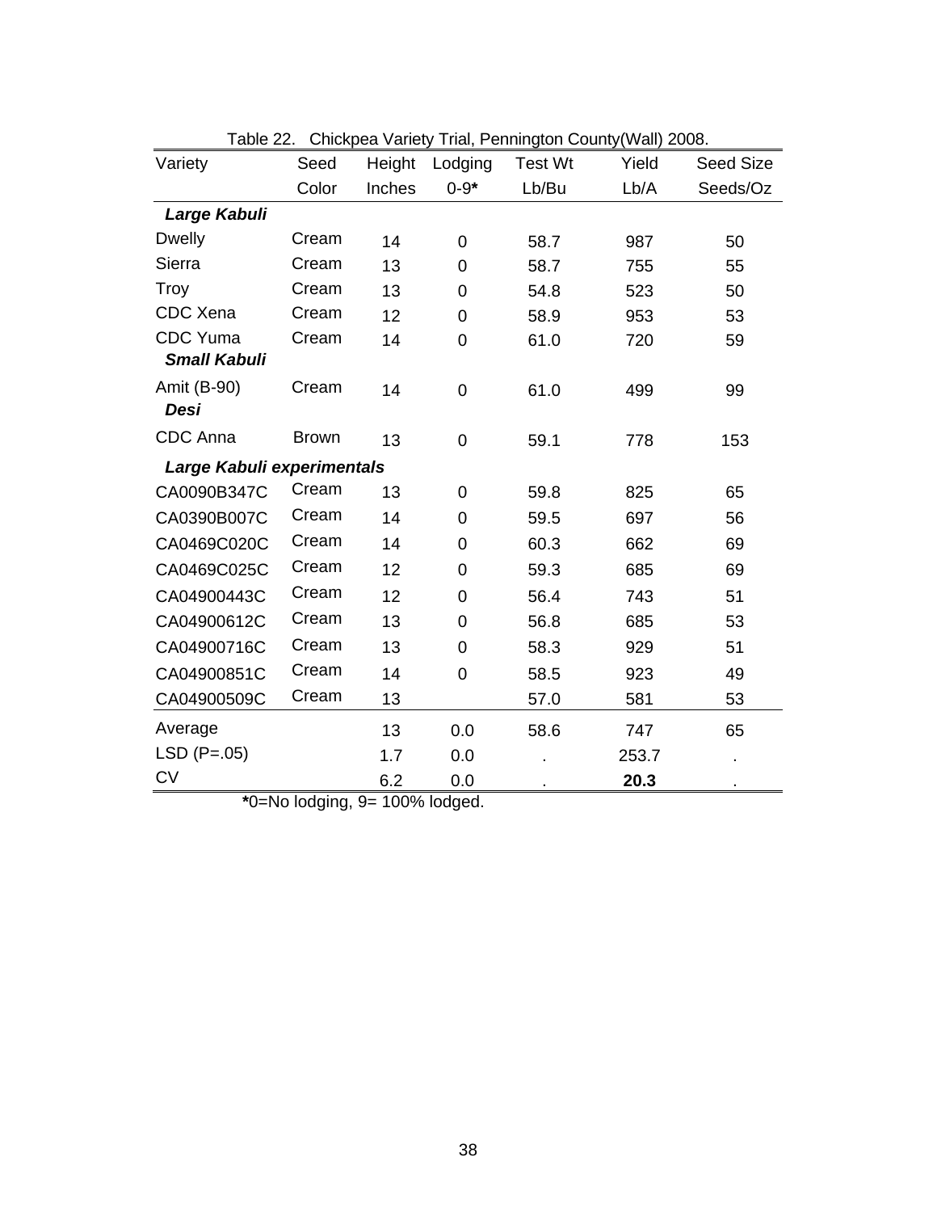Table 22. Chickpea Variety Trial, Pennington County(Wall) 2008.

| Variety | Seed Color | Height Inches | Lodging 0-9* | Test Wt Lb/Bu | Yield Lb/A | Seed Size Seeds/Oz |
|---|---|---|---|---|---|---|
| ***Large Kabuli*** | | | | | | |
| Dwelly | Cream | 14 | 0 | 58.7 | 987 | 50 |
| Sierra | Cream | 13 | 0 | 58.7 | 755 | 55 |
| Troy | Cream | 13 | 0 | 54.8 | 523 | 50 |
| CDC Xena | Cream | 12 | 0 | 58.9 | 953 | 53 |
| CDC Yuma | Cream | 14 | 0 | 61.0 | 720 | 59 |
| ***Small Kabuli*** | | | | | | |
| Amit (B-90) | Cream | 14 | 0 | 61.0 | 499 | 99 |
| ***Desi*** | | | | | | |
| CDC Anna | Brown | 13 | 0 | 59.1 | 778 | 153 |
| ***Large Kabuli experimentals*** | | | | | | |
| CA0090B347C | Cream | 13 | 0 | 59.8 | 825 | 65 |
| CA0390B007C | Cream | 14 | 0 | 59.5 | 697 | 56 |
| CA0469C020C | Cream | 14 | 0 | 60.3 | 662 | 69 |
| CA0469C025C | Cream | 12 | 0 | 59.3 | 685 | 69 |
| CA04900443C | Cream | 12 | 0 | 56.4 | 743 | 51 |
| CA04900612C | Cream | 13 | 0 | 56.8 | 685 | 53 |
| CA04900716C | Cream | 13 | 0 | 58.3 | 929 | 51 |
| CA04900851C | Cream | 14 | 0 | 58.5 | 923 | 49 |
| CA04900509C | Cream | 13 | | 57.0 | 581 | 53 |
| Average | | 13 | 0.0 | 58.6 | 747 | 65 |
| LSD (P=.05) | | 1.7 | 0.0 | . | 253.7 | . |
| CV | | 6.2 | 0.0 | . | **20.3** | . |

***0=No lodging, 9= 100% lodged.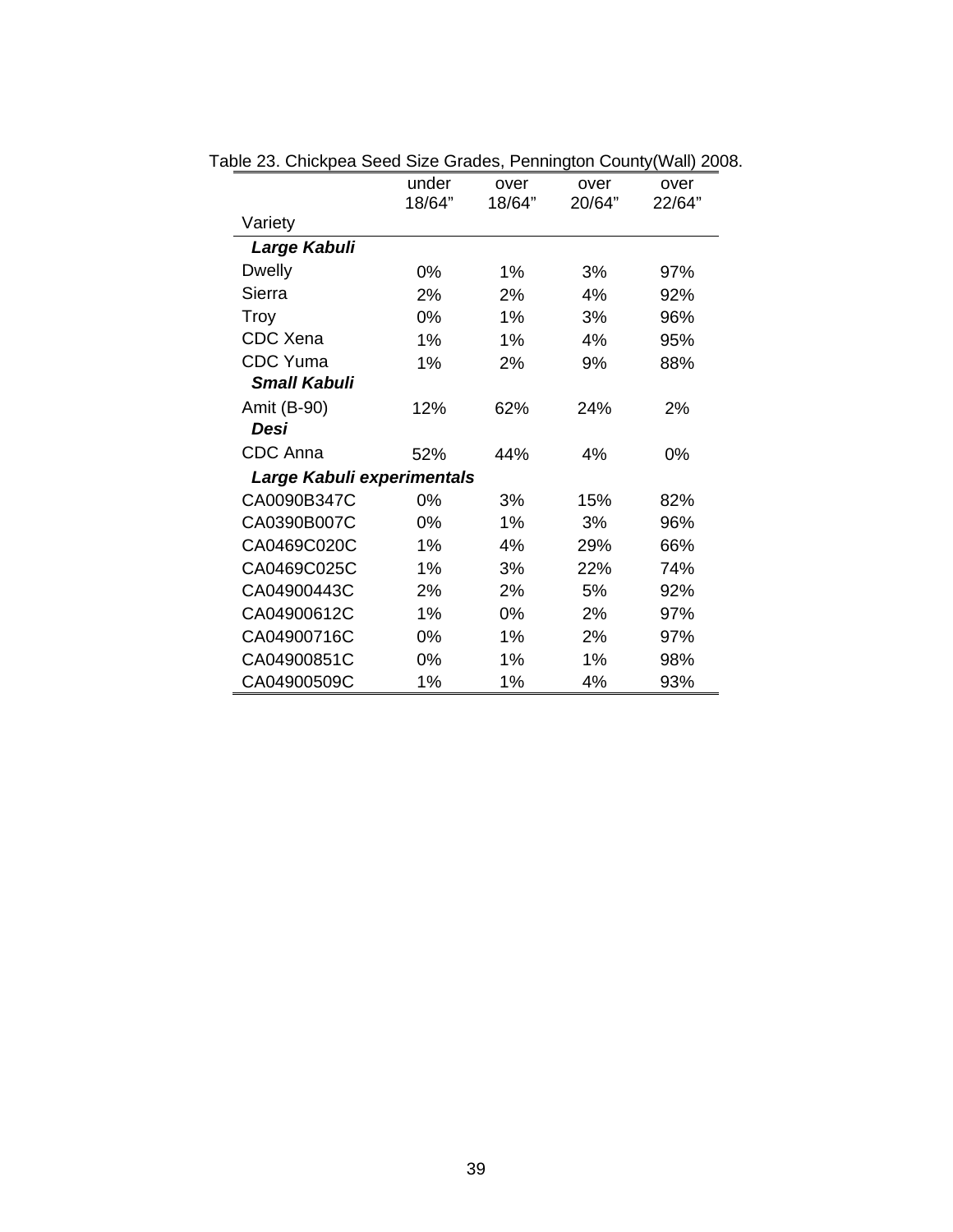Table 23. Chickpea Seed Size Grades, Pennington County(Wall) 2008.

| Variety | under 18/64" | over 18/64" | over 20/64" | over 22/64" |
|---|---|---|---|---|
| ***Large Kabuli*** | | | | |
| Dwelly | 0% | 1% | 3% | 97% |
| Sierra | 2% | 2% | 4% | 92% |
| Troy | 0% | 1% | 3% | 96% |
| CDC Xena | 1% | 1% | 4% | 95% |
| CDC Yuma | 1% | 2% | 9% | 88% |
| ***Small Kabuli*** | | | | |
| Amit (B-90) | 12% | 62% | 24% | 2% |
| ***Desi*** | | | | |
| CDC Anna | 52% | 44% | 4% | 0% |
| ***Large Kabuli experimentals*** | | | | |
| CA0090B347C | 0% | 3% | 15% | 82% |
| CA0390B007C | 0% | 1% | 3% | 96% |
| CA0469C020C | 1% | 4% | 29% | 66% |
| CA0469C025C | 1% | 3% | 22% | 74% |
| CA04900443C | 2% | 2% | 5% | 92% |
| CA04900612C | 1% | 0% | 2% | 97% |
| CA04900716C | 0% | 1% | 2% | 97% |
| CA04900851C | 0% | 1% | 1% | 98% |
| CA04900509C | 1% | 1% | 4% | 93% |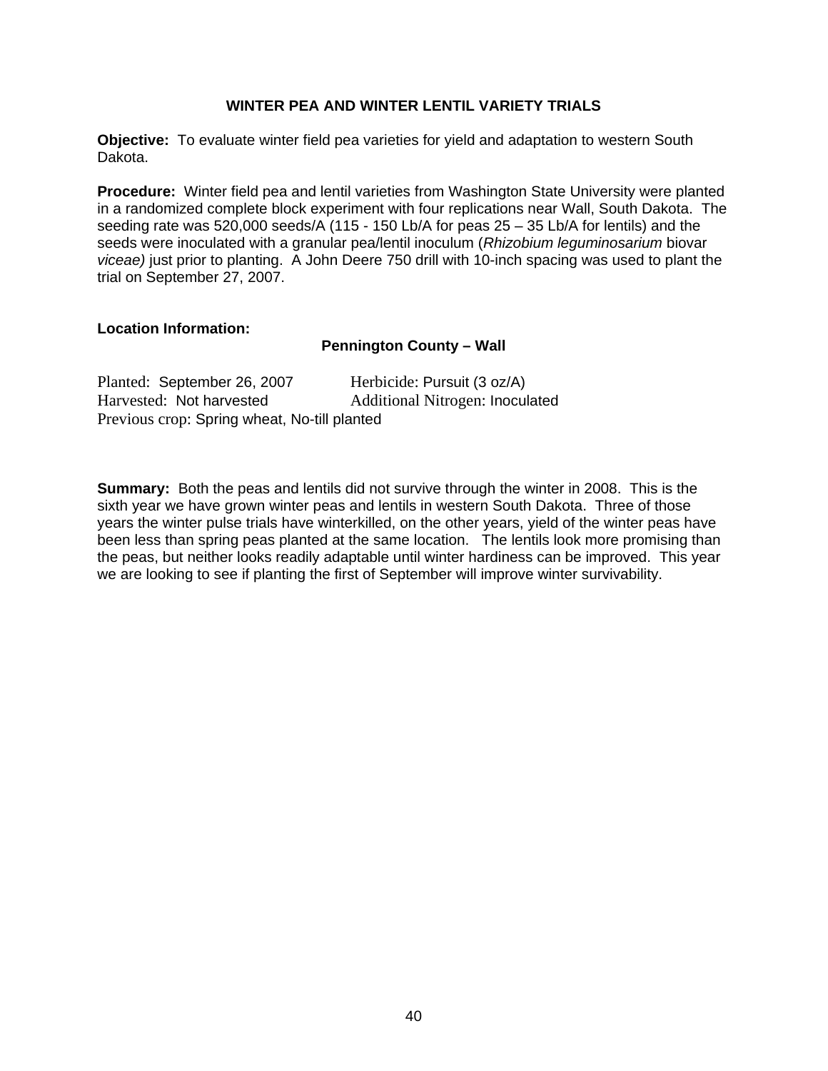## WINTER PEA AND WINTER LENTIL VARIETY TRIALS

**Objective:** To evaluate winter field pea varieties for yield and adaptation to western South Dakota.

**Procedure:** Winter field pea and lentil varieties from Washington State University were planted in a randomized complete block experiment with four replications near Wall, South Dakota. The seeding rate was 520,000 seeds/A (115 - 150 Lb/A for peas 25 – 35 Lb/A for lentils) and the seeds were inoculated with a granular pea/lentil inoculum (*Rhizobium leguminosarium* biovar *viceae)* just prior to planting. A John Deere 750 drill with 10-inch spacing was used to plant the trial on September 27, 2007.

**Location Information:**

**Pennington County – Wall**

Planted: September 26, 2007 Herbicide: Pursuit (3 oz/A)
Harvested: Not harvested Additional Nitrogen: Inoculated
Previous crop: Spring wheat, No-till planted

**Summary:** Both the peas and lentils did not survive through the winter in 2008. This is the sixth year we have grown winter peas and lentils in western South Dakota. Three of those years the winter pulse trials have winterkilled, on the other years, yield of the winter peas have been less than spring peas planted at the same location. The lentils look more promising than the peas, but neither looks readily adaptable until winter hardiness can be improved. This year we are looking to see if planting the first of September will improve winter survivability.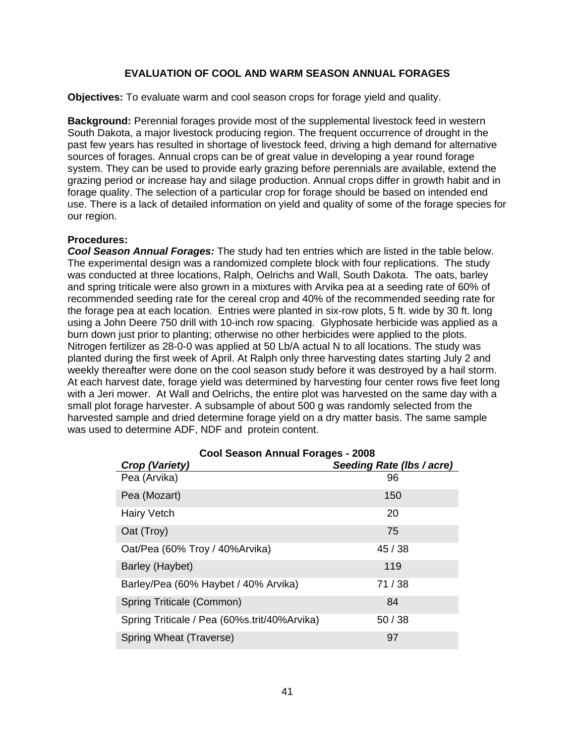# EVALUATION OF COOL AND WARM SEASON ANNUAL FORAGES

**Objectives:** To evaluate warm and cool season crops for forage yield and quality.

**Background:** Perennial forages provide most of the supplemental livestock feed in western South Dakota, a major livestock producing region. The frequent occurrence of drought in the past few years has resulted in shortage of livestock feed, driving a high demand for alternative sources of forages. Annual crops can be of great value in developing a year round forage system. They can be used to provide early grazing before perennials are available, extend the grazing period or increase hay and silage production. Annual crops differ in growth habit and in forage quality. The selection of a particular crop for forage should be based on intended end use. There is a lack of detailed information on yield and quality of some of the forage species for our region.

**Procedures:**
***Cool Season Annual Forages:*** The study had ten entries which are listed in the table below. The experimental design was a randomized complete block with four replications. The study was conducted at three locations, Ralph, Oelrichs and Wall, South Dakota. The oats, barley and spring triticale were also grown in a mixtures with Arvika pea at a seeding rate of 60% of recommended seeding rate for the cereal crop and 40% of the recommended seeding rate for the forage pea at each location. Entries were planted in six-row plots, 5 ft. wide by 30 ft. long using a John Deere 750 drill with 10-inch row spacing. Glyphosate herbicide was applied as a burn down just prior to planting; otherwise no other herbicides were applied to the plots. Nitrogen fertilizer as 28-0-0 was applied at 50 Lb/A actual N to all locations. The study was planted during the first week of April. At Ralph only three harvesting dates starting July 2 and weekly thereafter were done on the cool season study before it was destroyed by a hail storm. At each harvest date, forage yield was determined by harvesting four center rows five feet long with a Jeri mower. At Wall and Oelrichs, the entire plot was harvested on the same day with a small plot forage harvester. A subsample of about 500 g was randomly selected from the harvested sample and dried determine forage yield on a dry matter basis. The same sample was used to determine ADF, NDF and protein content.

**Cool Season Annual Forages - 2008**

| ***Crop (Variety)*** | ***Seeding Rate (lbs / acre)*** |
|---|---|
| Pea (Arvika) | 96 |
| Pea (Mozart) | 150 |
| Hairy Vetch | 20 |
| Oat (Troy) | 75 |
| Oat/Pea (60% Troy / 40%Arvika) | 45 / 38 |
| Barley (Haybet) | 119 |
| Barley/Pea (60% Haybet / 40% Arvika) | 71 / 38 |
| Spring Triticale (Common) | 84 |
| Spring Triticale / Pea (60%s.trit/40%Arvika) | 50 / 38 |
| Spring Wheat (Traverse) | 97 |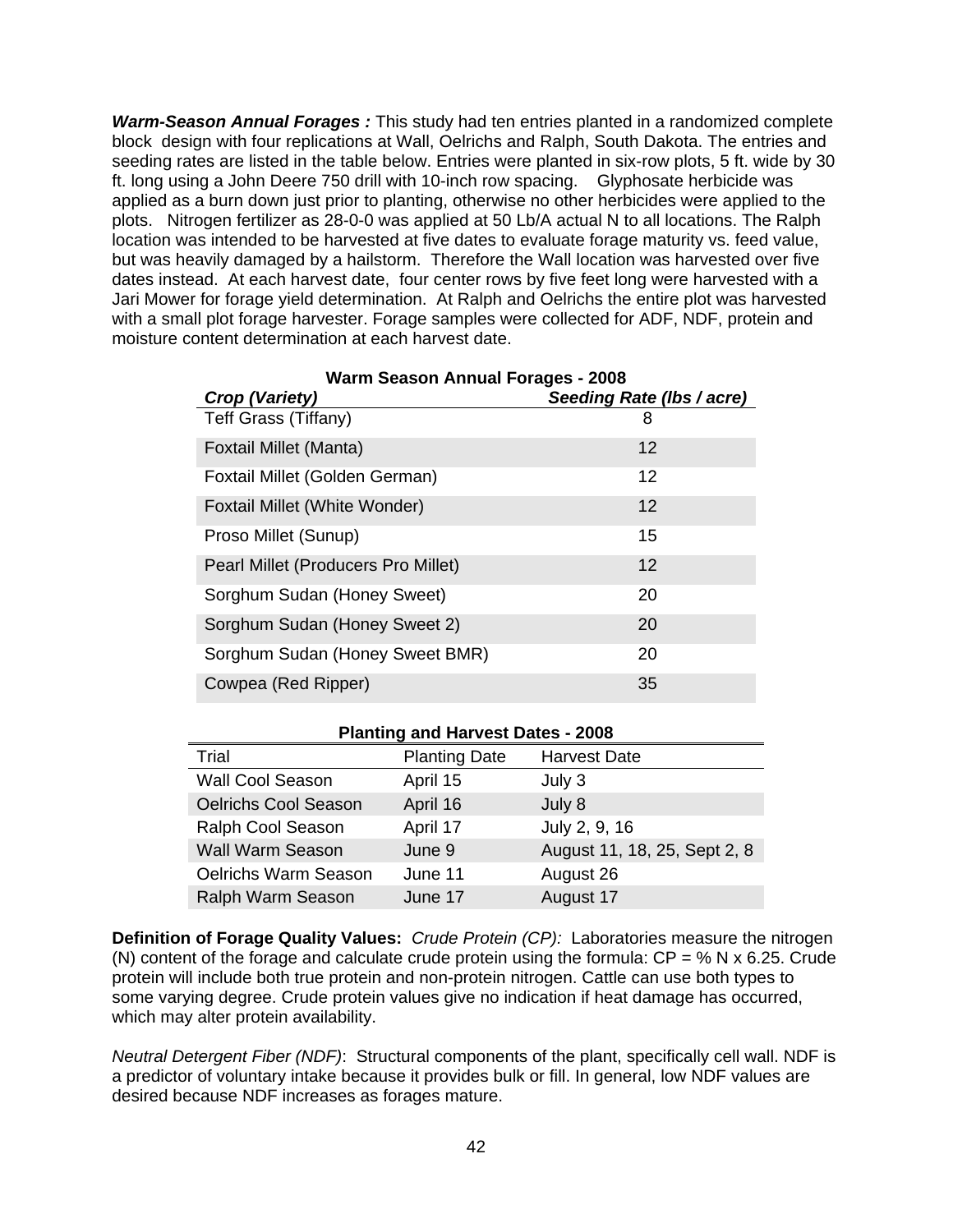***Warm-Season Annual Forages :*** This study had ten entries planted in a randomized complete block design with four replications at Wall, Oelrichs and Ralph, South Dakota. The entries and seeding rates are listed in the table below. Entries were planted in six-row plots, 5 ft. wide by 30 ft. long using a John Deere 750 drill with 10-inch row spacing. Glyphosate herbicide was applied as a burn down just prior to planting, otherwise no other herbicides were applied to the plots. Nitrogen fertilizer as 28-0-0 was applied at 50 Lb/A actual N to all locations. The Ralph location was intended to be harvested at five dates to evaluate forage maturity vs. feed value, but was heavily damaged by a hailstorm. Therefore the Wall location was harvested over five dates instead. At each harvest date, four center rows by five feet long were harvested with a Jari Mower for forage yield determination. At Ralph and Oelrichs the entire plot was harvested with a small plot forage harvester. Forage samples were collected for ADF, NDF, protein and moisture content determination at each harvest date.

**Warm Season Annual Forages - 2008**

| ***Crop (Variety)*** | ***Seeding Rate (lbs / acre)*** |
|---|---|
| Teff Grass (Tiffany) | 8 |
| Foxtail Millet (Manta) | 12 |
| Foxtail Millet (Golden German) | 12 |
| Foxtail Millet (White Wonder) | 12 |
| Proso Millet (Sunup) | 15 |
| Pearl Millet (Producers Pro Millet) | 12 |
| Sorghum Sudan (Honey Sweet) | 20 |
| Sorghum Sudan (Honey Sweet 2) | 20 |
| Sorghum Sudan (Honey Sweet BMR) | 20 |
| Cowpea (Red Ripper) | 35 |

**Planting and Harvest Dates - 2008**

| Trial | Planting Date | Harvest Date |
|---|---|---|
| Wall Cool Season | April 15 | July 3 |
| Oelrichs Cool Season | April 16 | July 8 |
| Ralph Cool Season | April 17 | July 2, 9, 16 |
| Wall Warm Season | June 9 | August 11, 18, 25, Sept 2, 8 |
| Oelrichs Warm Season | June 11 | August 26 |
| Ralph Warm Season | June 17 | August 17 |

**Definition of Forage Quality Values:** *Crude Protein (CP):* Laboratories measure the nitrogen (N) content of the forage and calculate crude protein using the formula: CP = % N x 6.25. Crude protein will include both true protein and non-protein nitrogen. Cattle can use both types to some varying degree. Crude protein values give no indication if heat damage has occurred, which may alter protein availability.

*Neutral Detergent Fiber (NDF)*: Structural components of the plant, specifically cell wall. NDF is a predictor of voluntary intake because it provides bulk or fill. In general, low NDF values are desired because NDF increases as forages mature.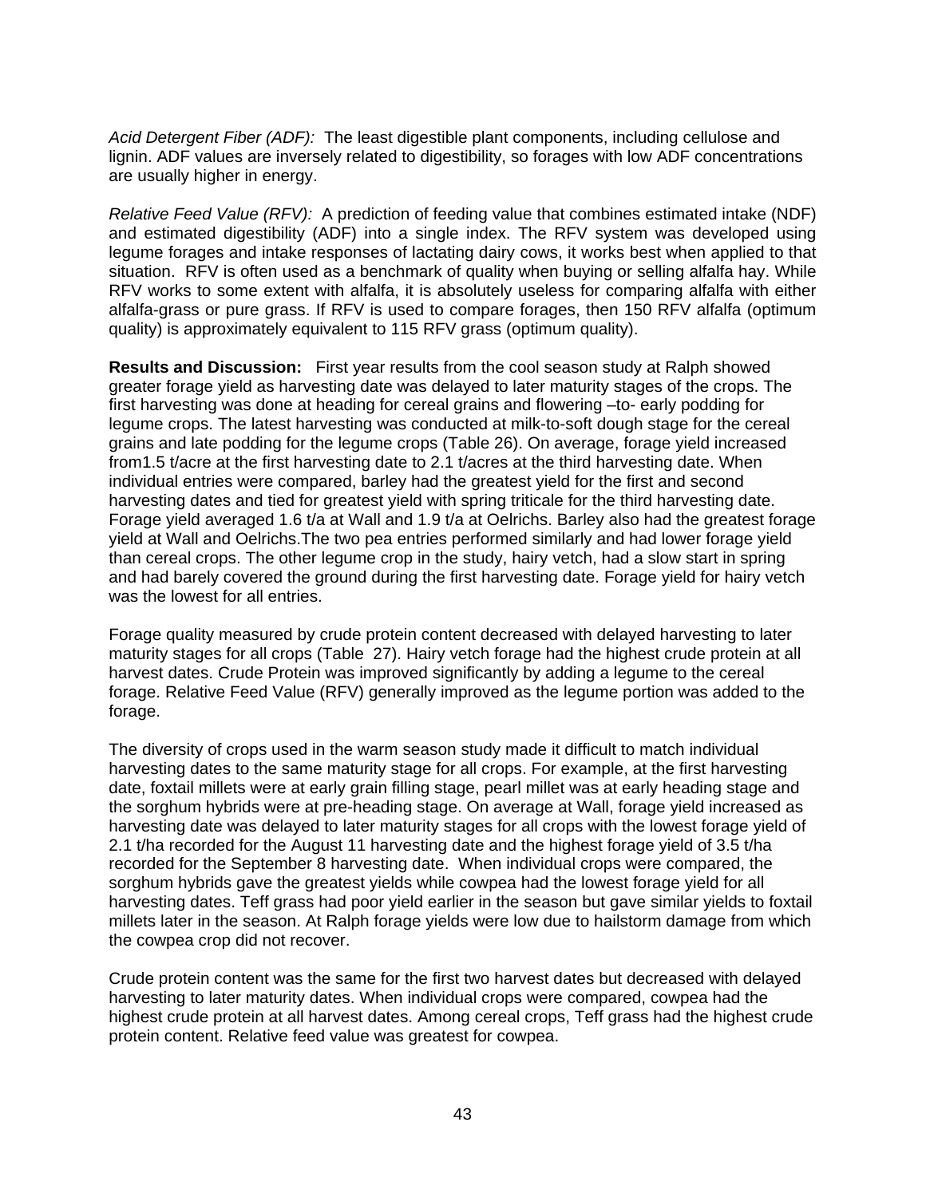*Acid Detergent Fiber (ADF):* The least digestible plant components, including cellulose and lignin. ADF values are inversely related to digestibility, so forages with low ADF concentrations are usually higher in energy.

*Relative Feed Value (RFV):* A prediction of feeding value that combines estimated intake (NDF) and estimated digestibility (ADF) into a single index. The RFV system was developed using legume forages and intake responses of lactating dairy cows, it works best when applied to that situation. RFV is often used as a benchmark of quality when buying or selling alfalfa hay. While RFV works to some extent with alfalfa, it is absolutely useless for comparing alfalfa with either alfalfa-grass or pure grass. If RFV is used to compare forages, then 150 RFV alfalfa (optimum quality) is approximately equivalent to 115 RFV grass (optimum quality).

**Results and Discussion:** First year results from the cool season study at Ralph showed greater forage yield as harvesting date was delayed to later maturity stages of the crops. The first harvesting was done at heading for cereal grains and flowering –to- early podding for legume crops. The latest harvesting was conducted at milk-to-soft dough stage for the cereal grains and late podding for the legume crops (Table 26). On average, forage yield increased from1.5 t/acre at the first harvesting date to 2.1 t/acres at the third harvesting date. When individual entries were compared, barley had the greatest yield for the first and second harvesting dates and tied for greatest yield with spring triticale for the third harvesting date. Forage yield averaged 1.6 t/a at Wall and 1.9 t/a at Oelrichs. Barley also had the greatest forage yield at Wall and Oelrichs.The two pea entries performed similarly and had lower forage yield than cereal crops. The other legume crop in the study, hairy vetch, had a slow start in spring and had barely covered the ground during the first harvesting date. Forage yield for hairy vetch was the lowest for all entries.

Forage quality measured by crude protein content decreased with delayed harvesting to later maturity stages for all crops (Table 27). Hairy vetch forage had the highest crude protein at all harvest dates. Crude Protein was improved significantly by adding a legume to the cereal forage. Relative Feed Value (RFV) generally improved as the legume portion was added to the forage.

The diversity of crops used in the warm season study made it difficult to match individual harvesting dates to the same maturity stage for all crops. For example, at the first harvesting date, foxtail millets were at early grain filling stage, pearl millet was at early heading stage and the sorghum hybrids were at pre-heading stage. On average at Wall, forage yield increased as harvesting date was delayed to later maturity stages for all crops with the lowest forage yield of 2.1 t/ha recorded for the August 11 harvesting date and the highest forage yield of 3.5 t/ha recorded for the September 8 harvesting date. When individual crops were compared, the sorghum hybrids gave the greatest yields while cowpea had the lowest forage yield for all harvesting dates. Teff grass had poor yield earlier in the season but gave similar yields to foxtail millets later in the season. At Ralph forage yields were low due to hailstorm damage from which the cowpea crop did not recover.

Crude protein content was the same for the first two harvest dates but decreased with delayed harvesting to later maturity dates. When individual crops were compared, cowpea had the highest crude protein at all harvest dates. Among cereal crops, Teff grass had the highest crude protein content. Relative feed value was greatest for cowpea.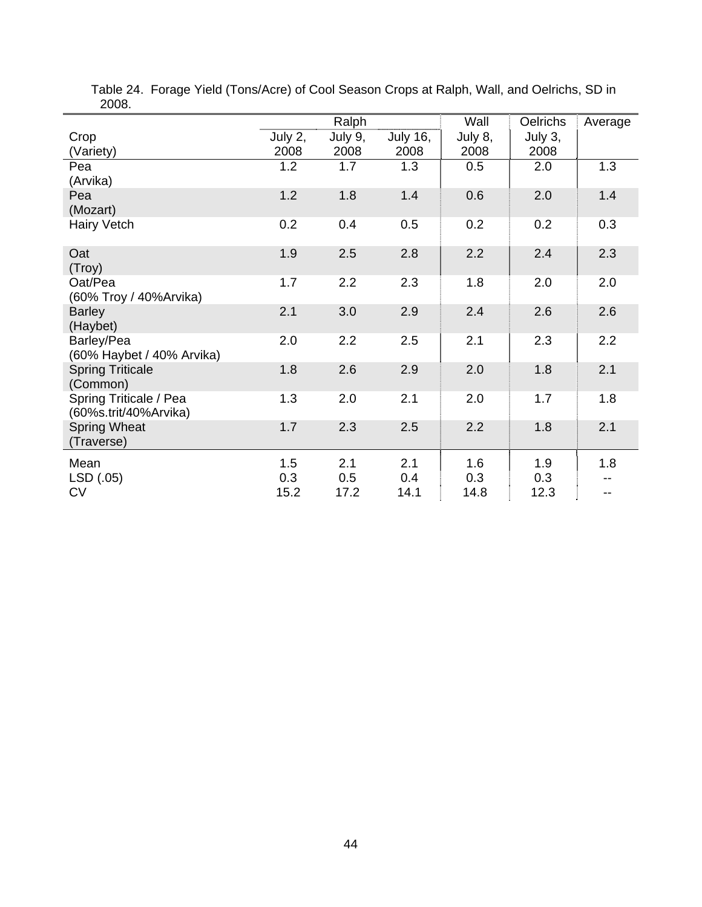Table 24. Forage Yield (Tons/Acre) of Cool Season Crops at Ralph, Wall, and Oelrichs, SD in 2008.

| Crop (Variety) | Ralph July 2, 2008 | Ralph July 9, 2008 | Ralph July 16, 2008 | Wall July 8, 2008 | Oelrichs July 3, 2008 | Average |
|---|---|---|---|---|---|---|
| Pea (Arvika) | 1.2 | 1.7 | 1.3 | 0.5 | 2.0 | 1.3 |
| Pea (Mozart) | 1.2 | 1.8 | 1.4 | 0.6 | 2.0 | 1.4 |
| Hairy Vetch | 0.2 | 0.4 | 0.5 | 0.2 | 0.2 | 0.3 |
| Oat (Troy) | 1.9 | 2.5 | 2.8 | 2.2 | 2.4 | 2.3 |
| Oat/Pea (60% Troy / 40%Arvika) | 1.7 | 2.2 | 2.3 | 1.8 | 2.0 | 2.0 |
| Barley (Haybet) | 2.1 | 3.0 | 2.9 | 2.4 | 2.6 | 2.6 |
| Barley/Pea (60% Haybet / 40% Arvika) | 2.0 | 2.2 | 2.5 | 2.1 | 2.3 | 2.2 |
| Spring Triticale (Common) | 1.8 | 2.6 | 2.9 | 2.0 | 1.8 | 2.1 |
| Spring Triticale / Pea (60%s.trit/40%Arvika) | 1.3 | 2.0 | 2.1 | 2.0 | 1.7 | 1.8 |
| Spring Wheat (Traverse) | 1.7 | 2.3 | 2.5 | 2.2 | 1.8 | 2.1 |
| Mean | 1.5 | 2.1 | 2.1 | 1.6 | 1.9 | 1.8 |
| LSD (.05) | 0.3 | 0.5 | 0.4 | 0.3 | 0.3 | -- |
| CV | 15.2 | 17.2 | 14.1 | 14.8 | 12.3 | -- |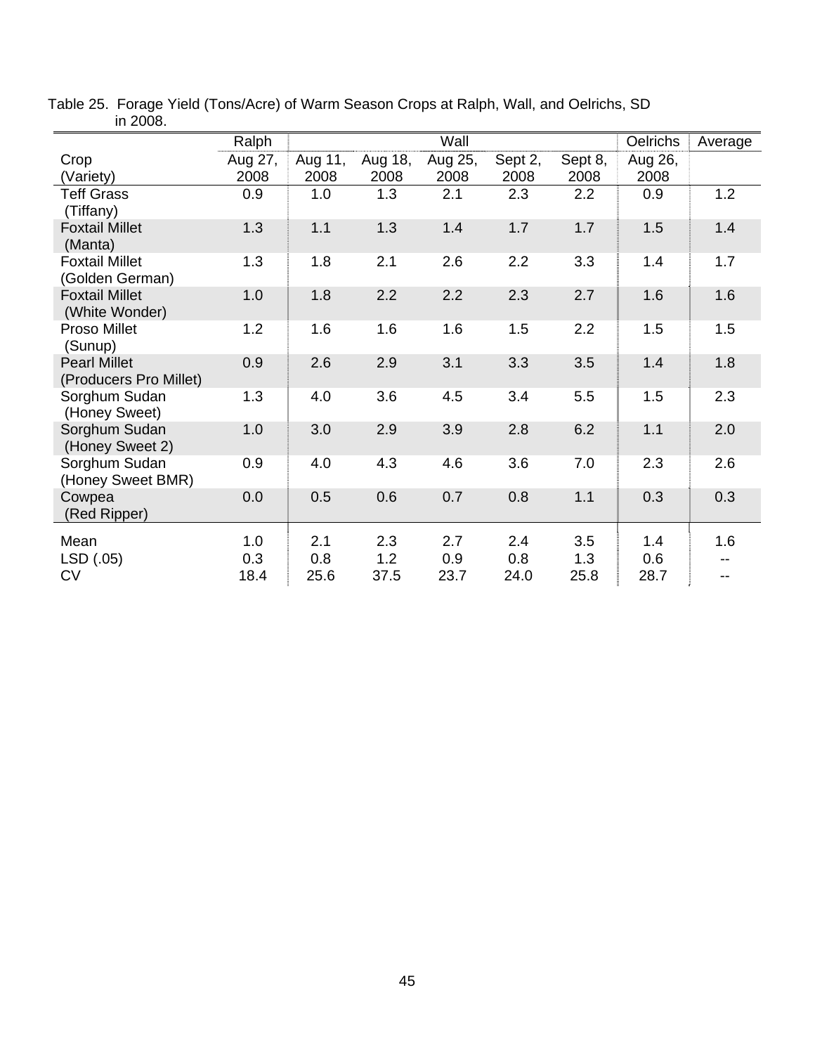Table 25. Forage Yield (Tons/Acre) of Warm Season Crops at Ralph, Wall, and Oelrichs, SD in 2008.

| | Ralph | Wall | | | | | Oelrichs | Average |
|---|---|---|---|---|---|---|---|---|
| Crop (Variety) | Aug 27, 2008 | Aug 11, 2008 | Aug 18, 2008 | Aug 25, 2008 | Sept 2, 2008 | Sept 8, 2008 | Aug 26, 2008 | |
| Teff Grass (Tiffany) | 0.9 | 1.0 | 1.3 | 2.1 | 2.3 | 2.2 | 0.9 | 1.2 |
| Foxtail Millet (Manta) | 1.3 | 1.1 | 1.3 | 1.4 | 1.7 | 1.7 | 1.5 | 1.4 |
| Foxtail Millet (Golden German) | 1.3 | 1.8 | 2.1 | 2.6 | 2.2 | 3.3 | 1.4 | 1.7 |
| Foxtail Millet (White Wonder) | 1.0 | 1.8 | 2.2 | 2.2 | 2.3 | 2.7 | 1.6 | 1.6 |
| Proso Millet (Sunup) | 1.2 | 1.6 | 1.6 | 1.6 | 1.5 | 2.2 | 1.5 | 1.5 |
| Pearl Millet (Producers Pro Millet) | 0.9 | 2.6 | 2.9 | 3.1 | 3.3 | 3.5 | 1.4 | 1.8 |
| Sorghum Sudan (Honey Sweet) | 1.3 | 4.0 | 3.6 | 4.5 | 3.4 | 5.5 | 1.5 | 2.3 |
| Sorghum Sudan (Honey Sweet 2) | 1.0 | 3.0 | 2.9 | 3.9 | 2.8 | 6.2 | 1.1 | 2.0 |
| Sorghum Sudan (Honey Sweet BMR) | 0.9 | 4.0 | 4.3 | 4.6 | 3.6 | 7.0 | 2.3 | 2.6 |
| Cowpea (Red Ripper) | 0.0 | 0.5 | 0.6 | 0.7 | 0.8 | 1.1 | 0.3 | 0.3 |
| Mean | 1.0 | 2.1 | 2.3 | 2.7 | 2.4 | 3.5 | 1.4 | 1.6 |
| LSD (.05) | 0.3 | 0.8 | 1.2 | 0.9 | 0.8 | 1.3 | 0.6 | -- |
| CV | 18.4 | 25.6 | 37.5 | 23.7 | 24.0 | 25.8 | 28.7 | -- |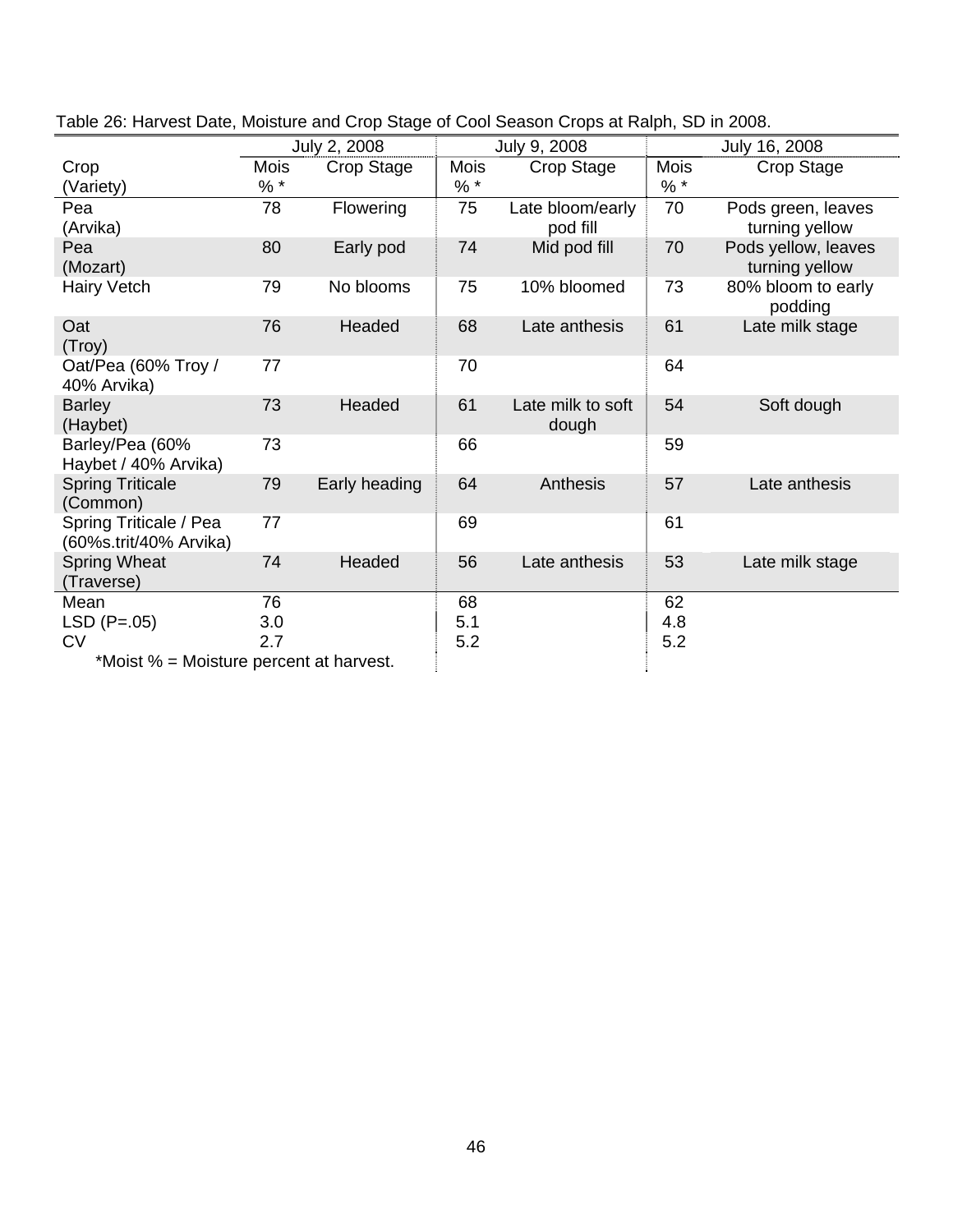Table 26: Harvest Date, Moisture and Crop Stage of Cool Season Crops at Ralph, SD in 2008.

| Crop (Variety) | July 2, 2008 | | July 9, 2008 | | July 16, 2008 | |
|---|---|---|---|---|---|---|
| | Mois %* | Crop Stage | Mois %* | Crop Stage | Mois %* | Crop Stage |
| Pea (Arvika) | 78 | Flowering | 75 | Late bloom/early pod fill | 70 | Pods green, leaves turning yellow |
| Pea (Mozart) | 80 | Early pod | 74 | Mid pod fill | 70 | Pods yellow, leaves turning yellow |
| Hairy Vetch | 79 | No blooms | 75 | 10% bloomed | 73 | 80% bloom to early podding |
| Oat (Troy) | 76 | Headed | 68 | Late anthesis | 61 | Late milk stage |
| Oat/Pea (60% Troy / 40% Arvika) | 77 | | 70 | | 64 | |
| Barley (Haybet) | 73 | Headed | 61 | Late milk to soft dough | 54 | Soft dough |
| Barley/Pea (60% Haybet / 40% Arvika) | 73 | | 66 | | 59 | |
| Spring Triticale (Common) | 79 | Early heading | 64 | Anthesis | 57 | Late anthesis |
| Spring Triticale / Pea (60%s.trit/40% Arvika) | 77 | | 69 | | 61 | |
| Spring Wheat (Traverse) | 74 | Headed | 56 | Late anthesis | 53 | Late milk stage |
| Mean | 76 | | 68 | | 62 | |
| LSD (P=.05) | 3.0 | | 5.1 | | 4.8 | |
| CV | 2.7 | | 5.2 | | 5.2 | |

*Moist % = Moisture percent at harvest.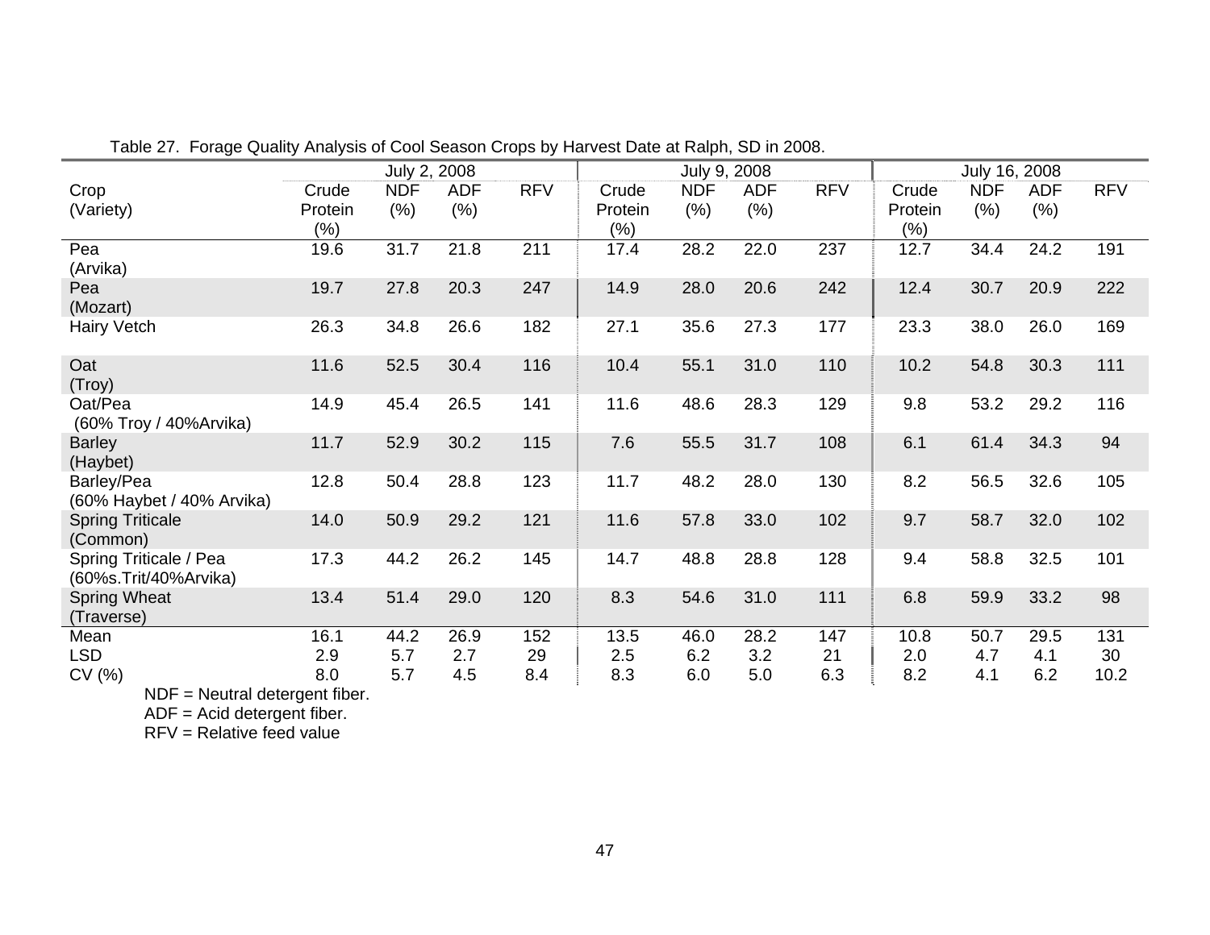Table 27. Forage Quality Analysis of Cool Season Crops by Harvest Date at Ralph, SD in 2008.

| Crop (Variety) | July 2, 2008 | | | | July 9, 2008 | | | | July 16, 2008 | | | |
|---|---|---|---|---|---|---|---|---|---|---|---|---|
| | Crude Protein (%) | NDF (%) | ADF (%) | RFV | Crude Protein (%) | NDF (%) | ADF (%) | RFV | Crude Protein (%) | NDF (%) | ADF (%) | RFV |
| Pea (Arvika) | 19.6 | 31.7 | 21.8 | 211 | 17.4 | 28.2 | 22.0 | 237 | 12.7 | 34.4 | 24.2 | 191 |
| Pea (Mozart) | 19.7 | 27.8 | 20.3 | 247 | 14.9 | 28.0 | 20.6 | 242 | 12.4 | 30.7 | 20.9 | 222 |
| Hairy Vetch | 26.3 | 34.8 | 26.6 | 182 | 27.1 | 35.6 | 27.3 | 177 | 23.3 | 38.0 | 26.0 | 169 |
| Oat (Troy) | 11.6 | 52.5 | 30.4 | 116 | 10.4 | 55.1 | 31.0 | 110 | 10.2 | 54.8 | 30.3 | 111 |
| Oat/Pea (60% Troy / 40%Arvika) | 14.9 | 45.4 | 26.5 | 141 | 11.6 | 48.6 | 28.3 | 129 | 9.8 | 53.2 | 29.2 | 116 |
| Barley (Haybet) | 11.7 | 52.9 | 30.2 | 115 | 7.6 | 55.5 | 31.7 | 108 | 6.1 | 61.4 | 34.3 | 94 |
| Barley/Pea (60% Haybet / 40% Arvika) | 12.8 | 50.4 | 28.8 | 123 | 11.7 | 48.2 | 28.0 | 130 | 8.2 | 56.5 | 32.6 | 105 |
| Spring Triticale (Common) | 14.0 | 50.9 | 29.2 | 121 | 11.6 | 57.8 | 33.0 | 102 | 9.7 | 58.7 | 32.0 | 102 |
| Spring Triticale / Pea (60%s.Trit/40%Arvika) | 17.3 | 44.2 | 26.2 | 145 | 14.7 | 48.8 | 28.8 | 128 | 9.4 | 58.8 | 32.5 | 101 |
| Spring Wheat (Traverse) | 13.4 | 51.4 | 29.0 | 120 | 8.3 | 54.6 | 31.0 | 111 | 6.8 | 59.9 | 33.2 | 98 |
| Mean | 16.1 | 44.2 | 26.9 | 152 | 13.5 | 46.0 | 28.2 | 147 | 10.8 | 50.7 | 29.5 | 131 |
| LSD | 2.9 | 5.7 | 2.7 | 29 | 2.5 | 6.2 | 3.2 | 21 | 2.0 | 4.7 | 4.1 | 30 |
| CV (%) | 8.0 | 5.7 | 4.5 | 8.4 | 8.3 | 6.0 | 5.0 | 6.3 | 8.2 | 4.1 | 6.2 | 10.2 |

NDF = Neutral detergent fiber.
ADF = Acid detergent fiber.
RFV = Relative feed value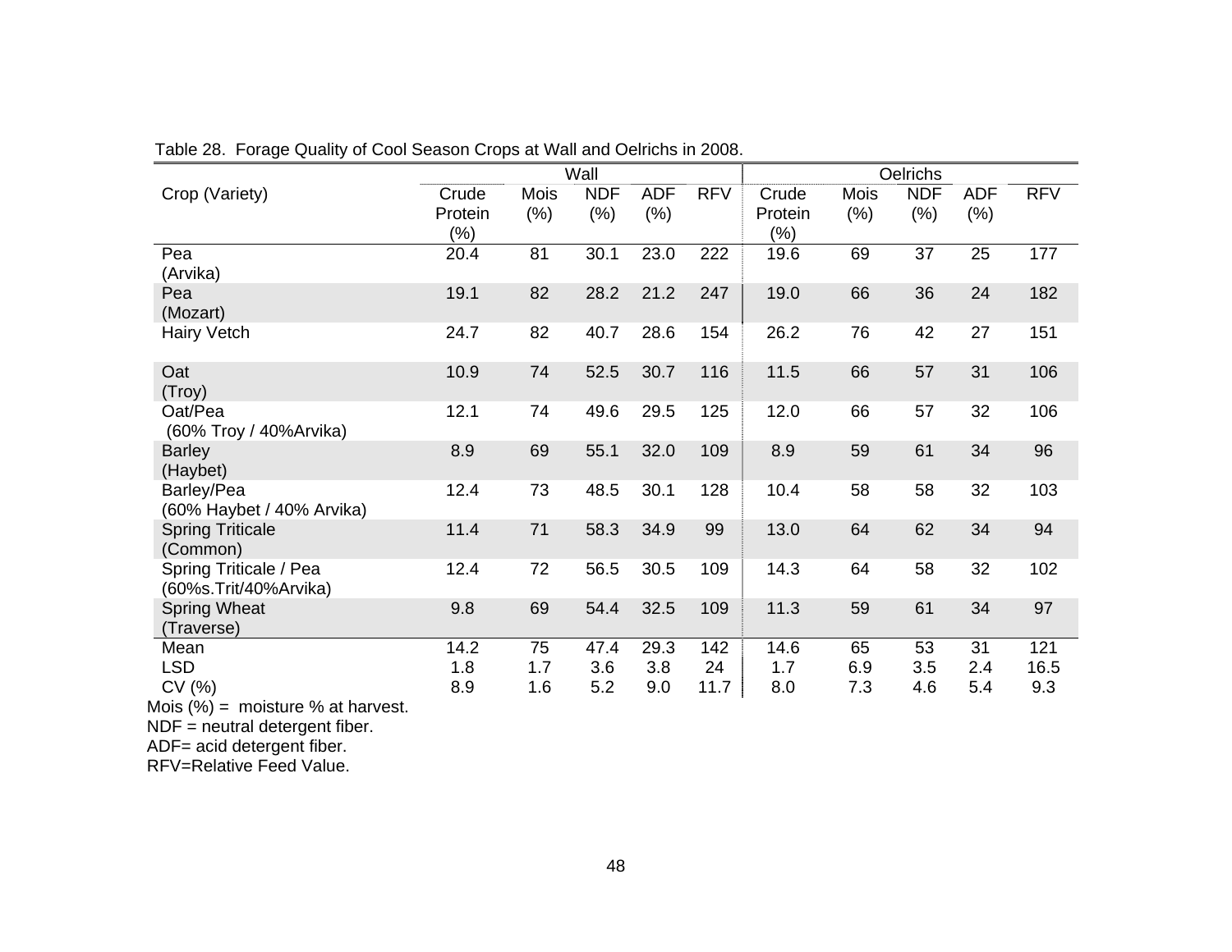Table 28. Forage Quality of Cool Season Crops at Wall and Oelrichs in 2008.

| Crop (Variety) | Wall | | | | | Oelrichs | | | | |
|---|---|---|---|---|---|---|---|---|---|---|
| | Crude Protein (%) | Mois (%) | NDF (%) | ADF (%) | RFV | Crude Protein (%) | Mois (%) | NDF (%) | ADF (%) | RFV |
| Pea (Arvika) | 20.4 | 81 | 30.1 | 23.0 | 222 | 19.6 | 69 | 37 | 25 | 177 |
| Pea (Mozart) | 19.1 | 82 | 28.2 | 21.2 | 247 | 19.0 | 66 | 36 | 24 | 182 |
| Hairy Vetch | 24.7 | 82 | 40.7 | 28.6 | 154 | 26.2 | 76 | 42 | 27 | 151 |
| Oat (Troy) | 10.9 | 74 | 52.5 | 30.7 | 116 | 11.5 | 66 | 57 | 31 | 106 |
| Oat/Pea (60% Troy / 40%Arvika) | 12.1 | 74 | 49.6 | 29.5 | 125 | 12.0 | 66 | 57 | 32 | 106 |
| Barley (Haybet) | 8.9 | 69 | 55.1 | 32.0 | 109 | 8.9 | 59 | 61 | 34 | 96 |
| Barley/Pea (60% Haybet / 40% Arvika) | 12.4 | 73 | 48.5 | 30.1 | 128 | 10.4 | 58 | 58 | 32 | 103 |
| Spring Triticale (Common) | 11.4 | 71 | 58.3 | 34.9 | 99 | 13.0 | 64 | 62 | 34 | 94 |
| Spring Triticale / Pea (60%s.Trit/40%Arvika) | 12.4 | 72 | 56.5 | 30.5 | 109 | 14.3 | 64 | 58 | 32 | 102 |
| Spring Wheat (Traverse) | 9.8 | 69 | 54.4 | 32.5 | 109 | 11.3 | 59 | 61 | 34 | 97 |
| Mean | 14.2 | 75 | 47.4 | 29.3 | 142 | 14.6 | 65 | 53 | 31 | 121 |
| LSD | 1.8 | 1.7 | 3.6 | 3.8 | 24 | 1.7 | 6.9 | 3.5 | 2.4 | 16.5 |
| CV (%) | 8.9 | 1.6 | 5.2 | 9.0 | 11.7 | 8.0 | 7.3 | 4.6 | 5.4 | 9.3 |

Mois (%) = moisture % at harvest.
NDF = neutral detergent fiber.
ADF= acid detergent fiber.
RFV=Relative Feed Value.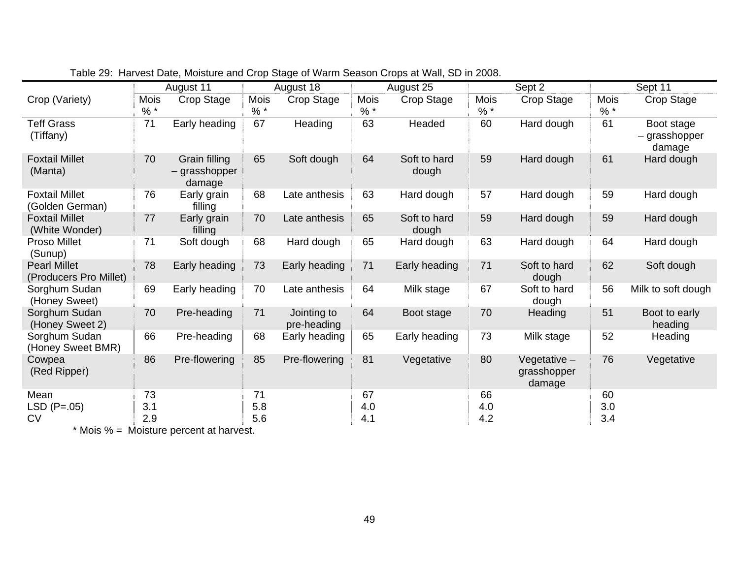Table 29: Harvest Date, Moisture and Crop Stage of Warm Season Crops at Wall, SD in 2008.

| Crop (Variety) | August 11 | | August 18 | | August 25 | | Sept 2 | | Sept 11 | |
|---|---|---|---|---|---|---|---|---|---|---|
| | Mois % * | Crop Stage | Mois % * | Crop Stage | Mois % * | Crop Stage | Mois % * | Crop Stage | Mois % * | Crop Stage |
| Teff Grass (Tiffany) | 71 | Early heading | 67 | Heading | 63 | Headed | 60 | Hard dough | 61 | Boot stage – grasshopper damage |
| Foxtail Millet (Manta) | 70 | Grain filling – grasshopper damage | 65 | Soft dough | 64 | Soft to hard dough | 59 | Hard dough | 61 | Hard dough |
| Foxtail Millet (Golden German) | 76 | Early grain filling | 68 | Late anthesis | 63 | Hard dough | 57 | Hard dough | 59 | Hard dough |
| Foxtail Millet (White Wonder) | 77 | Early grain filling | 70 | Late anthesis | 65 | Soft to hard dough | 59 | Hard dough | 59 | Hard dough |
| Proso Millet (Sunup) | 71 | Soft dough | 68 | Hard dough | 65 | Hard dough | 63 | Hard dough | 64 | Hard dough |
| Pearl Millet (Producers Pro Millet) | 78 | Early heading | 73 | Early heading | 71 | Early heading | 71 | Soft to hard dough | 62 | Soft dough |
| Sorghum Sudan (Honey Sweet) | 69 | Early heading | 70 | Late anthesis | 64 | Milk stage | 67 | Soft to hard dough | 56 | Milk to soft dough |
| Sorghum Sudan (Honey Sweet 2) | 70 | Pre-heading | 71 | Jointing to pre-heading | 64 | Boot stage | 70 | Heading | 51 | Boot to early heading |
| Sorghum Sudan (Honey Sweet BMR) | 66 | Pre-heading | 68 | Early heading | 65 | Early heading | 73 | Milk stage | 52 | Heading |
| Cowpea (Red Ripper) | 86 | Pre-flowering | 85 | Pre-flowering | 81 | Vegetative | 80 | Vegetative – grasshopper damage | 76 | Vegetative |
| Mean | 73 | | 71 | | 67 | | 66 | | 60 | |
| LSD (P=.05) | 3.1 | | 5.8 | | 4.0 | | 4.0 | | 3.0 | |
| CV | 2.9 | | 5.6 | | 4.1 | | 4.2 | | 3.4 | |

* Mois % = Moisture percent at harvest.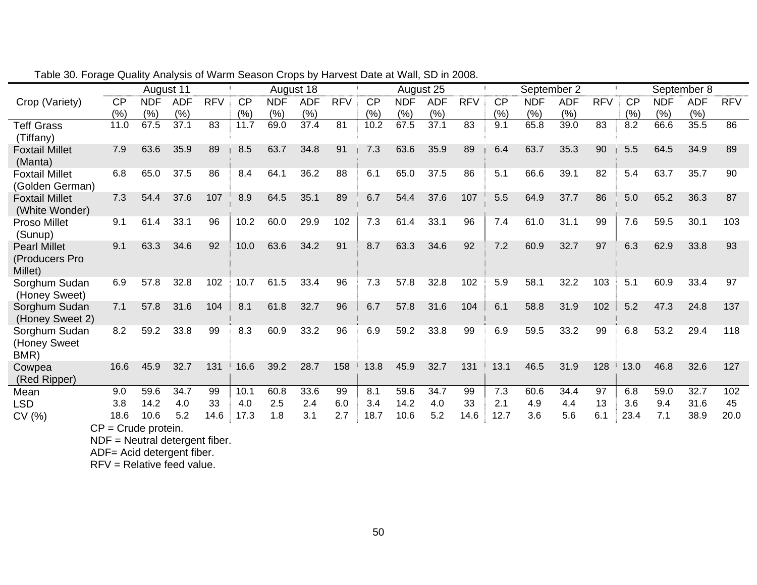Table 30. Forage Quality Analysis of Warm Season Crops by Harvest Date at Wall, SD in 2008.

| Crop (Variety) | August 11 | | | | August 18 | | | | August 25 | | | | September 2 | | | | September 8 | | | |
|---|---|---|---|---|---|---|---|---|---|---|---|---|---|---|---|---|---|---|---|---|
| | CP (%) | NDF (%) | ADF (%) | RFV | CP (%) | NDF (%) | ADF (%) | RFV | CP (%) | NDF (%) | ADF (%) | RFV | CP (%) | NDF (%) | ADF (%) | RFV | CP (%) | NDF (%) | ADF (%) | RFV |
| Teff Grass (Tiffany) | 11.0 | 67.5 | 37.1 | 83 | 11.7 | 69.0 | 37.4 | 81 | 10.2 | 67.5 | 37.1 | 83 | 9.1 | 65.8 | 39.0 | 83 | 8.2 | 66.6 | 35.5 | 86 |
| Foxtail Millet (Manta) | 7.9 | 63.6 | 35.9 | 89 | 8.5 | 63.7 | 34.8 | 91 | 7.3 | 63.6 | 35.9 | 89 | 6.4 | 63.7 | 35.3 | 90 | 5.5 | 64.5 | 34.9 | 89 |
| Foxtail Millet (Golden German) | 6.8 | 65.0 | 37.5 | 86 | 8.4 | 64.1 | 36.2 | 88 | 6.1 | 65.0 | 37.5 | 86 | 5.1 | 66.6 | 39.1 | 82 | 5.4 | 63.7 | 35.7 | 90 |
| Foxtail Millet (White Wonder) | 7.3 | 54.4 | 37.6 | 107 | 8.9 | 64.5 | 35.1 | 89 | 6.7 | 54.4 | 37.6 | 107 | 5.5 | 64.9 | 37.7 | 86 | 5.0 | 65.2 | 36.3 | 87 |
| Proso Millet (Sunup) | 9.1 | 61.4 | 33.1 | 96 | 10.2 | 60.0 | 29.9 | 102 | 7.3 | 61.4 | 33.1 | 96 | 7.4 | 61.0 | 31.1 | 99 | 7.6 | 59.5 | 30.1 | 103 |
| Pearl Millet (Producers Pro Millet) | 9.1 | 63.3 | 34.6 | 92 | 10.0 | 63.6 | 34.2 | 91 | 8.7 | 63.3 | 34.6 | 92 | 7.2 | 60.9 | 32.7 | 97 | 6.3 | 62.9 | 33.8 | 93 |
| Sorghum Sudan (Honey Sweet) | 6.9 | 57.8 | 32.8 | 102 | 10.7 | 61.5 | 33.4 | 96 | 7.3 | 57.8 | 32.8 | 102 | 5.9 | 58.1 | 32.2 | 103 | 5.1 | 60.9 | 33.4 | 97 |
| Sorghum Sudan (Honey Sweet 2) | 7.1 | 57.8 | 31.6 | 104 | 8.1 | 61.8 | 32.7 | 96 | 6.7 | 57.8 | 31.6 | 104 | 6.1 | 58.8 | 31.9 | 102 | 5.2 | 47.3 | 24.8 | 137 |
| Sorghum Sudan (Honey Sweet BMR) | 8.2 | 59.2 | 33.8 | 99 | 8.3 | 60.9 | 33.2 | 96 | 6.9 | 59.2 | 33.8 | 99 | 6.9 | 59.5 | 33.2 | 99 | 6.8 | 53.2 | 29.4 | 118 |
| Cowpea (Red Ripper) | 16.6 | 45.9 | 32.7 | 131 | 16.6 | 39.2 | 28.7 | 158 | 13.8 | 45.9 | 32.7 | 131 | 13.1 | 46.5 | 31.9 | 128 | 13.0 | 46.8 | 32.6 | 127 |
| Mean | 9.0 | 59.6 | 34.7 | 99 | 10.1 | 60.8 | 33.6 | 99 | 8.1 | 59.6 | 34.7 | 99 | 7.3 | 60.6 | 34.4 | 97 | 6.8 | 59.0 | 32.7 | 102 |
| LSD | 3.8 | 14.2 | 4.0 | 33 | 4.0 | 2.5 | 2.4 | 6.0 | 3.4 | 14.2 | 4.0 | 33 | 2.1 | 4.9 | 4.4 | 13 | 3.6 | 9.4 | 31.6 | 45 |
| CV (%) | 18.6 | 10.6 | 5.2 | 14.6 | 17.3 | 1.8 | 3.1 | 2.7 | 18.7 | 10.6 | 5.2 | 14.6 | 12.7 | 3.6 | 5.6 | 6.1 | 23.4 | 7.1 | 38.9 | 20.0 |

CP = Crude protein.
NDF = Neutral detergent fiber.
ADF= Acid detergent fiber.
RFV = Relative feed value.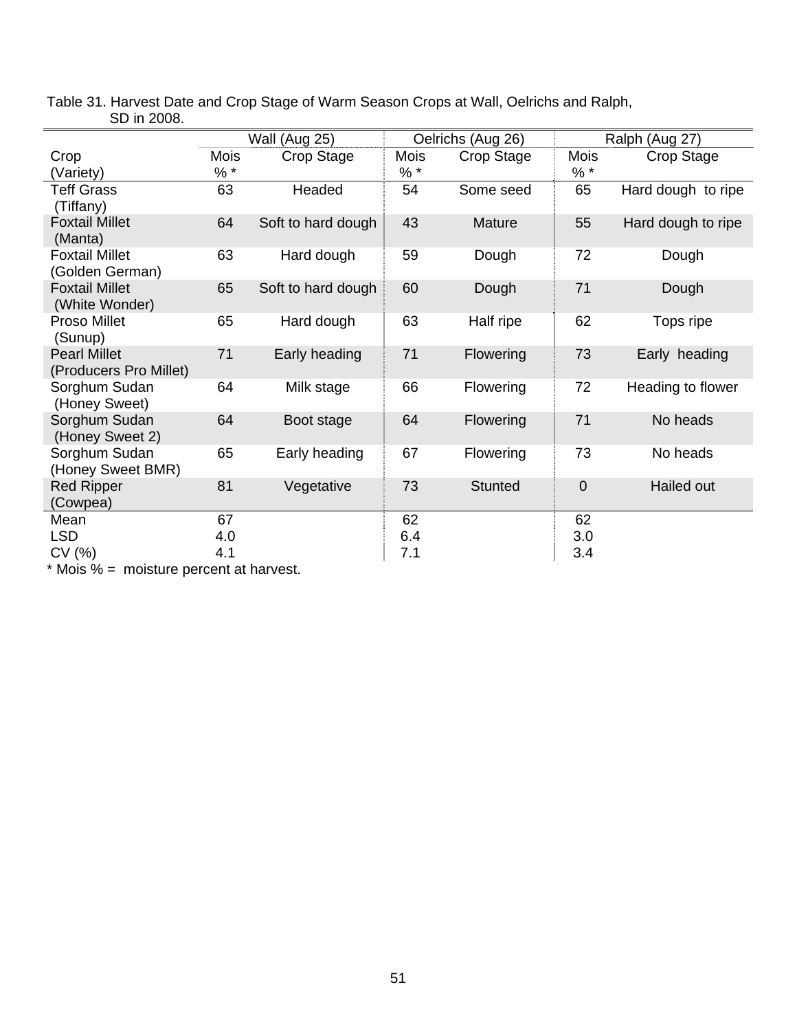Table 31. Harvest Date and Crop Stage of Warm Season Crops at Wall, Oelrichs and Ralph, SD in 2008.

| Crop (Variety) | Wall (Aug 25) Mois % * | Wall (Aug 25) Crop Stage | Oelrichs (Aug 26) Mois % * | Oelrichs (Aug 26) Crop Stage | Ralph (Aug 27) Mois % * | Ralph (Aug 27) Crop Stage |
|---|---|---|---|---|---|---|
| Teff Grass (Tiffany) | 63 | Headed | 54 | Some seed | 65 | Hard dough to ripe |
| Foxtail Millet (Manta) | 64 | Soft to hard dough | 43 | Mature | 55 | Hard dough to ripe |
| Foxtail Millet (Golden German) | 63 | Hard dough | 59 | Dough | 72 | Dough |
| Foxtail Millet (White Wonder) | 65 | Soft to hard dough | 60 | Dough | 71 | Dough |
| Proso Millet (Sunup) | 65 | Hard dough | 63 | Half ripe | 62 | Tops ripe |
| Pearl Millet (Producers Pro Millet) | 71 | Early heading | 71 | Flowering | 73 | Early heading |
| Sorghum Sudan (Honey Sweet) | 64 | Milk stage | 66 | Flowering | 72 | Heading to flower |
| Sorghum Sudan (Honey Sweet 2) | 64 | Boot stage | 64 | Flowering | 71 | No heads |
| Sorghum Sudan (Honey Sweet BMR) | 65 | Early heading | 67 | Flowering | 73 | No heads |
| Red Ripper (Cowpea) | 81 | Vegetative | 73 | Stunted | 0 | Hailed out |
| Mean | 67 | | 62 | | 62 | |
| LSD | 4.0 | | 6.4 | | 3.0 | |
| CV (%) | 4.1 | | 7.1 | | 3.4 | |

* Mois % = moisture percent at harvest.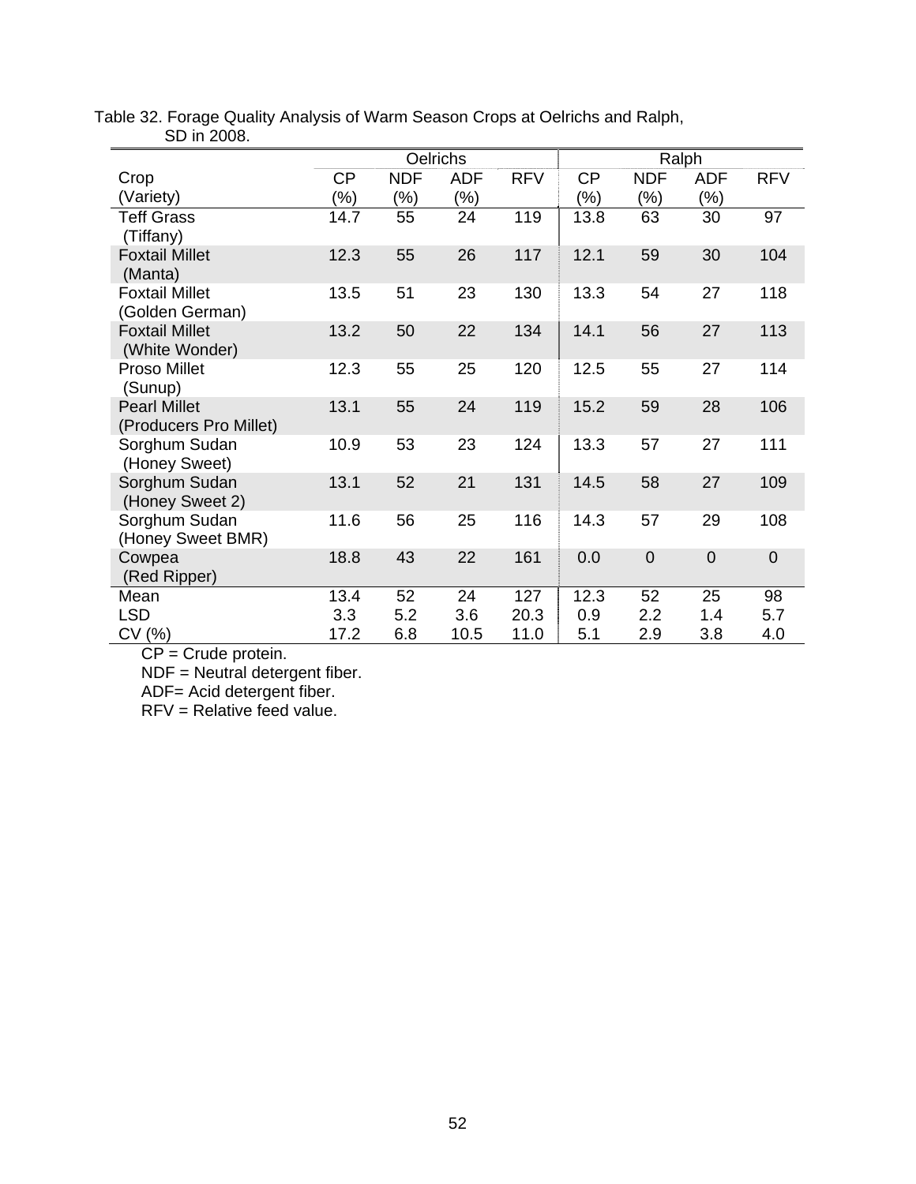Table 32. Forage Quality Analysis of Warm Season Crops at Oelrichs and Ralph, SD in 2008.

| Crop (Variety) | Oelrichs CP (%) | Oelrichs NDF (%) | Oelrichs ADF (%) | Oelrichs RFV | Ralph CP (%) | Ralph NDF (%) | Ralph ADF (%) | Ralph RFV |
|---|---|---|---|---|---|---|---|---|
| Teff Grass (Tiffany) | 14.7 | 55 | 24 | 119 | 13.8 | 63 | 30 | 97 |
| Foxtail Millet (Manta) | 12.3 | 55 | 26 | 117 | 12.1 | 59 | 30 | 104 |
| Foxtail Millet (Golden German) | 13.5 | 51 | 23 | 130 | 13.3 | 54 | 27 | 118 |
| Foxtail Millet (White Wonder) | 13.2 | 50 | 22 | 134 | 14.1 | 56 | 27 | 113 |
| Proso Millet (Sunup) | 12.3 | 55 | 25 | 120 | 12.5 | 55 | 27 | 114 |
| Pearl Millet (Producers Pro Millet) | 13.1 | 55 | 24 | 119 | 15.2 | 59 | 28 | 106 |
| Sorghum Sudan (Honey Sweet) | 10.9 | 53 | 23 | 124 | 13.3 | 57 | 27 | 111 |
| Sorghum Sudan (Honey Sweet 2) | 13.1 | 52 | 21 | 131 | 14.5 | 58 | 27 | 109 |
| Sorghum Sudan (Honey Sweet BMR) | 11.6 | 56 | 25 | 116 | 14.3 | 57 | 29 | 108 |
| Cowpea (Red Ripper) | 18.8 | 43 | 22 | 161 | 0.0 | 0 | 0 | 0 |
| Mean | 13.4 | 52 | 24 | 127 | 12.3 | 52 | 25 | 98 |
| LSD | 3.3 | 5.2 | 3.6 | 20.3 | 0.9 | 2.2 | 1.4 | 5.7 |
| CV (%) | 17.2 | 6.8 | 10.5 | 11.0 | 5.1 | 2.9 | 3.8 | 4.0 |

CP = Crude protein.
NDF = Neutral detergent fiber.
ADF= Acid detergent fiber.
RFV = Relative feed value.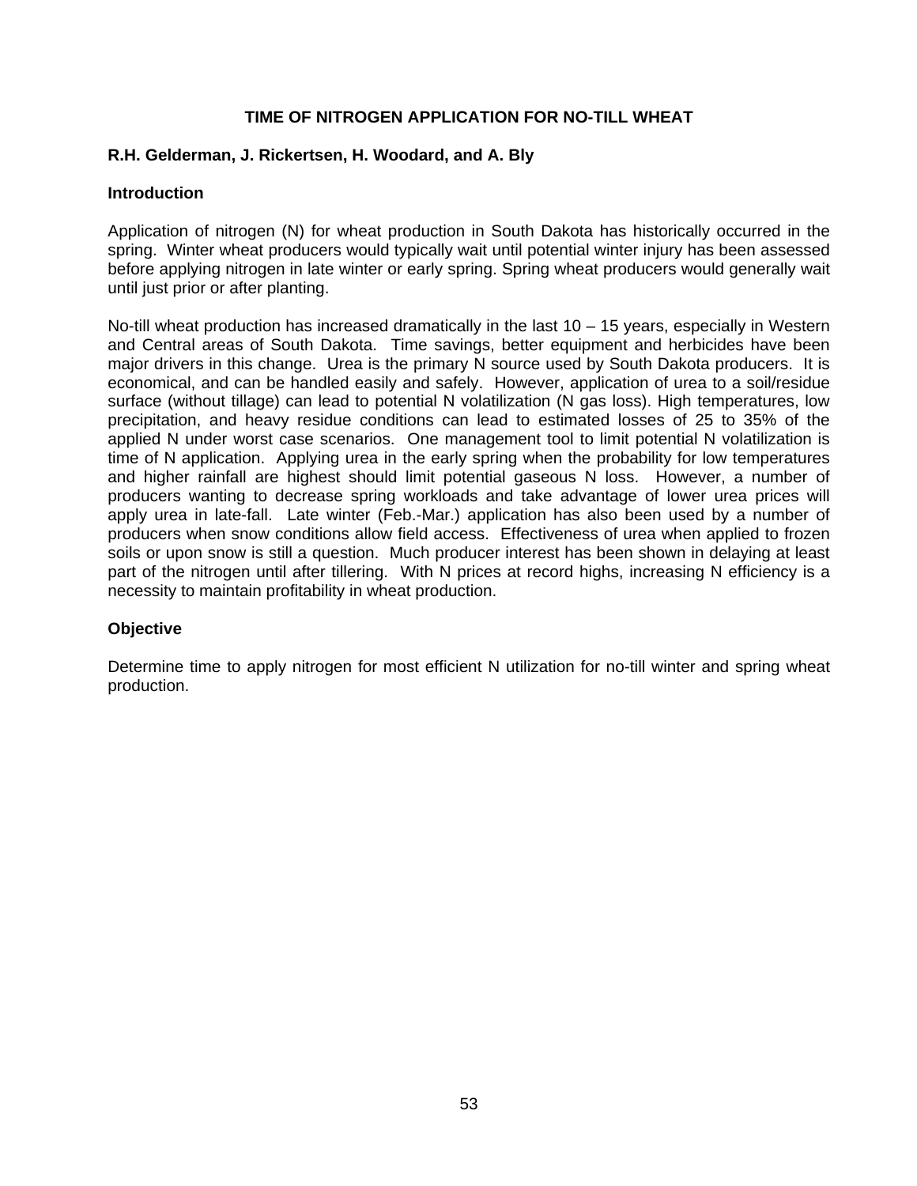# TIME OF NITROGEN APPLICATION FOR NO-TILL WHEAT

**R.H. Gelderman, J. Rickertsen, H. Woodard, and A. Bly**

## Introduction

Application of nitrogen (N) for wheat production in South Dakota has historically occurred in the spring. Winter wheat producers would typically wait until potential winter injury has been assessed before applying nitrogen in late winter or early spring. Spring wheat producers would generally wait until just prior or after planting.

No-till wheat production has increased dramatically in the last 10 – 15 years, especially in Western and Central areas of South Dakota. Time savings, better equipment and herbicides have been major drivers in this change. Urea is the primary N source used by South Dakota producers. It is economical, and can be handled easily and safely. However, application of urea to a soil/residue surface (without tillage) can lead to potential N volatilization (N gas loss). High temperatures, low precipitation, and heavy residue conditions can lead to estimated losses of 25 to 35% of the applied N under worst case scenarios. One management tool to limit potential N volatilization is time of N application. Applying urea in the early spring when the probability for low temperatures and higher rainfall are highest should limit potential gaseous N loss. However, a number of producers wanting to decrease spring workloads and take advantage of lower urea prices will apply urea in late-fall. Late winter (Feb.-Mar.) application has also been used by a number of producers when snow conditions allow field access. Effectiveness of urea when applied to frozen soils or upon snow is still a question. Much producer interest has been shown in delaying at least part of the nitrogen until after tillering. With N prices at record highs, increasing N efficiency is a necessity to maintain profitability in wheat production.

## Objective

Determine time to apply nitrogen for most efficient N utilization for no-till winter and spring wheat production.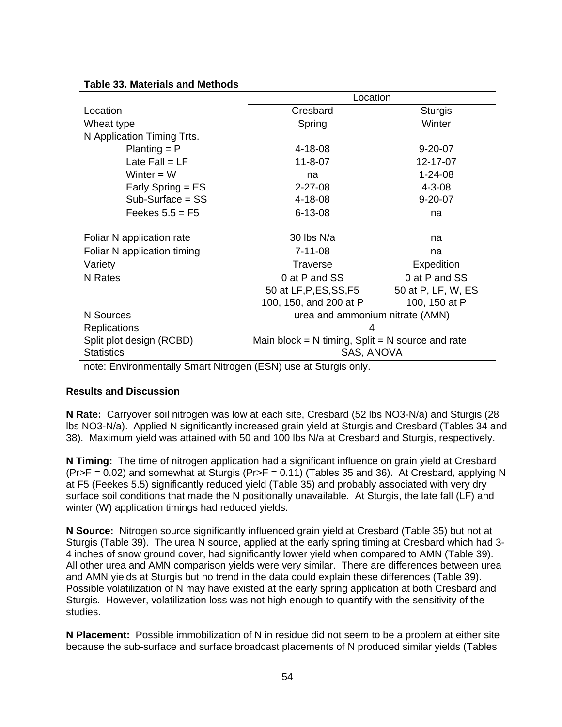**Table 33. Materials and Methods**

| | Location | |
|---|---|---|
| Location | Cresbard | Sturgis |
| Wheat type | Spring | Winter |
| N Application Timing Trts. | | |
| Planting = P | 4-18-08 | 9-20-07 |
| Late Fall = LF | 11-8-07 | 12-17-07 |
| Winter = W | na | 1-24-08 |
| Early Spring = ES | 2-27-08 | 4-3-08 |
| Sub-Surface = SS | 4-18-08 | 9-20-07 |
| Feekes 5.5 = F5 | 6-13-08 | na |
| Foliar N application rate | 30 lbs N/a | na |
| Foliar N application timing | 7-11-08 | na |
| Variety | Traverse | Expedition |
| N Rates | 0 at P and SS | 0 at P and SS |
| | 50 at LF,P,ES,SS,F5 | 50 at P, LF, W, ES |
| | 100, 150, and 200 at P | 100, 150 at P |
| N Sources | urea and ammonium nitrate (AMN) | |
| Replications | 4 | |
| Split plot design (RCBD) | Main block = N timing, Split = N source and rate | |
| Statistics | SAS, ANOVA | |

note: Environmentally Smart Nitrogen (ESN) use at Sturgis only.

### Results and Discussion

**N Rate:** Carryover soil nitrogen was low at each site, Cresbard (52 lbs $NO_3$-N/a) and Sturgis (28 lbs $NO_3$-N/a). Applied N significantly increased grain yield at Sturgis and Cresbard (Tables 34 and 38). Maximum yield was attained with 50 and 100 lbs N/a at Cresbard and Sturgis, respectively.

**N Timing:** The time of nitrogen application had a significant influence on grain yield at Cresbard ($Pr>F = 0.02$) and somewhat at Sturgis ($Pr>F = 0.11$) (Tables 35 and 36). At Cresbard, applying N at F5 (Feekes 5.5) significantly reduced yield (Table 35) and probably associated with very dry surface soil conditions that made the N positionally unavailable. At Sturgis, the late fall (LF) and winter (W) application timings had reduced yields.

**N Source:** Nitrogen source significantly influenced grain yield at Cresbard (Table 35) but not at Sturgis (Table 39). The urea N source, applied at the early spring timing at Cresbard which had 3-4 inches of snow ground cover, had significantly lower yield when compared to AMN (Table 39). All other urea and AMN comparison yields were very similar. There are differences between urea and AMN yields at Sturgis but no trend in the data could explain these differences (Table 39). Possible volatilization of N may have existed at the early spring application at both Cresbard and Sturgis. However, volatilization loss was not high enough to quantify with the sensitivity of the studies.

**N Placement:** Possible immobilization of N in residue did not seem to be a problem at either site because the sub-surface and surface broadcast placements of N produced similar yields (Tables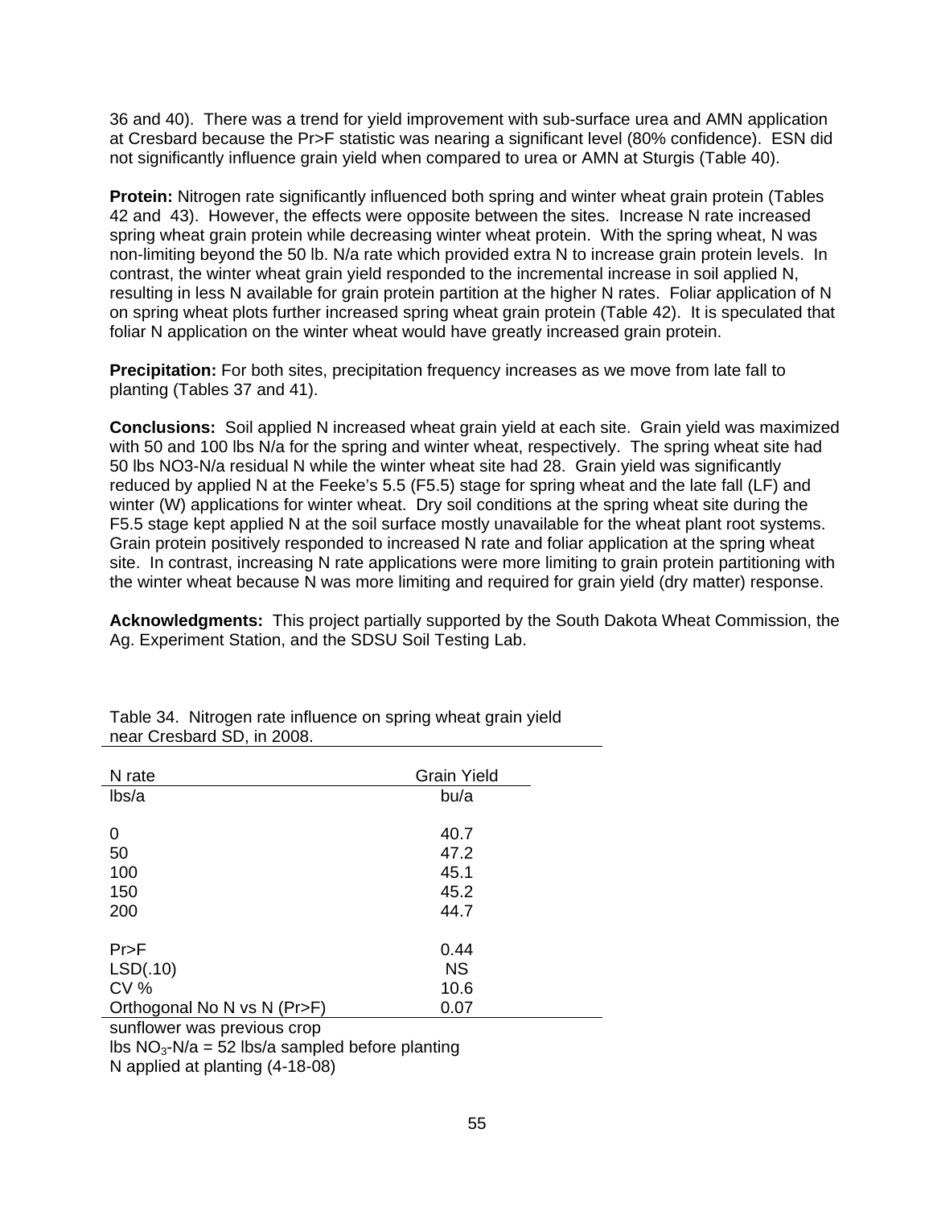36 and 40). There was a trend for yield improvement with sub-surface urea and AMN application at Cresbard because the Pr>F statistic was nearing a significant level (80% confidence). ESN did not significantly influence grain yield when compared to urea or AMN at Sturgis (Table 40).

**Protein:** Nitrogen rate significantly influenced both spring and winter wheat grain protein (Tables 42 and 43). However, the effects were opposite between the sites. Increase N rate increased spring wheat grain protein while decreasing winter wheat protein. With the spring wheat, N was non-limiting beyond the 50 lb. N/a rate which provided extra N to increase grain protein levels. In contrast, the winter wheat grain yield responded to the incremental increase in soil applied N, resulting in less N available for grain protein partition at the higher N rates. Foliar application of N on spring wheat plots further increased spring wheat grain protein (Table 42). It is speculated that foliar N application on the winter wheat would have greatly increased grain protein.

**Precipitation:** For both sites, precipitation frequency increases as we move from late fall to planting (Tables 37 and 41).

**Conclusions:** Soil applied N increased wheat grain yield at each site. Grain yield was maximized with 50 and 100 lbs N/a for the spring and winter wheat, respectively. The spring wheat site had 50 lbs NO3-N/a residual N while the winter wheat site had 28. Grain yield was significantly reduced by applied N at the Feeke's 5.5 (F5.5) stage for spring wheat and the late fall (LF) and winter (W) applications for winter wheat. Dry soil conditions at the spring wheat site during the F5.5 stage kept applied N at the soil surface mostly unavailable for the wheat plant root systems. Grain protein positively responded to increased N rate and foliar application at the spring wheat site. In contrast, increasing N rate applications were more limiting to grain protein partitioning with the winter wheat because N was more limiting and required for grain yield (dry matter) response.

**Acknowledgments:** This project partially supported by the South Dakota Wheat Commission, the Ag. Experiment Station, and the SDSU Soil Testing Lab.

Table 34. Nitrogen rate influence on spring wheat grain yield near Cresbard SD, in 2008.

| N rate | Grain Yield |
|---|---|
| lbs/a | bu/a |
| 0 | 40.7 |
| 50 | 47.2 |
| 100 | 45.1 |
| 150 | 45.2 |
| 200 | 44.7 |
| Pr>F | 0.44 |
| LSD(.10) | NS |
| CV % | 10.6 |
| Orthogonal No N vs N (Pr>F) | 0.07 |

sunflower was previous crop

lbs $NO_3$-N/a = 52 lbs/a sampled before planting

N applied at planting (4-18-08)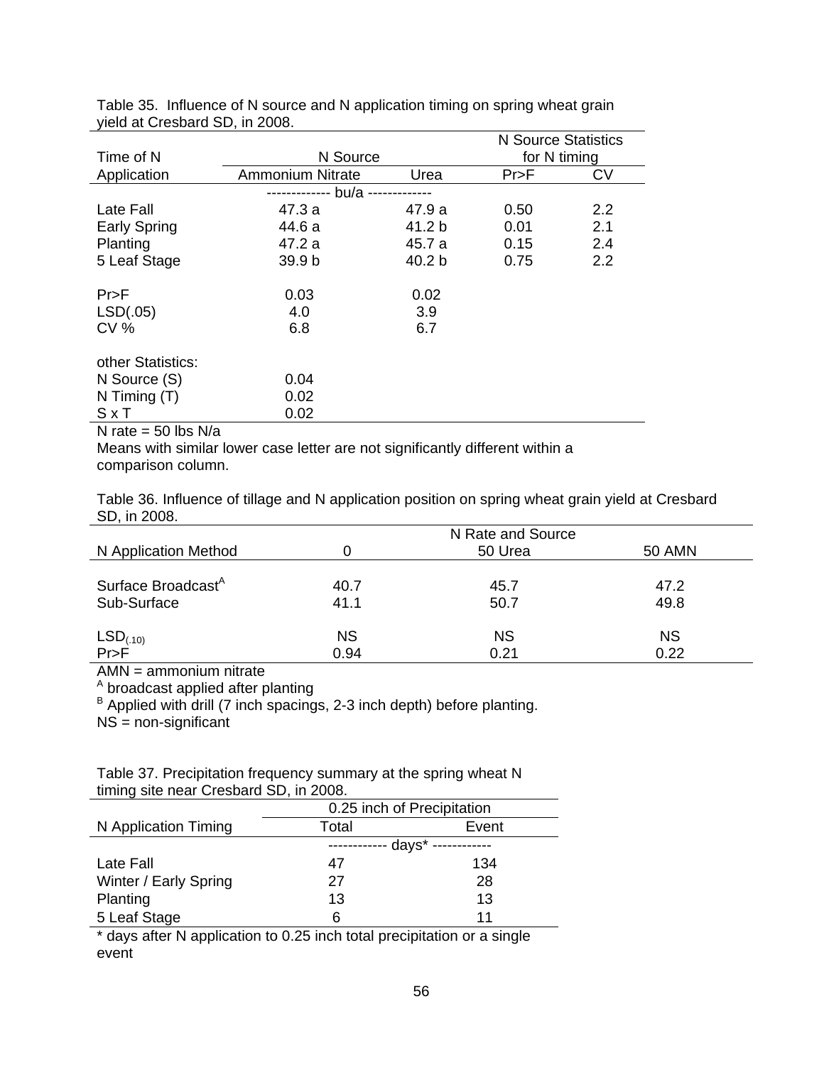Table 35. Influence of N source and N application timing on spring wheat grain yield at Cresbard SD, in 2008.

| Time of N Application | N Source | | N Source Statistics for N timing | |
|---|---|---|---|---|
| | Ammonium Nitrate | Urea | Pr>F | CV |
| | ------------- bu/a ------------- | | | |
| Late Fall | 47.3 a | 47.9 a | 0.50 | 2.2 |
| Early Spring | 44.6 a | 41.2 b | 0.01 | 2.1 |
| Planting | 47.2 a | 45.7 a | 0.15 | 2.4 |
| 5 Leaf Stage | 39.9 b | 40.2 b | 0.75 | 2.2 |
| | | | | |
| Pr>F | 0.03 | 0.02 | | |
| LSD(.05) | 4.0 | 3.9 | | |
| CV % | 6.8 | 6.7 | | |
| | | | | |
| other Statistics: | | | | |
| N Source (S) | 0.04 | | | |
| N Timing (T) | 0.02 | | | |
| S x T | 0.02 | | | |

N rate = 50 lbs N/a

Means with similar lower case letter are not significantly different within a comparison column.

Table 36. Influence of tillage and N application position on spring wheat grain yield at Cresbard SD, in 2008.

| N Application Method | N Rate and Source | | |
|---|---|---|---|
| | 0 | 50 Urea | 50 AMN |
| Surface Broadcast[A] | 40.7 | 45.7 | 47.2 |
| Sub-Surface | 41.1 | 50.7 | 49.8 |
| | | | |
| $LSD_{(.10)}$ | NS | NS | NS |
| Pr>F | 0.94 | 0.21 | 0.22 |

AMN = ammonium nitrate

[A] broadcast applied after planting

[B] Applied with drill (7 inch spacings, 2-3 inch depth) before planting.

NS = non-significant

Table 37. Precipitation frequency summary at the spring wheat N timing site near Cresbard SD, in 2008.

| N Application Timing | 0.25 inch of Precipitation | |
|---|---|---|
| | Total | Event |
| | ------------ days* ------------ | |
| Late Fall | 47 | 134 |
| Winter / Early Spring | 27 | 28 |
| Planting | 13 | 13 |
| 5 Leaf Stage | 6 | 11 |

\* days after N application to 0.25 inch total precipitation or a single event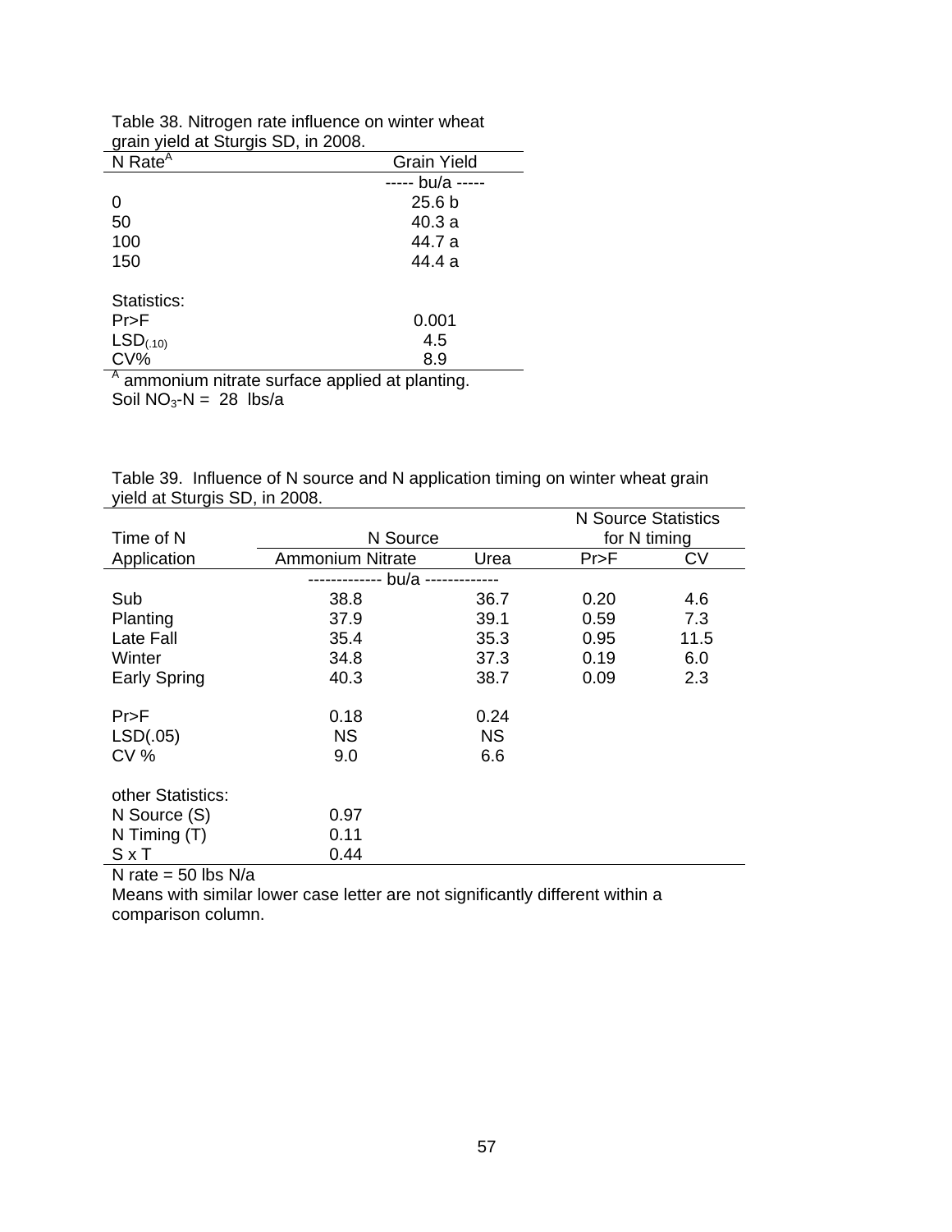Table 38. Nitrogen rate influence on winter wheat grain yield at Sturgis SD, in 2008.

| N Rate[A] | Grain Yield |
|---|---|
| | ----- bu/a ----- |
| 0 | 25.6 b |
| 50 | 40.3 a |
| 100 | 44.7 a |
| 150 | 44.4 a |
| | |
| Statistics: | |
| Pr>F | 0.001 |
| $LSD_{(.10)}$ | 4.5 |
| CV% | 8.9 |

[A] ammonium nitrate surface applied at planting.
Soil $NO_3$-N = 28 lbs/a

Table 39. Influence of N source and N application timing on winter wheat grain yield at Sturgis SD, in 2008.

| Time of N | N Source | | N Source Statistics for N timing | |
|---|---|---|---|---|
| Application | Ammonium Nitrate | Urea | Pr>F | CV |
| | ------------- bu/a ------------- | | | |
| Sub | 38.8 | 36.7 | 0.20 | 4.6 |
| Planting | 37.9 | 39.1 | 0.59 | 7.3 |
| Late Fall | 35.4 | 35.3 | 0.95 | 11.5 |
| Winter | 34.8 | 37.3 | 0.19 | 6.0 |
| Early Spring | 40.3 | 38.7 | 0.09 | 2.3 |
| | | | | |
| Pr>F | 0.18 | 0.24 | | |
| LSD(.05) | NS | NS | | |
| CV % | 9.0 | 6.6 | | |
| | | | | |
| other Statistics: | | | | |
| N Source (S) | 0.97 | | | |
| N Timing (T) | 0.11 | | | |
| S x T | 0.44 | | | |

N rate = 50 lbs N/a
Means with similar lower case letter are not significantly different within a comparison column.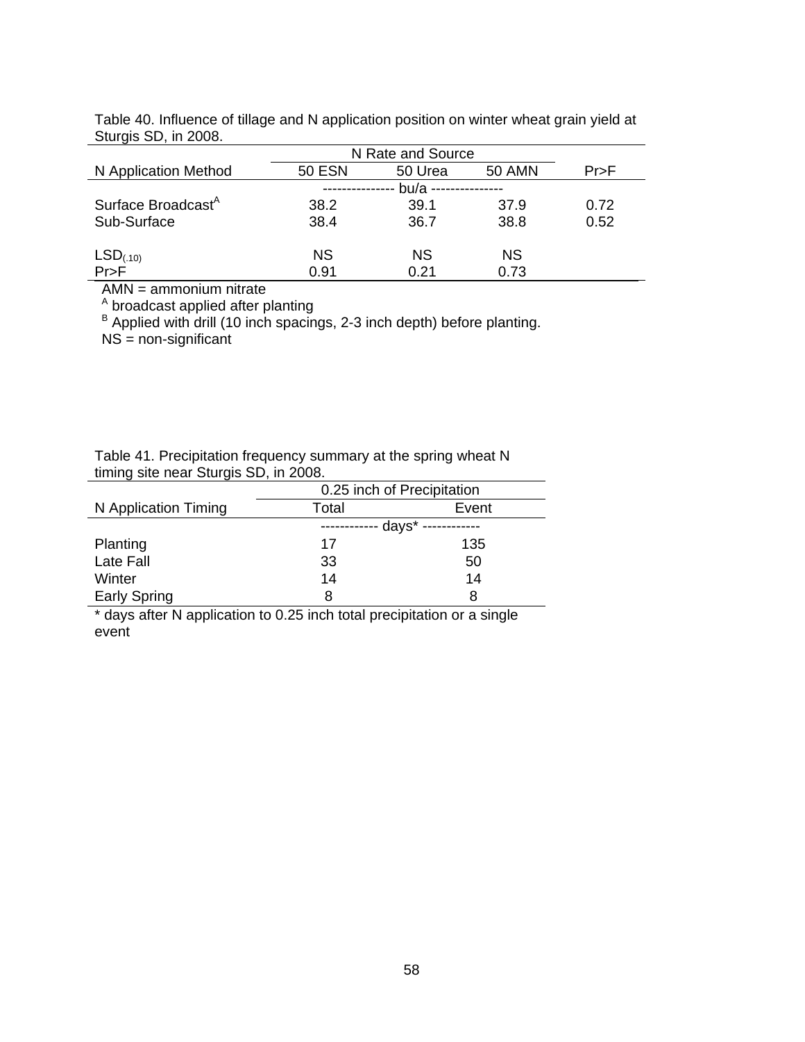Table 40. Influence of tillage and N application position on winter wheat grain yield at Sturgis SD, in 2008.

| | N Rate and Source | | | |
|---|---|---|---|---|
| N Application Method | 50 ESN | 50 Urea | 50 AMN | Pr>F |
| | --------------- bu/a --------------- | | | |
| Surface Broadcast[A] | 38.2 | 39.1 | 37.9 | 0.72 |
| Sub-Surface | 38.4 | 36.7 | 38.8 | 0.52 |
| | | | | |
| $LSD_{(.10)}$ | NS | NS | NS | |
| Pr>F | 0.91 | 0.21 | 0.73 | |

AMN = ammonium nitrate

[A] broadcast applied after planting

[B] Applied with drill (10 inch spacings, 2-3 inch depth) before planting.

NS = non-significant

Table 41. Precipitation frequency summary at the spring wheat N timing site near Sturgis SD, in 2008.

| | 0.25 inch of Precipitation | |
|---|---|---|
| N Application Timing | Total | Event |
| | ------------ days* ------------ | |
| Planting | 17 | 135 |
| Late Fall | 33 | 50 |
| Winter | 14 | 14 |
| Early Spring | 8 | 8 |

\* days after N application to 0.25 inch total precipitation or a single event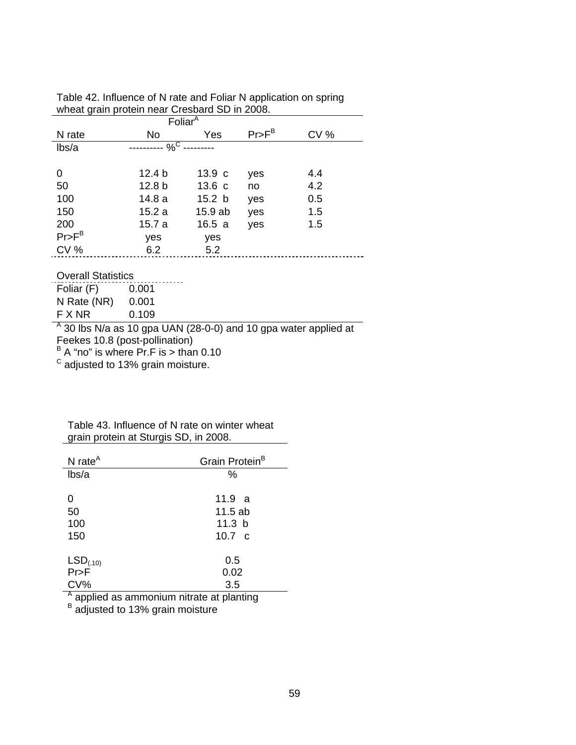Table 42. Influence of N rate and Foliar N application on spring wheat grain protein near Cresbard SD in 2008.

| | Foliar[A] | | | |
|---|---|---|---|---|
| N rate | No | Yes | Pr>F[B] | CV % |
| lbs/a | ---------- %[C] --------- | | | |
| 0 | 12.4 b | 13.9 c | yes | 4.4 |
| 50 | 12.8 b | 13.6 c | no | 4.2 |
| 100 | 14.8 a | 15.2 b | yes | 0.5 |
| 150 | 15.2 a | 15.9 ab | yes | 1.5 |
| 200 | 15.7 a | 16.5 a | yes | 1.5 |
| Pr>F[B] | yes | yes | | |
| CV % | 6.2 | 5.2 | | |

| Overall Statistics | |
|---|---|
| Foliar (F) | 0.001 |
| N Rate (NR) | 0.001 |
| F X NR | 0.109 |

[A] 30 lbs N/a as 10 gpa UAN (28-0-0) and 10 gpa water applied at Feekes 10.8 (post-pollination)
[B] A "no" is where Pr.F is > than 0.10
[C] adjusted to 13% grain moisture.

Table 43. Influence of N rate on winter wheat grain protein at Sturgis SD, in 2008.

| N rate[A] | Grain Protein[B] |
|---|---|
| lbs/a | % |
| 0 | 11.9 a |
| 50 | 11.5 ab |
| 100 | 11.3 b |
| 150 | 10.7 c |
| $LSD_{(.10)}$ | 0.5 |
| Pr>F | 0.02 |
| CV% | 3.5 |

[A] applied as ammonium nitrate at planting
[B] adjusted to 13% grain moisture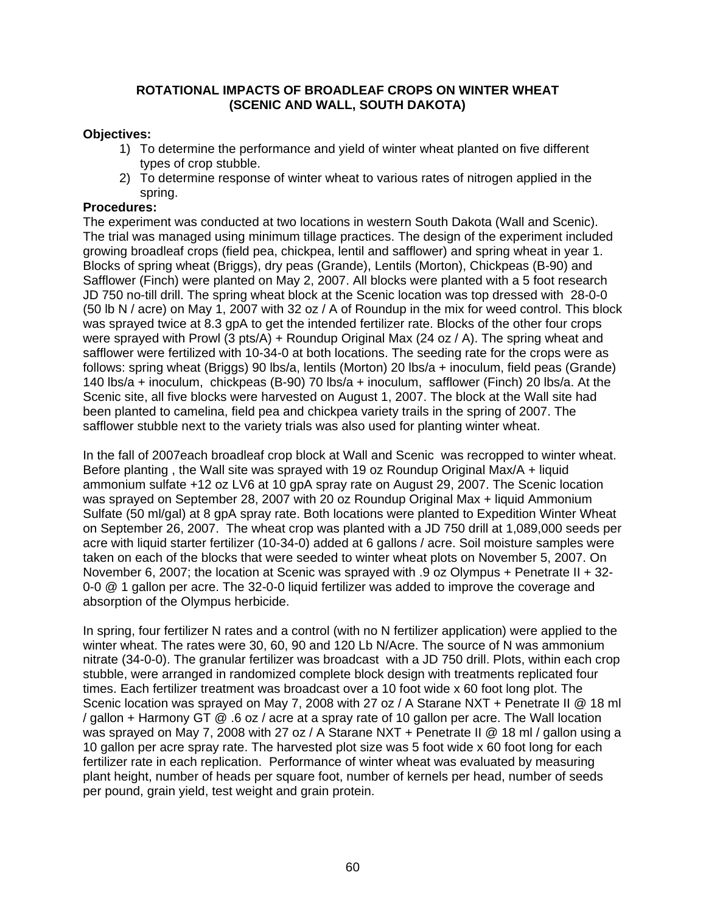## ROTATIONAL IMPACTS OF BROADLEAF CROPS ON WINTER WHEAT (SCENIC AND WALL, SOUTH DAKOTA)

**Objectives:**

1) To determine the performance and yield of winter wheat planted on five different types of crop stubble.
2) To determine response of winter wheat to various rates of nitrogen applied in the spring.

**Procedures:**

The experiment was conducted at two locations in western South Dakota (Wall and Scenic). The trial was managed using minimum tillage practices. The design of the experiment included growing broadleaf crops (field pea, chickpea, lentil and safflower) and spring wheat in year 1. Blocks of spring wheat (Briggs), dry peas (Grande), Lentils (Morton), Chickpeas (B-90) and Safflower (Finch) were planted on May 2, 2007. All blocks were planted with a 5 foot research JD 750 no-till drill. The spring wheat block at the Scenic location was top dressed with 28-0-0 (50 lb N / acre) on May 1, 2007 with 32 oz / A of Roundup in the mix for weed control. This block was sprayed twice at 8.3 gpA to get the intended fertilizer rate. Blocks of the other four crops were sprayed with Prowl (3 pts/A) + Roundup Original Max (24 oz / A). The spring wheat and safflower were fertilized with 10-34-0 at both locations. The seeding rate for the crops were as follows: spring wheat (Briggs) 90 lbs/a, lentils (Morton) 20 lbs/a + inoculum, field peas (Grande) 140 lbs/a + inoculum, chickpeas (B-90) 70 lbs/a + inoculum, safflower (Finch) 20 lbs/a. At the Scenic site, all five blocks were harvested on August 1, 2007. The block at the Wall site had been planted to camelina, field pea and chickpea variety trails in the spring of 2007. The safflower stubble next to the variety trials was also used for planting winter wheat.

In the fall of 2007each broadleaf crop block at Wall and Scenic was recropped to winter wheat. Before planting , the Wall site was sprayed with 19 oz Roundup Original Max/A + liquid ammonium sulfate +12 oz LV6 at 10 gpA spray rate on August 29, 2007. The Scenic location was sprayed on September 28, 2007 with 20 oz Roundup Original Max + liquid Ammonium Sulfate (50 ml/gal) at 8 gpA spray rate. Both locations were planted to Expedition Winter Wheat on September 26, 2007. The wheat crop was planted with a JD 750 drill at 1,089,000 seeds per acre with liquid starter fertilizer (10-34-0) added at 6 gallons / acre. Soil moisture samples were taken on each of the blocks that were seeded to winter wheat plots on November 5, 2007. On November 6, 2007; the location at Scenic was sprayed with .9 oz Olympus + Penetrate II + 32-0-0 @ 1 gallon per acre. The 32-0-0 liquid fertilizer was added to improve the coverage and absorption of the Olympus herbicide.

In spring, four fertilizer N rates and a control (with no N fertilizer application) were applied to the winter wheat. The rates were 30, 60, 90 and 120 Lb N/Acre. The source of N was ammonium nitrate (34-0-0). The granular fertilizer was broadcast with a JD 750 drill. Plots, within each crop stubble, were arranged in randomized complete block design with treatments replicated four times. Each fertilizer treatment was broadcast over a 10 foot wide x 60 foot long plot. The Scenic location was sprayed on May 7, 2008 with 27 oz / A Starane NXT + Penetrate II @ 18 ml / gallon + Harmony GT @ .6 oz / acre at a spray rate of 10 gallon per acre. The Wall location was sprayed on May 7, 2008 with 27 oz / A Starane NXT + Penetrate II @ 18 ml / gallon using a 10 gallon per acre spray rate. The harvested plot size was 5 foot wide x 60 foot long for each fertilizer rate in each replication. Performance of winter wheat was evaluated by measuring plant height, number of heads per square foot, number of kernels per head, number of seeds per pound, grain yield, test weight and grain protein.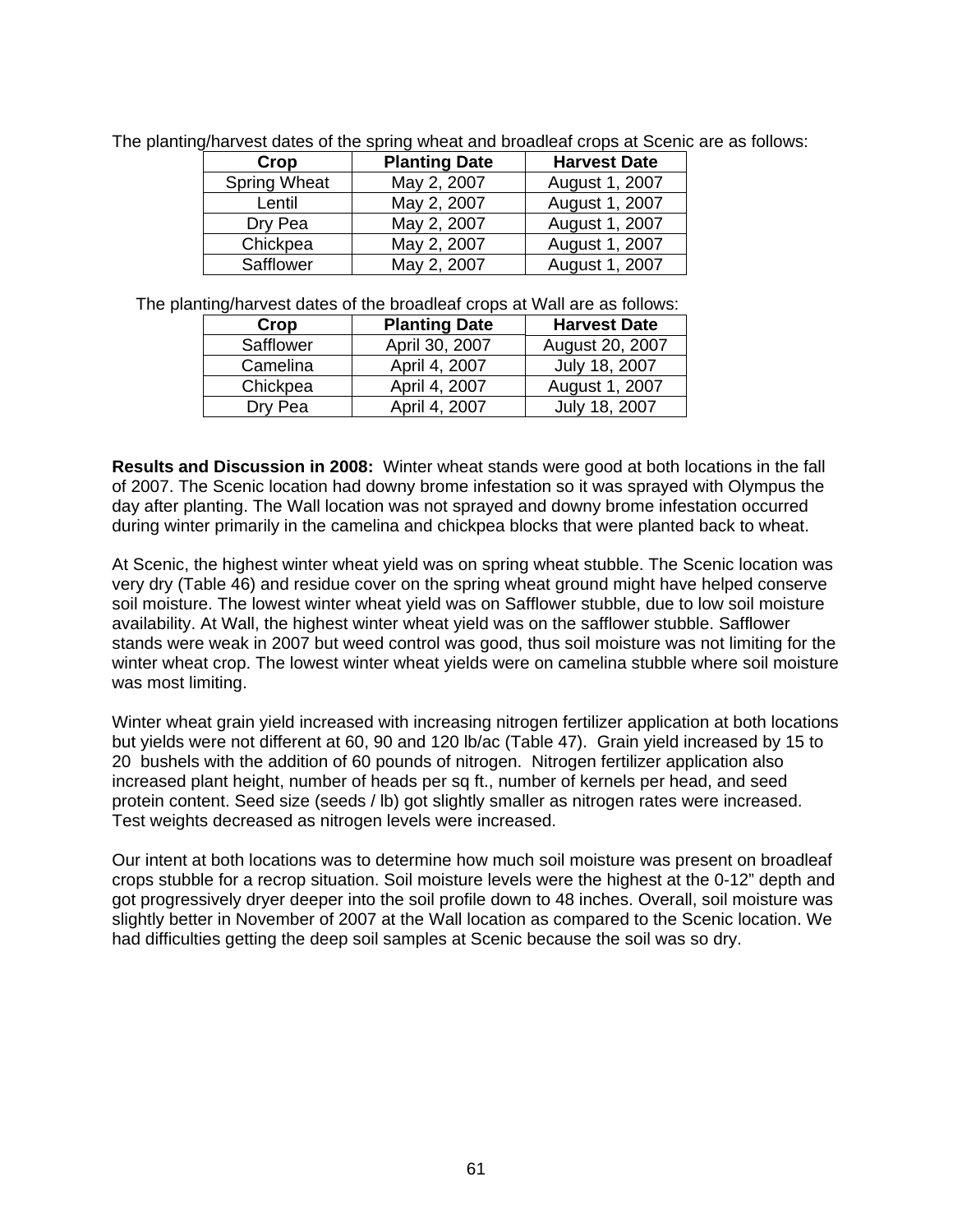The planting/harvest dates of the spring wheat and broadleaf crops at Scenic are as follows:

| Crop | Planting Date | Harvest Date |
|---|---|---|
| Spring Wheat | May 2, 2007 | August 1, 2007 |
| Lentil | May 2, 2007 | August 1, 2007 |
| Dry Pea | May 2, 2007 | August 1, 2007 |
| Chickpea | May 2, 2007 | August 1, 2007 |
| Safflower | May 2, 2007 | August 1, 2007 |

The planting/harvest dates of the broadleaf crops at Wall are as follows:

| Crop | Planting Date | Harvest Date |
|---|---|---|
| Safflower | April 30, 2007 | August 20, 2007 |
| Camelina | April 4, 2007 | July 18, 2007 |
| Chickpea | April 4, 2007 | August 1, 2007 |
| Dry Pea | April 4, 2007 | July 18, 2007 |

**Results and Discussion in 2008:** Winter wheat stands were good at both locations in the fall of 2007. The Scenic location had downy brome infestation so it was sprayed with Olympus the day after planting. The Wall location was not sprayed and downy brome infestation occurred during winter primarily in the camelina and chickpea blocks that were planted back to wheat.

At Scenic, the highest winter wheat yield was on spring wheat stubble. The Scenic location was very dry (Table 46) and residue cover on the spring wheat ground might have helped conserve soil moisture. The lowest winter wheat yield was on Safflower stubble, due to low soil moisture availability. At Wall, the highest winter wheat yield was on the safflower stubble. Safflower stands were weak in 2007 but weed control was good, thus soil moisture was not limiting for the winter wheat crop. The lowest winter wheat yields were on camelina stubble where soil moisture was most limiting.

Winter wheat grain yield increased with increasing nitrogen fertilizer application at both locations but yields were not different at 60, 90 and 120 lb/ac (Table 47). Grain yield increased by 15 to 20 bushels with the addition of 60 pounds of nitrogen. Nitrogen fertilizer application also increased plant height, number of heads per sq ft., number of kernels per head, and seed protein content. Seed size (seeds / lb) got slightly smaller as nitrogen rates were increased. Test weights decreased as nitrogen levels were increased.

Our intent at both locations was to determine how much soil moisture was present on broadleaf crops stubble for a recrop situation. Soil moisture levels were the highest at the 0-12" depth and got progressively dryer deeper into the soil profile down to 48 inches. Overall, soil moisture was slightly better in November of 2007 at the Wall location as compared to the Scenic location. We had difficulties getting the deep soil samples at Scenic because the soil was so dry.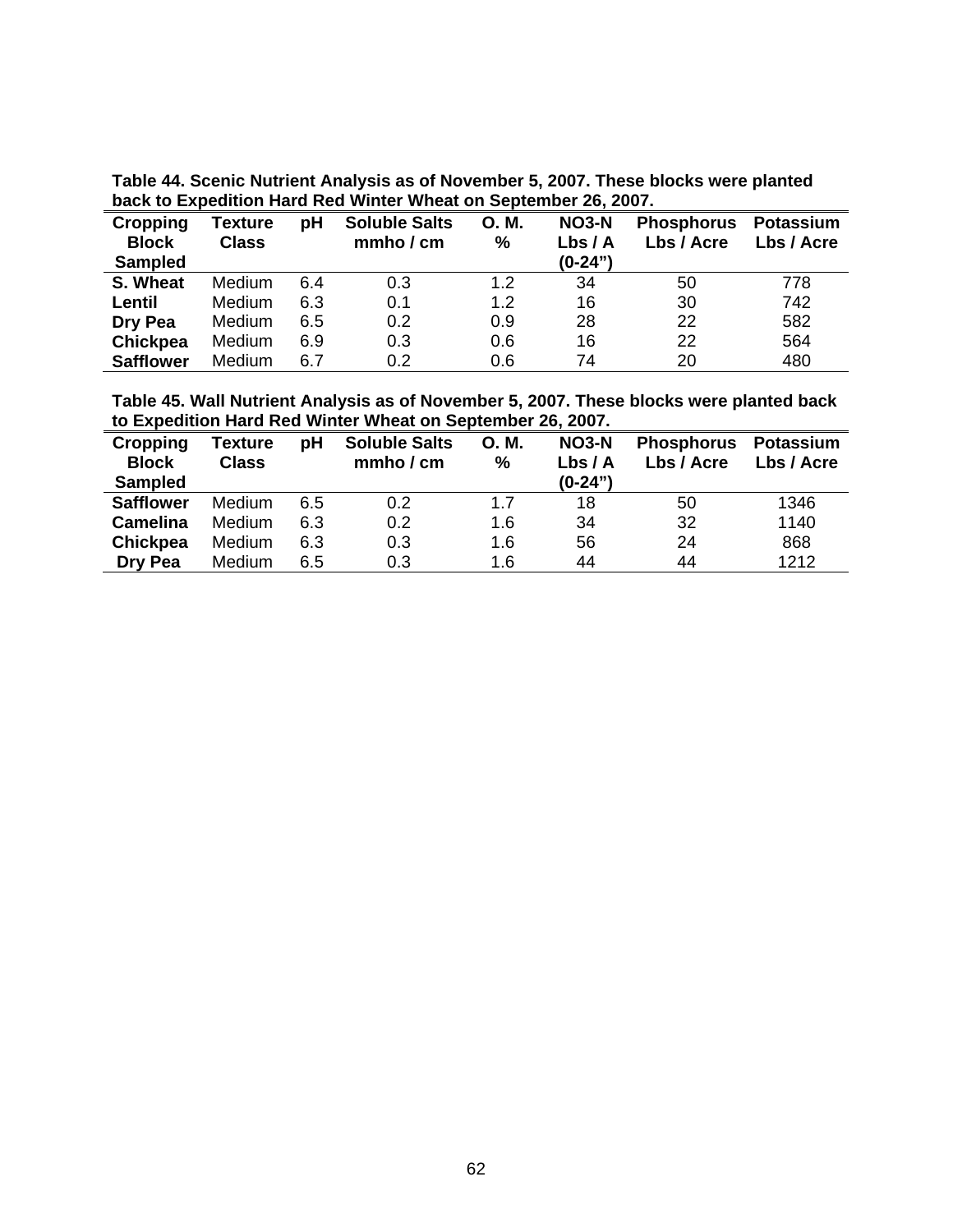**Table 44. Scenic Nutrient Analysis as of November 5, 2007. These blocks were planted back to Expedition Hard Red Winter Wheat on September 26, 2007.**

| Cropping Block Sampled | Texture Class | pH | Soluble Salts mmho / cm | O. M. % | NO3-N Lbs / A (0-24") | Phosphorus Lbs / Acre | Potassium Lbs / Acre |
|---|---|---|---|---|---|---|---|
| **S. Wheat** | Medium | 6.4 | 0.3 | 1.2 | 34 | 50 | 778 |
| **Lentil** | Medium | 6.3 | 0.1 | 1.2 | 16 | 30 | 742 |
| **Dry Pea** | Medium | 6.5 | 0.2 | 0.9 | 28 | 22 | 582 |
| **Chickpea** | Medium | 6.9 | 0.3 | 0.6 | 16 | 22 | 564 |
| **Safflower** | Medium | 6.7 | 0.2 | 0.6 | 74 | 20 | 480 |

**Table 45. Wall Nutrient Analysis as of November 5, 2007. These blocks were planted back to Expedition Hard Red Winter Wheat on September 26, 2007.**

| Cropping Block Sampled | Texture Class | pH | Soluble Salts mmho / cm | O. M. % | NO3-N Lbs / A (0-24") | Phosphorus Lbs / Acre | Potassium Lbs / Acre |
|---|---|---|---|---|---|---|---|
| **Safflower** | Medium | 6.5 | 0.2 | 1.7 | 18 | 50 | 1346 |
| **Camelina** | Medium | 6.3 | 0.2 | 1.6 | 34 | 32 | 1140 |
| **Chickpea** | Medium | 6.3 | 0.3 | 1.6 | 56 | 24 | 868 |
| **Dry Pea** | Medium | 6.5 | 0.3 | 1.6 | 44 | 44 | 1212 |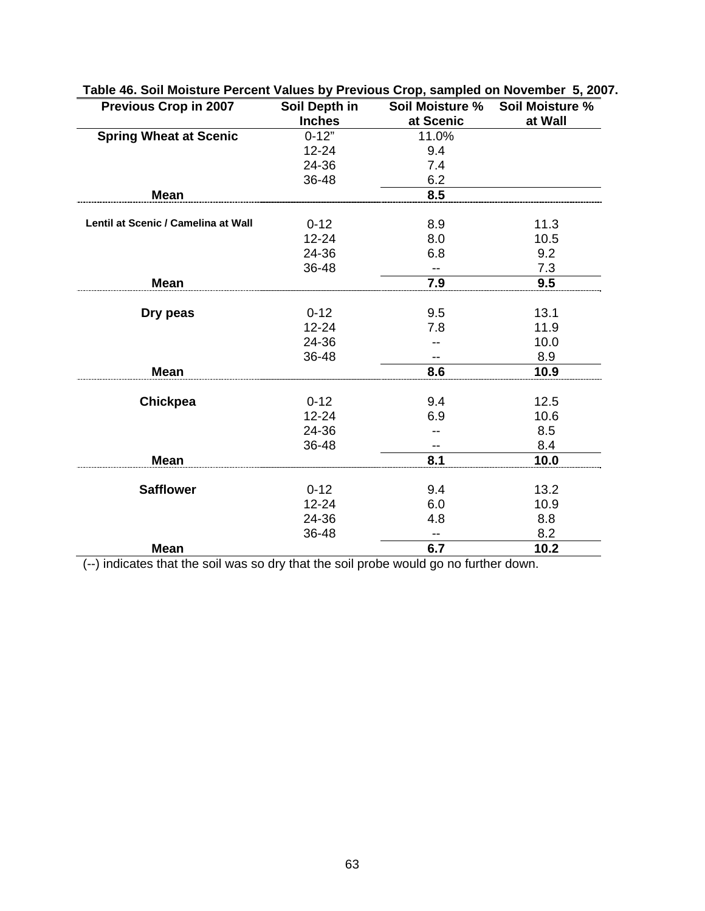**Table 46. Soil Moisture Percent Values by Previous Crop, sampled on November 5, 2007.**

| Previous Crop in 2007 | Soil Depth in Inches | Soil Moisture % at Scenic | Soil Moisture % at Wall |
|---|---|---|---|
| **Spring Wheat at Scenic** | 0-12" | 11.0% | |
| | 12-24 | 9.4 | |
| | 24-36 | 7.4 | |
| | 36-48 | 6.2 | |
| **Mean** | | **8.5** | |
| **Lentil at Scenic / Camelina at Wall** | 0-12 | 8.9 | 11.3 |
| | 12-24 | 8.0 | 10.5 |
| | 24-36 | 6.8 | 9.2 |
| | 36-48 | -- | 7.3 |
| **Mean** | | **7.9** | **9.5** |
| **Dry peas** | 0-12 | 9.5 | 13.1 |
| | 12-24 | 7.8 | 11.9 |
| | 24-36 | -- | 10.0 |
| | 36-48 | -- | 8.9 |
| **Mean** | | **8.6** | **10.9** |
| **Chickpea** | 0-12 | 9.4 | 12.5 |
| | 12-24 | 6.9 | 10.6 |
| | 24-36 | -- | 8.5 |
| | 36-48 | -- | 8.4 |
| **Mean** | | **8.1** | **10.0** |
| **Safflower** | 0-12 | 9.4 | 13.2 |
| | 12-24 | 6.0 | 10.9 |
| | 24-36 | 4.8 | 8.8 |
| | 36-48 | -- | 8.2 |
| **Mean** | | **6.7** | **10.2** |

(--) indicates that the soil was so dry that the soil probe would go no further down.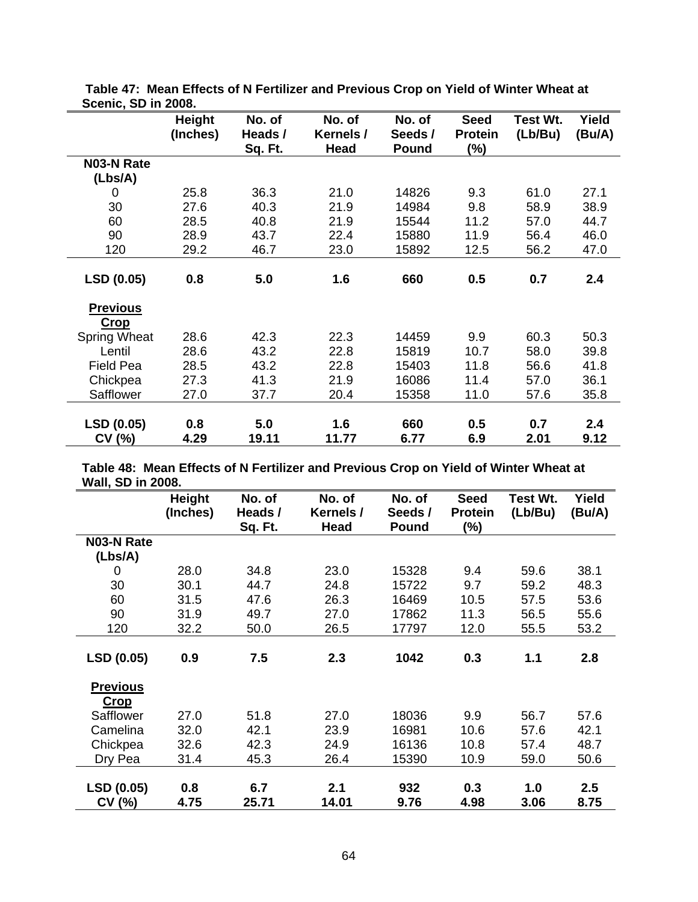**Table 47: Mean Effects of N Fertilizer and Previous Crop on Yield of Winter Wheat at Scenic, SD in 2008.**

| | Height (Inches) | No. of Heads / Sq. Ft. | No. of Kernels / Head | No. of Seeds / Pound | Seed Protein (%) | Test Wt. (Lb/Bu) | Yield (Bu/A) |
|---|---|---|---|---|---|---|---|
| **N03-N Rate (Lbs/A)** | | | | | | | |
| 0 | 25.8 | 36.3 | 21.0 | 14826 | 9.3 | 61.0 | 27.1 |
| 30 | 27.6 | 40.3 | 21.9 | 14984 | 9.8 | 58.9 | 38.9 |
| 60 | 28.5 | 40.8 | 21.9 | 15544 | 11.2 | 57.0 | 44.7 |
| 90 | 28.9 | 43.7 | 22.4 | 15880 | 11.9 | 56.4 | 46.0 |
| 120 | 29.2 | 46.7 | 23.0 | 15892 | 12.5 | 56.2 | 47.0 |
| **LSD (0.05)** | **0.8** | **5.0** | **1.6** | **660** | **0.5** | **0.7** | **2.4** |
| **Previous Crop** | | | | | | | |
| Spring Wheat | 28.6 | 42.3 | 22.3 | 14459 | 9.9 | 60.3 | 50.3 |
| Lentil | 28.6 | 43.2 | 22.8 | 15819 | 10.7 | 58.0 | 39.8 |
| Field Pea | 28.5 | 43.2 | 22.8 | 15403 | 11.8 | 56.6 | 41.8 |
| Chickpea | 27.3 | 41.3 | 21.9 | 16086 | 11.4 | 57.0 | 36.1 |
| Safflower | 27.0 | 37.7 | 20.4 | 15358 | 11.0 | 57.6 | 35.8 |
| **LSD (0.05)** | **0.8** | **5.0** | **1.6** | **660** | **0.5** | **0.7** | **2.4** |
| **CV (%)** | **4.29** | **19.11** | **11.77** | **6.77** | **6.9** | **2.01** | **9.12** |

**Table 48: Mean Effects of N Fertilizer and Previous Crop on Yield of Winter Wheat at Wall, SD in 2008.**

| | Height (Inches) | No. of Heads / Sq. Ft. | No. of Kernels / Head | No. of Seeds / Pound | Seed Protein (%) | Test Wt. (Lb/Bu) | Yield (Bu/A) |
|---|---|---|---|---|---|---|---|
| **N03-N Rate (Lbs/A)** | | | | | | | |
| 0 | 28.0 | 34.8 | 23.0 | 15328 | 9.4 | 59.6 | 38.1 |
| 30 | 30.1 | 44.7 | 24.8 | 15722 | 9.7 | 59.2 | 48.3 |
| 60 | 31.5 | 47.6 | 26.3 | 16469 | 10.5 | 57.5 | 53.6 |
| 90 | 31.9 | 49.7 | 27.0 | 17862 | 11.3 | 56.5 | 55.6 |
| 120 | 32.2 | 50.0 | 26.5 | 17797 | 12.0 | 55.5 | 53.2 |
| **LSD (0.05)** | **0.9** | **7.5** | **2.3** | **1042** | **0.3** | **1.1** | **2.8** |
| **Previous Crop** | | | | | | | |
| Safflower | 27.0 | 51.8 | 27.0 | 18036 | 9.9 | 56.7 | 57.6 |
| Camelina | 32.0 | 42.1 | 23.9 | 16981 | 10.6 | 57.6 | 42.1 |
| Chickpea | 32.6 | 42.3 | 24.9 | 16136 | 10.8 | 57.4 | 48.7 |
| Dry Pea | 31.4 | 45.3 | 26.4 | 15390 | 10.9 | 59.0 | 50.6 |
| **LSD (0.05)** | **0.8** | **6.7** | **2.1** | **932** | **0.3** | **1.0** | **2.5** |
| **CV (%)** | **4.75** | **25.71** | **14.01** | **9.76** | **4.98** | **3.06** | **8.75** |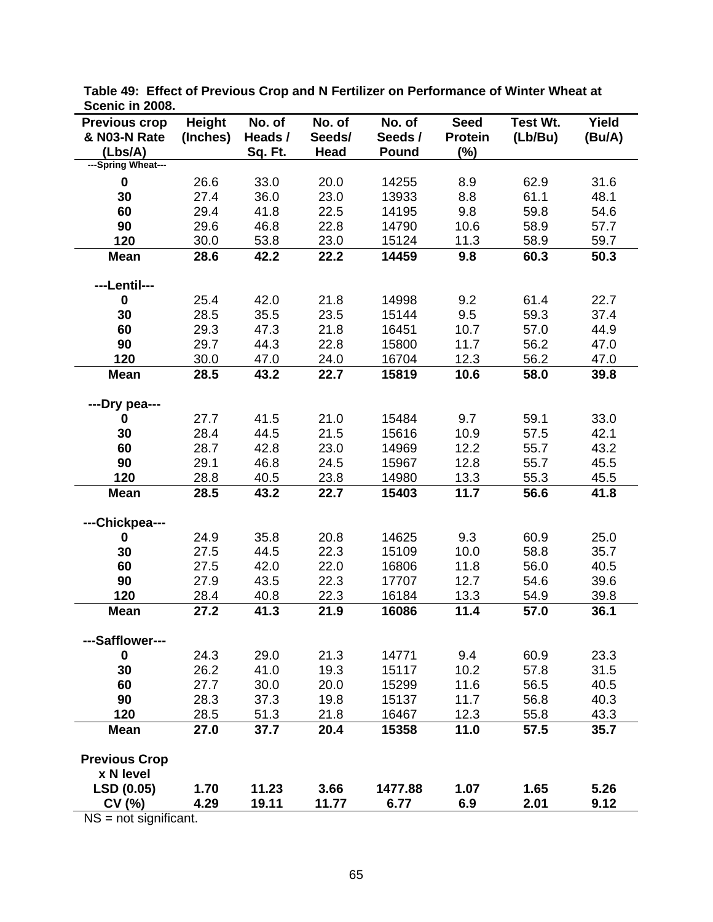**Table 49: Effect of Previous Crop and N Fertilizer on Performance of Winter Wheat at Scenic in 2008.**

| Previous crop & N03-N Rate (Lbs/A) | Height (Inches) | No. of Heads / Sq. Ft. | No. of Seeds/ Head | No. of Seeds / Pound | Seed Protein (%) | Test Wt. (Lb/Bu) | Yield (Bu/A) |
|---|---|---|---|---|---|---|---|
| ---Spring Wheat--- | | | | | | | |
| **0** | 26.6 | 33.0 | 20.0 | 14255 | 8.9 | 62.9 | 31.6 |
| **30** | 27.4 | 36.0 | 23.0 | 13933 | 8.8 | 61.1 | 48.1 |
| **60** | 29.4 | 41.8 | 22.5 | 14195 | 9.8 | 59.8 | 54.6 |
| **90** | 29.6 | 46.8 | 22.8 | 14790 | 10.6 | 58.9 | 57.7 |
| **120** | 30.0 | 53.8 | 23.0 | 15124 | 11.3 | 58.9 | 59.7 |
| **Mean** | **28.6** | **42.2** | **22.2** | **14459** | **9.8** | **60.3** | **50.3** |
| **---Lentil---** | | | | | | | |
| **0** | 25.4 | 42.0 | 21.8 | 14998 | 9.2 | 61.4 | 22.7 |
| **30** | 28.5 | 35.5 | 23.5 | 15144 | 9.5 | 59.3 | 37.4 |
| **60** | 29.3 | 47.3 | 21.8 | 16451 | 10.7 | 57.0 | 44.9 |
| **90** | 29.7 | 44.3 | 22.8 | 15800 | 11.7 | 56.2 | 47.0 |
| **120** | 30.0 | 47.0 | 24.0 | 16704 | 12.3 | 56.2 | 47.0 |
| **Mean** | **28.5** | **43.2** | **22.7** | **15819** | **10.6** | **58.0** | **39.8** |
| **---Dry pea---** | | | | | | | |
| **0** | 27.7 | 41.5 | 21.0 | 15484 | 9.7 | 59.1 | 33.0 |
| **30** | 28.4 | 44.5 | 21.5 | 15616 | 10.9 | 57.5 | 42.1 |
| **60** | 28.7 | 42.8 | 23.0 | 14969 | 12.2 | 55.7 | 43.2 |
| **90** | 29.1 | 46.8 | 24.5 | 15967 | 12.8 | 55.7 | 45.5 |
| **120** | 28.8 | 40.5 | 23.8 | 14980 | 13.3 | 55.3 | 45.5 |
| **Mean** | **28.5** | **43.2** | **22.7** | **15403** | **11.7** | **56.6** | **41.8** |
| **---Chickpea---** | | | | | | | |
| **0** | 24.9 | 35.8 | 20.8 | 14625 | 9.3 | 60.9 | 25.0 |
| **30** | 27.5 | 44.5 | 22.3 | 15109 | 10.0 | 58.8 | 35.7 |
| **60** | 27.5 | 42.0 | 22.0 | 16806 | 11.8 | 56.0 | 40.5 |
| **90** | 27.9 | 43.5 | 22.3 | 17707 | 12.7 | 54.6 | 39.6 |
| **120** | 28.4 | 40.8 | 22.3 | 16184 | 13.3 | 54.9 | 39.8 |
| **Mean** | **27.2** | **41.3** | **21.9** | **16086** | **11.4** | **57.0** | **36.1** |
| **---Safflower---** | | | | | | | |
| **0** | 24.3 | 29.0 | 21.3 | 14771 | 9.4 | 60.9 | 23.3 |
| **30** | 26.2 | 41.0 | 19.3 | 15117 | 10.2 | 57.8 | 31.5 |
| **60** | 27.7 | 30.0 | 20.0 | 15299 | 11.6 | 56.5 | 40.5 |
| **90** | 28.3 | 37.3 | 19.8 | 15137 | 11.7 | 56.8 | 40.3 |
| **120** | 28.5 | 51.3 | 21.8 | 16467 | 12.3 | 55.8 | 43.3 |
| **Mean** | **27.0** | **37.7** | **20.4** | **15358** | **11.0** | **57.5** | **35.7** |
| **Previous Crop x N level** | | | | | | | |
| **LSD (0.05)** | **1.70** | **11.23** | **3.66** | **1477.88** | **1.07** | **1.65** | **5.26** |
| **CV (%)** | **4.29** | **19.11** | **11.77** | **6.77** | **6.9** | **2.01** | **9.12** |

NS = not significant.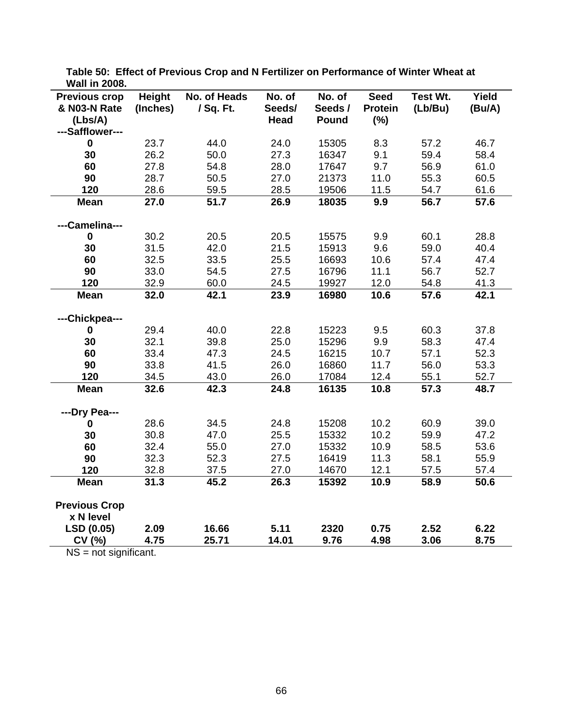**Table 50: Effect of Previous Crop and N Fertilizer on Performance of Winter Wheat at Wall in 2008.**

| Previous crop & N03-N Rate (Lbs/A) | Height (Inches) | No. of Heads / Sq. Ft. | No. of Seeds/ Head | No. of Seeds / Pound | Seed Protein (%) | Test Wt. (Lb/Bu) | Yield (Bu/A) |
|---|---|---|---|---|---|---|---|
| **---Safflower---** | | | | | | | |
| **0** | 23.7 | 44.0 | 24.0 | 15305 | 8.3 | 57.2 | 46.7 |
| **30** | 26.2 | 50.0 | 27.3 | 16347 | 9.1 | 59.4 | 58.4 |
| **60** | 27.8 | 54.8 | 28.0 | 17647 | 9.7 | 56.9 | 61.0 |
| **90** | 28.7 | 50.5 | 27.0 | 21373 | 11.0 | 55.3 | 60.5 |
| **120** | 28.6 | 59.5 | 28.5 | 19506 | 11.5 | 54.7 | 61.6 |
| **Mean** | **27.0** | **51.7** | **26.9** | **18035** | **9.9** | **56.7** | **57.6** |
| **---Camelina---** | | | | | | | |
| **0** | 30.2 | 20.5 | 20.5 | 15575 | 9.9 | 60.1 | 28.8 |
| **30** | 31.5 | 42.0 | 21.5 | 15913 | 9.6 | 59.0 | 40.4 |
| **60** | 32.5 | 33.5 | 25.5 | 16693 | 10.6 | 57.4 | 47.4 |
| **90** | 33.0 | 54.5 | 27.5 | 16796 | 11.1 | 56.7 | 52.7 |
| **120** | 32.9 | 60.0 | 24.5 | 19927 | 12.0 | 54.8 | 41.3 |
| **Mean** | **32.0** | **42.1** | **23.9** | **16980** | **10.6** | **57.6** | **42.1** |
| **---Chickpea---** | | | | | | | |
| **0** | 29.4 | 40.0 | 22.8 | 15223 | 9.5 | 60.3 | 37.8 |
| **30** | 32.1 | 39.8 | 25.0 | 15296 | 9.9 | 58.3 | 47.4 |
| **60** | 33.4 | 47.3 | 24.5 | 16215 | 10.7 | 57.1 | 52.3 |
| **90** | 33.8 | 41.5 | 26.0 | 16860 | 11.7 | 56.0 | 53.3 |
| **120** | 34.5 | 43.0 | 26.0 | 17084 | 12.4 | 55.1 | 52.7 |
| **Mean** | **32.6** | **42.3** | **24.8** | **16135** | **10.8** | **57.3** | **48.7** |
| **---Dry Pea---** | | | | | | | |
| **0** | 28.6 | 34.5 | 24.8 | 15208 | 10.2 | 60.9 | 39.0 |
| **30** | 30.8 | 47.0 | 25.5 | 15332 | 10.2 | 59.9 | 47.2 |
| **60** | 32.4 | 55.0 | 27.0 | 15332 | 10.9 | 58.5 | 53.6 |
| **90** | 32.3 | 52.3 | 27.5 | 16419 | 11.3 | 58.1 | 55.9 |
| **120** | 32.8 | 37.5 | 27.0 | 14670 | 12.1 | 57.5 | 57.4 |
| **Mean** | **31.3** | **45.2** | **26.3** | **15392** | **10.9** | **58.9** | **50.6** |
| **Previous Crop x N level** | | | | | | | |
| **LSD (0.05)** | **2.09** | **16.66** | **5.11** | **2320** | **0.75** | **2.52** | **6.22** |
| **CV (%)** | **4.75** | **25.71** | **14.01** | **9.76** | **4.98** | **3.06** | **8.75** |

NS = not significant.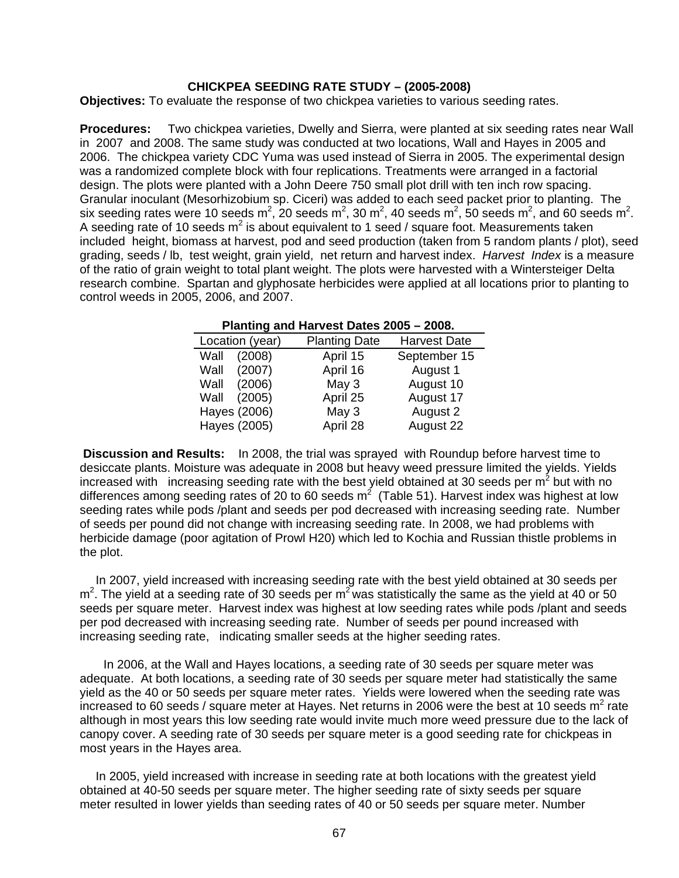**CHICKPEA SEEDING RATE STUDY – (2005-2008)**

**Objectives:** To evaluate the response of two chickpea varieties to various seeding rates.

**Procedures:** Two chickpea varieties, Dwelly and Sierra, were planted at six seeding rates near Wall in 2007 and 2008. The same study was conducted at two locations, Wall and Hayes in 2005 and 2006. The chickpea variety CDC Yuma was used instead of Sierra in 2005. The experimental design was a randomized complete block with four replications. Treatments were arranged in a factorial design. The plots were planted with a John Deere 750 small plot drill with ten inch row spacing. Granular inoculant (Mesorhizobium sp. Ciceri) was added to each seed packet prior to planting. The six seeding rates were 10 seeds $m^2$, 20 seeds $m^2$, 30 $m^2$, 40 seeds $m^2$, 50 seeds $m^2$, and 60 seeds $m^2$. A seeding rate of 10 seeds $m^2$ is about equivalent to 1 seed / square foot. Measurements taken included height, biomass at harvest, pod and seed production (taken from 5 random plants / plot), seed grading, seeds / lb, test weight, grain yield, net return and harvest index. *Harvest Index* is a measure of the ratio of grain weight to total plant weight. The plots were harvested with a Wintersteiger Delta research combine. Spartan and glyphosate herbicides were applied at all locations prior to planting to control weeds in 2005, 2006, and 2007.

**Planting and Harvest Dates 2005 – 2008.**

| Location (year) | Planting Date | Harvest Date |
|---|---|---|
| Wall (2008) | April 15 | September 15 |
| Wall (2007) | April 16 | August 1 |
| Wall (2006) | May 3 | August 10 |
| Wall (2005) | April 25 | August 17 |
| Hayes (2006) | May 3 | August 2 |
| Hayes (2005) | April 28 | August 22 |

**Discussion and Results:** In 2008, the trial was sprayed with Roundup before harvest time to desiccate plants. Moisture was adequate in 2008 but heavy weed pressure limited the yields. Yields increased with increasing seeding rate with the best yield obtained at 30 seeds per $m^2$ but with no differences among seeding rates of 20 to 60 seeds $m^2$ (Table 51). Harvest index was highest at low seeding rates while pods /plant and seeds per pod decreased with increasing seeding rate. Number of seeds per pound did not change with increasing seeding rate. In 2008, we had problems with herbicide damage (poor agitation of Prowl H20) which led to Kochia and Russian thistle problems in the plot.

In 2007, yield increased with increasing seeding rate with the best yield obtained at 30 seeds per $m^2$. The yield at a seeding rate of 30 seeds per $m^2$ was statistically the same as the yield at 40 or 50 seeds per square meter. Harvest index was highest at low seeding rates while pods /plant and seeds per pod decreased with increasing seeding rate. Number of seeds per pound increased with increasing seeding rate, indicating smaller seeds at the higher seeding rates.

In 2006, at the Wall and Hayes locations, a seeding rate of 30 seeds per square meter was adequate. At both locations, a seeding rate of 30 seeds per square meter had statistically the same yield as the 40 or 50 seeds per square meter rates. Yields were lowered when the seeding rate was increased to 60 seeds / square meter at Hayes. Net returns in 2006 were the best at 10 seeds $m^2$ rate although in most years this low seeding rate would invite much more weed pressure due to the lack of canopy cover. A seeding rate of 30 seeds per square meter is a good seeding rate for chickpeas in most years in the Hayes area.

In 2005, yield increased with increase in seeding rate at both locations with the greatest yield obtained at 40-50 seeds per square meter. The higher seeding rate of sixty seeds per square meter resulted in lower yields than seeding rates of 40 or 50 seeds per square meter. Number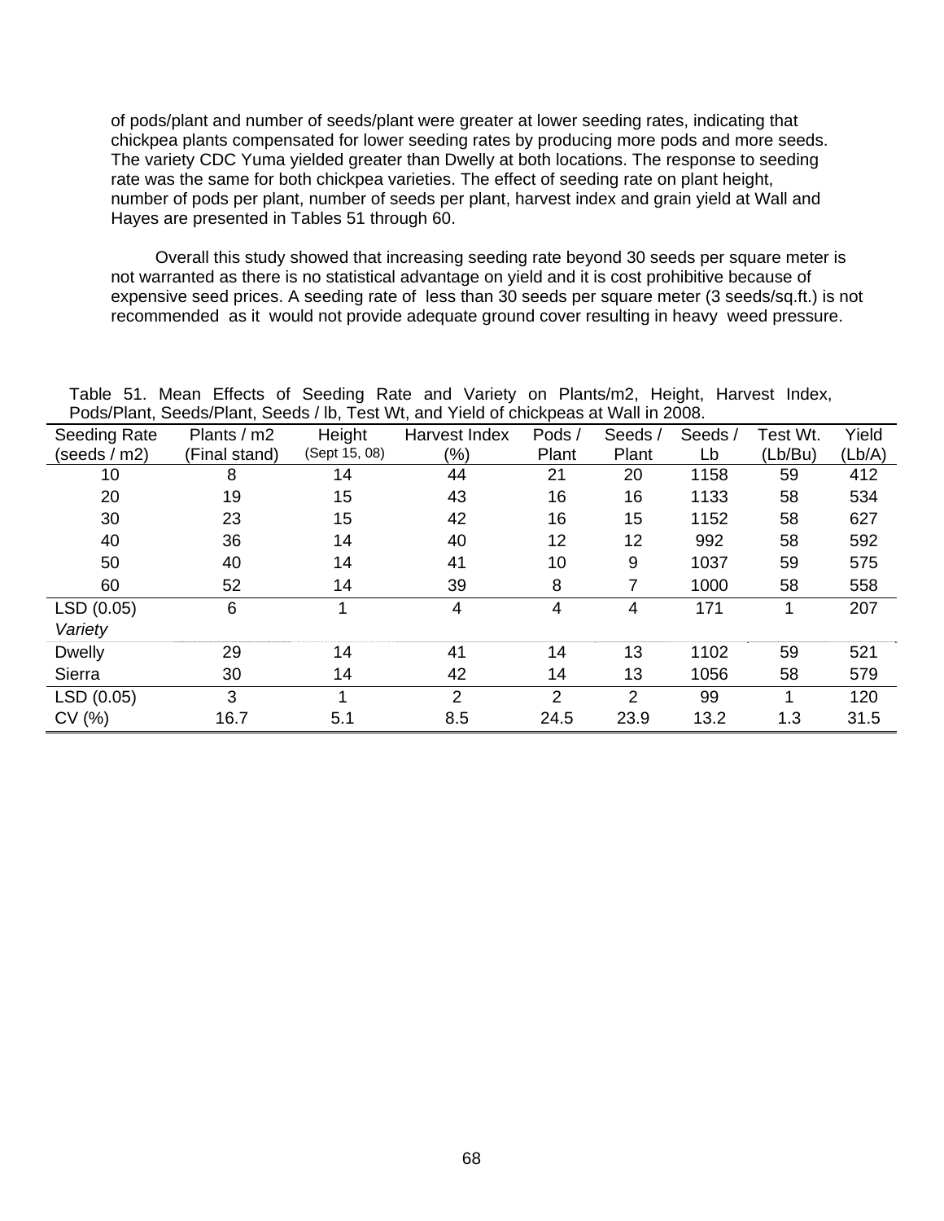of pods/plant and number of seeds/plant were greater at lower seeding rates, indicating that chickpea plants compensated for lower seeding rates by producing more pods and more seeds. The variety CDC Yuma yielded greater than Dwelly at both locations. The response to seeding rate was the same for both chickpea varieties. The effect of seeding rate on plant height, number of pods per plant, number of seeds per plant, harvest index and grain yield at Wall and Hayes are presented in Tables 51 through 60.

Overall this study showed that increasing seeding rate beyond 30 seeds per square meter is not warranted as there is no statistical advantage on yield and it is cost prohibitive because of expensive seed prices. A seeding rate of less than 30 seeds per square meter (3 seeds/sq.ft.) is not recommended as it would not provide adequate ground cover resulting in heavy weed pressure.

Table 51. Mean Effects of Seeding Rate and Variety on Plants/m2, Height, Harvest Index, Pods/Plant, Seeds/Plant, Seeds / lb, Test Wt, and Yield of chickpeas at Wall in 2008.

| Seeding Rate (seeds / m2) | Plants / m2 (Final stand) | Height (Sept 15, 08) | Harvest Index (%) | Pods / Plant | Seeds / Plant | Seeds / Lb | Test Wt. (Lb/Bu) | Yield (Lb/A) |
|---|---|---|---|---|---|---|---|---|
| 10 | 8 | 14 | 44 | 21 | 20 | 1158 | 59 | 412 |
| 20 | 19 | 15 | 43 | 16 | 16 | 1133 | 58 | 534 |
| 30 | 23 | 15 | 42 | 16 | 15 | 1152 | 58 | 627 |
| 40 | 36 | 14 | 40 | 12 | 12 | 992 | 58 | 592 |
| 50 | 40 | 14 | 41 | 10 | 9 | 1037 | 59 | 575 |
| 60 | 52 | 14 | 39 | 8 | 7 | 1000 | 58 | 558 |
| LSD (0.05) | 6 | 1 | 4 | 4 | 4 | 171 | 1 | 207 |
| *Variety* | | | | | | | | |
| Dwelly | 29 | 14 | 41 | 14 | 13 | 1102 | 59 | 521 |
| Sierra | 30 | 14 | 42 | 14 | 13 | 1056 | 58 | 579 |
| LSD (0.05) | 3 | 1 | 2 | 2 | 2 | 99 | 1 | 120 |
| CV (%) | 16.7 | 5.1 | 8.5 | 24.5 | 23.9 | 13.2 | 1.3 | 31.5 |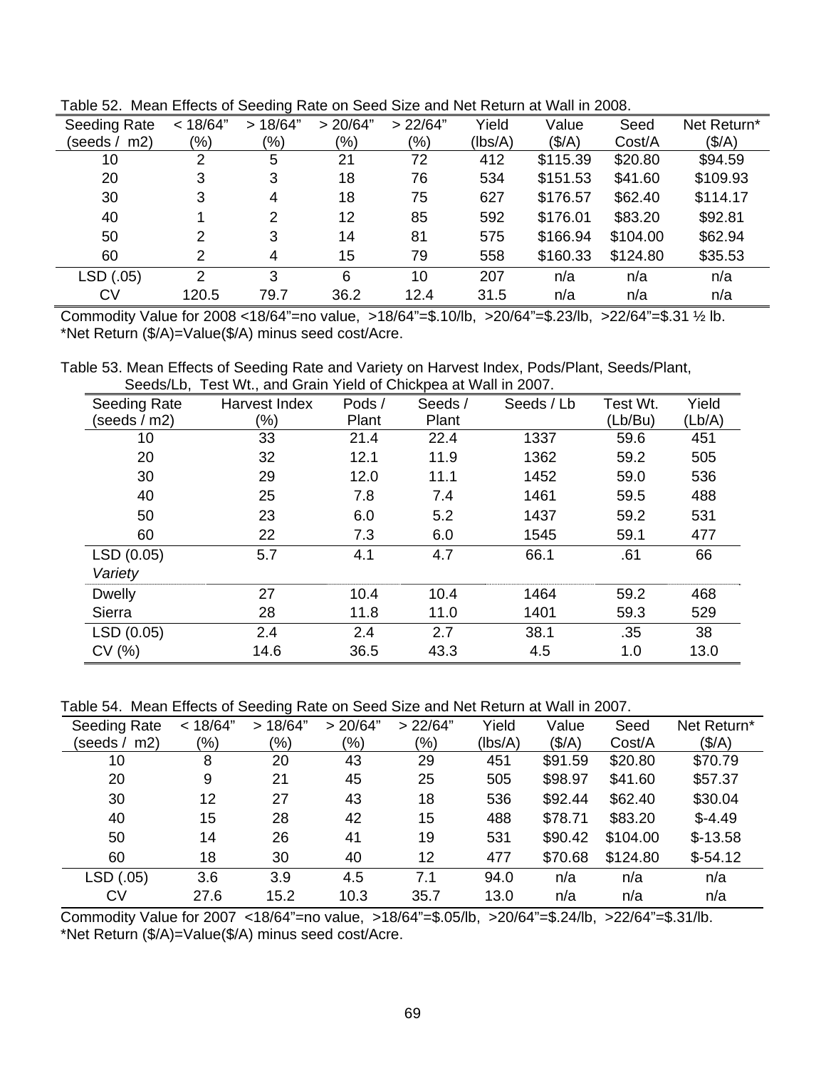Table 52. Mean Effects of Seeding Rate on Seed Size and Net Return at Wall in 2008.

| Seeding Rate (seeds / m2) | < 18/64" (%) | > 18/64" (%) | > 20/64" (%) | > 22/64" (%) | Yield (lbs/A) | Value ($/A) | Seed Cost/A | Net Return* ($/A) |
|---|---|---|---|---|---|---|---|---|
| 10 | 2 | 5 | 21 | 72 | 412 | $115.39 | $20.80 | $94.59 |
| 20 | 3 | 3 | 18 | 76 | 534 | $151.53 | $41.60 | $109.93 |
| 30 | 3 | 4 | 18 | 75 | 627 | $176.57 | $62.40 | $114.17 |
| 40 | 1 | 2 | 12 | 85 | 592 | $176.01 | $83.20 | $92.81 |
| 50 | 2 | 3 | 14 | 81 | 575 | $166.94 | $104.00 | $62.94 |
| 60 | 2 | 4 | 15 | 79 | 558 | $160.33 | $124.80 | $35.53 |
| LSD (.05) | 2 | 3 | 6 | 10 | 207 | n/a | n/a | n/a |
| CV | 120.5 | 79.7 | 36.2 | 12.4 | 31.5 | n/a | n/a | n/a |

Commodity Value for 2008 <18/64"=no value, >18/64"=$.10/lb, >20/64"=$.23/lb, >22/64"=$.31 ½ lb.
*Net Return ($/A)=Value($/A) minus seed cost/Acre.

Table 53. Mean Effects of Seeding Rate and Variety on Harvest Index, Pods/Plant, Seeds/Plant, Seeds/Lb, Test Wt., and Grain Yield of Chickpea at Wall in 2007.

| Seeding Rate (seeds / m2) | Harvest Index (%) | Pods / Plant | Seeds / Plant | Seeds / Lb | Test Wt. (Lb/Bu) | Yield (Lb/A) |
|---|---|---|---|---|---|---|
| 10 | 33 | 21.4 | 22.4 | 1337 | 59.6 | 451 |
| 20 | 32 | 12.1 | 11.9 | 1362 | 59.2 | 505 |
| 30 | 29 | 12.0 | 11.1 | 1452 | 59.0 | 536 |
| 40 | 25 | 7.8 | 7.4 | 1461 | 59.5 | 488 |
| 50 | 23 | 6.0 | 5.2 | 1437 | 59.2 | 531 |
| 60 | 22 | 7.3 | 6.0 | 1545 | 59.1 | 477 |
| LSD (0.05) | 5.7 | 4.1 | 4.7 | 66.1 | .61 | 66 |
| *Variety* | | | | | | |
| Dwelly | 27 | 10.4 | 10.4 | 1464 | 59.2 | 468 |
| Sierra | 28 | 11.8 | 11.0 | 1401 | 59.3 | 529 |
| LSD (0.05) | 2.4 | 2.4 | 2.7 | 38.1 | .35 | 38 |
| CV (%) | 14.6 | 36.5 | 43.3 | 4.5 | 1.0 | 13.0 |

Table 54. Mean Effects of Seeding Rate on Seed Size and Net Return at Wall in 2007.

| Seeding Rate (seeds / m2) | < 18/64" (%) | > 18/64" (%) | > 20/64" (%) | > 22/64" (%) | Yield (lbs/A) | Value ($/A) | Seed Cost/A | Net Return* ($/A) |
|---|---|---|---|---|---|---|---|---|
| 10 | 8 | 20 | 43 | 29 | 451 | $91.59 | $20.80 | $70.79 |
| 20 | 9 | 21 | 45 | 25 | 505 | $98.97 | $41.60 | $57.37 |
| 30 | 12 | 27 | 43 | 18 | 536 | $92.44 | $62.40 | $30.04 |
| 40 | 15 | 28 | 42 | 15 | 488 | $78.71 | $83.20 | $-4.49 |
| 50 | 14 | 26 | 41 | 19 | 531 | $90.42 | $104.00 | $-13.58 |
| 60 | 18 | 30 | 40 | 12 | 477 | $70.68 | $124.80 | $-54.12 |
| LSD (.05) | 3.6 | 3.9 | 4.5 | 7.1 | 94.0 | n/a | n/a | n/a |
| CV | 27.6 | 15.2 | 10.3 | 35.7 | 13.0 | n/a | n/a | n/a |

Commodity Value for 2007 <18/64"=no value, >18/64"=$.05/lb, >20/64"=$.24/lb, >22/64"=$.31/lb.
*Net Return ($/A)=Value($/A) minus seed cost/Acre.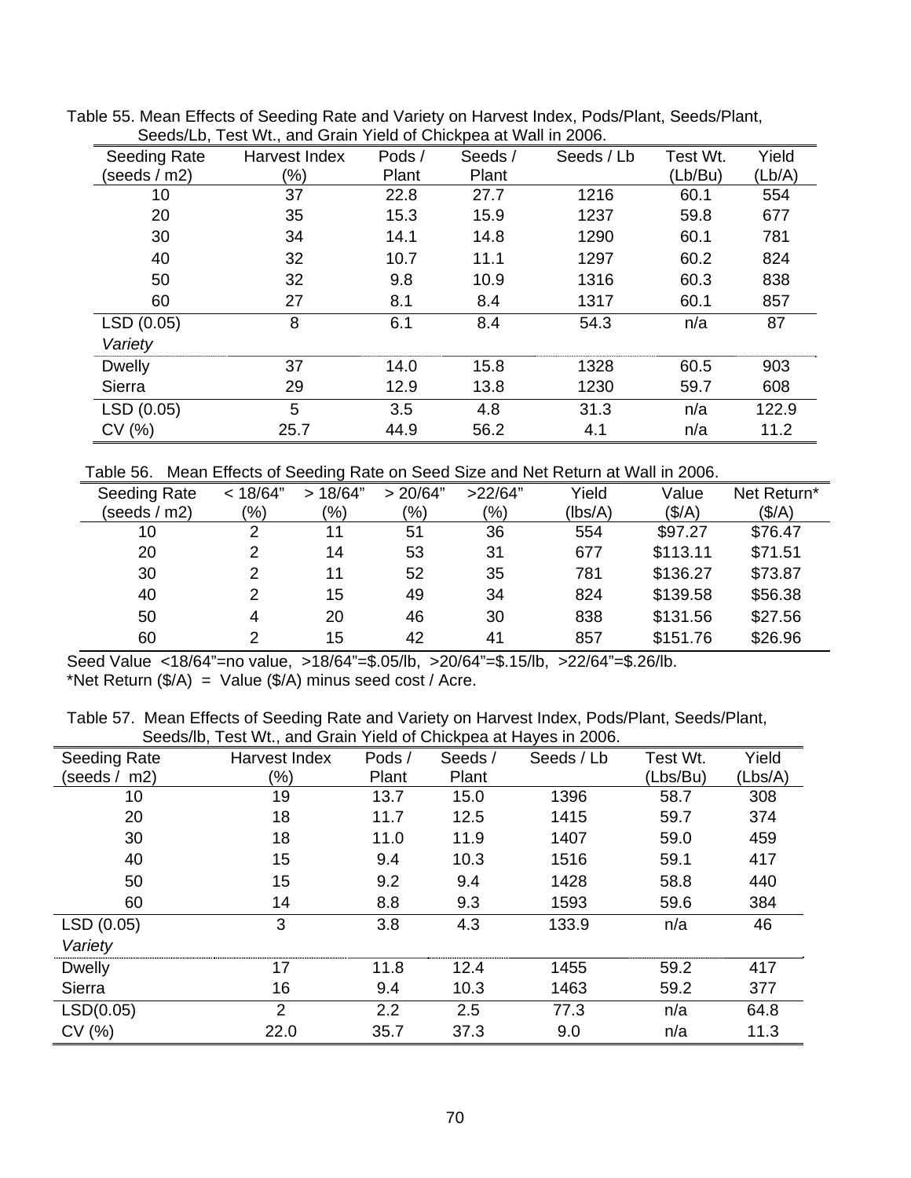Table 55. Mean Effects of Seeding Rate and Variety on Harvest Index, Pods/Plant, Seeds/Plant, Seeds/Lb, Test Wt., and Grain Yield of Chickpea at Wall in 2006.

| Seeding Rate (seeds / m2) | Harvest Index (%) | Pods / Plant | Seeds / Plant | Seeds / Lb | Test Wt. (Lb/Bu) | Yield (Lb/A) |
|---|---|---|---|---|---|---|
| 10 | 37 | 22.8 | 27.7 | 1216 | 60.1 | 554 |
| 20 | 35 | 15.3 | 15.9 | 1237 | 59.8 | 677 |
| 30 | 34 | 14.1 | 14.8 | 1290 | 60.1 | 781 |
| 40 | 32 | 10.7 | 11.1 | 1297 | 60.2 | 824 |
| 50 | 32 | 9.8 | 10.9 | 1316 | 60.3 | 838 |
| 60 | 27 | 8.1 | 8.4 | 1317 | 60.1 | 857 |
| LSD (0.05) | 8 | 6.1 | 8.4 | 54.3 | n/a | 87 |
| *Variety* | | | | | | |
| Dwelly | 37 | 14.0 | 15.8 | 1328 | 60.5 | 903 |
| Sierra | 29 | 12.9 | 13.8 | 1230 | 59.7 | 608 |
| LSD (0.05) | 5 | 3.5 | 4.8 | 31.3 | n/a | 122.9 |
| CV (%) | 25.7 | 44.9 | 56.2 | 4.1 | n/a | 11.2 |

Table 56. Mean Effects of Seeding Rate on Seed Size and Net Return at Wall in 2006.

| Seeding Rate (seeds / m2) | < 18/64" (%) | > 18/64" (%) | > 20/64" (%) | >22/64" (%) | Yield (lbs/A) | Value ($/A) | Net Return* ($/A) |
|---|---|---|---|---|---|---|---|
| 10 | 2 | 11 | 51 | 36 | 554 | $97.27 | $76.47 |
| 20 | 2 | 14 | 53 | 31 | 677 | $113.11 | $71.51 |
| 30 | 2 | 11 | 52 | 35 | 781 | $136.27 | $73.87 |
| 40 | 2 | 15 | 49 | 34 | 824 | $139.58 | $56.38 |
| 50 | 4 | 20 | 46 | 30 | 838 | $131.56 | $27.56 |
| 60 | 2 | 15 | 42 | 41 | 857 | $151.76 | $26.96 |

Seed Value <18/64"=no value, >18/64"=$.05/lb, >20/64"=$.15/lb, >22/64"=$.26/lb.

*Net Return ($/A) = Value ($/A) minus seed cost / Acre.

Table 57. Mean Effects of Seeding Rate and Variety on Harvest Index, Pods/Plant, Seeds/Plant, Seeds/lb, Test Wt., and Grain Yield of Chickpea at Hayes in 2006.

| Seeding Rate (seeds / m2) | Harvest Index (%) | Pods / Plant | Seeds / Plant | Seeds / Lb | Test Wt. (Lbs/Bu) | Yield (Lbs/A) |
|---|---|---|---|---|---|---|
| 10 | 19 | 13.7 | 15.0 | 1396 | 58.7 | 308 |
| 20 | 18 | 11.7 | 12.5 | 1415 | 59.7 | 374 |
| 30 | 18 | 11.0 | 11.9 | 1407 | 59.0 | 459 |
| 40 | 15 | 9.4 | 10.3 | 1516 | 59.1 | 417 |
| 50 | 15 | 9.2 | 9.4 | 1428 | 58.8 | 440 |
| 60 | 14 | 8.8 | 9.3 | 1593 | 59.6 | 384 |
| LSD (0.05) | 3 | 3.8 | 4.3 | 133.9 | n/a | 46 |
| *Variety* | | | | | | |
| Dwelly | 17 | 11.8 | 12.4 | 1455 | 59.2 | 417 |
| Sierra | 16 | 9.4 | 10.3 | 1463 | 59.2 | 377 |
| LSD(0.05) | 2 | 2.2 | 2.5 | 77.3 | n/a | 64.8 |
| CV (%) | 22.0 | 35.7 | 37.3 | 9.0 | n/a | 11.3 |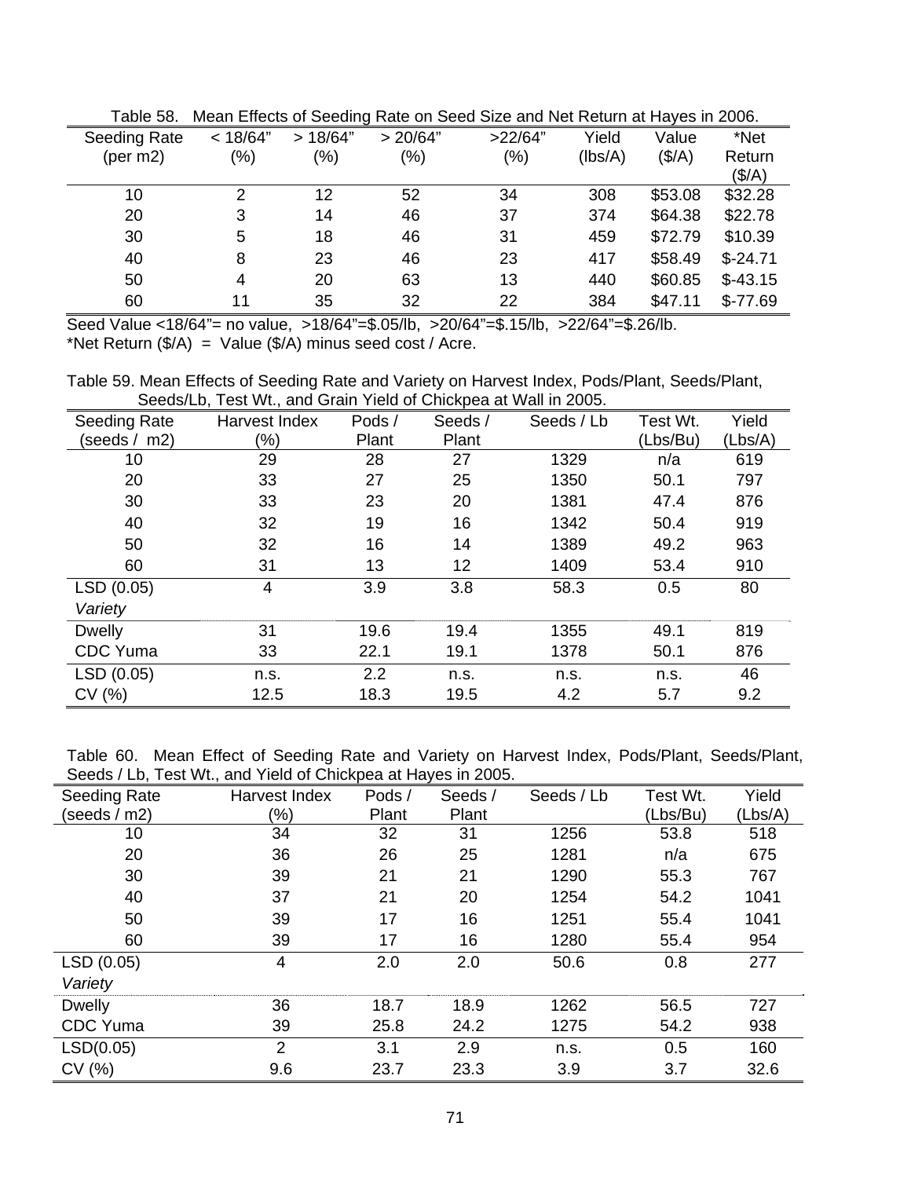Table 58. Mean Effects of Seeding Rate on Seed Size and Net Return at Hayes in 2006.

| Seeding Rate (per m2) | < 18/64" (%) | > 18/64" (%) | > 20/64" (%) | >22/64" (%) | Yield (lbs/A) | Value ($/A) | *Net Return ($/A) |
|---|---|---|---|---|---|---|---|
| 10 | 2 | 12 | 52 | 34 | 308 | $53.08 | $32.28 |
| 20 | 3 | 14 | 46 | 37 | 374 | $64.38 | $22.78 |
| 30 | 5 | 18 | 46 | 31 | 459 | $72.79 | $10.39 |
| 40 | 8 | 23 | 46 | 23 | 417 | $58.49 | $-24.71 |
| 50 | 4 | 20 | 63 | 13 | 440 | $60.85 | $-43.15 |
| 60 | 11 | 35 | 32 | 22 | 384 | $47.11 | $-77.69 |

Seed Value <18/64"= no value, >18/64"=$.05/lb, >20/64"=$.15/lb, >22/64"=$.26/lb.
*Net Return ($/A) = Value ($/A) minus seed cost / Acre.

Table 59. Mean Effects of Seeding Rate and Variety on Harvest Index, Pods/Plant, Seeds/Plant, Seeds/Lb, Test Wt., and Grain Yield of Chickpea at Wall in 2005.

| Seeding Rate (seeds / m2) | Harvest Index (%) | Pods / Plant | Seeds / Plant | Seeds / Lb | Test Wt. (Lbs/Bu) | Yield (Lbs/A) |
|---|---|---|---|---|---|---|
| 10 | 29 | 28 | 27 | 1329 | n/a | 619 |
| 20 | 33 | 27 | 25 | 1350 | 50.1 | 797 |
| 30 | 33 | 23 | 20 | 1381 | 47.4 | 876 |
| 40 | 32 | 19 | 16 | 1342 | 50.4 | 919 |
| 50 | 32 | 16 | 14 | 1389 | 49.2 | 963 |
| 60 | 31 | 13 | 12 | 1409 | 53.4 | 910 |
| LSD (0.05) | 4 | 3.9 | 3.8 | 58.3 | 0.5 | 80 |
| *Variety* | | | | | | |
| Dwelly | 31 | 19.6 | 19.4 | 1355 | 49.1 | 819 |
| CDC Yuma | 33 | 22.1 | 19.1 | 1378 | 50.1 | 876 |
| LSD (0.05) | n.s. | 2.2 | n.s. | n.s. | n.s. | 46 |
| CV (%) | 12.5 | 18.3 | 19.5 | 4.2 | 5.7 | 9.2 |

Table 60. Mean Effect of Seeding Rate and Variety on Harvest Index, Pods/Plant, Seeds/Plant, Seeds / Lb, Test Wt., and Yield of Chickpea at Hayes in 2005.

| Seeding Rate (seeds / m2) | Harvest Index (%) | Pods / Plant | Seeds / Plant | Seeds / Lb | Test Wt. (Lbs/Bu) | Yield (Lbs/A) |
|---|---|---|---|---|---|---|
| 10 | 34 | 32 | 31 | 1256 | 53.8 | 518 |
| 20 | 36 | 26 | 25 | 1281 | n/a | 675 |
| 30 | 39 | 21 | 21 | 1290 | 55.3 | 767 |
| 40 | 37 | 21 | 20 | 1254 | 54.2 | 1041 |
| 50 | 39 | 17 | 16 | 1251 | 55.4 | 1041 |
| 60 | 39 | 17 | 16 | 1280 | 55.4 | 954 |
| LSD (0.05) | 4 | 2.0 | 2.0 | 50.6 | 0.8 | 277 |
| *Variety* | | | | | | |
| Dwelly | 36 | 18.7 | 18.9 | 1262 | 56.5 | 727 |
| CDC Yuma | 39 | 25.8 | 24.2 | 1275 | 54.2 | 938 |
| LSD(0.05) | 2 | 3.1 | 2.9 | n.s. | 0.5 | 160 |
| CV (%) | 9.6 | 23.7 | 23.3 | 3.9 | 3.7 | 32.6 |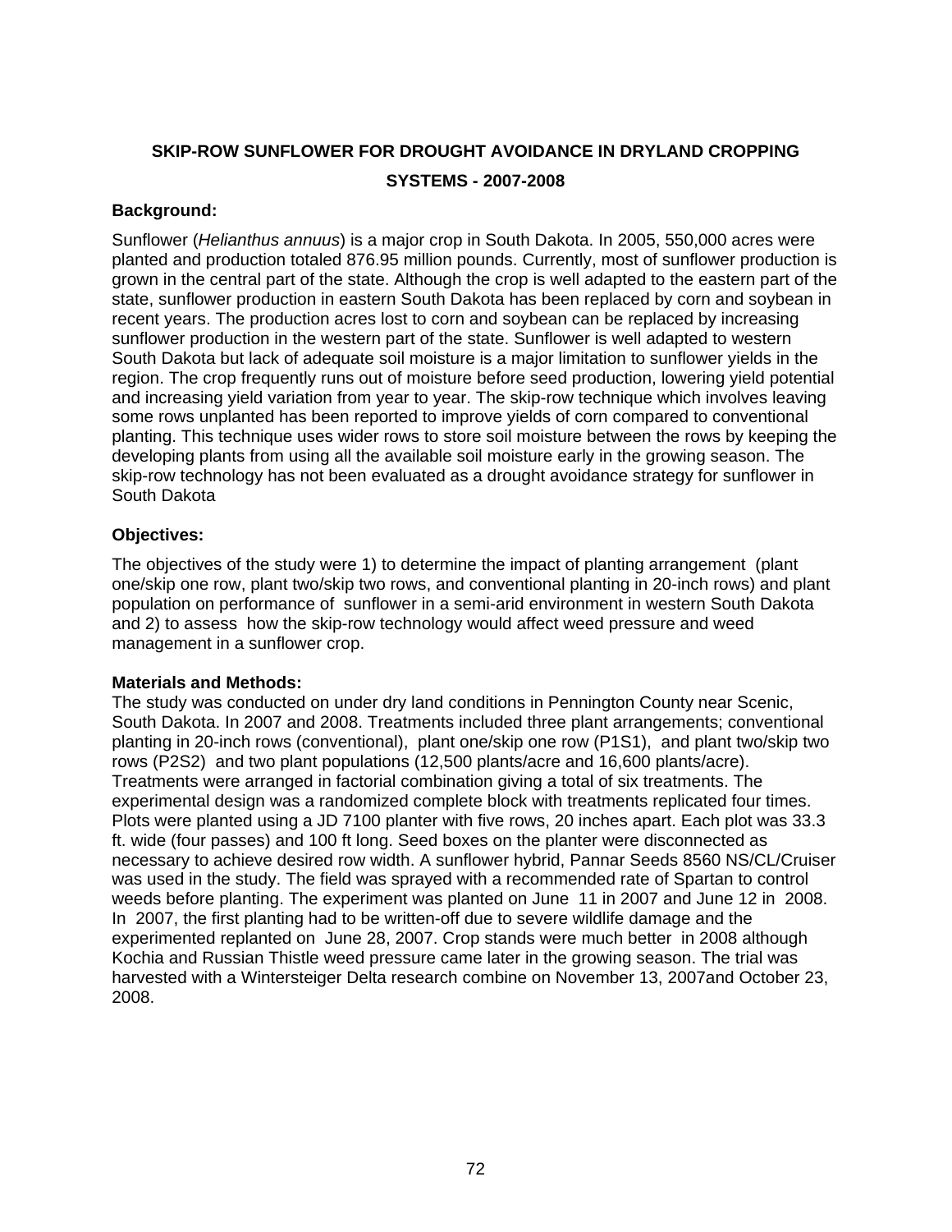## SKIP-ROW SUNFLOWER FOR DROUGHT AVOIDANCE IN DRYLAND CROPPING SYSTEMS - 2007-2008

**Background:**

Sunflower (*Helianthus annuus*) is a major crop in South Dakota. In 2005, 550,000 acres were planted and production totaled 876.95 million pounds. Currently, most of sunflower production is grown in the central part of the state. Although the crop is well adapted to the eastern part of the state, sunflower production in eastern South Dakota has been replaced by corn and soybean in recent years. The production acres lost to corn and soybean can be replaced by increasing sunflower production in the western part of the state. Sunflower is well adapted to western South Dakota but lack of adequate soil moisture is a major limitation to sunflower yields in the region. The crop frequently runs out of moisture before seed production, lowering yield potential and increasing yield variation from year to year. The skip-row technique which involves leaving some rows unplanted has been reported to improve yields of corn compared to conventional planting. This technique uses wider rows to store soil moisture between the rows by keeping the developing plants from using all the available soil moisture early in the growing season. The skip-row technology has not been evaluated as a drought avoidance strategy for sunflower in South Dakota

**Objectives:**

The objectives of the study were 1) to determine the impact of planting arrangement (plant one/skip one row, plant two/skip two rows, and conventional planting in 20-inch rows) and plant population on performance of sunflower in a semi-arid environment in western South Dakota and 2) to assess how the skip-row technology would affect weed pressure and weed management in a sunflower crop.

**Materials and Methods:**

The study was conducted on under dry land conditions in Pennington County near Scenic, South Dakota. In 2007 and 2008. Treatments included three plant arrangements; conventional planting in 20-inch rows (conventional), plant one/skip one row (P1S1), and plant two/skip two rows (P2S2) and two plant populations (12,500 plants/acre and 16,600 plants/acre). Treatments were arranged in factorial combination giving a total of six treatments. The experimental design was a randomized complete block with treatments replicated four times. Plots were planted using a JD 7100 planter with five rows, 20 inches apart. Each plot was 33.3 ft. wide (four passes) and 100 ft long. Seed boxes on the planter were disconnected as necessary to achieve desired row width. A sunflower hybrid, Pannar Seeds 8560 NS/CL/Cruiser was used in the study. The field was sprayed with a recommended rate of Spartan to control weeds before planting. The experiment was planted on June 11 in 2007 and June 12 in 2008. In 2007, the first planting had to be written-off due to severe wildlife damage and the experimented replanted on June 28, 2007. Crop stands were much better in 2008 although Kochia and Russian Thistle weed pressure came later in the growing season. The trial was harvested with a Wintersteiger Delta research combine on November 13, 2007and October 23, 2008.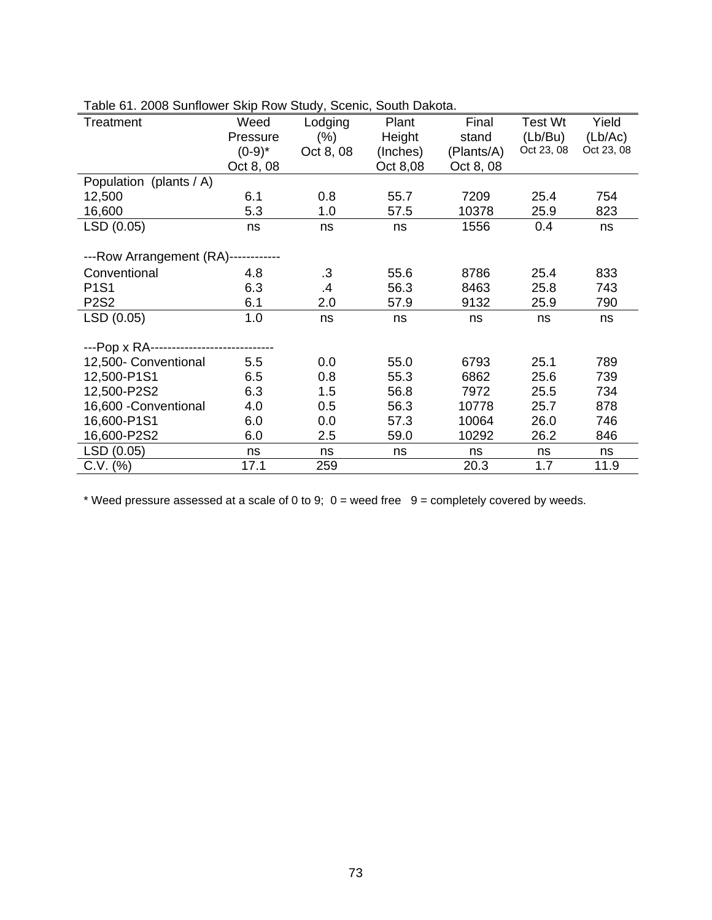Table 61. 2008 Sunflower Skip Row Study, Scenic, South Dakota.

| Treatment | Weed Pressure (0-9)* Oct 8, 08 | Lodging (%) Oct 8, 08 | Plant Height (Inches) Oct 8,08 | Final stand (Plants/A) Oct 8, 08 | Test Wt (Lb/Bu) Oct 23, 08 | Yield (Lb/Ac) Oct 23, 08 |
|---|---|---|---|---|---|---|
| Population (plants / A) | | | | | | |
| 12,500 | 6.1 | 0.8 | 55.7 | 7209 | 25.4 | 754 |
| 16,600 | 5.3 | 1.0 | 57.5 | 10378 | 25.9 | 823 |
| LSD (0.05) | ns | ns | ns | 1556 | 0.4 | ns |
| ---Row Arrangement (RA)------------ | | | | | | |
| Conventional | 4.8 | .3 | 55.6 | 8786 | 25.4 | 833 |
| P1S1 | 6.3 | .4 | 56.3 | 8463 | 25.8 | 743 |
| P2S2 | 6.1 | 2.0 | 57.9 | 9132 | 25.9 | 790 |
| LSD (0.05) | 1.0 | ns | ns | ns | ns | ns |
| ---Pop x RA---------------------------- | | | | | | |
| 12,500- Conventional | 5.5 | 0.0 | 55.0 | 6793 | 25.1 | 789 |
| 12,500-P1S1 | 6.5 | 0.8 | 55.3 | 6862 | 25.6 | 739 |
| 12,500-P2S2 | 6.3 | 1.5 | 56.8 | 7972 | 25.5 | 734 |
| 16,600 -Conventional | 4.0 | 0.5 | 56.3 | 10778 | 25.7 | 878 |
| 16,600-P1S1 | 6.0 | 0.0 | 57.3 | 10064 | 26.0 | 746 |
| 16,600-P2S2 | 6.0 | 2.5 | 59.0 | 10292 | 26.2 | 846 |
| LSD (0.05) | ns | ns | ns | ns | ns | ns |
| C.V. (%) | 17.1 | 259 | | 20.3 | 1.7 | 11.9 |

* Weed pressure assessed at a scale of 0 to 9; 0 = weed free 9 = completely covered by weeds.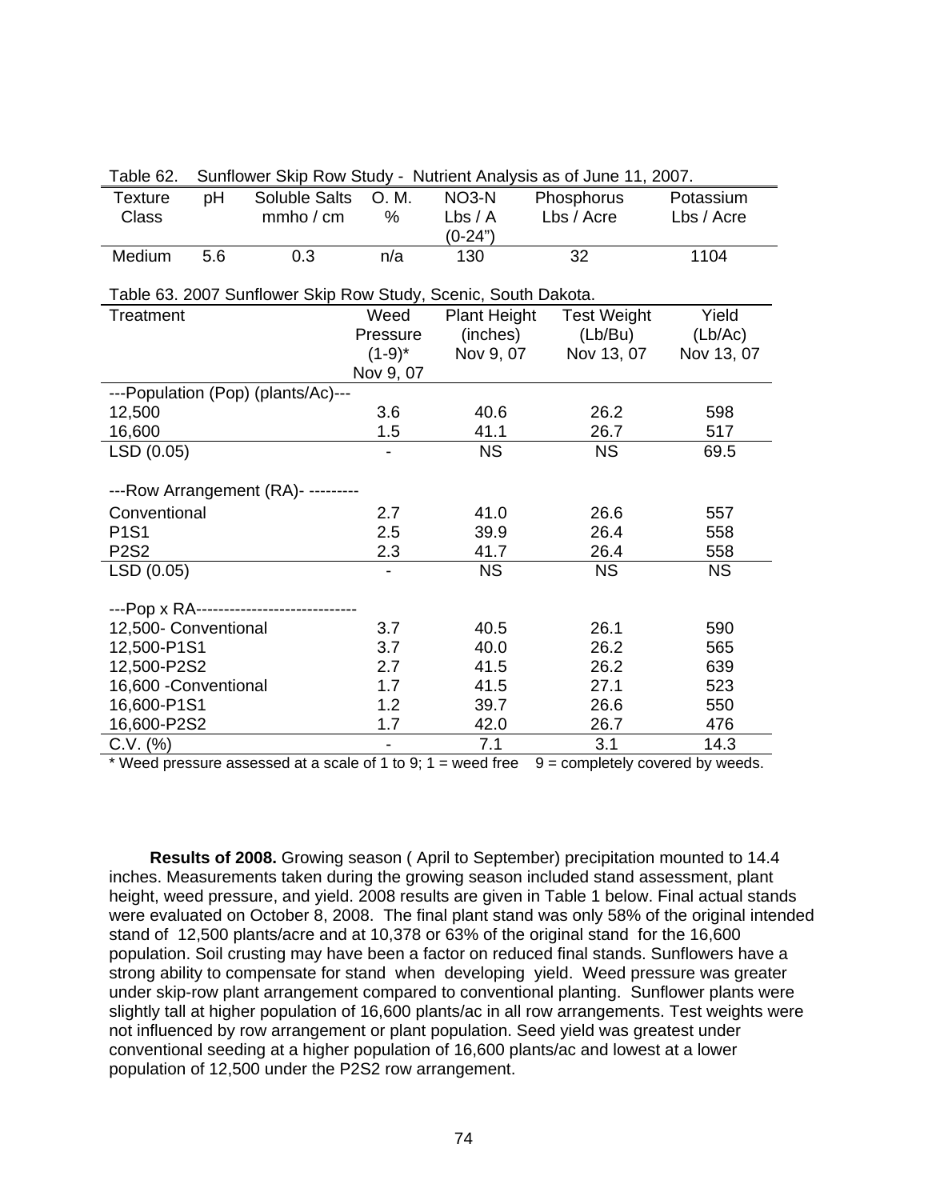Table 62. Sunflower Skip Row Study - Nutrient Analysis as of June 11, 2007.

| Texture Class | pH | Soluble Salts mmho / cm | O. M. % | NO3-N Lbs / A (0-24") | Phosphorus Lbs / Acre | Potassium Lbs / Acre |
|---|---|---|---|---|---|---|
| Medium | 5.6 | 0.3 | n/a | 130 | 32 | 1104 |

Table 63. 2007 Sunflower Skip Row Study, Scenic, South Dakota.

| Treatment | Weed Pressure (1-9)* Nov 9, 07 | Plant Height (inches) Nov 9, 07 | Test Weight (Lb/Bu) Nov 13, 07 | Yield (Lb/Ac) Nov 13, 07 |
|---|---|---|---|---|
| ---Population (Pop) (plants/Ac)--- | | | | |
| 12,500 | 3.6 | 40.6 | 26.2 | 598 |
| 16,600 | 1.5 | 41.1 | 26.7 | 517 |
| LSD (0.05) | - | NS | NS | 69.5 |
| ---Row Arrangement (RA)- --------- | | | | |
| Conventional | 2.7 | 41.0 | 26.6 | 557 |
| P1S1 | 2.5 | 39.9 | 26.4 | 558 |
| P2S2 | 2.3 | 41.7 | 26.4 | 558 |
| LSD (0.05) | - | NS | NS | NS |
| ---Pop x RA----------------------------- | | | | |
| 12,500- Conventional | 3.7 | 40.5 | 26.1 | 590 |
| 12,500-P1S1 | 3.7 | 40.0 | 26.2 | 565 |
| 12,500-P2S2 | 2.7 | 41.5 | 26.2 | 639 |
| 16,600 -Conventional | 1.7 | 41.5 | 27.1 | 523 |
| 16,600-P1S1 | 1.2 | 39.7 | 26.6 | 550 |
| 16,600-P2S2 | 1.7 | 42.0 | 26.7 | 476 |
| C.V. (%) | - | 7.1 | 3.1 | 14.3 |

* Weed pressure assessed at a scale of 1 to 9; 1 = weed free 9 = completely covered by weeds.

**Results of 2008.** Growing season ( April to September) precipitation mounted to 14.4 inches. Measurements taken during the growing season included stand assessment, plant height, weed pressure, and yield. 2008 results are given in Table 1 below. Final actual stands were evaluated on October 8, 2008. The final plant stand was only 58% of the original intended stand of 12,500 plants/acre and at 10,378 or 63% of the original stand for the 16,600 population. Soil crusting may have been a factor on reduced final stands. Sunflowers have a strong ability to compensate for stand when developing yield. Weed pressure was greater under skip-row plant arrangement compared to conventional planting. Sunflower plants were slightly tall at higher population of 16,600 plants/ac in all row arrangements. Test weights were not influenced by row arrangement or plant population. Seed yield was greatest under conventional seeding at a higher population of 16,600 plants/ac and lowest at a lower population of 12,500 under the P2S2 row arrangement.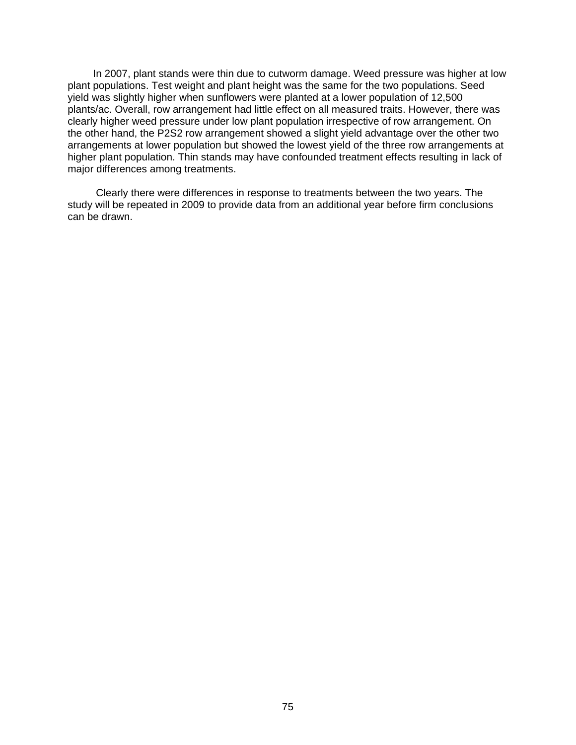In 2007, plant stands were thin due to cutworm damage. Weed pressure was higher at low plant populations. Test weight and plant height was the same for the two populations. Seed yield was slightly higher when sunflowers were planted at a lower population of 12,500 plants/ac. Overall, row arrangement had little effect on all measured traits. However, there was clearly higher weed pressure under low plant population irrespective of row arrangement. On the other hand, the P2S2 row arrangement showed a slight yield advantage over the other two arrangements at lower population but showed the lowest yield of the three row arrangements at higher plant population. Thin stands may have confounded treatment effects resulting in lack of major differences among treatments.

Clearly there were differences in response to treatments between the two years. The study will be repeated in 2009 to provide data from an additional year before firm conclusions can be drawn.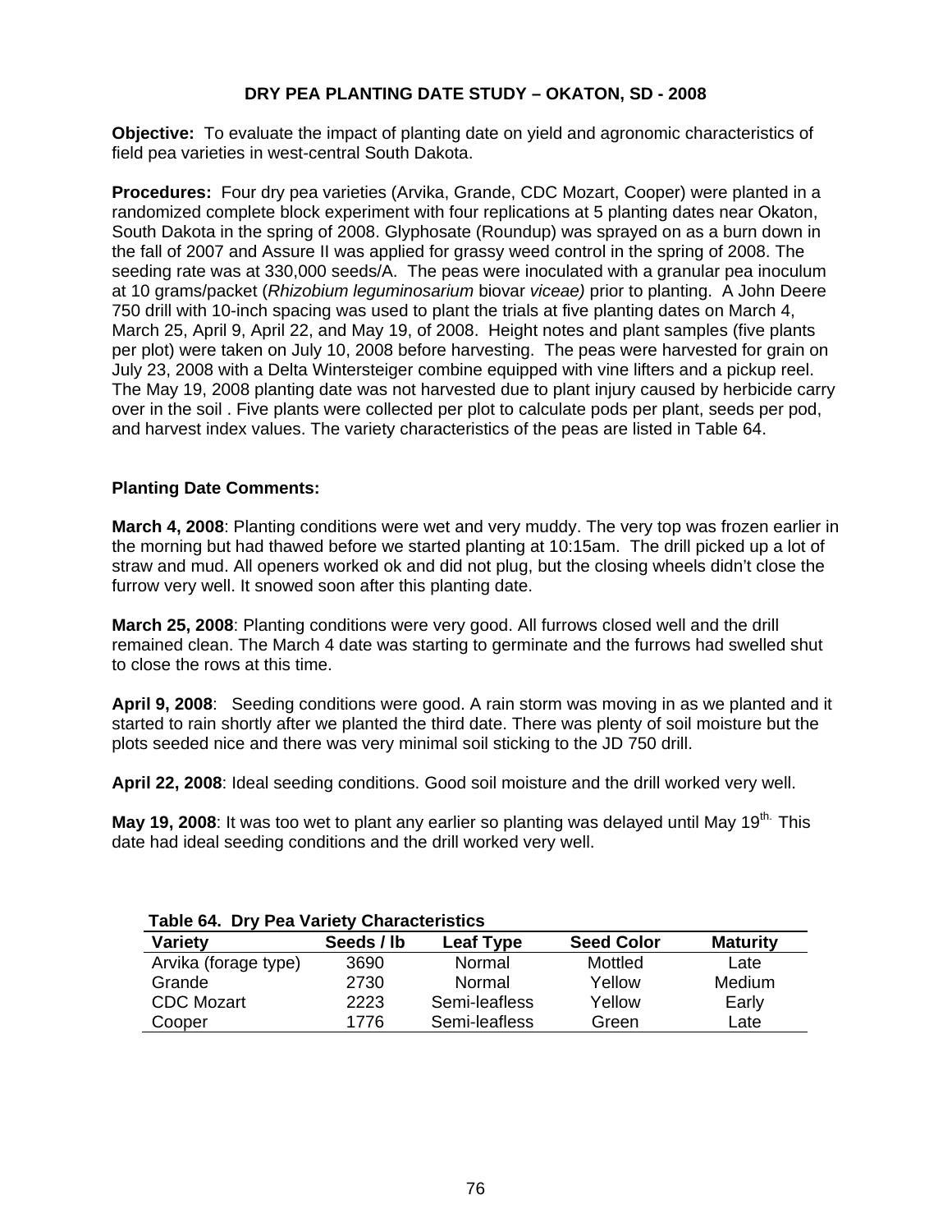# DRY PEA PLANTING DATE STUDY – OKATON, SD - 2008

**Objective:** To evaluate the impact of planting date on yield and agronomic characteristics of field pea varieties in west-central South Dakota.

**Procedures:** Four dry pea varieties (Arvika, Grande, CDC Mozart, Cooper) were planted in a randomized complete block experiment with four replications at 5 planting dates near Okaton, South Dakota in the spring of 2008. Glyphosate (Roundup) was sprayed on as a burn down in the fall of 2007 and Assure II was applied for grassy weed control in the spring of 2008. The seeding rate was at 330,000 seeds/A. The peas were inoculated with a granular pea inoculum at 10 grams/packet (*Rhizobium leguminosarium* biovar *viceae)* prior to planting. A John Deere 750 drill with 10-inch spacing was used to plant the trials at five planting dates on March 4, March 25, April 9, April 22, and May 19, of 2008. Height notes and plant samples (five plants per plot) were taken on July 10, 2008 before harvesting. The peas were harvested for grain on July 23, 2008 with a Delta Wintersteiger combine equipped with vine lifters and a pickup reel. The May 19, 2008 planting date was not harvested due to plant injury caused by herbicide carry over in the soil . Five plants were collected per plot to calculate pods per plant, seeds per pod, and harvest index values. The variety characteristics of the peas are listed in Table 64.

**Planting Date Comments:**

**March 4, 2008**: Planting conditions were wet and very muddy. The very top was frozen earlier in the morning but had thawed before we started planting at 10:15am. The drill picked up a lot of straw and mud. All openers worked ok and did not plug, but the closing wheels didn't close the furrow very well. It snowed soon after this planting date.

**March 25, 2008**: Planting conditions were very good. All furrows closed well and the drill remained clean. The March 4 date was starting to germinate and the furrows had swelled shut to close the rows at this time.

**April 9, 2008**: Seeding conditions were good. A rain storm was moving in as we planted and it started to rain shortly after we planted the third date. There was plenty of soil moisture but the plots seeded nice and there was very minimal soil sticking to the JD 750 drill.

**April 22, 2008**: Ideal seeding conditions. Good soil moisture and the drill worked very well.

**May 19, 2008**: It was too wet to plant any earlier so planting was delayed until May 19th. This date had ideal seeding conditions and the drill worked very well.

**Table 64. Dry Pea Variety Characteristics**

| Variety | Seeds / lb | Leaf Type | Seed Color | Maturity |
|---|---|---|---|---|
| Arvika (forage type) | 3690 | Normal | Mottled | Late |
| Grande | 2730 | Normal | Yellow | Medium |
| CDC Mozart | 2223 | Semi-leafless | Yellow | Early |
| Cooper | 1776 | Semi-leafless | Green | Late |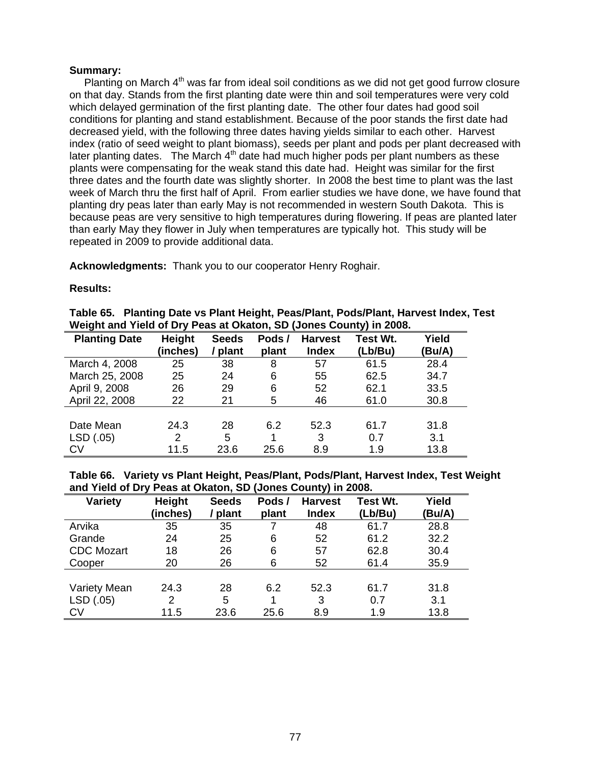**Summary:**

Planting on March 4th was far from ideal soil conditions as we did not get good furrow closure on that day. Stands from the first planting date were thin and soil temperatures were very cold which delayed germination of the first planting date. The other four dates had good soil conditions for planting and stand establishment. Because of the poor stands the first date had decreased yield, with the following three dates having yields similar to each other. Harvest index (ratio of seed weight to plant biomass), seeds per plant and pods per plant decreased with later planting dates. The March 4th date had much higher pods per plant numbers as these plants were compensating for the weak stand this date had. Height was similar for the first three dates and the fourth date was slightly shorter. In 2008 the best time to plant was the last week of March thru the first half of April. From earlier studies we have done, we have found that planting dry peas later than early May is not recommended in western South Dakota. This is because peas are very sensitive to high temperatures during flowering. If peas are planted later than early May they flower in July when temperatures are typically hot. This study will be repeated in 2009 to provide additional data.

**Acknowledgments:** Thank you to our cooperator Henry Roghair.

**Results:**

**Table 65. Planting Date vs Plant Height, Peas/Plant, Pods/Plant, Harvest Index, Test Weight and Yield of Dry Peas at Okaton, SD (Jones County) in 2008.**

| Planting Date | Height (inches) | Seeds / plant | Pods / plant | Harvest Index | Test Wt. (Lb/Bu) | Yield (Bu/A) |
|---|---|---|---|---|---|---|
| March 4, 2008 | 25 | 38 | 8 | 57 | 61.5 | 28.4 |
| March 25, 2008 | 25 | 24 | 6 | 55 | 62.5 | 34.7 |
| April 9, 2008 | 26 | 29 | 6 | 52 | 62.1 | 33.5 |
| April 22, 2008 | 22 | 21 | 5 | 46 | 61.0 | 30.8 |
| Date Mean | 24.3 | 28 | 6.2 | 52.3 | 61.7 | 31.8 |
| LSD (.05) | 2 | 5 | 1 | 3 | 0.7 | 3.1 |
| CV | 11.5 | 23.6 | 25.6 | 8.9 | 1.9 | 13.8 |

**Table 66. Variety vs Plant Height, Peas/Plant, Pods/Plant, Harvest Index, Test Weight and Yield of Dry Peas at Okaton, SD (Jones County) in 2008.**

| Variety | Height (inches) | Seeds / plant | Pods / plant | Harvest Index | Test Wt. (Lb/Bu) | Yield (Bu/A) |
|---|---|---|---|---|---|---|
| Arvika | 35 | 35 | 7 | 48 | 61.7 | 28.8 |
| Grande | 24 | 25 | 6 | 52 | 61.2 | 32.2 |
| CDC Mozart | 18 | 26 | 6 | 57 | 62.8 | 30.4 |
| Cooper | 20 | 26 | 6 | 52 | 61.4 | 35.9 |
| Variety Mean | 24.3 | 28 | 6.2 | 52.3 | 61.7 | 31.8 |
| LSD (.05) | 2 | 5 | 1 | 3 | 0.7 | 3.1 |
| CV | 11.5 | 23.6 | 25.6 | 8.9 | 1.9 | 13.8 |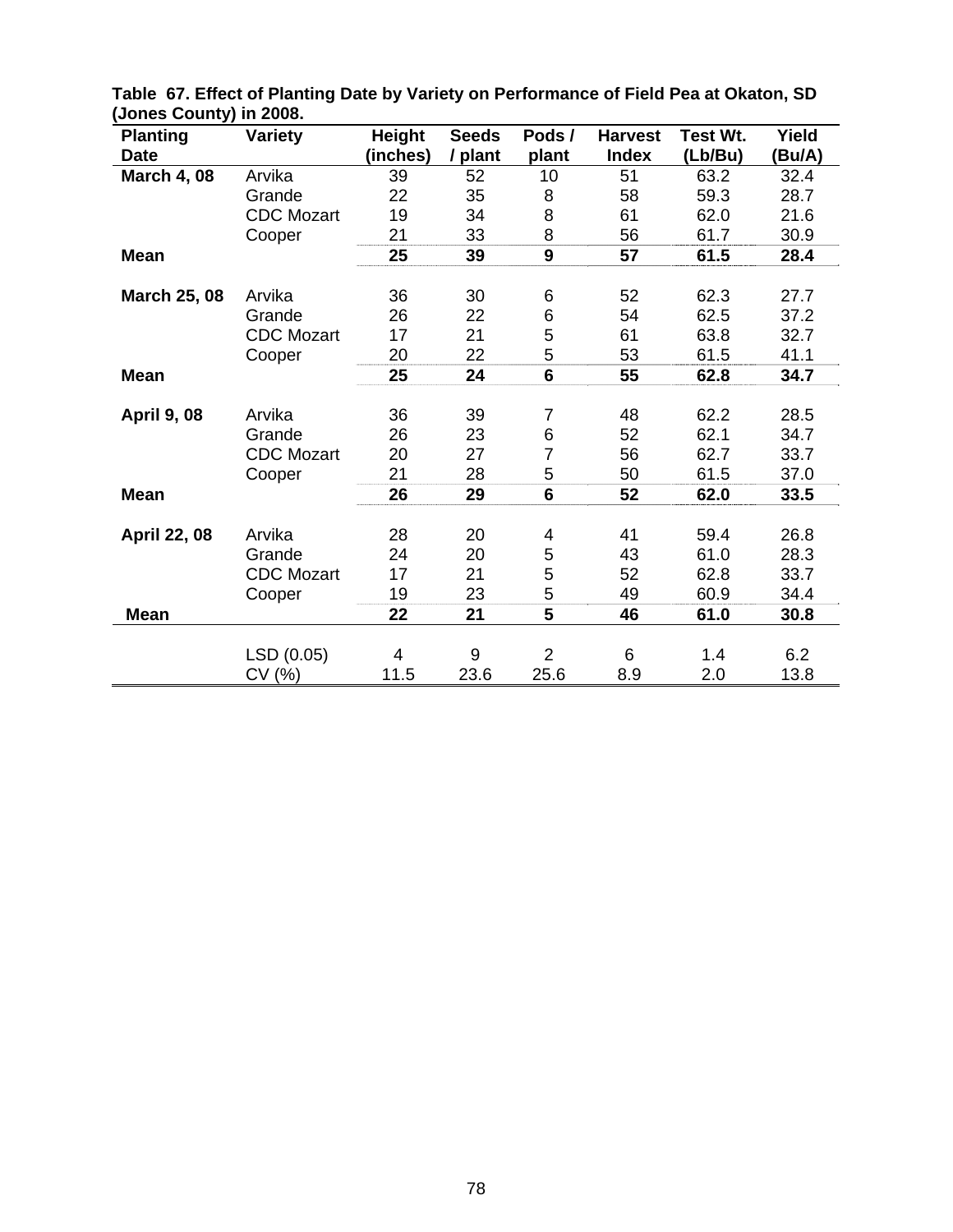**Table 67. Effect of Planting Date by Variety on Performance of Field Pea at Okaton, SD (Jones County) in 2008.**

| Planting Date | Variety | Height (inches) | Seeds / plant | Pods / plant | Harvest Index | Test Wt. (Lb/Bu) | Yield (Bu/A) |
|---|---|---|---|---|---|---|---|
| **March 4, 08** | Arvika | 39 | 52 | 10 | 51 | 63.2 | 32.4 |
| | Grande | 22 | 35 | 8 | 58 | 59.3 | 28.7 |
| | CDC Mozart | 19 | 34 | 8 | 61 | 62.0 | 21.6 |
| | Cooper | 21 | 33 | 8 | 56 | 61.7 | 30.9 |
| **Mean** | | **25** | **39** | **9** | **57** | **61.5** | **28.4** |
| **March 25, 08** | Arvika | 36 | 30 | 6 | 52 | 62.3 | 27.7 |
| | Grande | 26 | 22 | 6 | 54 | 62.5 | 37.2 |
| | CDC Mozart | 17 | 21 | 5 | 61 | 63.8 | 32.7 |
| | Cooper | 20 | 22 | 5 | 53 | 61.5 | 41.1 |
| **Mean** | | **25** | **24** | **6** | **55** | **62.8** | **34.7** |
| **April 9, 08** | Arvika | 36 | 39 | 7 | 48 | 62.2 | 28.5 |
| | Grande | 26 | 23 | 6 | 52 | 62.1 | 34.7 |
| | CDC Mozart | 20 | 27 | 7 | 56 | 62.7 | 33.7 |
| | Cooper | 21 | 28 | 5 | 50 | 61.5 | 37.0 |
| **Mean** | | **26** | **29** | **6** | **52** | **62.0** | **33.5** |
| **April 22, 08** | Arvika | 28 | 20 | 4 | 41 | 59.4 | 26.8 |
| | Grande | 24 | 20 | 5 | 43 | 61.0 | 28.3 |
| | CDC Mozart | 17 | 21 | 5 | 52 | 62.8 | 33.7 |
| | Cooper | 19 | 23 | 5 | 49 | 60.9 | 34.4 |
| **Mean** | | **22** | **21** | **5** | **46** | **61.0** | **30.8** |
| | LSD (0.05) | 4 | 9 | 2 | 6 | 1.4 | 6.2 |
| | CV (%) | 11.5 | 23.6 | 25.6 | 8.9 | 2.0 | 13.8 |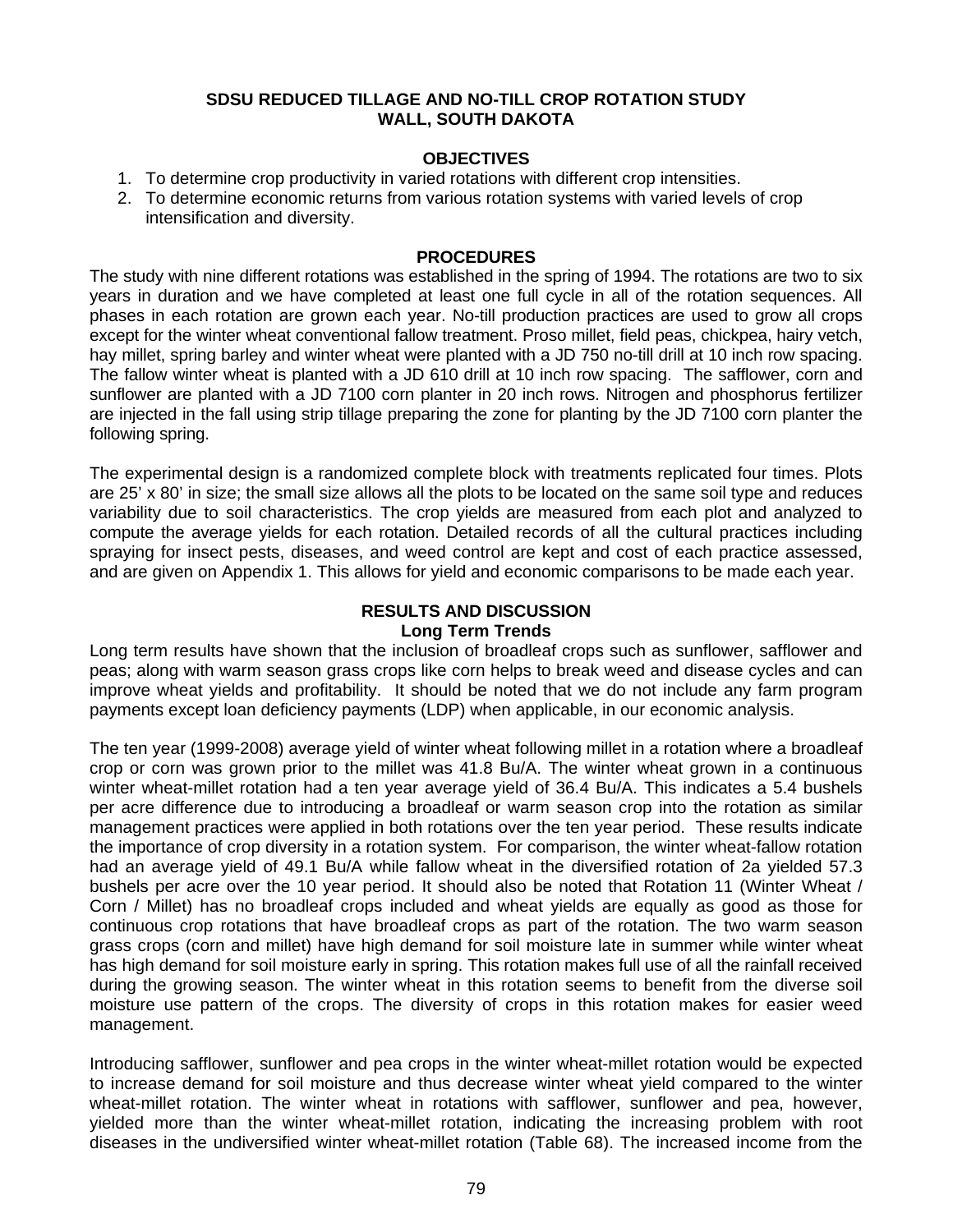# SDSU REDUCED TILLAGE AND NO-TILL CROP ROTATION STUDY
# WALL, SOUTH DAKOTA

## OBJECTIVES

1. To determine crop productivity in varied rotations with different crop intensities.
2. To determine economic returns from various rotation systems with varied levels of crop intensification and diversity.

## PROCEDURES

The study with nine different rotations was established in the spring of 1994. The rotations are two to six years in duration and we have completed at least one full cycle in all of the rotation sequences. All phases in each rotation are grown each year. No-till production practices are used to grow all crops except for the winter wheat conventional fallow treatment. Proso millet, field peas, chickpea, hairy vetch, hay millet, spring barley and winter wheat were planted with a JD 750 no-till drill at 10 inch row spacing. The fallow winter wheat is planted with a JD 610 drill at 10 inch row spacing. The safflower, corn and sunflower are planted with a JD 7100 corn planter in 20 inch rows. Nitrogen and phosphorus fertilizer are injected in the fall using strip tillage preparing the zone for planting by the JD 7100 corn planter the following spring.

The experimental design is a randomized complete block with treatments replicated four times. Plots are 25' x 80' in size; the small size allows all the plots to be located on the same soil type and reduces variability due to soil characteristics. The crop yields are measured from each plot and analyzed to compute the average yields for each rotation. Detailed records of all the cultural practices including spraying for insect pests, diseases, and weed control are kept and cost of each practice assessed, and are given on Appendix 1. This allows for yield and economic comparisons to be made each year.

## RESULTS AND DISCUSSION

### Long Term Trends

Long term results have shown that the inclusion of broadleaf crops such as sunflower, safflower and peas; along with warm season grass crops like corn helps to break weed and disease cycles and can improve wheat yields and profitability. It should be noted that we do not include any farm program payments except loan deficiency payments (LDP) when applicable, in our economic analysis.

The ten year (1999-2008) average yield of winter wheat following millet in a rotation where a broadleaf crop or corn was grown prior to the millet was 41.8 Bu/A. The winter wheat grown in a continuous winter wheat-millet rotation had a ten year average yield of 36.4 Bu/A. This indicates a 5.4 bushels per acre difference due to introducing a broadleaf or warm season crop into the rotation as similar management practices were applied in both rotations over the ten year period. These results indicate the importance of crop diversity in a rotation system. For comparison, the winter wheat-fallow rotation had an average yield of 49.1 Bu/A while fallow wheat in the diversified rotation of 2a yielded 57.3 bushels per acre over the 10 year period. It should also be noted that Rotation 11 (Winter Wheat / Corn / Millet) has no broadleaf crops included and wheat yields are equally as good as those for continuous crop rotations that have broadleaf crops as part of the rotation. The two warm season grass crops (corn and millet) have high demand for soil moisture late in summer while winter wheat has high demand for soil moisture early in spring. This rotation makes full use of all the rainfall received during the growing season. The winter wheat in this rotation seems to benefit from the diverse soil moisture use pattern of the crops. The diversity of crops in this rotation makes for easier weed management.

Introducing safflower, sunflower and pea crops in the winter wheat-millet rotation would be expected to increase demand for soil moisture and thus decrease winter wheat yield compared to the winter wheat-millet rotation. The winter wheat in rotations with safflower, sunflower and pea, however, yielded more than the winter wheat-millet rotation, indicating the increasing problem with root diseases in the undiversified winter wheat-millet rotation (Table 68). The increased income from the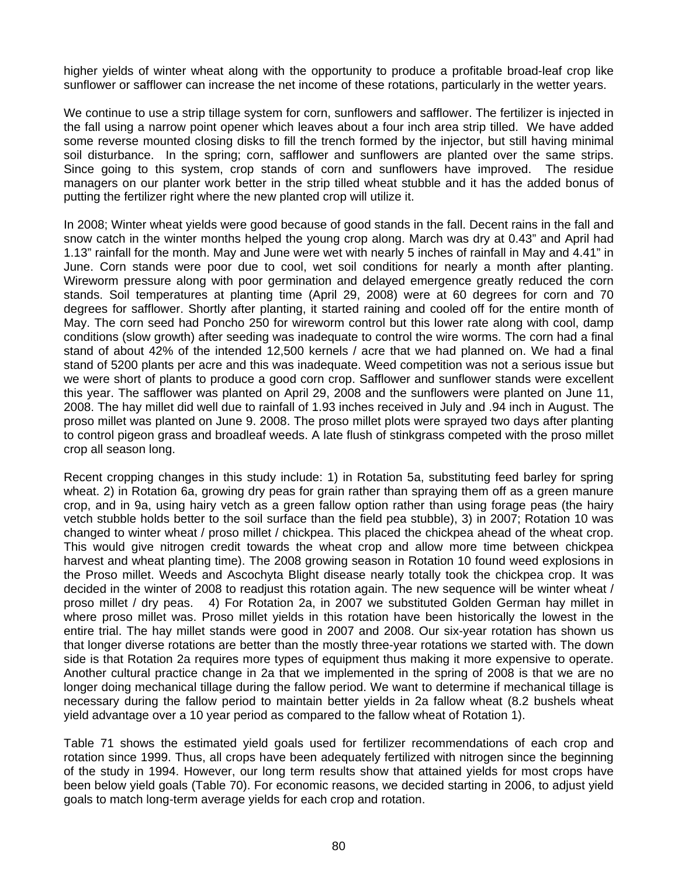higher yields of winter wheat along with the opportunity to produce a profitable broad-leaf crop like sunflower or safflower can increase the net income of these rotations, particularly in the wetter years.

We continue to use a strip tillage system for corn, sunflowers and safflower. The fertilizer is injected in the fall using a narrow point opener which leaves about a four inch area strip tilled. We have added some reverse mounted closing disks to fill the trench formed by the injector, but still having minimal soil disturbance. In the spring; corn, safflower and sunflowers are planted over the same strips. Since going to this system, crop stands of corn and sunflowers have improved. The residue managers on our planter work better in the strip tilled wheat stubble and it has the added bonus of putting the fertilizer right where the new planted crop will utilize it.

In 2008; Winter wheat yields were good because of good stands in the fall. Decent rains in the fall and snow catch in the winter months helped the young crop along. March was dry at 0.43" and April had 1.13" rainfall for the month. May and June were wet with nearly 5 inches of rainfall in May and 4.41" in June. Corn stands were poor due to cool, wet soil conditions for nearly a month after planting. Wireworm pressure along with poor germination and delayed emergence greatly reduced the corn stands. Soil temperatures at planting time (April 29, 2008) were at 60 degrees for corn and 70 degrees for safflower. Shortly after planting, it started raining and cooled off for the entire month of May. The corn seed had Poncho 250 for wireworm control but this lower rate along with cool, damp conditions (slow growth) after seeding was inadequate to control the wire worms. The corn had a final stand of about 42% of the intended 12,500 kernels / acre that we had planned on. We had a final stand of 5200 plants per acre and this was inadequate. Weed competition was not a serious issue but we were short of plants to produce a good corn crop. Safflower and sunflower stands were excellent this year. The safflower was planted on April 29, 2008 and the sunflowers were planted on June 11, 2008. The hay millet did well due to rainfall of 1.93 inches received in July and .94 inch in August. The proso millet was planted on June 9. 2008. The proso millet plots were sprayed two days after planting to control pigeon grass and broadleaf weeds. A late flush of stinkgrass competed with the proso millet crop all season long.

Recent cropping changes in this study include: 1) in Rotation 5a, substituting feed barley for spring wheat. 2) in Rotation 6a, growing dry peas for grain rather than spraying them off as a green manure crop, and in 9a, using hairy vetch as a green fallow option rather than using forage peas (the hairy vetch stubble holds better to the soil surface than the field pea stubble), 3) in 2007; Rotation 10 was changed to winter wheat / proso millet / chickpea. This placed the chickpea ahead of the wheat crop. This would give nitrogen credit towards the wheat crop and allow more time between chickpea harvest and wheat planting time). The 2008 growing season in Rotation 10 found weed explosions in the Proso millet. Weeds and Ascochyta Blight disease nearly totally took the chickpea crop. It was decided in the winter of 2008 to readjust this rotation again. The new sequence will be winter wheat / proso millet / dry peas. 4) For Rotation 2a, in 2007 we substituted Golden German hay millet in where proso millet was. Proso millet yields in this rotation have been historically the lowest in the entire trial. The hay millet stands were good in 2007 and 2008. Our six-year rotation has shown us that longer diverse rotations are better than the mostly three-year rotations we started with. The down side is that Rotation 2a requires more types of equipment thus making it more expensive to operate. Another cultural practice change in 2a that we implemented in the spring of 2008 is that we are no longer doing mechanical tillage during the fallow period. We want to determine if mechanical tillage is necessary during the fallow period to maintain better yields in 2a fallow wheat (8.2 bushels wheat yield advantage over a 10 year period as compared to the fallow wheat of Rotation 1).

Table 71 shows the estimated yield goals used for fertilizer recommendations of each crop and rotation since 1999. Thus, all crops have been adequately fertilized with nitrogen since the beginning of the study in 1994. However, our long term results show that attained yields for most crops have been below yield goals (Table 70). For economic reasons, we decided starting in 2006, to adjust yield goals to match long-term average yields for each crop and rotation.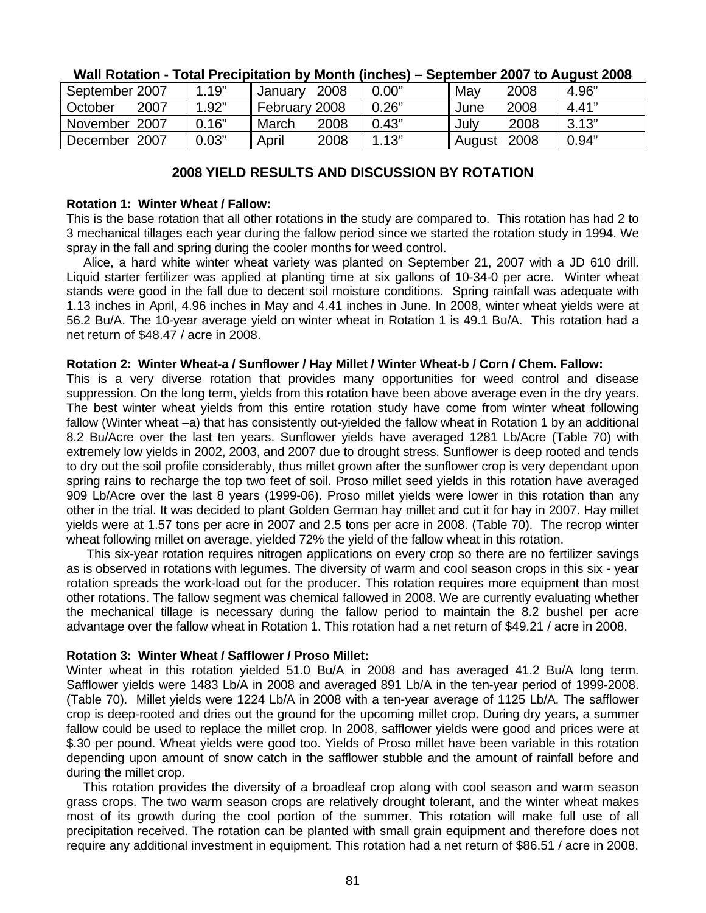**Wall Rotation - Total Precipitation by Month (inches) – September 2007 to August 2008**

| | | | | | |
|---|---|---|---|---|---|
| September 2007 | 1.19" | January 2008 | 0.00" | May 2008 | 4.96" |
| October 2007 | 1.92" | February 2008 | 0.26" | June 2008 | 4.41" |
| November 2007 | 0.16" | March 2008 | 0.43" | July 2008 | 3.13" |
| December 2007 | 0.03" | April 2008 | 1.13" | August 2008 | 0.94" |

## 2008 YIELD RESULTS AND DISCUSSION BY ROTATION

**Rotation 1: Winter Wheat / Fallow:**
This is the base rotation that all other rotations in the study are compared to. This rotation has had 2 to 3 mechanical tillages each year during the fallow period since we started the rotation study in 1994. We spray in the fall and spring during the cooler months for weed control.

Alice, a hard white winter wheat variety was planted on September 21, 2007 with a JD 610 drill. Liquid starter fertilizer was applied at planting time at six gallons of 10-34-0 per acre. Winter wheat stands were good in the fall due to decent soil moisture conditions. Spring rainfall was adequate with 1.13 inches in April, 4.96 inches in May and 4.41 inches in June. In 2008, winter wheat yields were at 56.2 Bu/A. The 10-year average yield on winter wheat in Rotation 1 is 49.1 Bu/A. This rotation had a net return of $48.47 / acre in 2008.

**Rotation 2: Winter Wheat-a / Sunflower / Hay Millet / Winter Wheat-b / Corn / Chem. Fallow:**
This is a very diverse rotation that provides many opportunities for weed control and disease suppression. On the long term, yields from this rotation have been above average even in the dry years. The best winter wheat yields from this entire rotation study have come from winter wheat following fallow (Winter wheat –a) that has consistently out-yielded the fallow wheat in Rotation 1 by an additional 8.2 Bu/Acre over the last ten years. Sunflower yields have averaged 1281 Lb/Acre (Table 70) with extremely low yields in 2002, 2003, and 2007 due to drought stress. Sunflower is deep rooted and tends to dry out the soil profile considerably, thus millet grown after the sunflower crop is very dependant upon spring rains to recharge the top two feet of soil. Proso millet seed yields in this rotation have averaged 909 Lb/Acre over the last 8 years (1999-06). Proso millet yields were lower in this rotation than any other in the trial. It was decided to plant Golden German hay millet and cut it for hay in 2007. Hay millet yields were at 1.57 tons per acre in 2007 and 2.5 tons per acre in 2008. (Table 70). The recrop winter wheat following millet on average, yielded 72% the yield of the fallow wheat in this rotation.

This six-year rotation requires nitrogen applications on every crop so there are no fertilizer savings as is observed in rotations with legumes. The diversity of warm and cool season crops in this six - year rotation spreads the work-load out for the producer. This rotation requires more equipment than most other rotations. The fallow segment was chemical fallowed in 2008. We are currently evaluating whether the mechanical tillage is necessary during the fallow period to maintain the 8.2 bushel per acre advantage over the fallow wheat in Rotation 1. This rotation had a net return of $49.21 / acre in 2008.

**Rotation 3: Winter Wheat / Safflower / Proso Millet:**
Winter wheat in this rotation yielded 51.0 Bu/A in 2008 and has averaged 41.2 Bu/A long term. Safflower yields were 1483 Lb/A in 2008 and averaged 891 Lb/A in the ten-year period of 1999-2008. (Table 70). Millet yields were 1224 Lb/A in 2008 with a ten-year average of 1125 Lb/A. The safflower crop is deep-rooted and dries out the ground for the upcoming millet crop. During dry years, a summer fallow could be used to replace the millet crop. In 2008, safflower yields were good and prices were at $.30 per pound. Wheat yields were good too. Yields of Proso millet have been variable in this rotation depending upon amount of snow catch in the safflower stubble and the amount of rainfall before and during the millet crop.

This rotation provides the diversity of a broadleaf crop along with cool season and warm season grass crops. The two warm season crops are relatively drought tolerant, and the winter wheat makes most of its growth during the cool portion of the summer. This rotation will make full use of all precipitation received. The rotation can be planted with small grain equipment and therefore does not require any additional investment in equipment. This rotation had a net return of $86.51 / acre in 2008.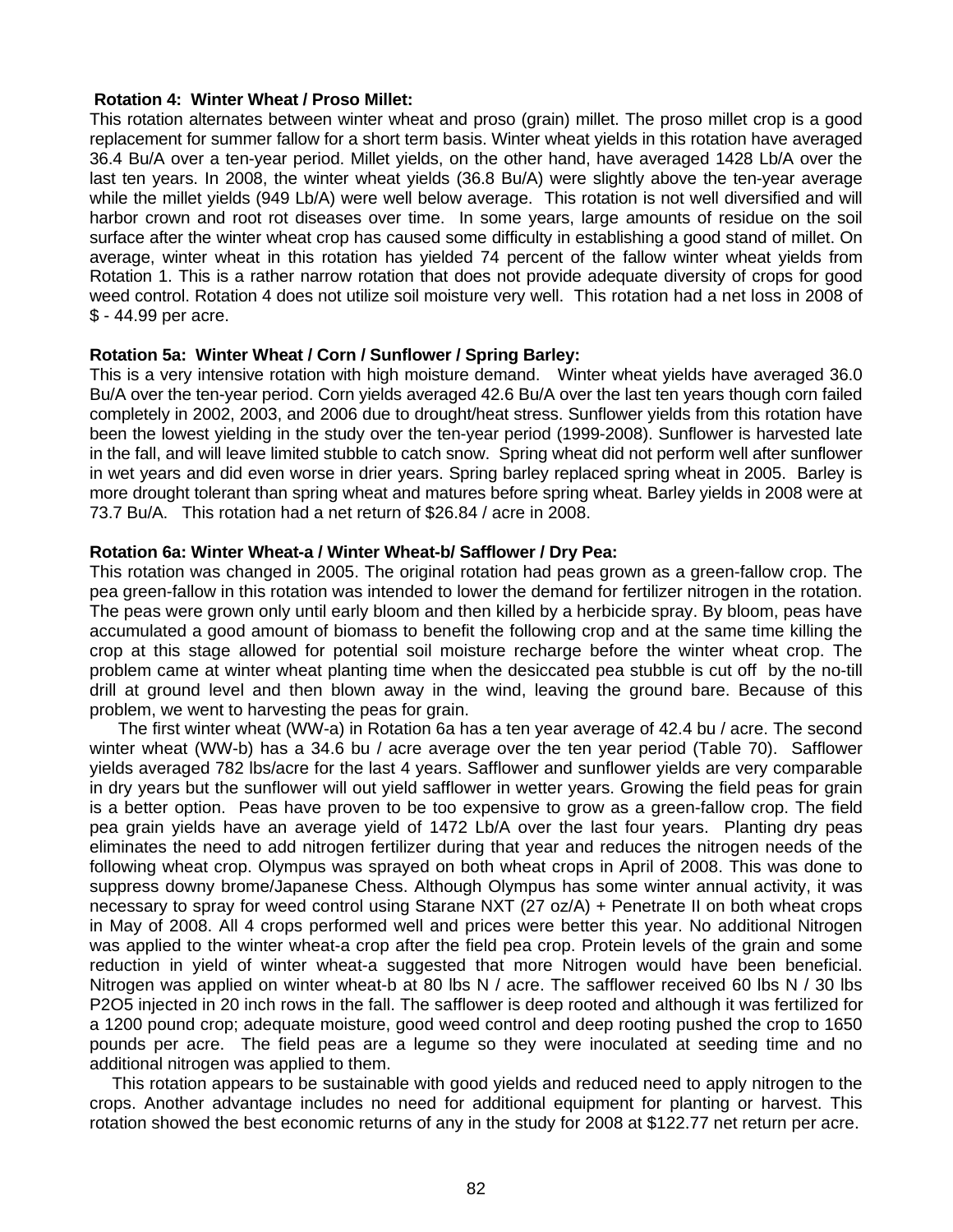**Rotation 4: Winter Wheat / Proso Millet:**

This rotation alternates between winter wheat and proso (grain) millet. The proso millet crop is a good replacement for summer fallow for a short term basis. Winter wheat yields in this rotation have averaged 36.4 Bu/A over a ten-year period. Millet yields, on the other hand, have averaged 1428 Lb/A over the last ten years. In 2008, the winter wheat yields (36.8 Bu/A) were slightly above the ten-year average while the millet yields (949 Lb/A) were well below average. This rotation is not well diversified and will harbor crown and root rot diseases over time. In some years, large amounts of residue on the soil surface after the winter wheat crop has caused some difficulty in establishing a good stand of millet. On average, winter wheat in this rotation has yielded 74 percent of the fallow winter wheat yields from Rotation 1. This is a rather narrow rotation that does not provide adequate diversity of crops for good weed control. Rotation 4 does not utilize soil moisture very well. This rotation had a net loss in 2008 of $ - 44.99 per acre.

**Rotation 5a: Winter Wheat / Corn / Sunflower / Spring Barley:**

This is a very intensive rotation with high moisture demand. Winter wheat yields have averaged 36.0 Bu/A over the ten-year period. Corn yields averaged 42.6 Bu/A over the last ten years though corn failed completely in 2002, 2003, and 2006 due to drought/heat stress. Sunflower yields from this rotation have been the lowest yielding in the study over the ten-year period (1999-2008). Sunflower is harvested late in the fall, and will leave limited stubble to catch snow. Spring wheat did not perform well after sunflower in wet years and did even worse in drier years. Spring barley replaced spring wheat in 2005. Barley is more drought tolerant than spring wheat and matures before spring wheat. Barley yields in 2008 were at 73.7 Bu/A. This rotation had a net return of $26.84 / acre in 2008.

**Rotation 6a: Winter Wheat-a / Winter Wheat-b/ Safflower / Dry Pea:**

This rotation was changed in 2005. The original rotation had peas grown as a green-fallow crop. The pea green-fallow in this rotation was intended to lower the demand for fertilizer nitrogen in the rotation. The peas were grown only until early bloom and then killed by a herbicide spray. By bloom, peas have accumulated a good amount of biomass to benefit the following crop and at the same time killing the crop at this stage allowed for potential soil moisture recharge before the winter wheat crop. The problem came at winter wheat planting time when the desiccated pea stubble is cut off by the no-till drill at ground level and then blown away in the wind, leaving the ground bare. Because of this problem, we went to harvesting the peas for grain.

The first winter wheat (WW-a) in Rotation 6a has a ten year average of 42.4 bu / acre. The second winter wheat (WW-b) has a 34.6 bu / acre average over the ten year period (Table 70). Safflower yields averaged 782 lbs/acre for the last 4 years. Safflower and sunflower yields are very comparable in dry years but the sunflower will out yield safflower in wetter years. Growing the field peas for grain is a better option. Peas have proven to be too expensive to grow as a green-fallow crop. The field pea grain yields have an average yield of 1472 Lb/A over the last four years. Planting dry peas eliminates the need to add nitrogen fertilizer during that year and reduces the nitrogen needs of the following wheat crop. Olympus was sprayed on both wheat crops in April of 2008. This was done to suppress downy brome/Japanese Chess. Although Olympus has some winter annual activity, it was necessary to spray for weed control using Starane NXT (27 oz/A) + Penetrate II on both wheat crops in May of 2008. All 4 crops performed well and prices were better this year. No additional Nitrogen was applied to the winter wheat-a crop after the field pea crop. Protein levels of the grain and some reduction in yield of winter wheat-a suggested that more Nitrogen would have been beneficial. Nitrogen was applied on winter wheat-b at 80 lbs N / acre. The safflower received 60 lbs N / 30 lbs $P_2O_5$ injected in 20 inch rows in the fall. The safflower is deep rooted and although it was fertilized for a 1200 pound crop; adequate moisture, good weed control and deep rooting pushed the crop to 1650 pounds per acre. The field peas are a legume so they were inoculated at seeding time and no additional nitrogen was applied to them.

This rotation appears to be sustainable with good yields and reduced need to apply nitrogen to the crops. Another advantage includes no need for additional equipment for planting or harvest. This rotation showed the best economic returns of any in the study for 2008 at $122.77 net return per acre.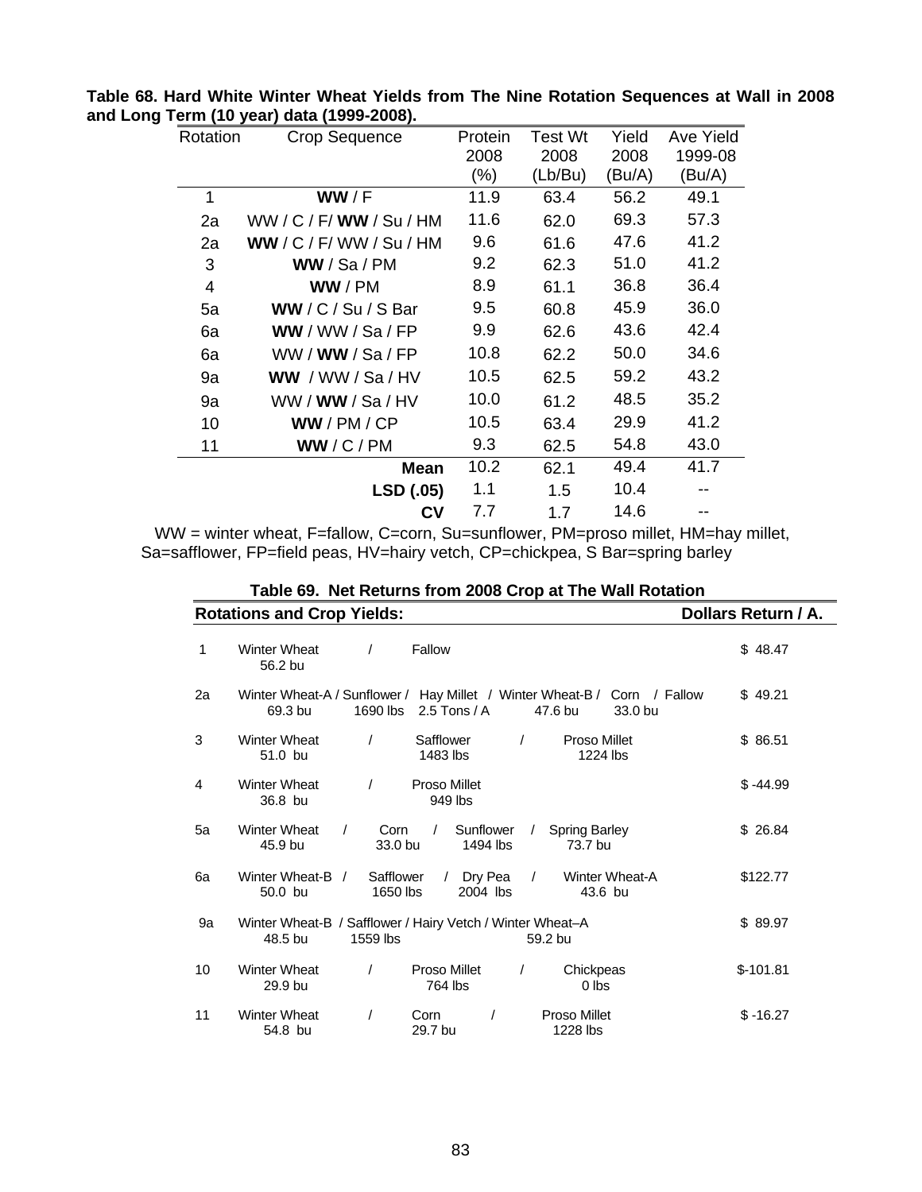**Table 68. Hard White Winter Wheat Yields from The Nine Rotation Sequences at Wall in 2008 and Long Term (10 year) data (1999-2008).**

| Rotation | Crop Sequence | Protein 2008 (%) | Test Wt 2008 (Lb/Bu) | Yield 2008 (Bu/A) | Ave Yield 1999-08 (Bu/A) |
|---|---|---|---|---|---|
| 1 | **WW** / F | 11.9 | 63.4 | 56.2 | 49.1 |
| 2a | WW / C / F/ **WW** / Su / HM | 11.6 | 62.0 | 69.3 | 57.3 |
| 2a | **WW** / C / F/ WW / Su / HM | 9.6 | 61.6 | 47.6 | 41.2 |
| 3 | **WW** / Sa / PM | 9.2 | 62.3 | 51.0 | 41.2 |
| 4 | **WW** / PM | 8.9 | 61.1 | 36.8 | 36.4 |
| 5a | **WW** / C / Su / S Bar | 9.5 | 60.8 | 45.9 | 36.0 |
| 6a | **WW** / WW / Sa / FP | 9.9 | 62.6 | 43.6 | 42.4 |
| 6a | WW / **WW** / Sa / FP | 10.8 | 62.2 | 50.0 | 34.6 |
| 9a | **WW** / WW / Sa / HV | 10.5 | 62.5 | 59.2 | 43.2 |
| 9a | WW / **WW** / Sa / HV | 10.0 | 61.2 | 48.5 | 35.2 |
| 10 | **WW** / PM / CP | 10.5 | 63.4 | 29.9 | 41.2 |
| 11 | **WW** / C / PM | 9.3 | 62.5 | 54.8 | 43.0 |
| | **Mean** | 10.2 | 62.1 | 49.4 | 41.7 |
| | **LSD (.05)** | 1.1 | 1.5 | 10.4 | -- |
| | **CV** | 7.7 | 1.7 | 14.6 | -- |

WW = winter wheat, F=fallow, C=corn, Su=sunflower, PM=proso millet, HM=hay millet, Sa=safflower, FP=field peas, HV=hairy vetch, CP=chickpea, S Bar=spring barley

**Table 69. Net Returns from 2008 Crop at The Wall Rotation**

| | Rotations and Crop Yields: | Dollars Return / A. |
|---|---|---|
| 1 | Winter Wheat (56.2 bu) / Fallow | $ 48.47 |
| 2a | Winter Wheat-A (69.3 bu) / Sunflower (1690 lbs) / Hay Millet (2.5 Tons / A) / Winter Wheat-B (47.6 bu) / Corn (33.0 bu) / Fallow | $ 49.21 |
| 3 | Winter Wheat (51.0 bu) / Safflower (1483 lbs) / Proso Millet (1224 lbs) | $ 86.51 |
| 4 | Winter Wheat (36.8 bu) / Proso Millet (949 lbs) | $ -44.99 |
| 5a | Winter Wheat (45.9 bu) / Corn (33.0 bu) / Sunflower (1494 lbs) / Spring Barley (73.7 bu) | $ 26.84 |
| 6a | Winter Wheat-B (50.0 bu) / Safflower (1650 lbs) / Dry Pea (2004 lbs) / Winter Wheat-A (43.6 bu) | $122.77 |
| 9a | Winter Wheat-B (48.5 bu) / Safflower (1559 lbs) / Hairy Vetch / Winter Wheat–A (59.2 bu) | $ 89.97 |
| 10 | Winter Wheat (29.9 bu) / Proso Millet (764 lbs) / Chickpeas (0 lbs) | $-101.81 |
| 11 | Winter Wheat (54.8 bu) / Corn (29.7 bu) / Proso Millet (1228 lbs) | $ -16.27 |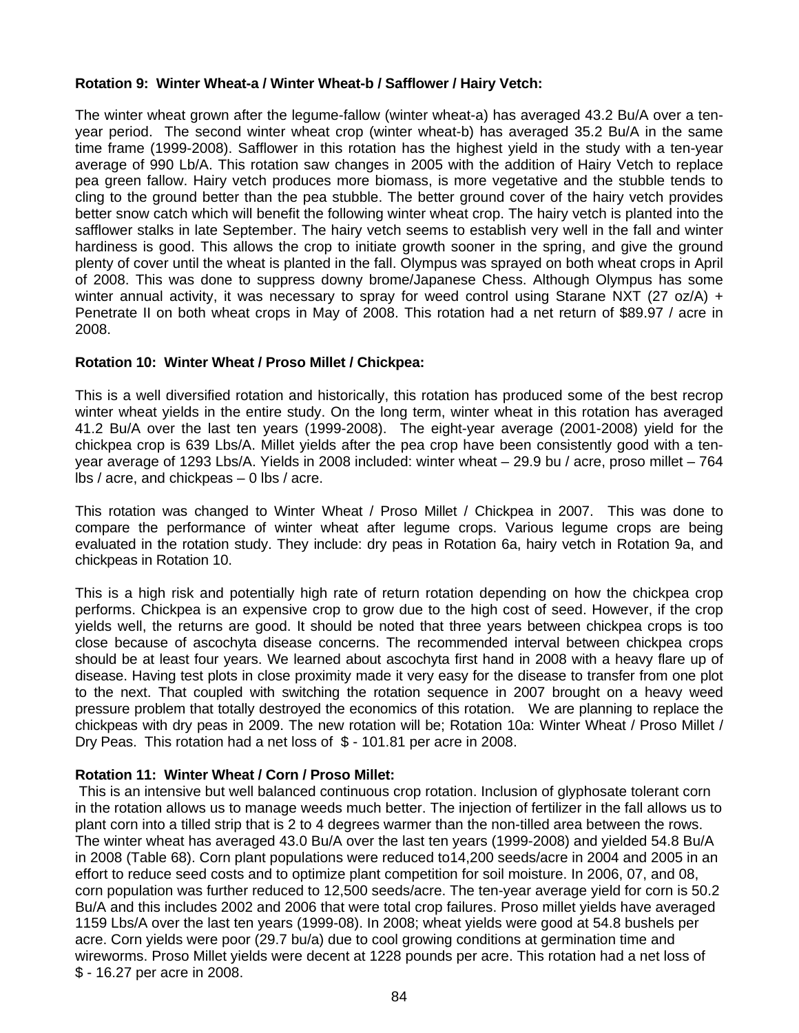**Rotation 9: Winter Wheat-a / Winter Wheat-b / Safflower / Hairy Vetch:**

The winter wheat grown after the legume-fallow (winter wheat-a) has averaged 43.2 Bu/A over a ten-year period. The second winter wheat crop (winter wheat-b) has averaged 35.2 Bu/A in the same time frame (1999-2008). Safflower in this rotation has the highest yield in the study with a ten-year average of 990 Lb/A. This rotation saw changes in 2005 with the addition of Hairy Vetch to replace pea green fallow. Hairy vetch produces more biomass, is more vegetative and the stubble tends to cling to the ground better than the pea stubble. The better ground cover of the hairy vetch provides better snow catch which will benefit the following winter wheat crop. The hairy vetch is planted into the safflower stalks in late September. The hairy vetch seems to establish very well in the fall and winter hardiness is good. This allows the crop to initiate growth sooner in the spring, and give the ground plenty of cover until the wheat is planted in the fall. Olympus was sprayed on both wheat crops in April of 2008. This was done to suppress downy brome/Japanese Chess. Although Olympus has some winter annual activity, it was necessary to spray for weed control using Starane NXT (27 oz/A) + Penetrate II on both wheat crops in May of 2008. This rotation had a net return of $89.97 / acre in 2008.

**Rotation 10: Winter Wheat / Proso Millet / Chickpea:**

This is a well diversified rotation and historically, this rotation has produced some of the best recrop winter wheat yields in the entire study. On the long term, winter wheat in this rotation has averaged 41.2 Bu/A over the last ten years (1999-2008). The eight-year average (2001-2008) yield for the chickpea crop is 639 Lbs/A. Millet yields after the pea crop have been consistently good with a ten-year average of 1293 Lbs/A. Yields in 2008 included: winter wheat – 29.9 bu / acre, proso millet – 764 lbs / acre, and chickpeas – 0 lbs / acre.

This rotation was changed to Winter Wheat / Proso Millet / Chickpea in 2007. This was done to compare the performance of winter wheat after legume crops. Various legume crops are being evaluated in the rotation study. They include: dry peas in Rotation 6a, hairy vetch in Rotation 9a, and chickpeas in Rotation 10.

This is a high risk and potentially high rate of return rotation depending on how the chickpea crop performs. Chickpea is an expensive crop to grow due to the high cost of seed. However, if the crop yields well, the returns are good. It should be noted that three years between chickpea crops is too close because of ascochyta disease concerns. The recommended interval between chickpea crops should be at least four years. We learned about ascochyta first hand in 2008 with a heavy flare up of disease. Having test plots in close proximity made it very easy for the disease to transfer from one plot to the next. That coupled with switching the rotation sequence in 2007 brought on a heavy weed pressure problem that totally destroyed the economics of this rotation. We are planning to replace the chickpeas with dry peas in 2009. The new rotation will be; Rotation 10a: Winter Wheat / Proso Millet / Dry Peas. This rotation had a net loss of $ - 101.81 per acre in 2008.

**Rotation 11: Winter Wheat / Corn / Proso Millet:**

This is an intensive but well balanced continuous crop rotation. Inclusion of glyphosate tolerant corn in the rotation allows us to manage weeds much better. The injection of fertilizer in the fall allows us to plant corn into a tilled strip that is 2 to 4 degrees warmer than the non-tilled area between the rows. The winter wheat has averaged 43.0 Bu/A over the last ten years (1999-2008) and yielded 54.8 Bu/A in 2008 (Table 68). Corn plant populations were reduced to14,200 seeds/acre in 2004 and 2005 in an effort to reduce seed costs and to optimize plant competition for soil moisture. In 2006, 07, and 08, corn population was further reduced to 12,500 seeds/acre. The ten-year average yield for corn is 50.2 Bu/A and this includes 2002 and 2006 that were total crop failures. Proso millet yields have averaged 1159 Lbs/A over the last ten years (1999-08). In 2008; wheat yields were good at 54.8 bushels per acre. Corn yields were poor (29.7 bu/a) due to cool growing conditions at germination time and wireworms. Proso Millet yields were decent at 1228 pounds per acre. This rotation had a net loss of $ - 16.27 per acre in 2008.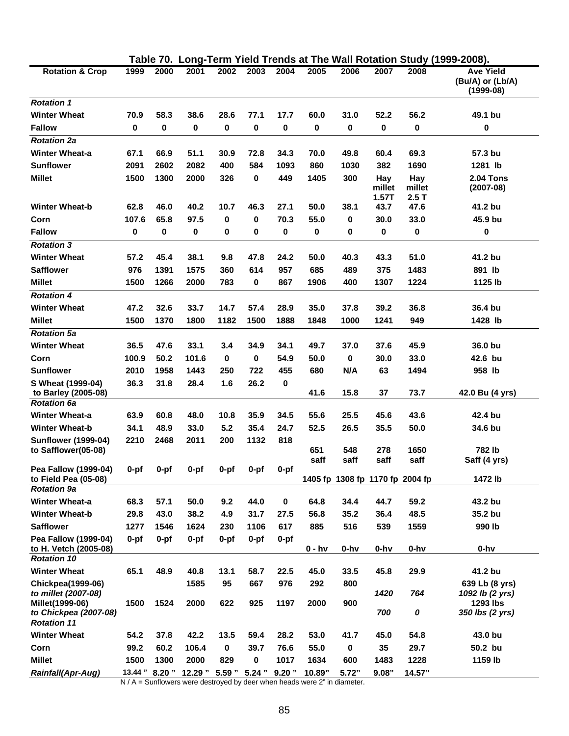## Table 70. Long-Term Yield Trends at The Wall Rotation Study (1999-2008).

| Rotation & Crop | 1999 | 2000 | 2001 | 2002 | 2003 | 2004 | 2005 | 2006 | 2007 | 2008 | Ave Yield (Bu/A) or (Lb/A) (1999-08) |
|---|---|---|---|---|---|---|---|---|---|---|---|
| ***Rotation 1*** | | | | | | | | | | | |
| **Winter Wheat** | 70.9 | 58.3 | 38.6 | 28.6 | 77.1 | 17.7 | 60.0 | 31.0 | 52.2 | 56.2 | 49.1 bu |
| **Fallow** | 0 | 0 | 0 | 0 | 0 | 0 | 0 | 0 | 0 | 0 | 0 |
| ***Rotation 2a*** | | | | | | | | | | | |
| **Winter Wheat-a** | 67.1 | 66.9 | 51.1 | 30.9 | 72.8 | 34.3 | 70.0 | 49.8 | 60.4 | 69.3 | 57.3 bu |
| **Sunflower** | 2091 | 2602 | 2082 | 400 | 584 | 1093 | 860 | 1030 | 382 | 1690 | 1281 lb |
| **Millet** | 1500 | 1300 | 2000 | 326 | 0 | 449 | 1405 | 300 | Hay millet 1.57T | Hay millet 2.5 T | 2.04 Tons (2007-08) |
| **Winter Wheat-b** | 62.8 | 46.0 | 40.2 | 10.7 | 46.3 | 27.1 | 50.0 | 38.1 | 43.7 | 47.6 | 41.2 bu |
| **Corn** | 107.6 | 65.8 | 97.5 | 0 | 0 | 70.3 | 55.0 | 0 | 30.0 | 33.0 | 45.9 bu |
| **Fallow** | 0 | 0 | 0 | 0 | 0 | 0 | 0 | 0 | 0 | 0 | 0 |
| ***Rotation 3*** | | | | | | | | | | | |
| **Winter Wheat** | 57.2 | 45.4 | 38.1 | 9.8 | 47.8 | 24.2 | 50.0 | 40.3 | 43.3 | 51.0 | 41.2 bu |
| **Safflower** | 976 | 1391 | 1575 | 360 | 614 | 957 | 685 | 489 | 375 | 1483 | 891 lb |
| **Millet** | 1500 | 1266 | 2000 | 783 | 0 | 867 | 1906 | 400 | 1307 | 1224 | 1125 lb |
| ***Rotation 4*** | | | | | | | | | | | |
| **Winter Wheat** | 47.2 | 32.6 | 33.7 | 14.7 | 57.4 | 28.9 | 35.0 | 37.8 | 39.2 | 36.8 | 36.4 bu |
| **Millet** | 1500 | 1370 | 1800 | 1182 | 1500 | 1888 | 1848 | 1000 | 1241 | 949 | 1428 lb |
| ***Rotation 5a*** | | | | | | | | | | | |
| **Winter Wheat** | 36.5 | 47.6 | 33.1 | 3.4 | 34.9 | 34.1 | 49.7 | 37.0 | 37.6 | 45.9 | 36.0 bu |
| **Corn** | 100.9 | 50.2 | 101.6 | 0 | 0 | 54.9 | 50.0 | 0 | 30.0 | 33.0 | 42.6 bu |
| **Sunflower** | 2010 | 1958 | 1443 | 250 | 722 | 455 | 680 | N/A | 63 | 1494 | 958 lb |
| **S Wheat (1999-04) to Barley (2005-08)** | 36.3 | 31.8 | 28.4 | 1.6 | 26.2 | 0 | 41.6 | 15.8 | 37 | 73.7 | 42.0 Bu (4 yrs) |
| ***Rotation 6a*** | | | | | | | | | | | |
| **Winter Wheat-a** | 63.9 | 60.8 | 48.0 | 10.8 | 35.9 | 34.5 | 55.6 | 25.5 | 45.6 | 43.6 | 42.4 bu |
| **Winter Wheat-b** | 34.1 | 48.9 | 33.0 | 5.2 | 35.4 | 24.7 | 52.5 | 26.5 | 35.5 | 50.0 | 34.6 bu |
| **Sunflower (1999-04) to Safflower(05-08)** | 2210 | 2468 | 2011 | 200 | 1132 | 818 | 651 saff | 548 saff | 278 saff | 1650 saff | 782 lb Saff (4 yrs) |
| **Pea Fallow (1999-04) to Field Pea (05-08)** | 0-pf | 0-pf | 0-pf | 0-pf | 0-pf | 0-pf | 1405 fp | 1308 fp | 1170 fp | 2004 fp | 1472 lb |
| ***Rotation 9a*** | | | | | | | | | | | |
| **Winter Wheat-a** | 68.3 | 57.1 | 50.0 | 9.2 | 44.0 | 0 | 64.8 | 34.4 | 44.7 | 59.2 | 43.2 bu |
| **Winter Wheat-b** | 29.8 | 43.0 | 38.2 | 4.9 | 31.7 | 27.5 | 56.8 | 35.2 | 36.4 | 48.5 | 35.2 bu |
| **Safflower** | 1277 | 1546 | 1624 | 230 | 1106 | 617 | 885 | 516 | 539 | 1559 | 990 lb |
| **Pea Fallow (1999-04) to H. Vetch (2005-08)** | 0-pf | 0-pf | 0-pf | 0-pf | 0-pf | 0-pf | 0 - hv | 0-hv | 0-hv | 0-hv | 0-hv |
| ***Rotation 10*** | | | | | | | | | | | |
| **Winter Wheat** | 65.1 | 48.9 | 40.8 | 13.1 | 58.7 | 22.5 | 45.0 | 33.5 | 45.8 | 29.9 | 41.2 bu |
| **Chickpea(1999-06)** *to millet (2007-08)* | | | 1585 | 95 | 667 | 976 | 292 | 800 | *1420* | *764* | 639 Lb (8 yrs) *1092 lb (2 yrs)* |
| **Millet(1999-06)** *to Chickpea (2007-08)* | 1500 | 1524 | 2000 | 622 | 925 | 1197 | 2000 | 900 | *700* | *0* | 1293 lbs *350 lbs (2 yrs)* |
| ***Rotation 11*** | | | | | | | | | | | |
| **Winter Wheat** | 54.2 | 37.8 | 42.2 | 13.5 | 59.4 | 28.2 | 53.0 | 41.7 | 45.0 | 54.8 | 43.0 bu |
| **Corn** | 99.2 | 60.2 | 106.4 | 0 | 39.7 | 76.6 | 55.0 | 0 | 35 | 29.7 | 50.2 bu |
| **Millet** | 1500 | 1300 | 2000 | 829 | 0 | 1017 | 1634 | 600 | 1483 | 1228 | 1159 lb |
| ***Rainfall(Apr-Aug)*** | 13.44 " | 8.20 " | 12.29 " | 5.59 " | 5.24 " | 9.20 " | 10.89" | 5.72" | 9.08" | 14.57" | |

N / A = Sunflowers were destroyed by deer when heads were 2" in diameter.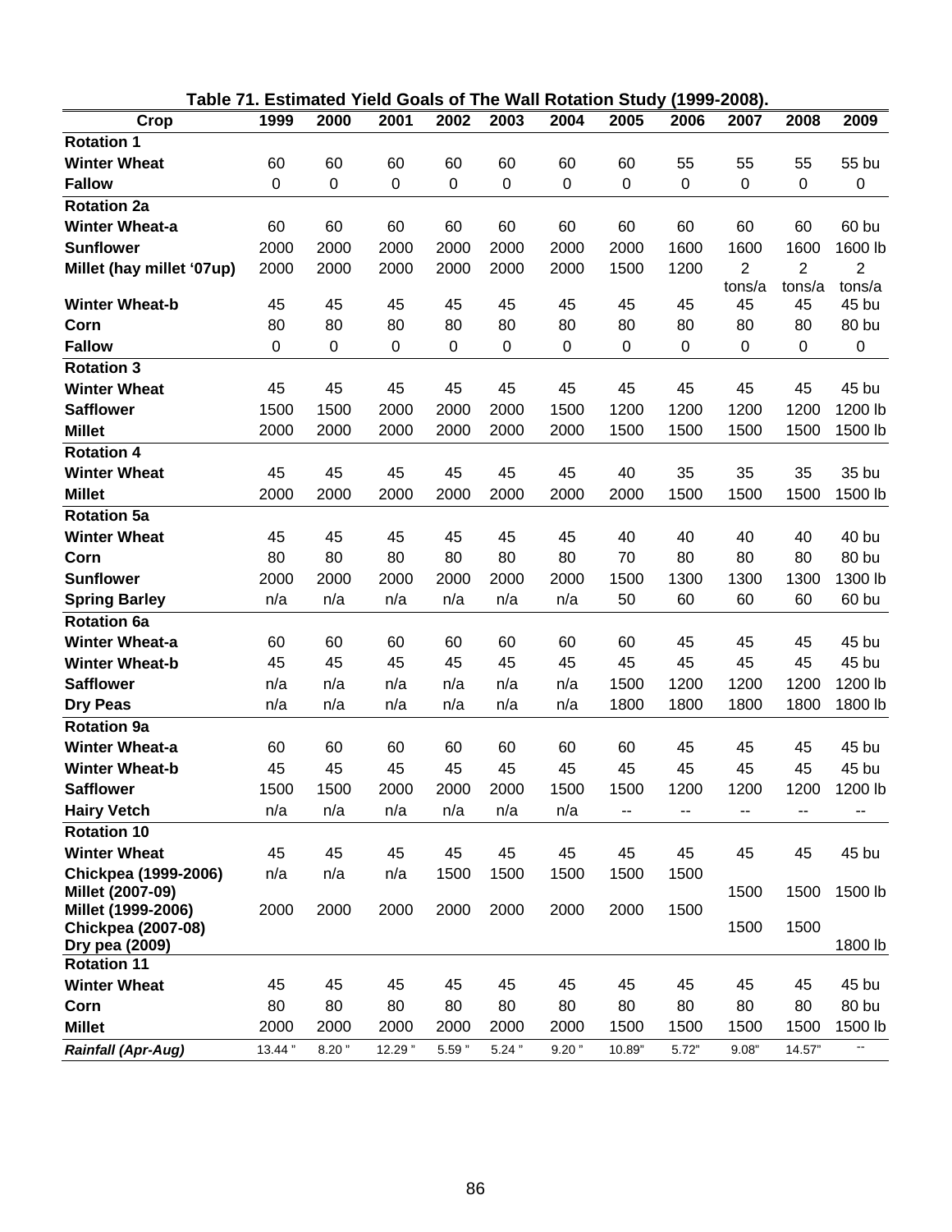**Table 71. Estimated Yield Goals of The Wall Rotation Study (1999-2008).**

| Crop | 1999 | 2000 | 2001 | 2002 | 2003 | 2004 | 2005 | 2006 | 2007 | 2008 | 2009 |
|---|---|---|---|---|---|---|---|---|---|---|---|
| **Rotation 1** | | | | | | | | | | | |
| **Winter Wheat** | 60 | 60 | 60 | 60 | 60 | 60 | 60 | 55 | 55 | 55 | 55 bu |
| **Fallow** | 0 | 0 | 0 | 0 | 0 | 0 | 0 | 0 | 0 | 0 | 0 |
| **Rotation 2a** | | | | | | | | | | | |
| **Winter Wheat-a** | 60 | 60 | 60 | 60 | 60 | 60 | 60 | 60 | 60 | 60 | 60 bu |
| **Sunflower** | 2000 | 2000 | 2000 | 2000 | 2000 | 2000 | 2000 | 1600 | 1600 | 1600 | 1600 lb |
| **Millet (hay millet '07up)** | 2000 | 2000 | 2000 | 2000 | 2000 | 2000 | 1500 | 1200 | 2 tons/a | 2 tons/a | 2 tons/a |
| **Winter Wheat-b** | 45 | 45 | 45 | 45 | 45 | 45 | 45 | 45 | 45 | 45 | 45 bu |
| **Corn** | 80 | 80 | 80 | 80 | 80 | 80 | 80 | 80 | 80 | 80 | 80 bu |
| **Fallow** | 0 | 0 | 0 | 0 | 0 | 0 | 0 | 0 | 0 | 0 | 0 |
| **Rotation 3** | | | | | | | | | | | |
| **Winter Wheat** | 45 | 45 | 45 | 45 | 45 | 45 | 45 | 45 | 45 | 45 | 45 bu |
| **Safflower** | 1500 | 1500 | 2000 | 2000 | 2000 | 1500 | 1200 | 1200 | 1200 | 1200 | 1200 lb |
| **Millet** | 2000 | 2000 | 2000 | 2000 | 2000 | 2000 | 1500 | 1500 | 1500 | 1500 | 1500 lb |
| **Rotation 4** | | | | | | | | | | | |
| **Winter Wheat** | 45 | 45 | 45 | 45 | 45 | 45 | 40 | 35 | 35 | 35 | 35 bu |
| **Millet** | 2000 | 2000 | 2000 | 2000 | 2000 | 2000 | 2000 | 1500 | 1500 | 1500 | 1500 lb |
| **Rotation 5a** | | | | | | | | | | | |
| **Winter Wheat** | 45 | 45 | 45 | 45 | 45 | 45 | 40 | 40 | 40 | 40 | 40 bu |
| **Corn** | 80 | 80 | 80 | 80 | 80 | 80 | 70 | 80 | 80 | 80 | 80 bu |
| **Sunflower** | 2000 | 2000 | 2000 | 2000 | 2000 | 2000 | 1500 | 1300 | 1300 | 1300 | 1300 lb |
| **Spring Barley** | n/a | n/a | n/a | n/a | n/a | n/a | 50 | 60 | 60 | 60 | 60 bu |
| **Rotation 6a** | | | | | | | | | | | |
| **Winter Wheat-a** | 60 | 60 | 60 | 60 | 60 | 60 | 60 | 45 | 45 | 45 | 45 bu |
| **Winter Wheat-b** | 45 | 45 | 45 | 45 | 45 | 45 | 45 | 45 | 45 | 45 | 45 bu |
| **Safflower** | n/a | n/a | n/a | n/a | n/a | n/a | 1500 | 1200 | 1200 | 1200 | 1200 lb |
| **Dry Peas** | n/a | n/a | n/a | n/a | n/a | n/a | 1800 | 1800 | 1800 | 1800 | 1800 lb |
| **Rotation 9a** | | | | | | | | | | | |
| **Winter Wheat-a** | 60 | 60 | 60 | 60 | 60 | 60 | 60 | 45 | 45 | 45 | 45 bu |
| **Winter Wheat-b** | 45 | 45 | 45 | 45 | 45 | 45 | 45 | 45 | 45 | 45 | 45 bu |
| **Safflower** | 1500 | 1500 | 2000 | 2000 | 2000 | 1500 | 1500 | 1200 | 1200 | 1200 | 1200 lb |
| **Hairy Vetch** | n/a | n/a | n/a | n/a | n/a | n/a | -- | -- | -- | -- | -- |
| **Rotation 10** | | | | | | | | | | | |
| **Winter Wheat** | 45 | 45 | 45 | 45 | 45 | 45 | 45 | 45 | 45 | 45 | 45 bu |
| **Chickpea (1999-2006) Millet (2007-09)** | n/a | n/a | n/a | 1500 | 1500 | 1500 | 1500 | 1500 | 1500 | 1500 | 1500 lb |
| **Millet (1999-2006) Chickpea (2007-08) Dry pea (2009)** | 2000 | 2000 | 2000 | 2000 | 2000 | 2000 | 2000 | 1500 | 1500 | 1500 | 1800 lb |
| **Rotation 11** | | | | | | | | | | | |
| **Winter Wheat** | 45 | 45 | 45 | 45 | 45 | 45 | 45 | 45 | 45 | 45 | 45 bu |
| **Corn** | 80 | 80 | 80 | 80 | 80 | 80 | 80 | 80 | 80 | 80 | 80 bu |
| **Millet** | 2000 | 2000 | 2000 | 2000 | 2000 | 2000 | 1500 | 1500 | 1500 | 1500 | 1500 lb |
| ***Rainfall (Apr-Aug)*** | 13.44 " | 8.20 " | 12.29 " | 5.59 " | 5.24 " | 9.20 " | 10.89" | 5.72" | 9.08" | 14.57" | -- |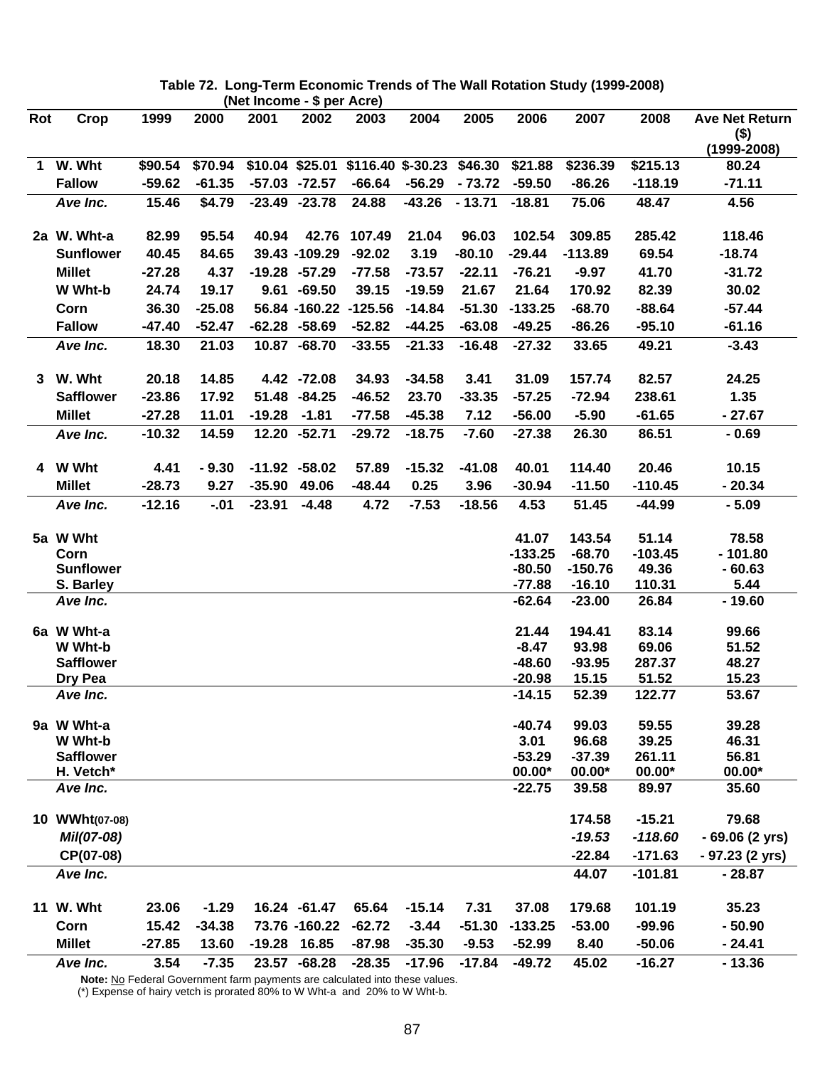**Table 72. Long-Term Economic Trends of The Wall Rotation Study (1999-2008)**
**(Net Income - $ per Acre)**

| Rot | Crop | 1999 | 2000 | 2001 | 2002 | 2003 | 2004 | 2005 | 2006 | 2007 | 2008 | Ave Net Return ($) (1999-2008) |
|---|---|---|---|---|---|---|---|---|---|---|---|---|
| 1 | W. Wht | $90.54 | $70.94 | $10.04 | $25.01 | $116.40 | $-30.23 | $46.30 | $21.88 | $236.39 | $215.13 | 80.24 |
| | Fallow | -59.62 | -61.35 | -57.03 | -72.57 | -66.64 | -56.29 | - 73.72 | -59.50 | -86.26 | -118.19 | -71.11 |
| | *Ave Inc.* | 15.46 | $4.79 | -23.49 | -23.78 | 24.88 | -43.26 | - 13.71 | -18.81 | 75.06 | 48.47 | 4.56 |
| 2a | W. Wht-a | 82.99 | 95.54 | 40.94 | 42.76 | 107.49 | 21.04 | 96.03 | 102.54 | 309.85 | 285.42 | 118.46 |
| | Sunflower | 40.45 | 84.65 | 39.43 | -109.29 | -92.02 | 3.19 | -80.10 | -29.44 | -113.89 | 69.54 | -18.74 |
| | Millet | -27.28 | 4.37 | -19.28 | -57.29 | -77.58 | -73.57 | -22.11 | -76.21 | -9.97 | 41.70 | -31.72 |
| | W Wht-b | 24.74 | 19.17 | 9.61 | -69.50 | 39.15 | -19.59 | 21.67 | 21.64 | 170.92 | 82.39 | 30.02 |
| | Corn | 36.30 | -25.08 | 56.84 | -160.22 | -125.56 | -14.84 | -51.30 | -133.25 | -68.70 | -88.64 | -57.44 |
| | Fallow | -47.40 | -52.47 | -62.28 | -58.69 | -52.82 | -44.25 | -63.08 | -49.25 | -86.26 | -95.10 | -61.16 |
| | *Ave Inc.* | 18.30 | 21.03 | 10.87 | -68.70 | -33.55 | -21.33 | -16.48 | -27.32 | 33.65 | 49.21 | -3.43 |
| 3 | W. Wht | 20.18 | 14.85 | 4.42 | -72.08 | 34.93 | -34.58 | 3.41 | 31.09 | 157.74 | 82.57 | 24.25 |
| | Safflower | -23.86 | 17.92 | 51.48 | -84.25 | -46.52 | 23.70 | -33.35 | -57.25 | -72.94 | 238.61 | 1.35 |
| | Millet | -27.28 | 11.01 | -19.28 | -1.81 | -77.58 | -45.38 | 7.12 | -56.00 | -5.90 | -61.65 | - 27.67 |
| | *Ave Inc.* | -10.32 | 14.59 | 12.20 | -52.71 | -29.72 | -18.75 | -7.60 | -27.38 | 26.30 | 86.51 | - 0.69 |
| 4 | W Wht | 4.41 | - 9.30 | -11.92 | -58.02 | 57.89 | -15.32 | -41.08 | 40.01 | 114.40 | 20.46 | 10.15 |
| | Millet | -28.73 | 9.27 | -35.90 | 49.06 | -48.44 | 0.25 | 3.96 | -30.94 | -11.50 | -110.45 | - 20.34 |
| | *Ave Inc.* | -12.16 | -.01 | -23.91 | -4.48 | 4.72 | -7.53 | -18.56 | 4.53 | 51.45 | -44.99 | - 5.09 |
| 5a | W Wht | | | | | | | | 41.07 | 143.54 | 51.14 | 78.58 |
| | Corn | | | | | | | | -133.25 | -68.70 | -103.45 | - 101.80 |
| | Sunflower | | | | | | | | -80.50 | -150.76 | 49.36 | - 60.63 |
| | S. Barley | | | | | | | | -77.88 | -16.10 | 110.31 | 5.44 |
| | *Ave Inc.* | | | | | | | | -62.64 | -23.00 | 26.84 | - 19.60 |
| 6a | W Wht-a | | | | | | | | 21.44 | 194.41 | 83.14 | 99.66 |
| | W Wht-b | | | | | | | | -8.47 | 93.98 | 69.06 | 51.52 |
| | Safflower | | | | | | | | -48.60 | -93.95 | 287.37 | 48.27 |
| | Dry Pea | | | | | | | | -20.98 | 15.15 | 51.52 | 15.23 |
| | *Ave Inc.* | | | | | | | | -14.15 | 52.39 | 122.77 | 53.67 |
| 9a | W Wht-a | | | | | | | | -40.74 | 99.03 | 59.55 | 39.28 |
| | W Wht-b | | | | | | | | 3.01 | 96.68 | 39.25 | 46.31 |
| | Safflower | | | | | | | | -53.29 | -37.39 | 261.11 | 56.81 |
| | H. Vetch* | | | | | | | | 00.00* | 00.00* | 00.00* | 00.00* |
| | *Ave Inc.* | | | | | | | | -22.75 | 39.58 | 89.97 | 35.60 |
| 10 | WWht(07-08) | | | | | | | | | 174.58 | -15.21 | 79.68 |
| | *Mil(07-08)* | | | | | | | | | *-19.53* | *-118.60* | - 69.06 (2 yrs) |
| | CP(07-08) | | | | | | | | | -22.84 | -171.63 | - 97.23 (2 yrs) |
| | *Ave Inc.* | | | | | | | | | 44.07 | -101.81 | - 28.87 |
| 11 | W. Wht | 23.06 | -1.29 | 16.24 | -61.47 | 65.64 | -15.14 | 7.31 | 37.08 | 179.68 | 101.19 | 35.23 |
| | Corn | 15.42 | -34.38 | 73.76 | -160.22 | -62.72 | -3.44 | -51.30 | -133.25 | -53.00 | -99.96 | - 50.90 |
| | Millet | -27.85 | 13.60 | -19.28 | 16.85 | -87.98 | -35.30 | -9.53 | -52.99 | 8.40 | -50.06 | - 24.41 |
| | *Ave Inc.* | 3.54 | -7.35 | 23.57 | -68.28 | -28.35 | -17.96 | -17.84 | -49.72 | 45.02 | -16.27 | - 13.36 |

**Note:** No Federal Government farm payments are calculated into these values.
(*) Expense of hairy vetch is prorated 80% to W Wht-a and 20% to W Wht-b.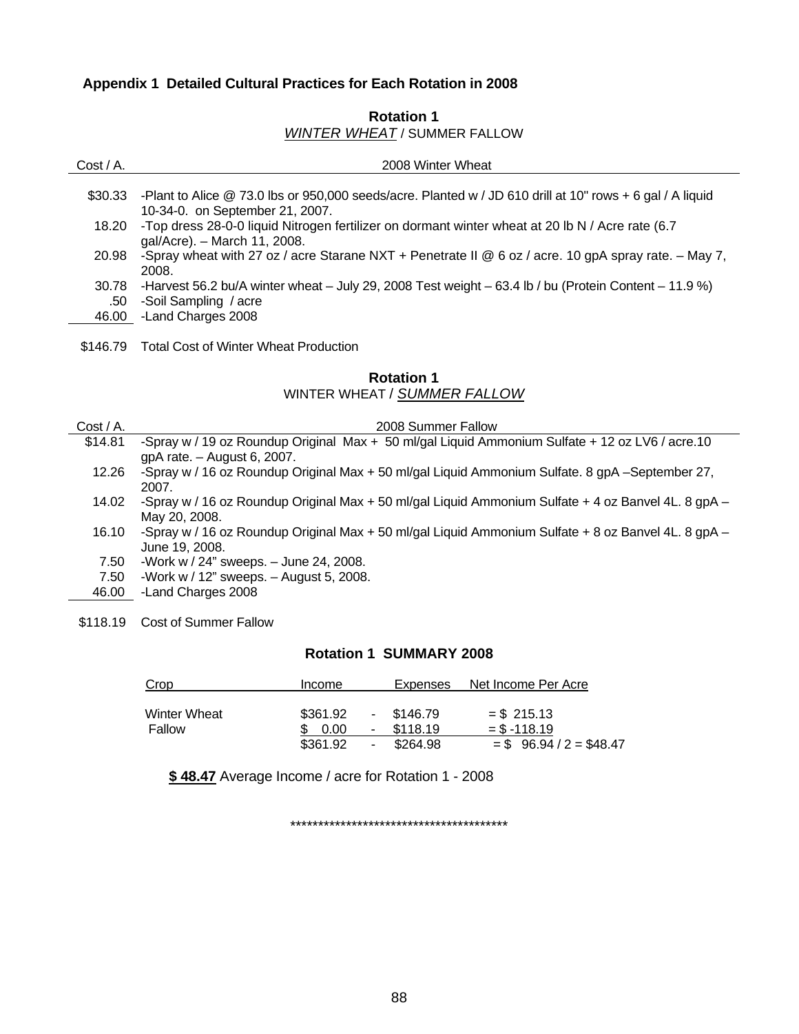### Appendix 1 Detailed Cultural Practices for Each Rotation in 2008

**Rotation 1**
*WINTER WHEAT* / SUMMER FALLOW

| Cost / A. | 2008 Winter Wheat |
|---|---|
| $30.33 | -Plant to Alice @ 73.0 lbs or 950,000 seeds/acre. Planted w / JD 610 drill at 10" rows + 6 gal / A liquid 10-34-0. on September 21, 2007. |
| 18.20 | -Top dress 28-0-0 liquid Nitrogen fertilizer on dormant winter wheat at 20 lb N / Acre rate (6.7 gal/Acre). – March 11, 2008. |
| 20.98 | -Spray wheat with 27 oz / acre Starane NXT + Penetrate II @ 6 oz / acre. 10 gpA spray rate. – May 7, 2008. |
| 30.78 | -Harvest 56.2 bu/A winter wheat – July 29, 2008 Test weight – 63.4 lb / bu (Protein Content – 11.9 %) |
| .50 | -Soil Sampling / acre |
| 46.00 | -Land Charges 2008 |
| $146.79 | Total Cost of Winter Wheat Production |

**Rotation 1**
WINTER WHEAT / *SUMMER FALLOW*

| Cost / A. | 2008 Summer Fallow |
|---|---|
| $14.81 | -Spray w / 19 oz Roundup Original Max + 50 ml/gal Liquid Ammonium Sulfate + 12 oz LV6 / acre.10 gpA rate. – August 6, 2007. |
| 12.26 | -Spray w / 16 oz Roundup Original Max + 50 ml/gal Liquid Ammonium Sulfate. 8 gpA –September 27, 2007. |
| 14.02 | -Spray w / 16 oz Roundup Original Max + 50 ml/gal Liquid Ammonium Sulfate + 4 oz Banvel 4L. 8 gpA – May 20, 2008. |
| 16.10 | -Spray w / 16 oz Roundup Original Max + 50 ml/gal Liquid Ammonium Sulfate + 8 oz Banvel 4L. 8 gpA – June 19, 2008. |
| 7.50 | -Work w / 24" sweeps. – June 24, 2008. |
| 7.50 | -Work w / 12" sweeps. – August 5, 2008. |
| 46.00 | -Land Charges 2008 |
| $118.19 | Cost of Summer Fallow |

**Rotation 1 SUMMARY 2008**

| Crop | Income | | Expenses | Net Income Per Acre |
|---|---|---|---|---|
| Winter Wheat | $361.92 | - | $146.79 | = $ 215.13 |
| Fallow | $ 0.00 | - | $118.19 | = $ -118.19 |
| | $361.92 | - | $264.98 | = $ 96.94 / 2 = $48.47 |

**$ 48.47** Average Income / acre for Rotation 1 - 2008

****************************************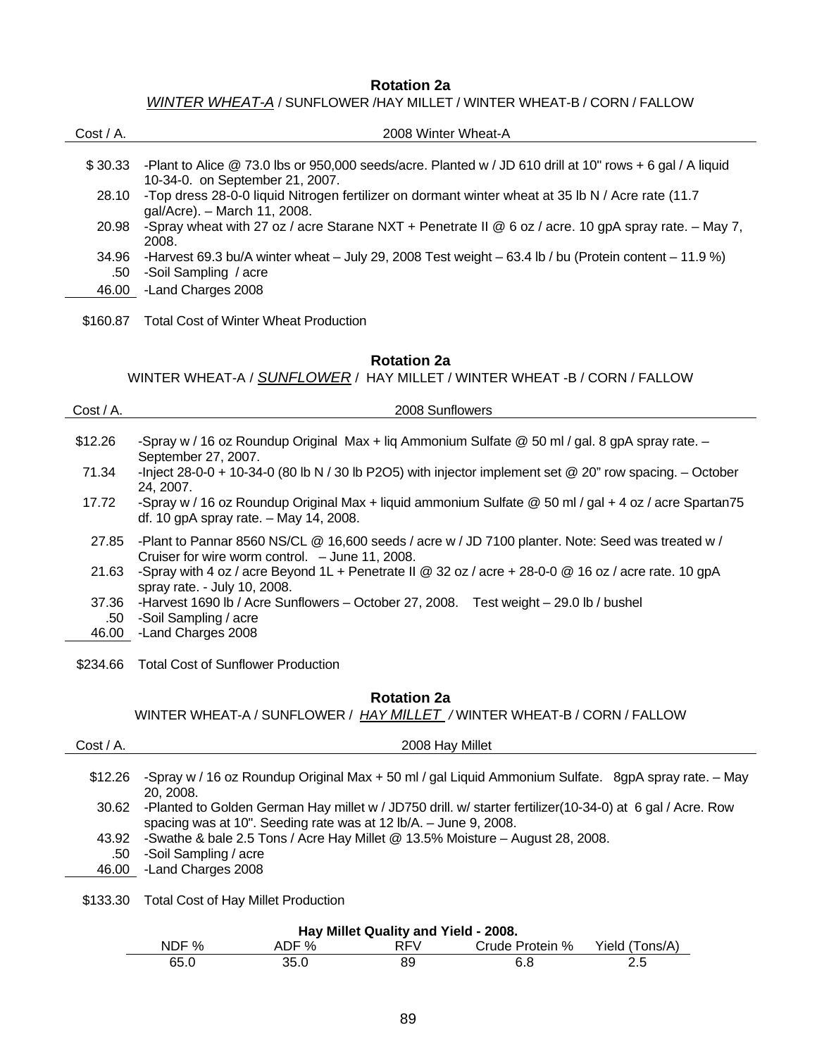### Rotation 2a

*WINTER WHEAT-A* / SUNFLOWER /HAY MILLET / WINTER WHEAT-B / CORN / FALLOW

| Cost / A. | 2008 Winter Wheat-A |
|---|---|
| $ 30.33 | -Plant to Alice @ 73.0 lbs or 950,000 seeds/acre. Planted w / JD 610 drill at 10" rows + 6 gal / A liquid 10-34-0. on September 21, 2007. |
| 28.10 | -Top dress 28-0-0 liquid Nitrogen fertilizer on dormant winter wheat at 35 lb N / Acre rate (11.7 gal/Acre). – March 11, 2008. |
| 20.98 | -Spray wheat with 27 oz / acre Starane NXT + Penetrate II @ 6 oz / acre. 10 gpA spray rate. – May 7, 2008. |
| 34.96 | -Harvest 69.3 bu/A winter wheat – July 29, 2008 Test weight – 63.4 lb / bu (Protein content – 11.9 %) |
| .50 | -Soil Sampling / acre |
| 46.00 | -Land Charges 2008 |
| $160.87 | Total Cost of Winter Wheat Production |

### Rotation 2a

WINTER WHEAT-A / *SUNFLOWER* / HAY MILLET / WINTER WHEAT -B / CORN / FALLOW

| Cost / A. | 2008 Sunflowers |
|---|---|
| $12.26 | -Spray w / 16 oz Roundup Original Max + liq Ammonium Sulfate @ 50 ml / gal. 8 gpA spray rate. – September 27, 2007. |
| 71.34 | -Inject 28-0-0 + 10-34-0 (80 lb N / 30 lb P2O5) with injector implement set @ 20" row spacing. – October 24, 2007. |
| 17.72 | -Spray w / 16 oz Roundup Original Max + liquid ammonium Sulfate @ 50 ml / gal + 4 oz / acre Spartan75 df. 10 gpA spray rate. – May 14, 2008. |
| 27.85 | -Plant to Pannar 8560 NS/CL @ 16,600 seeds / acre w / JD 7100 planter. Note: Seed was treated w / Cruiser for wire worm control. – June 11, 2008. |
| 21.63 | -Spray with 4 oz / acre Beyond 1L + Penetrate II @ 32 oz / acre + 28-0-0 @ 16 oz / acre rate. 10 gpA spray rate. - July 10, 2008. |
| 37.36 | -Harvest 1690 lb / Acre Sunflowers – October 27, 2008. Test weight – 29.0 lb / bushel |
| .50 | -Soil Sampling / acre |
| 46.00 | -Land Charges 2008 |
| $234.66 | Total Cost of Sunflower Production |

### Rotation 2a

WINTER WHEAT-A / SUNFLOWER / *HAY MILLET* / WINTER WHEAT-B / CORN / FALLOW

| Cost / A. | 2008 Hay Millet |
|---|---|
| $12.26 | -Spray w / 16 oz Roundup Original Max + 50 ml / gal Liquid Ammonium Sulfate. 8gpA spray rate. – May 20, 2008. |
| 30.62 | -Planted to Golden German Hay millet w / JD750 drill. w/ starter fertilizer(10-34-0) at 6 gal / Acre. Row spacing was at 10". Seeding rate was at 12 lb/A. – June 9, 2008. |
| 43.92 | -Swathe & bale 2.5 Tons / Acre Hay Millet @ 13.5% Moisture – August 28, 2008. |
| .50 | -Soil Sampling / acre |
| 46.00 | -Land Charges 2008 |
| $133.30 | Total Cost of Hay Millet Production |

**Hay Millet Quality and Yield - 2008.**

| NDF % | ADF % | RFV | Crude Protein % | Yield (Tons/A) |
|---|---|---|---|---|
| 65.0 | 35.0 | 89 | 6.8 | 2.5 |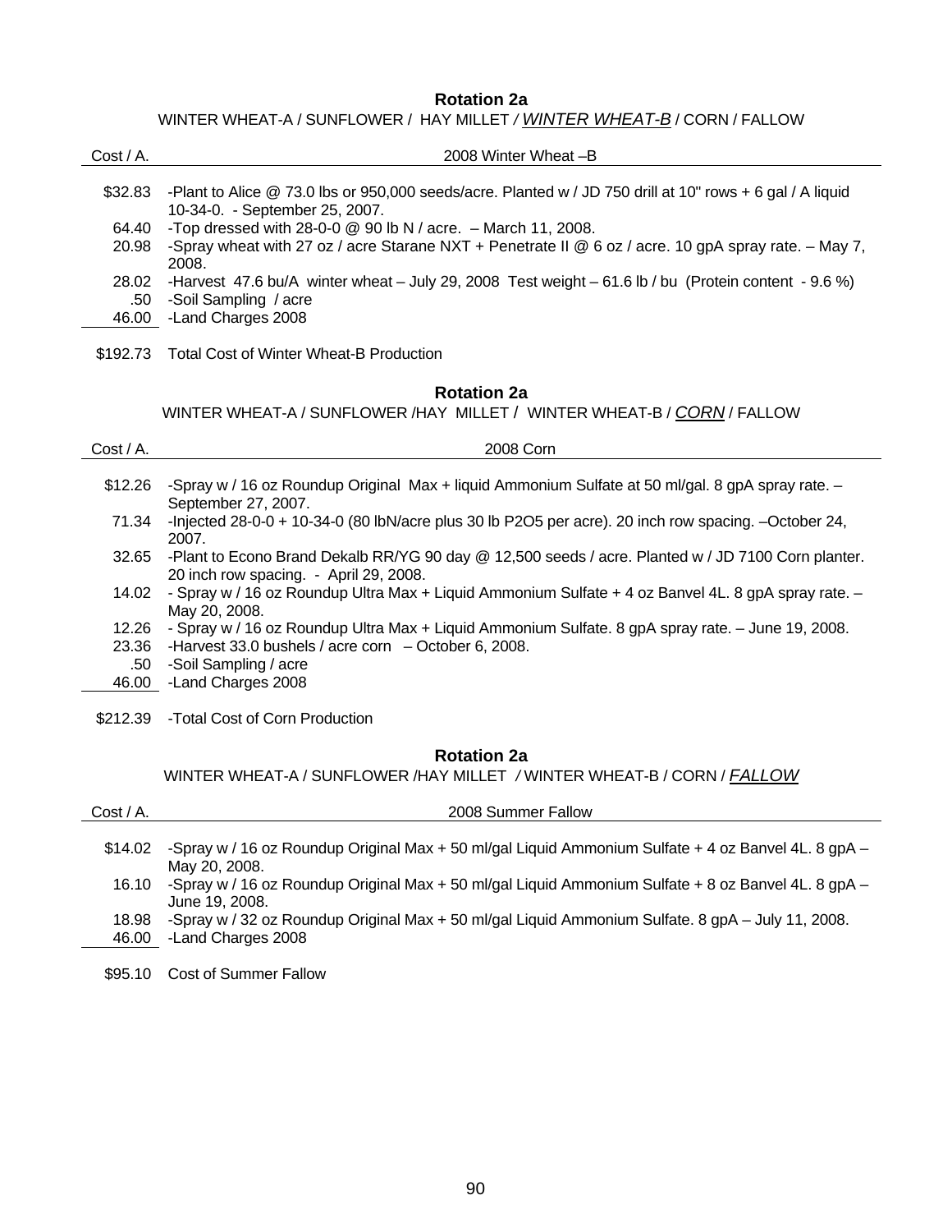## Rotation 2a

WINTER WHEAT-A / SUNFLOWER / HAY MILLET / ***WINTER WHEAT-B*** / CORN / FALLOW

| Cost / A. | 2008 Winter Wheat –B |
|---|---|
| \$32.83 | -Plant to Alice @ 73.0 lbs or 950,000 seeds/acre. Planted w / JD 750 drill at 10" rows + 6 gal / A liquid 10-34-0. - September 25, 2007. |
| 64.40 | -Top dressed with 28-0-0 @ 90 lb N / acre. – March 11, 2008. |
| 20.98 | -Spray wheat with 27 oz / acre Starane NXT + Penetrate II @ 6 oz / acre. 10 gpA spray rate. – May 7, 2008. |
| 28.02 | -Harvest 47.6 bu/A winter wheat – July 29, 2008 Test weight – 61.6 lb / bu (Protein content - 9.6 %) |
| .50 | -Soil Sampling / acre |
| 46.00 | -Land Charges 2008 |
| \$192.73 | Total Cost of Winter Wheat-B Production |

## Rotation 2a

WINTER WHEAT-A / SUNFLOWER /HAY MILLET / WINTER WHEAT-B / ***CORN*** / FALLOW

| Cost / A. | 2008 Corn |
|---|---|
| \$12.26 | -Spray w / 16 oz Roundup Original Max + liquid Ammonium Sulfate at 50 ml/gal. 8 gpA spray rate. – September 27, 2007. |
| 71.34 | -Injected 28-0-0 + 10-34-0 (80 lbN/acre plus 30 lb P2O5 per acre). 20 inch row spacing. –October 24, 2007. |
| 32.65 | -Plant to Econo Brand Dekalb RR/YG 90 day @ 12,500 seeds / acre. Planted w / JD 7100 Corn planter. 20 inch row spacing. - April 29, 2008. |
| 14.02 | - Spray w / 16 oz Roundup Ultra Max + Liquid Ammonium Sulfate + 4 oz Banvel 4L. 8 gpA spray rate. – May 20, 2008. |
| 12.26 | - Spray w / 16 oz Roundup Ultra Max + Liquid Ammonium Sulfate. 8 gpA spray rate. – June 19, 2008. |
| 23.36 | -Harvest 33.0 bushels / acre corn – October 6, 2008. |
| .50 | -Soil Sampling / acre |
| 46.00 | -Land Charges 2008 |
| \$212.39 | -Total Cost of Corn Production |

## Rotation 2a

WINTER WHEAT-A / SUNFLOWER /HAY MILLET / WINTER WHEAT-B / CORN / ***FALLOW***

| Cost / A. | 2008 Summer Fallow |
|---|---|
| \$14.02 | -Spray w / 16 oz Roundup Original Max + 50 ml/gal Liquid Ammonium Sulfate + 4 oz Banvel 4L. 8 gpA – May 20, 2008. |
| 16.10 | -Spray w / 16 oz Roundup Original Max + 50 ml/gal Liquid Ammonium Sulfate + 8 oz Banvel 4L. 8 gpA – June 19, 2008. |
| 18.98 | -Spray w / 32 oz Roundup Original Max + 50 ml/gal Liquid Ammonium Sulfate. 8 gpA – July 11, 2008. |
| 46.00 | -Land Charges 2008 |
| \$95.10 | Cost of Summer Fallow |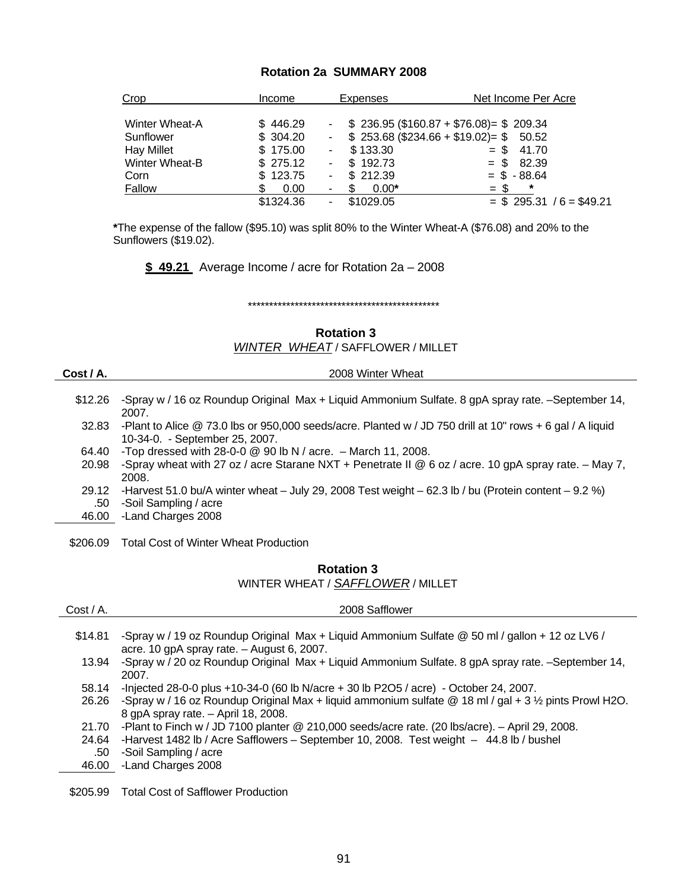### Rotation 2a SUMMARY 2008

| Crop | Income | | Expenses | Net Income Per Acre |
|---|---|---|---|---|
| Winter Wheat-A | $ 446.29 | - | $ 236.95 ($160.87 + $76.08)= | $ 209.34 |
| Sunflower | $ 304.20 | - | $ 253.68 ($234.66 + $19.02)= | $ 50.52 |
| Hay Millet | $ 175.00 | - | $ 133.30 | = $ 41.70 |
| Winter Wheat-B | $ 275.12 | - | $ 192.73 | = $ 82.39 |
| Corn | $ 123.75 | - | $ 212.39 | = $ - 88.64 |
| Fallow | $ 0.00 | - | $ 0.00* | = $ * |
| | $1324.36 | - | $1029.05 | = $ 295.31 / 6 = $49.21 |

*The expense of the fallow ($95.10) was split 80% to the Winter Wheat-A ($76.08) and 20% to the Sunflowers ($19.02).

**$ 49.21** Average Income / acre for Rotation 2a – 2008

**********************************************

### Rotation 3

*WINTER WHEAT* / SAFFLOWER / MILLET

| Cost / A. | 2008 Winter Wheat |
|---|---|
| $12.26 | -Spray w / 16 oz Roundup Original Max + Liquid Ammonium Sulfate. 8 gpA spray rate. –September 14, 2007. |
| 32.83 | -Plant to Alice @ 73.0 lbs or 950,000 seeds/acre. Planted w / JD 750 drill at 10" rows + 6 gal / A liquid 10-34-0. - September 25, 2007. |
| 64.40 | -Top dressed with 28-0-0 @ 90 lb N / acre. – March 11, 2008. |
| 20.98 | -Spray wheat with 27 oz / acre Starane NXT + Penetrate II @ 6 oz / acre. 10 gpA spray rate. – May 7, 2008. |
| 29.12 | -Harvest 51.0 bu/A winter wheat – July 29, 2008 Test weight – 62.3 lb / bu (Protein content – 9.2 %) |
| .50 | -Soil Sampling / acre |
| 46.00 | -Land Charges 2008 |
| $206.09 | Total Cost of Winter Wheat Production |

### Rotation 3

WINTER WHEAT / *SAFFLOWER* / MILLET

| Cost / A. | 2008 Safflower |
|---|---|
| $14.81 | -Spray w / 19 oz Roundup Original Max + Liquid Ammonium Sulfate @ 50 ml / gallon + 12 oz LV6 / acre. 10 gpA spray rate. – August 6, 2007. |
| 13.94 | -Spray w / 20 oz Roundup Original Max + Liquid Ammonium Sulfate. 8 gpA spray rate. –September 14, 2007. |
| 58.14 | -Injected 28-0-0 plus +10-34-0 (60 lb N/acre + 30 lb $P_2O_5$ / acre) - October 24, 2007. |
| 26.26 | -Spray w / 16 oz Roundup Original Max + liquid ammonium sulfate @ 18 ml / gal + 3 ½ pints Prowl $H_2O$. 8 gpA spray rate. – April 18, 2008. |
| 21.70 | -Plant to Finch w / JD 7100 planter @ 210,000 seeds/acre rate. (20 lbs/acre). – April 29, 2008. |
| 24.64 | -Harvest 1482 lb / Acre Safflowers – September 10, 2008. Test weight – 44.8 lb / bushel |
| .50 | -Soil Sampling / acre |
| 46.00 | -Land Charges 2008 |
| $205.99 | Total Cost of Safflower Production |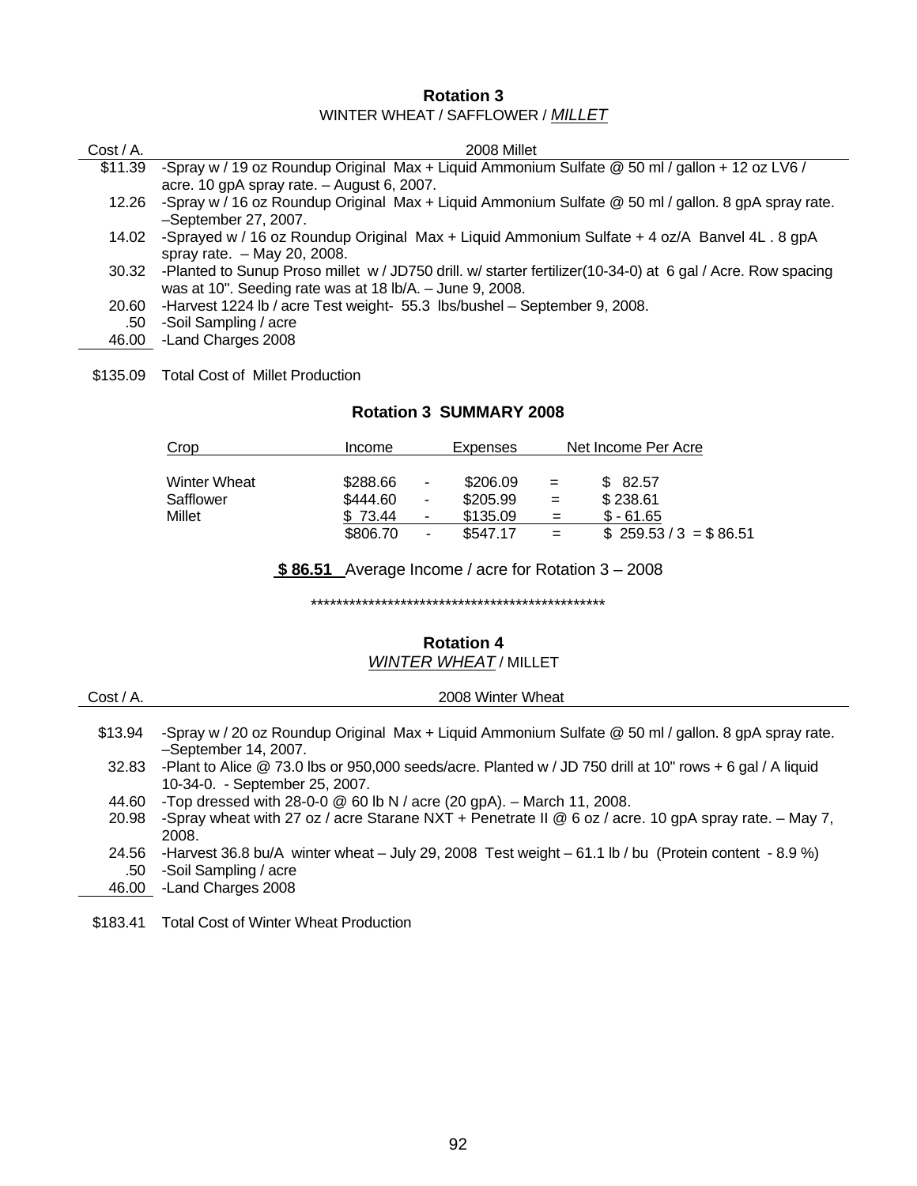## Rotation 3

WINTER WHEAT / SAFFLOWER / *MILLET*

| Cost / A. | 2008 Millet |
|---|---|
| $11.39 | -Spray w / 19 oz Roundup Original Max + Liquid Ammonium Sulfate @ 50 ml / gallon + 12 oz LV6 / acre. 10 gpA spray rate. – August 6, 2007. |
| 12.26 | -Spray w / 16 oz Roundup Original Max + Liquid Ammonium Sulfate @ 50 ml / gallon. 8 gpA spray rate. –September 27, 2007. |
| 14.02 | -Sprayed w / 16 oz Roundup Original Max + Liquid Ammonium Sulfate + 4 oz/A Banvel 4L . 8 gpA spray rate. – May 20, 2008. |
| 30.32 | -Planted to Sunup Proso millet w / JD750 drill. w/ starter fertilizer(10-34-0) at 6 gal / Acre. Row spacing was at 10". Seeding rate was at 18 lb/A. – June 9, 2008. |
| 20.60 | -Harvest 1224 lb / acre Test weight- 55.3 lbs/bushel – September 9, 2008. |
| .50 | -Soil Sampling / acre |
| 46.00 | -Land Charges 2008 |
| $135.09 | Total Cost of Millet Production |

### Rotation 3 SUMMARY 2008

| Crop | Income | | Expenses | | Net Income Per Acre |
|---|---|---|---|---|---|
| Winter Wheat | $288.66 | - | $206.09 | = | $ 82.57 |
| Safflower | $444.60 | - | $205.99 | = | $ 238.61 |
| Millet | $ 73.44 | - | $135.09 | = | $ - 61.65 |
| | $806.70 | - | $547.17 | = | $ 259.53 / 3 = $ 86.51 |

**$ 86.51** Average Income / acre for Rotation 3 – 2008

***********************************************

## Rotation 4

*WINTER WHEAT* / MILLET

| Cost / A. | 2008 Winter Wheat |
|---|---|
| $13.94 | -Spray w / 20 oz Roundup Original Max + Liquid Ammonium Sulfate @ 50 ml / gallon. 8 gpA spray rate. –September 14, 2007. |
| 32.83 | -Plant to Alice @ 73.0 lbs or 950,000 seeds/acre. Planted w / JD 750 drill at 10" rows + 6 gal / A liquid 10-34-0. - September 25, 2007. |
| 44.60 | -Top dressed with 28-0-0 @ 60 lb N / acre (20 gpA). – March 11, 2008. |
| 20.98 | -Spray wheat with 27 oz / acre Starane NXT + Penetrate II @ 6 oz / acre. 10 gpA spray rate. – May 7, 2008. |
| 24.56 | -Harvest 36.8 bu/A winter wheat – July 29, 2008 Test weight – 61.1 lb / bu (Protein content - 8.9 %) |
| .50 | -Soil Sampling / acre |
| 46.00 | -Land Charges 2008 |
| $183.41 | Total Cost of Winter Wheat Production |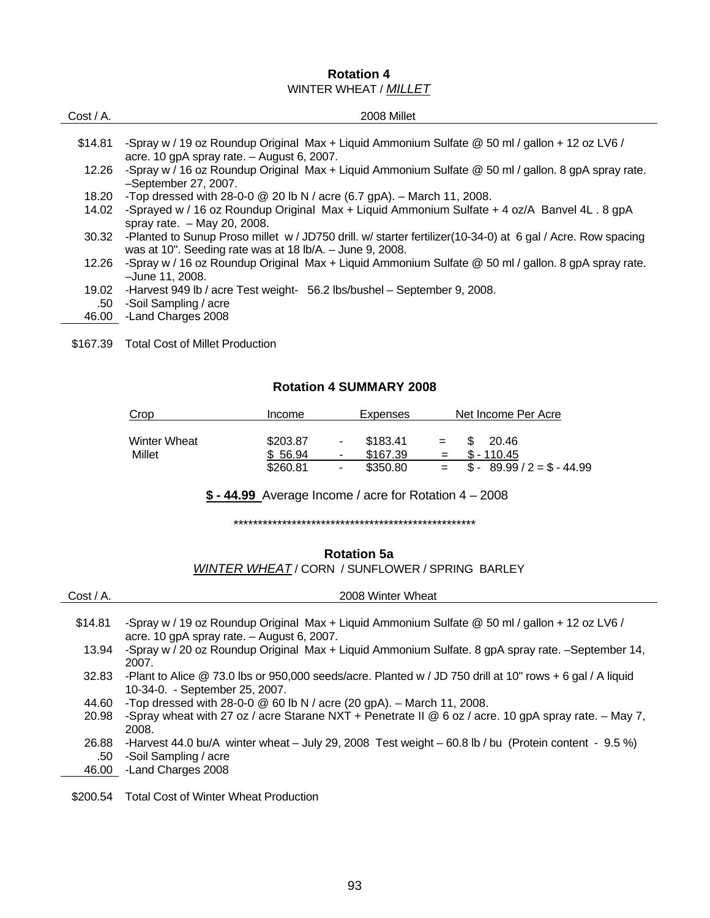## Rotation 4

WINTER WHEAT / *MILLET*

| Cost / A. | 2008 Millet |
|---|---|
| $14.81 | -Spray w / 19 oz Roundup Original Max + Liquid Ammonium Sulfate @ 50 ml / gallon + 12 oz LV6 / acre. 10 gpA spray rate. – August 6, 2007. |
| 12.26 | -Spray w / 16 oz Roundup Original Max + Liquid Ammonium Sulfate @ 50 ml / gallon. 8 gpA spray rate. –September 27, 2007. |
| 18.20 | -Top dressed with 28-0-0 @ 20 lb N / acre (6.7 gpA). – March 11, 2008. |
| 14.02 | -Sprayed w / 16 oz Roundup Original Max + Liquid Ammonium Sulfate + 4 oz/A Banvel 4L . 8 gpA spray rate. – May 20, 2008. |
| 30.32 | -Planted to Sunup Proso millet w / JD750 drill. w/ starter fertilizer(10-34-0) at 6 gal / Acre. Row spacing was at 10". Seeding rate was at 18 lb/A. – June 9, 2008. |
| 12.26 | -Spray w / 16 oz Roundup Original Max + Liquid Ammonium Sulfate @ 50 ml / gallon. 8 gpA spray rate. –June 11, 2008. |
| 19.02 | -Harvest 949 lb / acre Test weight- 56.2 lbs/bushel – September 9, 2008. |
| .50 | -Soil Sampling / acre |
| 46.00 | -Land Charges 2008 |
| $167.39 | Total Cost of Millet Production |

### Rotation 4 SUMMARY 2008

| Crop | Income | | Expenses | | Net Income Per Acre |
|---|---|---|---|---|---|
| Winter Wheat | $203.87 | - | $183.41 | = | $ 20.46 |
| Millet | $ 56.94 | - | $167.39 | = | $ - 110.45 |
| | $260.81 | - | $350.80 | = | $ - 89.99 / 2 = $ - 44.99 |

**$ - 44.99** Average Income / acre for Rotation 4 – 2008

****************************************************

## Rotation 5a

*WINTER WHEAT* / CORN / SUNFLOWER / SPRING BARLEY

| Cost / A. | 2008 Winter Wheat |
|---|---|
| $14.81 | -Spray w / 19 oz Roundup Original Max + Liquid Ammonium Sulfate @ 50 ml / gallon + 12 oz LV6 / acre. 10 gpA spray rate. – August 6, 2007. |
| 13.94 | -Spray w / 20 oz Roundup Original Max + Liquid Ammonium Sulfate. 8 gpA spray rate. –September 14, 2007. |
| 32.83 | -Plant to Alice @ 73.0 lbs or 950,000 seeds/acre. Planted w / JD 750 drill at 10" rows + 6 gal / A liquid 10-34-0. - September 25, 2007. |
| 44.60 | -Top dressed with 28-0-0 @ 60 lb N / acre (20 gpA). – March 11, 2008. |
| 20.98 | -Spray wheat with 27 oz / acre Starane NXT + Penetrate II @ 6 oz / acre. 10 gpA spray rate. – May 7, 2008. |
| 26.88 | -Harvest 44.0 bu/A winter wheat – July 29, 2008 Test weight – 60.8 lb / bu (Protein content - 9.5 %) |
| .50 | -Soil Sampling / acre |
| 46.00 | -Land Charges 2008 |
| $200.54 | Total Cost of Winter Wheat Production |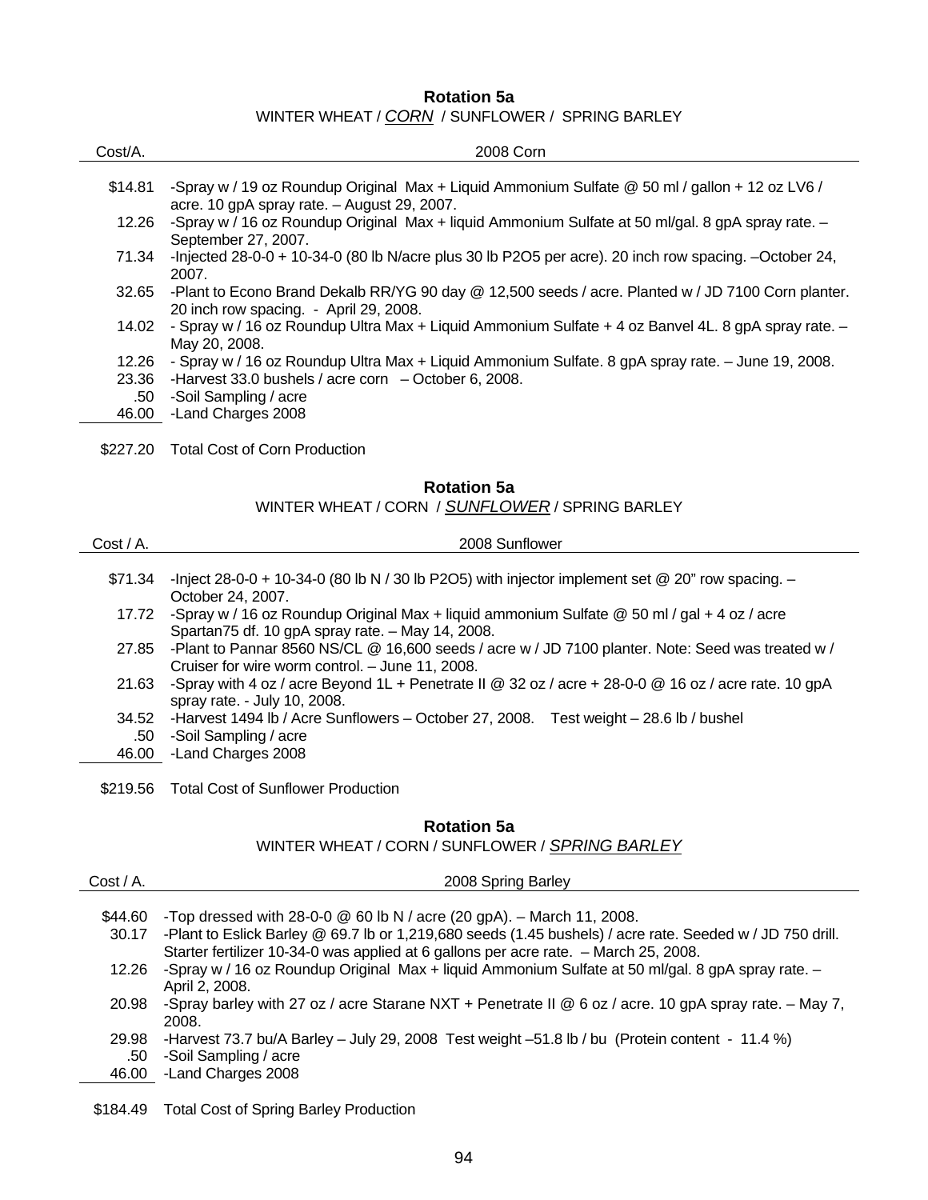**Rotation 5a**

WINTER WHEAT / *CORN* / SUNFLOWER / SPRING BARLEY

| Cost/A. | 2008 Corn |
|---|---|
| $14.81 | -Spray w / 19 oz Roundup Original Max + Liquid Ammonium Sulfate @ 50 ml / gallon + 12 oz LV6 / acre. 10 gpA spray rate. – August 29, 2007. |
| 12.26 | -Spray w / 16 oz Roundup Original Max + liquid Ammonium Sulfate at 50 ml/gal. 8 gpA spray rate. – September 27, 2007. |
| 71.34 | -Injected 28-0-0 + 10-34-0 (80 lb N/acre plus 30 lb P2O5 per acre). 20 inch row spacing. –October 24, 2007. |
| 32.65 | -Plant to Econo Brand Dekalb RR/YG 90 day @ 12,500 seeds / acre. Planted w / JD 7100 Corn planter. 20 inch row spacing. - April 29, 2008. |
| 14.02 | - Spray w / 16 oz Roundup Ultra Max + Liquid Ammonium Sulfate + 4 oz Banvel 4L. 8 gpA spray rate. – May 20, 2008. |
| 12.26 | - Spray w / 16 oz Roundup Ultra Max + Liquid Ammonium Sulfate. 8 gpA spray rate. – June 19, 2008. |
| 23.36 | -Harvest 33.0 bushels / acre corn – October 6, 2008. |
| .50 | -Soil Sampling / acre |
| 46.00 | -Land Charges 2008 |
| $227.20 | Total Cost of Corn Production |

**Rotation 5a**

WINTER WHEAT / CORN / *SUNFLOWER* / SPRING BARLEY

| Cost / A. | 2008 Sunflower |
|---|---|
| $71.34 | -Inject 28-0-0 + 10-34-0 (80 lb N / 30 lb P2O5) with injector implement set @ 20" row spacing. – October 24, 2007. |
| 17.72 | -Spray w / 16 oz Roundup Original Max + liquid ammonium Sulfate @ 50 ml / gal + 4 oz / acre Spartan75 df. 10 gpA spray rate. – May 14, 2008. |
| 27.85 | -Plant to Pannar 8560 NS/CL @ 16,600 seeds / acre w / JD 7100 planter. Note: Seed was treated w / Cruiser for wire worm control. – June 11, 2008. |
| 21.63 | -Spray with 4 oz / acre Beyond 1L + Penetrate II @ 32 oz / acre + 28-0-0 @ 16 oz / acre rate. 10 gpA spray rate. - July 10, 2008. |
| 34.52 | -Harvest 1494 lb / Acre Sunflowers – October 27, 2008. Test weight – 28.6 lb / bushel |
| .50 | -Soil Sampling / acre |
| 46.00 | -Land Charges 2008 |
| $219.56 | Total Cost of Sunflower Production |

**Rotation 5a**

WINTER WHEAT / CORN / SUNFLOWER / *SPRING BARLEY*

| Cost / A. | 2008 Spring Barley |
|---|---|
| $44.60 | -Top dressed with 28-0-0 @ 60 lb N / acre (20 gpA). – March 11, 2008. |
| 30.17 | -Plant to Eslick Barley @ 69.7 lb or 1,219,680 seeds (1.45 bushels) / acre rate. Seeded w / JD 750 drill. Starter fertilizer 10-34-0 was applied at 6 gallons per acre rate. – March 25, 2008. |
| 12.26 | -Spray w / 16 oz Roundup Original Max + liquid Ammonium Sulfate at 50 ml/gal. 8 gpA spray rate. – April 2, 2008. |
| 20.98 | -Spray barley with 27 oz / acre Starane NXT + Penetrate II @ 6 oz / acre. 10 gpA spray rate. – May 7, 2008. |
| 29.98 | -Harvest 73.7 bu/A Barley – July 29, 2008 Test weight –51.8 lb / bu (Protein content - 11.4 %) |
| .50 | -Soil Sampling / acre |
| 46.00 | -Land Charges 2008 |
| $184.49 | Total Cost of Spring Barley Production |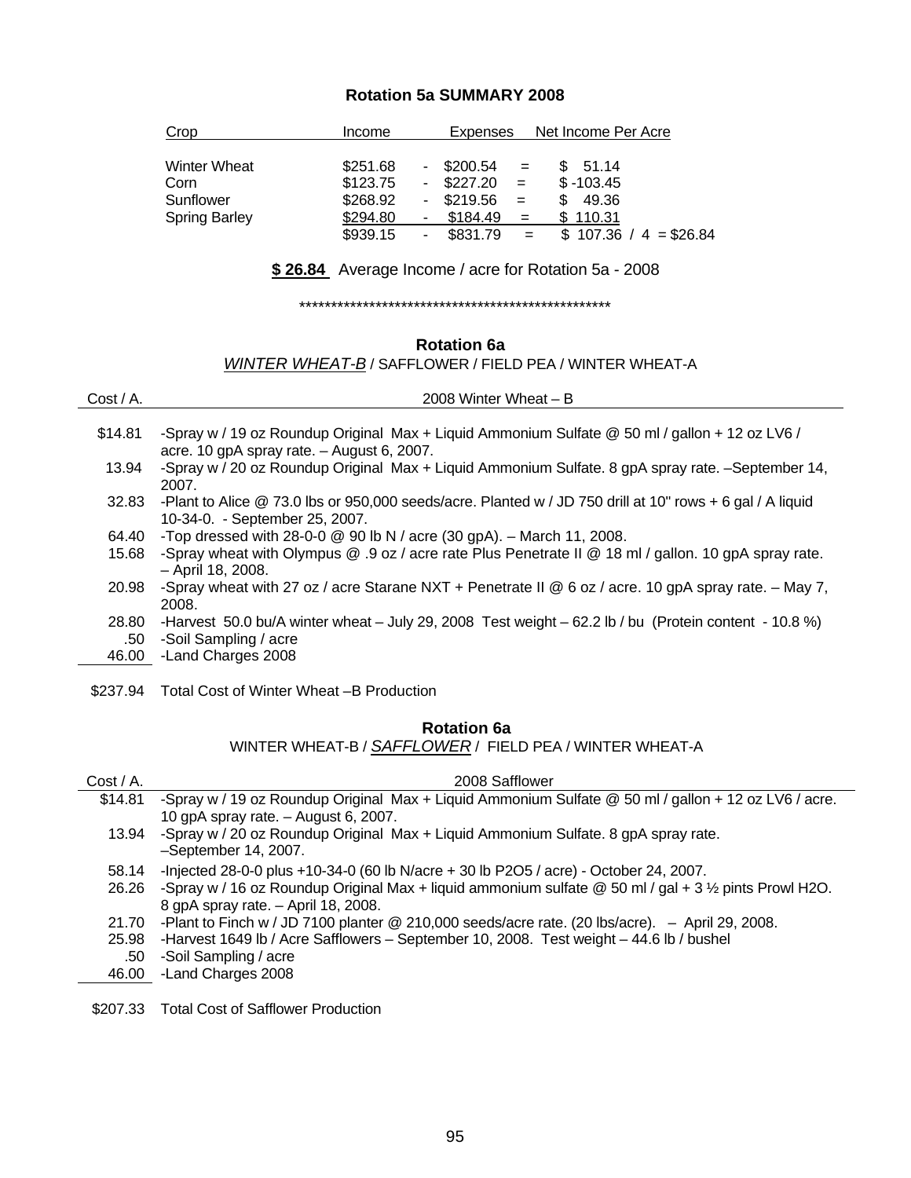### Rotation 5a SUMMARY 2008

| Crop | Income | | Expenses | | Net Income Per Acre |
|---|---|---|---|---|---|
| Winter Wheat | $251.68 | - | $200.54 | = | $ 51.14 |
| Corn | $123.75 | - | $227.20 | = | $ -103.45 |
| Sunflower | $268.92 | - | $219.56 | = | $ 49.36 |
| Spring Barley | $294.80 | - | $184.49 | = | $ 110.31 |
| | $939.15 | - | $831.79 | = | $ 107.36 / 4 = $26.84 |

**$ 26.84** Average Income / acre for Rotation 5a - 2008

**************************************************

### Rotation 6a

*WINTER WHEAT-B* / SAFFLOWER / FIELD PEA / WINTER WHEAT-A

| Cost / A. | 2008 Winter Wheat – B |
|---|---|
| $14.81 | -Spray w / 19 oz Roundup Original Max + Liquid Ammonium Sulfate @ 50 ml / gallon + 12 oz LV6 / acre. 10 gpA spray rate. – August 6, 2007. |
| 13.94 | -Spray w / 20 oz Roundup Original Max + Liquid Ammonium Sulfate. 8 gpA spray rate. –September 14, 2007. |
| 32.83 | -Plant to Alice @ 73.0 lbs or 950,000 seeds/acre. Planted w / JD 750 drill at 10" rows + 6 gal / A liquid 10-34-0. - September 25, 2007. |
| 64.40 | -Top dressed with 28-0-0 @ 90 lb N / acre (30 gpA). – March 11, 2008. |
| 15.68 | -Spray wheat with Olympus @ .9 oz / acre rate Plus Penetrate II @ 18 ml / gallon. 10 gpA spray rate. – April 18, 2008. |
| 20.98 | -Spray wheat with 27 oz / acre Starane NXT + Penetrate II @ 6 oz / acre. 10 gpA spray rate. – May 7, 2008. |
| 28.80 | -Harvest 50.0 bu/A winter wheat – July 29, 2008 Test weight – 62.2 lb / bu (Protein content - 10.8 %) |
| .50 | -Soil Sampling / acre |
| 46.00 | -Land Charges 2008 |
| $237.94 | Total Cost of Winter Wheat –B Production |

### Rotation 6a

WINTER WHEAT-B / *SAFFLOWER* / FIELD PEA / WINTER WHEAT-A

| Cost / A. | 2008 Safflower |
|---|---|
| $14.81 | -Spray w / 19 oz Roundup Original Max + Liquid Ammonium Sulfate @ 50 ml / gallon + 12 oz LV6 / acre. 10 gpA spray rate. – August 6, 2007. |
| 13.94 | -Spray w / 20 oz Roundup Original Max + Liquid Ammonium Sulfate. 8 gpA spray rate. –September 14, 2007. |
| 58.14 | -Injected 28-0-0 plus +10-34-0 (60 lb N/acre + 30 lb P2O5 / acre) - October 24, 2007. |
| 26.26 | -Spray w / 16 oz Roundup Original Max + liquid ammonium sulfate @ 50 ml / gal + 3 ½ pints Prowl H2O. 8 gpA spray rate. – April 18, 2008. |
| 21.70 | -Plant to Finch w / JD 7100 planter @ 210,000 seeds/acre rate. (20 lbs/acre). – April 29, 2008. |
| 25.98 | -Harvest 1649 lb / Acre Safflowers – September 10, 2008. Test weight – 44.6 lb / bushel |
| .50 | -Soil Sampling / acre |
| 46.00 | -Land Charges 2008 |
| $207.33 | Total Cost of Safflower Production |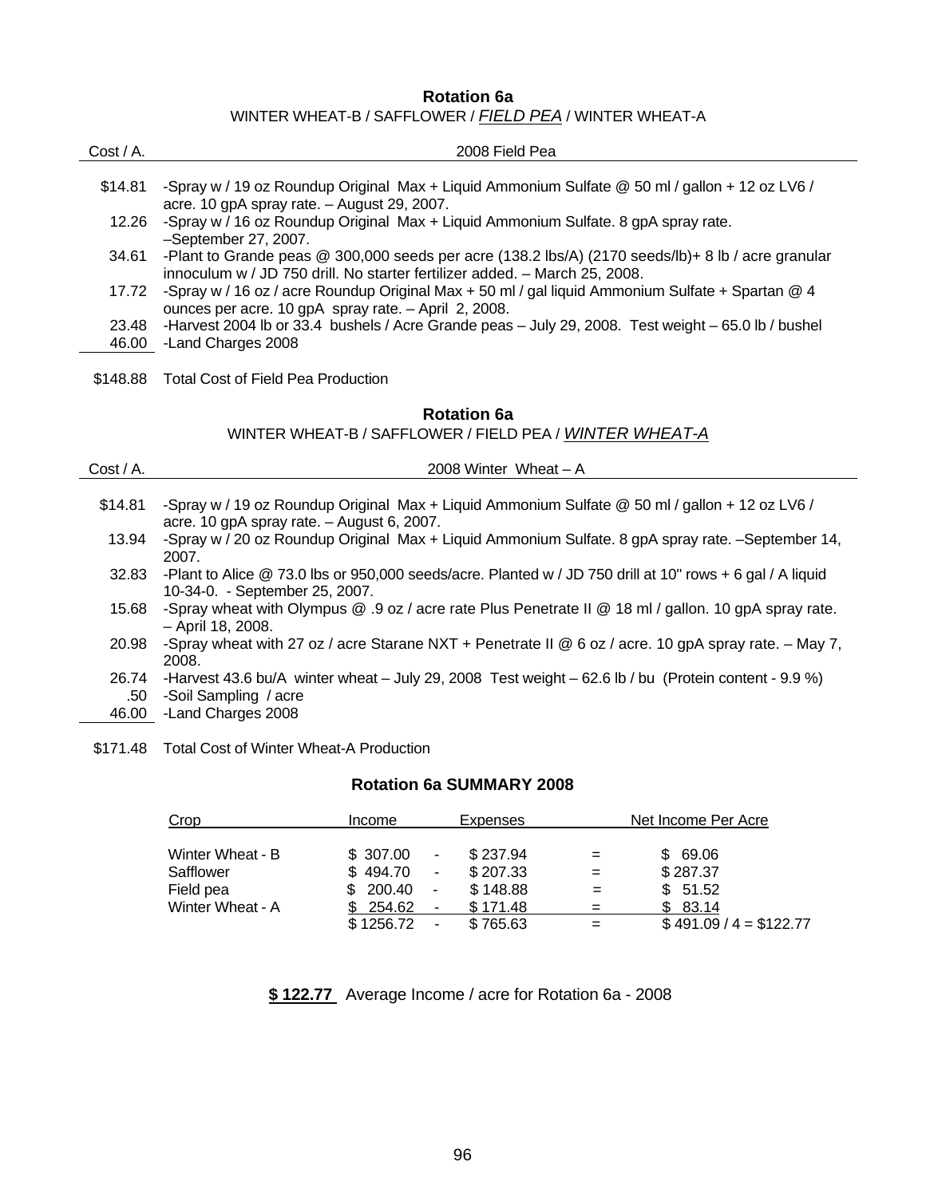## Rotation 6a

WINTER WHEAT-B / SAFFLOWER / ***FIELD PEA*** / WINTER WHEAT-A

| Cost / A. | 2008 Field Pea |
|---|---|
| $14.81 | -Spray w / 19 oz Roundup Original Max + Liquid Ammonium Sulfate @ 50 ml / gallon + 12 oz LV6 / acre. 10 gpA spray rate. – August 29, 2007. |
| 12.26 | -Spray w / 16 oz Roundup Original Max + Liquid Ammonium Sulfate. 8 gpA spray rate. –September 27, 2007. |
| 34.61 | -Plant to Grande peas @ 300,000 seeds per acre (138.2 lbs/A) (2170 seeds/lb)+ 8 lb / acre granular innoculum w / JD 750 drill. No starter fertilizer added. – March 25, 2008. |
| 17.72 | -Spray w / 16 oz / acre Roundup Original Max + 50 ml / gal liquid Ammonium Sulfate + Spartan @ 4 ounces per acre. 10 gpA spray rate. – April 2, 2008. |
| 23.48 | -Harvest 2004 lb or 33.4 bushels / Acre Grande peas – July 29, 2008. Test weight – 65.0 lb / bushel |
| 46.00 | -Land Charges 2008 |
| $148.88 | Total Cost of Field Pea Production |

## Rotation 6a

WINTER WHEAT-B / SAFFLOWER / FIELD PEA / ***WINTER WHEAT-A***

| Cost / A. | 2008 Winter Wheat – A |
|---|---|
| $14.81 | -Spray w / 19 oz Roundup Original Max + Liquid Ammonium Sulfate @ 50 ml / gallon + 12 oz LV6 / acre. 10 gpA spray rate. – August 6, 2007. |
| 13.94 | -Spray w / 20 oz Roundup Original Max + Liquid Ammonium Sulfate. 8 gpA spray rate. –September 14, 2007. |
| 32.83 | -Plant to Alice @ 73.0 lbs or 950,000 seeds/acre. Planted w / JD 750 drill at 10" rows + 6 gal / A liquid 10-34-0. - September 25, 2007. |
| 15.68 | -Spray wheat with Olympus @ .9 oz / acre rate Plus Penetrate II @ 18 ml / gallon. 10 gpA spray rate. – April 18, 2008. |
| 20.98 | -Spray wheat with 27 oz / acre Starane NXT + Penetrate II @ 6 oz / acre. 10 gpA spray rate. – May 7, 2008. |
| 26.74 | -Harvest 43.6 bu/A winter wheat – July 29, 2008 Test weight – 62.6 lb / bu (Protein content - 9.9 %) |
| .50 | -Soil Sampling / acre |
| 46.00 | -Land Charges 2008 |
| $171.48 | Total Cost of Winter Wheat-A Production |

### Rotation 6a SUMMARY 2008

| Crop | Income | | Expenses | | Net Income Per Acre |
|---|---|---|---|---|---|
| Winter Wheat - B | $ 307.00 | - | $ 237.94 | = | $ 69.06 |
| Safflower | $ 494.70 | - | $ 207.33 | = | $ 287.37 |
| Field pea | $ 200.40 | - | $ 148.88 | = | $ 51.52 |
| Winter Wheat - A | $ 254.62 | - | $ 171.48 | = | $ 83.14 |
| | $ 1256.72 | - | $ 765.63 | = | $ 491.09 / 4 = $122.77 |

**$ 122.77** Average Income / acre for Rotation 6a - 2008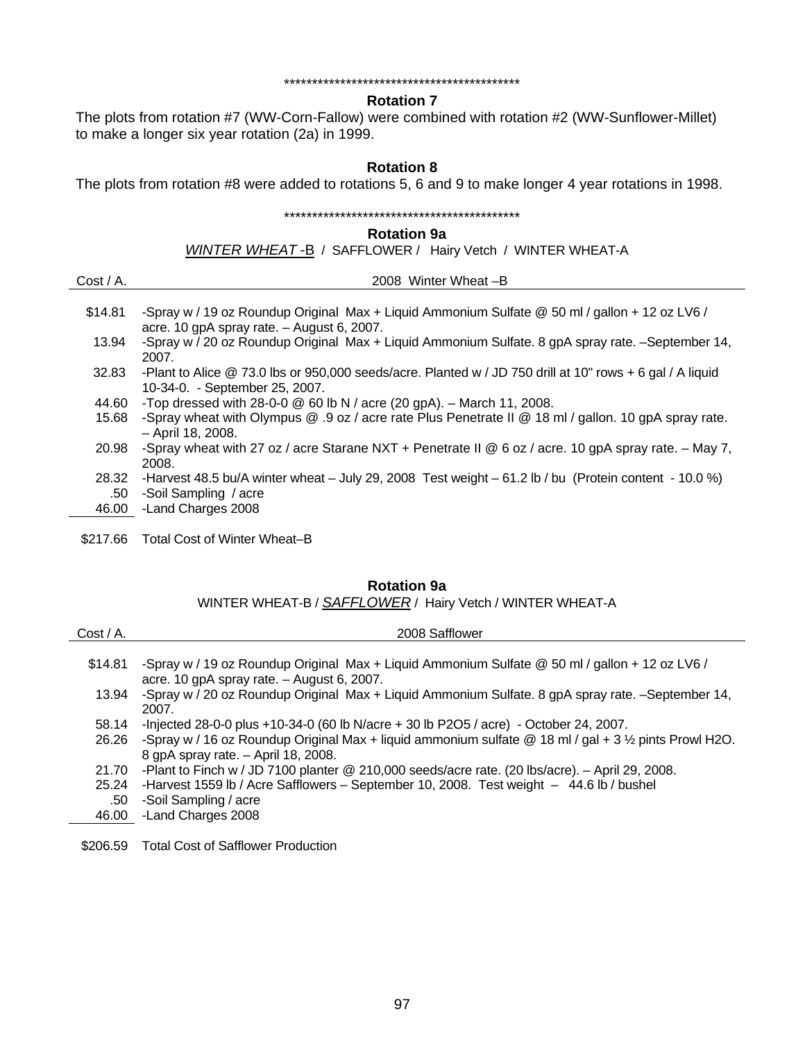\*\*\*\*\*\*\*\*\*\*\*\*\*\*\*\*\*\*\*\*\*\*\*\*\*\*\*\*\*\*\*\*\*\*\*\*\*\*\*\*\*\*\*\*

**Rotation 7**

The plots from rotation #7 (WW-Corn-Fallow) were combined with rotation #2 (WW-Sunflower-Millet) to make a longer six year rotation (2a) in 1999.

**Rotation 8**

The plots from rotation #8 were added to rotations 5, 6 and 9 to make longer 4 year rotations in 1998.

\*\*\*\*\*\*\*\*\*\*\*\*\*\*\*\*\*\*\*\*\*\*\*\*\*\*\*\*\*\*\*\*\*\*\*\*\*\*\*\*\*\*\*\*

**Rotation 9a**

*WINTER WHEAT -B* / SAFFLOWER / Hairy Vetch / WINTER WHEAT-A

| Cost / A. | 2008 Winter Wheat –B |
|---|---|
| $14.81 | -Spray w / 19 oz Roundup Original Max + Liquid Ammonium Sulfate @ 50 ml / gallon + 12 oz LV6 / acre. 10 gpA spray rate. – August 6, 2007. |
| 13.94 | -Spray w / 20 oz Roundup Original Max + Liquid Ammonium Sulfate. 8 gpA spray rate. –September 14, 2007. |
| 32.83 | -Plant to Alice @ 73.0 lbs or 950,000 seeds/acre. Planted w / JD 750 drill at 10" rows + 6 gal / A liquid 10-34-0. - September 25, 2007. |
| 44.60 | -Top dressed with 28-0-0 @ 60 lb N / acre (20 gpA). – March 11, 2008. |
| 15.68 | -Spray wheat with Olympus @ .9 oz / acre rate Plus Penetrate II @ 18 ml / gallon. 10 gpA spray rate. – April 18, 2008. |
| 20.98 | -Spray wheat with 27 oz / acre Starane NXT + Penetrate II @ 6 oz / acre. 10 gpA spray rate. – May 7, 2008. |
| 28.32 | -Harvest 48.5 bu/A winter wheat – July 29, 2008 Test weight – 61.2 lb / bu (Protein content - 10.0 %) |
| .50 | -Soil Sampling / acre |
| 46.00 | -Land Charges 2008 |
| $217.66 | Total Cost of Winter Wheat–B |

**Rotation 9a**

WINTER WHEAT-B / *SAFFLOWER* / Hairy Vetch / WINTER WHEAT-A

| Cost / A. | 2008 Safflower |
|---|---|
| $14.81 | -Spray w / 19 oz Roundup Original Max + Liquid Ammonium Sulfate @ 50 ml / gallon + 12 oz LV6 / acre. 10 gpA spray rate. – August 6, 2007. |
| 13.94 | -Spray w / 20 oz Roundup Original Max + Liquid Ammonium Sulfate. 8 gpA spray rate. –September 14, 2007. |
| 58.14 | -Injected 28-0-0 plus +10-34-0 (60 lb N/acre + 30 lb P2O5 / acre) - October 24, 2007. |
| 26.26 | -Spray w / 16 oz Roundup Original Max + liquid ammonium sulfate @ 18 ml / gal + 3 ½ pints Prowl H2O. 8 gpA spray rate. – April 18, 2008. |
| 21.70 | -Plant to Finch w / JD 7100 planter @ 210,000 seeds/acre rate. (20 lbs/acre). – April 29, 2008. |
| 25.24 | -Harvest 1559 lb / Acre Safflowers – September 10, 2008. Test weight – 44.6 lb / bushel |
| .50 | -Soil Sampling / acre |
| 46.00 | -Land Charges 2008 |
| $206.59 | Total Cost of Safflower Production |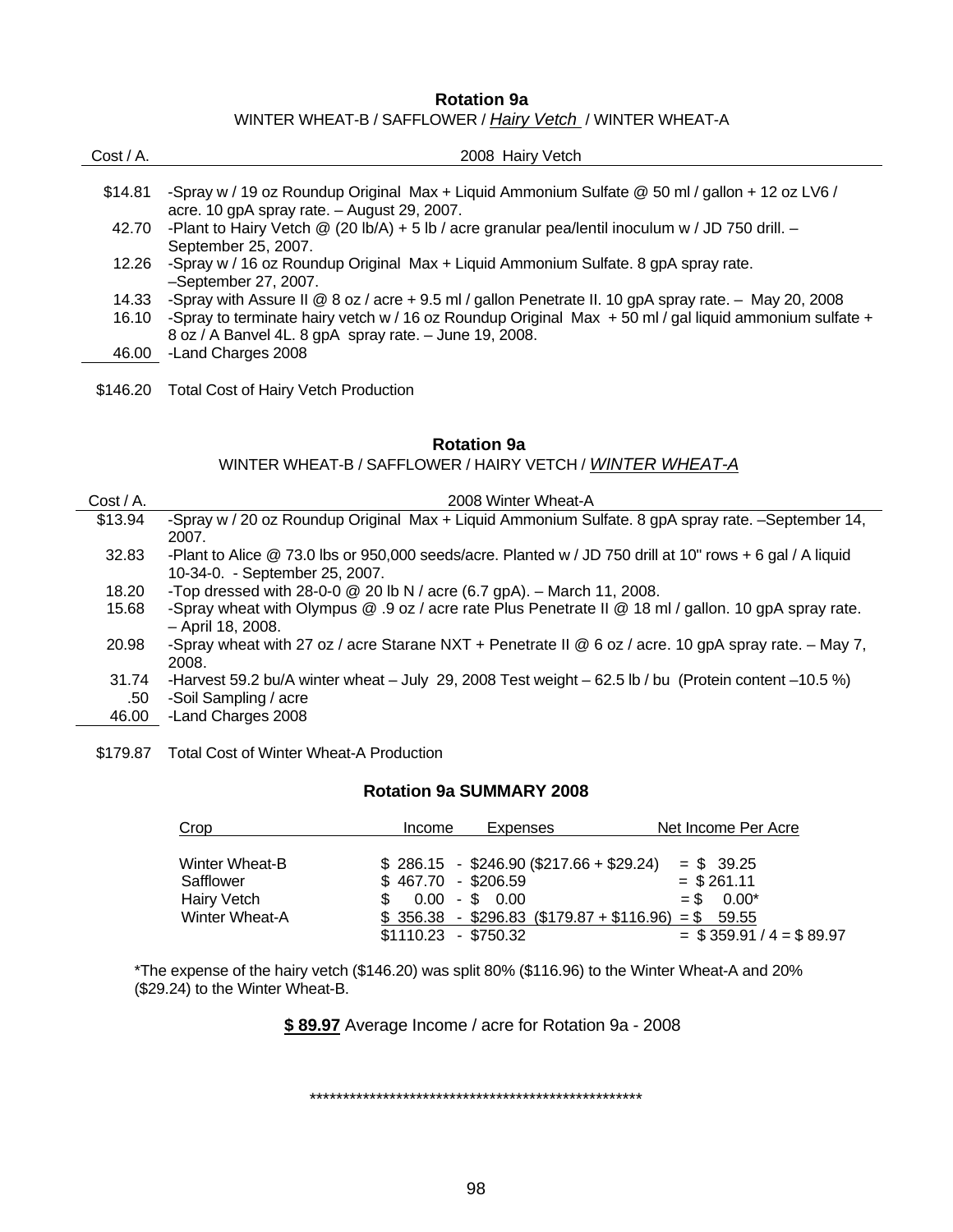## Rotation 9a

WINTER WHEAT-B / SAFFLOWER / *Hairy Vetch* / WINTER WHEAT-A

| Cost / A. | 2008 Hairy Vetch |
|---|---|
| $14.81 | -Spray w / 19 oz Roundup Original Max + Liquid Ammonium Sulfate @ 50 ml / gallon + 12 oz LV6 / acre. 10 gpA spray rate. – August 29, 2007. |
| 42.70 | -Plant to Hairy Vetch @ (20 lb/A) + 5 lb / acre granular pea/lentil inoculum w / JD 750 drill. – September 25, 2007. |
| 12.26 | -Spray w / 16 oz Roundup Original Max + Liquid Ammonium Sulfate. 8 gpA spray rate. –September 27, 2007. |
| 14.33 | -Spray with Assure II @ 8 oz / acre + 9.5 ml / gallon Penetrate II. 10 gpA spray rate. – May 20, 2008 |
| 16.10 | -Spray to terminate hairy vetch w / 16 oz Roundup Original Max + 50 ml / gal liquid ammonium sulfate + 8 oz / A Banvel 4L. 8 gpA spray rate. – June 19, 2008. |
| 46.00 | -Land Charges 2008 |
| $146.20 | Total Cost of Hairy Vetch Production |

## Rotation 9a

WINTER WHEAT-B / SAFFLOWER / HAIRY VETCH / *WINTER WHEAT-A*

| Cost / A. | 2008 Winter Wheat-A |
|---|---|
| $13.94 | -Spray w / 20 oz Roundup Original Max + Liquid Ammonium Sulfate. 8 gpA spray rate. –September 14, 2007. |
| 32.83 | -Plant to Alice @ 73.0 lbs or 950,000 seeds/acre. Planted w / JD 750 drill at 10" rows + 6 gal / A liquid 10-34-0. - September 25, 2007. |
| 18.20 | -Top dressed with 28-0-0 @ 20 lb N / acre (6.7 gpA). – March 11, 2008. |
| 15.68 | -Spray wheat with Olympus @ .9 oz / acre rate Plus Penetrate II @ 18 ml / gallon. 10 gpA spray rate. – April 18, 2008. |
| 20.98 | -Spray wheat with 27 oz / acre Starane NXT + Penetrate II @ 6 oz / acre. 10 gpA spray rate. – May 7, 2008. |
| 31.74 | -Harvest 59.2 bu/A winter wheat – July 29, 2008 Test weight – 62.5 lb / bu (Protein content –10.5 %) |
| .50 | -Soil Sampling / acre |
| 46.00 | -Land Charges 2008 |
| $179.87 | Total Cost of Winter Wheat-A Production |

### Rotation 9a SUMMARY 2008

| Crop | Income | Expenses | Net Income Per Acre |
|---|---|---|---|
| Winter Wheat-B | $ 286.15 | - $246.90 ($217.66 + $29.24) | = $ 39.25 |
| Safflower | $ 467.70 | - $206.59 | = $ 261.11 |
| Hairy Vetch | $ 0.00 | - $ 0.00 | = $ 0.00* |
| Winter Wheat-A | $ 356.38 | - $296.83 ($179.87 + $116.96) | = $ 59.55 |
| | $1110.23 | - $750.32 | = $ 359.91 / 4 = $ 89.97 |

*The expense of the hairy vetch ($146.20) was split 80% ($116.96) to the Winter Wheat-A and 20% ($29.24) to the Winter Wheat-B.

**$ 89.97** Average Income / acre for Rotation 9a - 2008

\*\*\*\*\*\*\*\*\*\*\*\*\*\*\*\*\*\*\*\*\*\*\*\*\*\*\*\*\*\*\*\*\*\*\*\*\*\*\*\*\*\*\*\*\*\*\*\*\*\*\*\*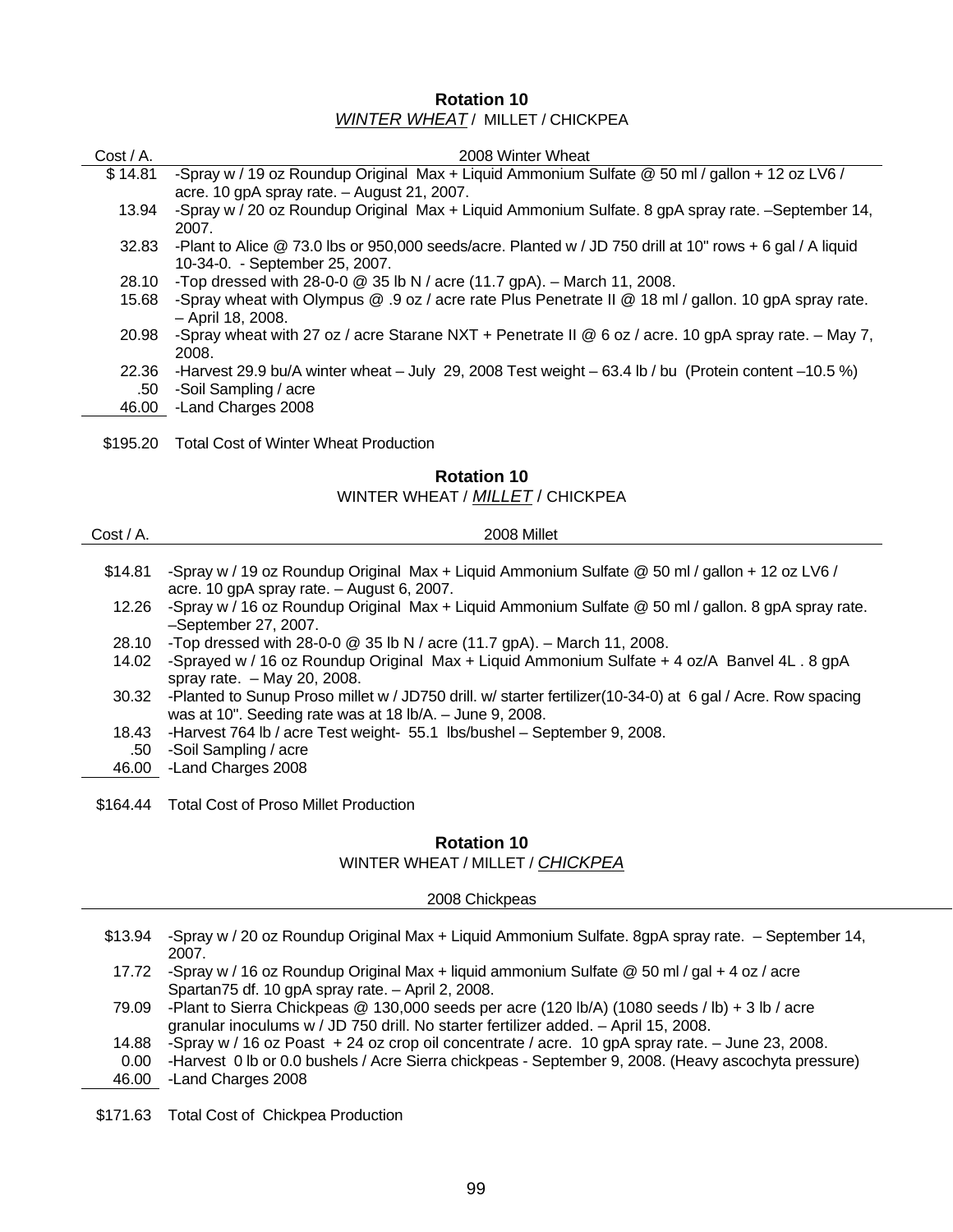## Rotation 10

*WINTER WHEAT* / MILLET / CHICKPEA

| Cost / A. | 2008 Winter Wheat |
|---|---|
| $ 14.81 | -Spray w / 19 oz Roundup Original Max + Liquid Ammonium Sulfate @ 50 ml / gallon + 12 oz LV6 / acre. 10 gpA spray rate. – August 21, 2007. |
| 13.94 | -Spray w / 20 oz Roundup Original Max + Liquid Ammonium Sulfate. 8 gpA spray rate. –September 14, 2007. |
| 32.83 | -Plant to Alice @ 73.0 lbs or 950,000 seeds/acre. Planted w / JD 750 drill at 10" rows + 6 gal / A liquid 10-34-0. - September 25, 2007. |
| 28.10 | -Top dressed with 28-0-0 @ 35 lb N / acre (11.7 gpA). – March 11, 2008. |
| 15.68 | -Spray wheat with Olympus @ .9 oz / acre rate Plus Penetrate II @ 18 ml / gallon. 10 gpA spray rate. – April 18, 2008. |
| 20.98 | -Spray wheat with 27 oz / acre Starane NXT + Penetrate II @ 6 oz / acre. 10 gpA spray rate. – May 7, 2008. |
| 22.36 | -Harvest 29.9 bu/A winter wheat – July 29, 2008 Test weight – 63.4 lb / bu (Protein content –10.5 %) |
| .50 | -Soil Sampling / acre |
| 46.00 | -Land Charges 2008 |
| $195.20 | Total Cost of Winter Wheat Production |

## Rotation 10

WINTER WHEAT / *MILLET* / CHICKPEA

| Cost / A. | 2008 Millet |
|---|---|
| $14.81 | -Spray w / 19 oz Roundup Original Max + Liquid Ammonium Sulfate @ 50 ml / gallon + 12 oz LV6 / acre. 10 gpA spray rate. – August 6, 2007. |
| 12.26 | -Spray w / 16 oz Roundup Original Max + Liquid Ammonium Sulfate @ 50 ml / gallon. 8 gpA spray rate. –September 27, 2007. |
| 28.10 | -Top dressed with 28-0-0 @ 35 lb N / acre (11.7 gpA). – March 11, 2008. |
| 14.02 | -Sprayed w / 16 oz Roundup Original Max + Liquid Ammonium Sulfate + 4 oz/A Banvel 4L . 8 gpA spray rate. – May 20, 2008. |
| 30.32 | -Planted to Sunup Proso millet w / JD750 drill. w/ starter fertilizer(10-34-0) at 6 gal / Acre. Row spacing was at 10". Seeding rate was at 18 lb/A. – June 9, 2008. |
| 18.43 | -Harvest 764 lb / acre Test weight- 55.1 lbs/bushel – September 9, 2008. |
| .50 | -Soil Sampling / acre |
| 46.00 | -Land Charges 2008 |
| $164.44 | Total Cost of Proso Millet Production |

## Rotation 10

WINTER WHEAT / MILLET / *CHICKPEA*

| | 2008 Chickpeas |
|---|---|
| $13.94 | -Spray w / 20 oz Roundup Original Max + Liquid Ammonium Sulfate. 8gpA spray rate. – September 14, 2007. |
| 17.72 | -Spray w / 16 oz Roundup Original Max + liquid ammonium Sulfate @ 50 ml / gal + 4 oz / acre Spartan75 df. 10 gpA spray rate. – April 2, 2008. |
| 79.09 | -Plant to Sierra Chickpeas @ 130,000 seeds per acre (120 lb/A) (1080 seeds / lb) + 3 lb / acre granular inoculums w / JD 750 drill. No starter fertilizer added. – April 15, 2008. |
| 14.88 | -Spray w / 16 oz Poast + 24 oz crop oil concentrate / acre. 10 gpA spray rate. – June 23, 2008. |
| 0.00 | -Harvest 0 lb or 0.0 bushels / Acre Sierra chickpeas - September 9, 2008. (Heavy ascochyta pressure) |
| 46.00 | -Land Charges 2008 |
| $171.63 | Total Cost of Chickpea Production |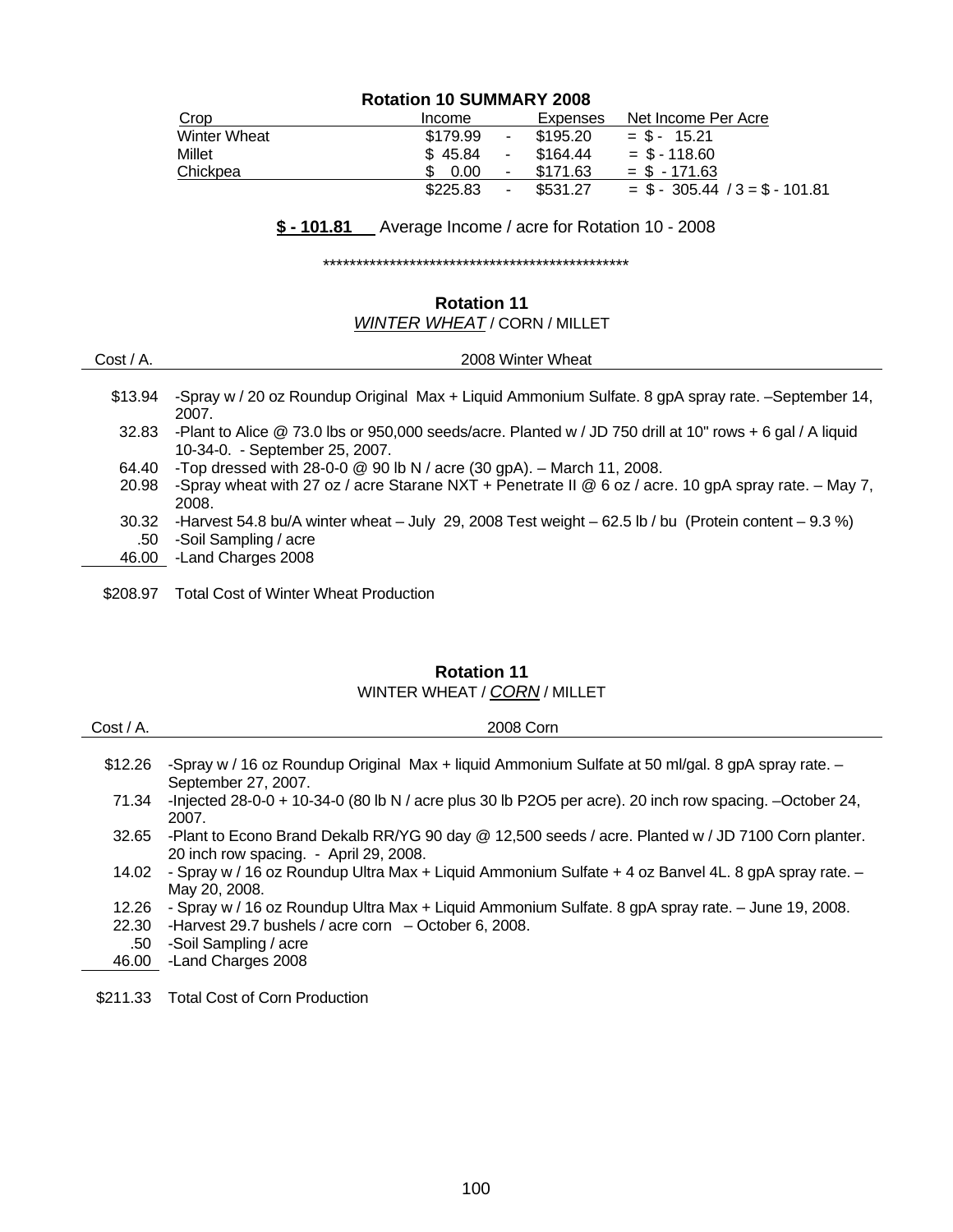### Rotation 10 SUMMARY 2008

| Crop | Income | | Expenses | Net Income Per Acre |
|---|---|---|---|---|
| Winter Wheat | $179.99 | - | $195.20 | = $ - 15.21 |
| Millet | $ 45.84 | - | $164.44 | = $ - 118.60 |
| Chickpea | $ 0.00 | - | $171.63 | = $ - 171.63 |
| | $225.83 | - | $531.27 | = $ - 305.44 / 3 = $ - 101.81 |

**$ - 101.81** Average Income / acre for Rotation 10 - 2008

************************************************

### Rotation 11
*WINTER WHEAT* / CORN / MILLET

| Cost / A. | 2008 Winter Wheat |
|---|---|
| $13.94 | -Spray w / 20 oz Roundup Original Max + Liquid Ammonium Sulfate. 8 gpA spray rate. –September 14, 2007. |
| 32.83 | -Plant to Alice @ 73.0 lbs or 950,000 seeds/acre. Planted w / JD 750 drill at 10" rows + 6 gal / A liquid 10-34-0. - September 25, 2007. |
| 64.40 | -Top dressed with 28-0-0 @ 90 lb N / acre (30 gpA). – March 11, 2008. |
| 20.98 | -Spray wheat with 27 oz / acre Starane NXT + Penetrate II @ 6 oz / acre. 10 gpA spray rate. – May 7, 2008. |
| 30.32 | -Harvest 54.8 bu/A winter wheat – July 29, 2008 Test weight – 62.5 lb / bu (Protein content – 9.3 %) |
| .50 | -Soil Sampling / acre |
| 46.00 | -Land Charges 2008 |
| $208.97 | Total Cost of Winter Wheat Production |

### Rotation 11
WINTER WHEAT / *CORN* / MILLET

| Cost / A. | 2008 Corn |
|---|---|
| $12.26 | -Spray w / 16 oz Roundup Original Max + liquid Ammonium Sulfate at 50 ml/gal. 8 gpA spray rate. – September 27, 2007. |
| 71.34 | -Injected 28-0-0 + 10-34-0 (80 lb N / acre plus 30 lb P2O5 per acre). 20 inch row spacing. –October 24, 2007. |
| 32.65 | -Plant to Econo Brand Dekalb RR/YG 90 day @ 12,500 seeds / acre. Planted w / JD 7100 Corn planter. 20 inch row spacing. - April 29, 2008. |
| 14.02 | - Spray w / 16 oz Roundup Ultra Max + Liquid Ammonium Sulfate + 4 oz Banvel 4L. 8 gpA spray rate. – May 20, 2008. |
| 12.26 | - Spray w / 16 oz Roundup Ultra Max + Liquid Ammonium Sulfate. 8 gpA spray rate. – June 19, 2008. |
| 22.30 | -Harvest 29.7 bushels / acre corn – October 6, 2008. |
| .50 | -Soil Sampling / acre |
| 46.00 | -Land Charges 2008 |
| $211.33 | Total Cost of Corn Production |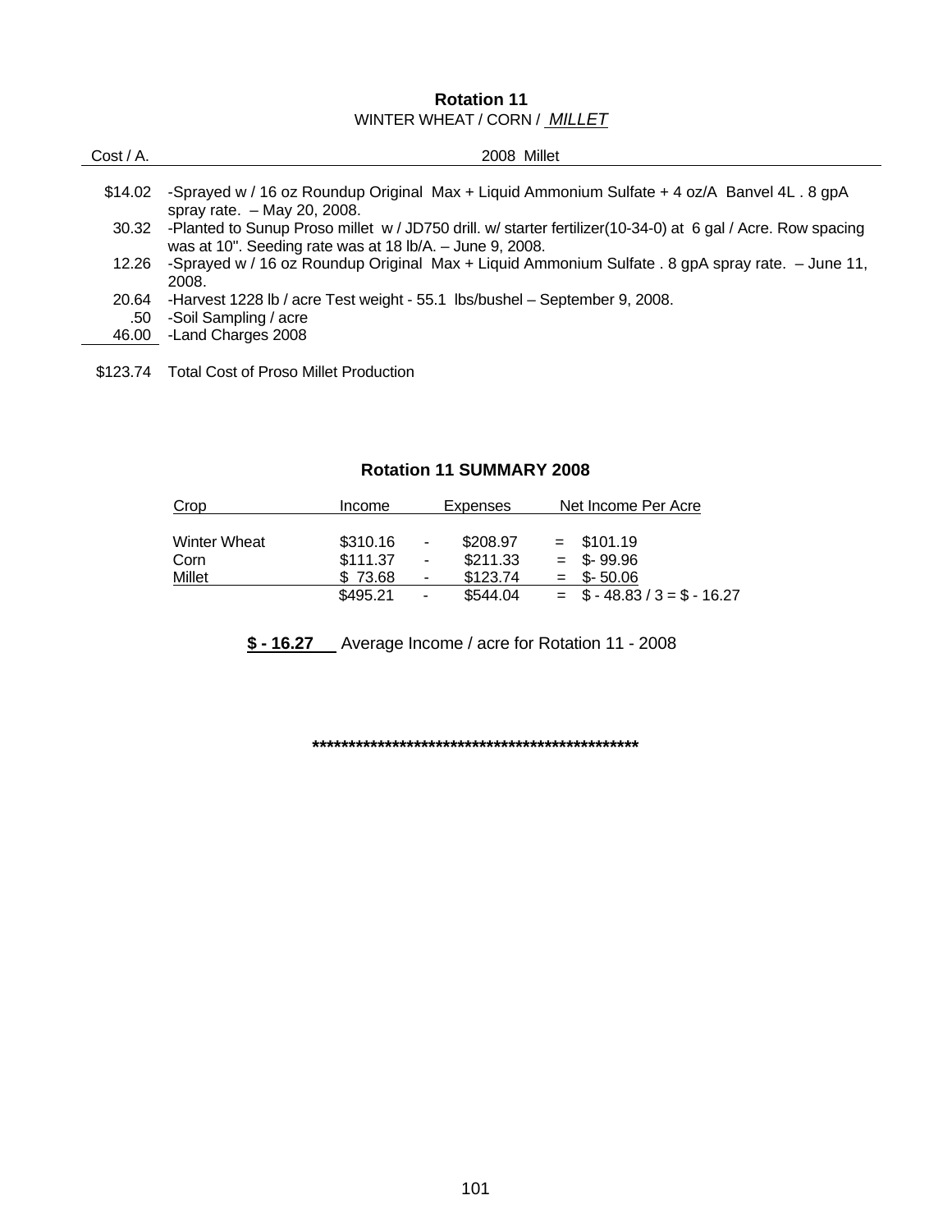## Rotation 11

WINTER WHEAT / CORN / *MILLET*

| Cost / A. | 2008 Millet |
|---|---|
| $14.02 | -Sprayed w / 16 oz Roundup Original Max + Liquid Ammonium Sulfate + 4 oz/A Banvel 4L . 8 gpA spray rate. – May 20, 2008. |
| 30.32 | -Planted to Sunup Proso millet w / JD750 drill. w/ starter fertilizer(10-34-0) at 6 gal / Acre. Row spacing was at 10". Seeding rate was at 18 lb/A. – June 9, 2008. |
| 12.26 | -Sprayed w / 16 oz Roundup Original Max + Liquid Ammonium Sulfate . 8 gpA spray rate. – June 11, 2008. |
| 20.64 | -Harvest 1228 lb / acre Test weight - 55.1 lbs/bushel – September 9, 2008. |
| .50 | -Soil Sampling / acre |
| 46.00 | -Land Charges 2008 |
| $123.74 | Total Cost of Proso Millet Production |

### Rotation 11 SUMMARY 2008

| Crop | Income | | Expenses | | Net Income Per Acre |
|---|---|---|---|---|---|
| Winter Wheat | $310.16 | - | $208.97 | = | $101.19 |
| Corn | $111.37 | - | $211.33 | = | $- 99.96 |
| Millet | $ 73.68 | - | $123.74 | = | $- 50.06 |
| | $495.21 | - | $544.04 | = | $ - 48.83 / 3 = $ - 16.27 |

**$ - 16.27** Average Income / acre for Rotation 11 - 2008

**************************************************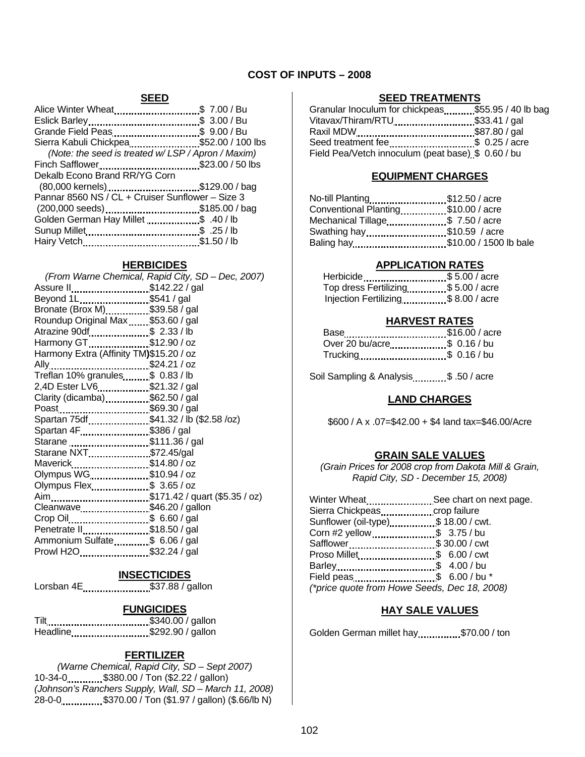# COST OF INPUTS – 2008

## SEED

| Item | Price |
|---|---|
| Alice Winter Wheat | $ 7.00 / Bu |
| Eslick Barley | $ 3.00 / Bu |
| Grande Field Peas | $ 9.00 / Bu |
| Sierra Kabuli Chickpea | $52.00 / 100 lbs |

*(Note: the seed is treated w/ LSP / Apron / Maxim)*

| Item | Price |
|---|---|
| Finch Safflower | $23.00 / 50 lbs |
| Dekalb Econo Brand RR/YG Corn (80,000 kernels) | $129.00 / bag |
| Pannar 8560 NS / CL + Cruiser Sunflower – Size 3 (200,000 seeds) | $185.00 / bag |
| Golden German Hay Millet | $ .40 / lb |
| Sunup Millet | $ .25 / lb |
| Hairy Vetch | $1.50 / lb |

## HERBICIDES

*(From Warne Chemical, Rapid City, SD – Dec, 2007)*

| Item | Price |
|---|---|
| Assure II | $142.22 / gal |
| Beyond 1L | $541 / gal |
| Bronate (Brox M) | $39.58 / gal |
| Roundup Original Max | $53.60 / gal |
| Atrazine 90df | $ 2.33 / lb |
| Harmony GT | $12.90 / oz |
| Harmony Extra (Affinity TM) | $15.20 / oz |
| Ally | $24.21 / oz |
| Treflan 10% granules | $ 0.83 / lb |
| 2,4D Ester LV6 | $21.32 / gal |
| Clarity (dicamba) | $62.50 / gal |
| Poast | $69.30 / gal |
| Spartan 75df | $41.32 / lb ($2.58 /oz) |
| Spartan 4F | $386 / gal |
| Starane | $111.36 / gal |
| Starane NXT | $72.45/gal |
| Maverick | $14.80 / oz |
| Olympus WG | $10.94 / oz |
| Olympus Flex | $ 3.65 / oz |
| Aim | $171.42 / quart ($5.35 / oz) |
| Cleanwave | $46.20 / gallon |
| Crop Oil | $ 6.60 / gal |
| Penetrate II | $18.50 / gal |
| Ammonium Sulfate | $ 6.06 / gal |
| Prowl H2O | $32.24 / gal |

## INSECTICIDES

| Item | Price |
|---|---|
| Lorsban 4E | $37.88 / gallon |

## FUNGICIDES

| Item | Price |
|---|---|
| Tilt | $340.00 / gallon |
| Headline | $292.90 / gallon |

## FERTILIZER

*(Warne Chemical, Rapid City, SD – Sept 2007)*

10-34-0 $380.00 / Ton ($2.22 / gallon)

*(Johnson's Ranchers Supply, Wall, SD – March 11, 2008)*

28-0-0 $370.00 / Ton ($1.97 / gallon) ($.66/lb N)

## SEED TREATMENTS

| Item | Price |
|---|---|
| Granular Inoculum for chickpeas | $55.95 / 40 lb bag |
| Vitavax/Thiram/RTU | $33.41 / gal |
| Raxil MDW | $87.80 / gal |
| Seed treatment fee | $ 0.25 / acre |
| Field Pea/Vetch innoculum (peat base) | $ 0.60 / bu |

## EQUIPMENT CHARGES

| Item | Price |
|---|---|
| No-till Planting | $12.50 / acre |
| Conventional Planting | $10.00 / acre |
| Mechanical Tillage | $ 7.50 / acre |
| Swathing hay | $10.59 / acre |
| Baling hay | $10.00 / 1500 lb bale |

## APPLICATION RATES

| Item | Price |
|---|---|
| Herbicide | $ 5.00 / acre |
| Top dress Fertilizing | $ 5.00 / acre |
| Injection Fertilizing | $ 8.00 / acre |

## HARVEST RATES

| Item | Price |
|---|---|
| Base | $16.00 / acre |
| Over 20 bu/acre | $ 0.16 / bu |
| Trucking | $ 0.16 / bu |

Soil Sampling & Analysis $ .50 / acre

## LAND CHARGES

$600 / A x .07=$42.00 + $4 land tax=$46.00/Acre

## GRAIN SALE VALUES

*(Grain Prices for 2008 crop from Dakota Mill & Grain, Rapid City, SD - December 15, 2008)*

| Item | Price |
|---|---|
| Winter Wheat | See chart on next page. |
| Sierra Chickpeas | crop failure |
| Sunflower (oil-type) | $ 18.00 / cwt. |
| Corn #2 yellow | $ 3.75 / bu |
| Safflower | $ 30.00 / cwt |
| Proso Millet | $ 6.00 / cwt |
| Barley | $ 4.00 / bu |
| Field peas | $ 6.00 / bu * |

*(*price quote from Howe Seeds, Dec 18, 2008)*

## HAY SALE VALUES

Golden German millet hay $70.00 / ton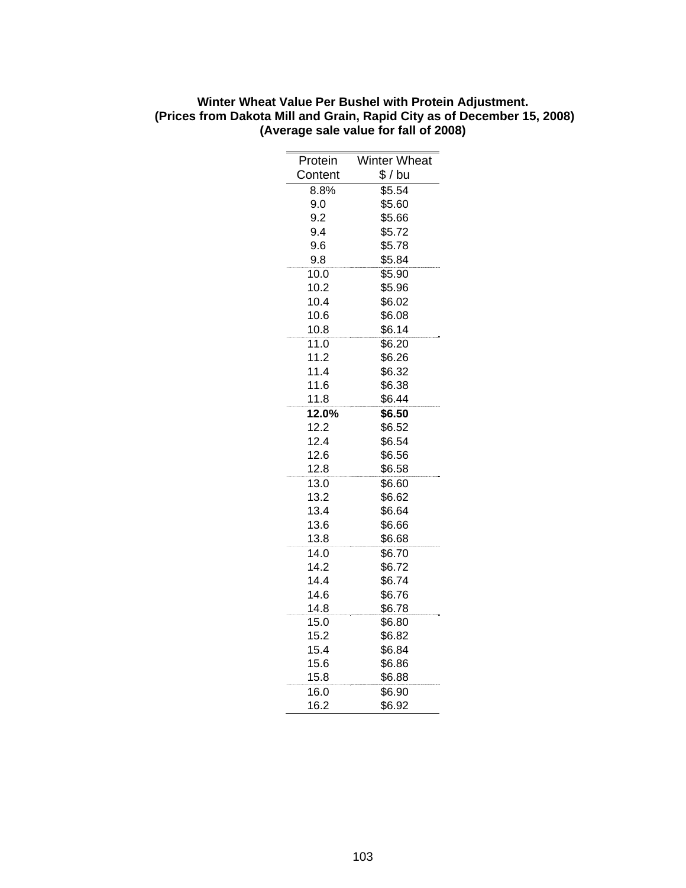**Winter Wheat Value Per Bushel with Protein Adjustment.**
**(Prices from Dakota Mill and Grain, Rapid City as of December 15, 2008)**
**(Average sale value for fall of 2008)**

| Protein Content | Winter Wheat $ / bu |
|---|---|
| 8.8% | $5.54 |
| 9.0 | $5.60 |
| 9.2 | $5.66 |
| 9.4 | $5.72 |
| 9.6 | $5.78 |
| 9.8 | $5.84 |
| 10.0 | $5.90 |
| 10.2 | $5.96 |
| 10.4 | $6.02 |
| 10.6 | $6.08 |
| 10.8 | $6.14 |
| 11.0 | $6.20 |
| 11.2 | $6.26 |
| 11.4 | $6.32 |
| 11.6 | $6.38 |
| 11.8 | $6.44 |
| **12.0%** | **$6.50** |
| 12.2 | $6.52 |
| 12.4 | $6.54 |
| 12.6 | $6.56 |
| 12.8 | $6.58 |
| 13.0 | $6.60 |
| 13.2 | $6.62 |
| 13.4 | $6.64 |
| 13.6 | $6.66 |
| 13.8 | $6.68 |
| 14.0 | $6.70 |
| 14.2 | $6.72 |
| 14.4 | $6.74 |
| 14.6 | $6.76 |
| 14.8 | $6.78 |
| 15.0 | $6.80 |
| 15.2 | $6.82 |
| 15.4 | $6.84 |
| 15.6 | $6.86 |
| 15.8 | $6.88 |
| 16.0 | $6.90 |
| 16.2 | $6.92 |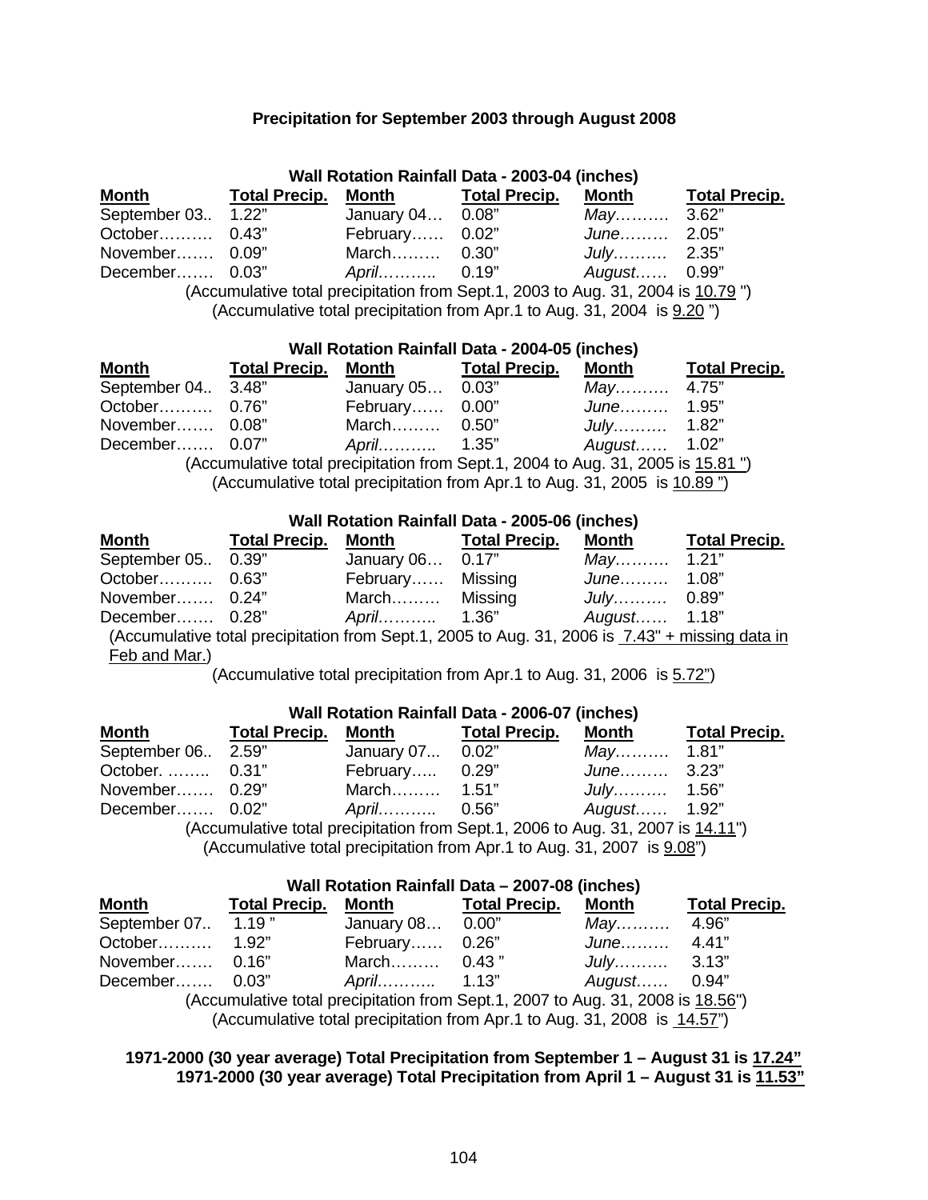**Precipitation for September 2003 through August 2008**

**Wall Rotation Rainfall Data - 2003-04 (inches)**

| Month | Total Precip. | Month | Total Precip. | Month | Total Precip. |
|---|---|---|---|---|---|
| September 03.. | 1.22" | January 04… | 0.08" | *May……….* | 3.62" |
| October………. | 0.43" | February…… | 0.02" | *June………* | 2.05" |
| November……. | 0.09" | March……… | 0.30" | *July……….* | 2.35" |
| December……. | 0.03" | *April………..* | 0.19" | *August……* | 0.99" |

(Accumulative total precipitation from Sept.1, 2003 to Aug. 31, 2004 is 10.79 ")

(Accumulative total precipitation from Apr.1 to Aug. 31, 2004 is 9.20 ")

**Wall Rotation Rainfall Data - 2004-05 (inches)**

| Month | Total Precip. | Month | Total Precip. | Month | Total Precip. |
|---|---|---|---|---|---|
| September 04.. | 3.48" | January 05… | 0.03" | *May……….* | 4.75" |
| October………. | 0.76" | February…… | 0.00" | *June………* | 1.95" |
| November……. | 0.08" | March……… | 0.50" | *July……….* | 1.82" |
| December……. | 0.07" | *April………..* | 1.35" | *August……* | 1.02" |

(Accumulative total precipitation from Sept.1, 2004 to Aug. 31, 2005 is 15.81 ")

(Accumulative total precipitation from Apr.1 to Aug. 31, 2005 is 10.89 ")

**Wall Rotation Rainfall Data - 2005-06 (inches)**

| Month | Total Precip. | Month | Total Precip. | Month | Total Precip. |
|---|---|---|---|---|---|
| September 05.. | 0.39" | January 06… | 0.17" | *May……….* | 1.21" |
| October………. | 0.63" | February…… | Missing | *June………* | 1.08" |
| November……. | 0.24" | March……… | Missing | *July……….* | 0.89" |
| December……. | 0.28" | *April………..* | 1.36" | *August……* | 1.18" |

(Accumulative total precipitation from Sept.1, 2005 to Aug. 31, 2006 is 7.43" + missing data in Feb and Mar.)

(Accumulative total precipitation from Apr.1 to Aug. 31, 2006 is 5.72")

**Wall Rotation Rainfall Data - 2006-07 (inches)**

| Month | Total Precip. | Month | Total Precip. | Month | Total Precip. |
|---|---|---|---|---|---|
| September 06.. | 2.59" | January 07... | 0.02" | *May……….* | 1.81" |
| October. …….. | 0.31" | February….. | 0.29" | *June………* | 3.23" |
| November……. | 0.29" | March……… | 1.51" | *July……….* | 1.56" |
| December……. | 0.02" | *April………..* | 0.56" | *August……* | 1.92" |

(Accumulative total precipitation from Sept.1, 2006 to Aug. 31, 2007 is 14.11")

(Accumulative total precipitation from Apr.1 to Aug. 31, 2007 is 9.08")

**Wall Rotation Rainfall Data – 2007-08 (inches)**

| Month | Total Precip. | Month | Total Precip. | Month | Total Precip. |
|---|---|---|---|---|---|
| September 07.. | 1.19 " | January 08… | 0.00" | *May……….* | 4.96" |
| October………. | 1.92" | February…… | 0.26" | *June………* | 4.41" |
| November……. | 0.16" | March……… | 0.43 " | *July……….* | 3.13" |
| December……. | 0.03" | *April………..* | 1.13" | *August……* | 0.94" |

(Accumulative total precipitation from Sept.1, 2007 to Aug. 31, 2008 is 18.56")

(Accumulative total precipitation from Apr.1 to Aug. 31, 2008 is 14.57")

**1971-2000 (30 year average) Total Precipitation from September 1 – August 31 is 17.24"**

**1971-2000 (30 year average) Total Precipitation from April 1 – August 31 is 11.53"**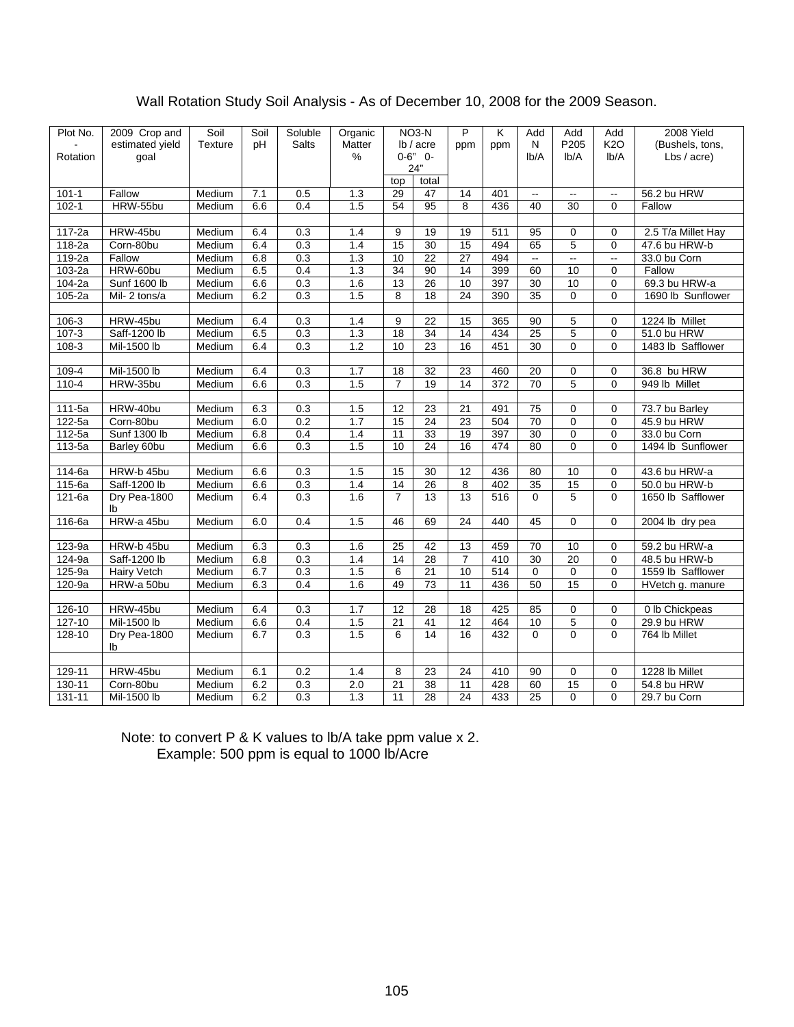# Wall Rotation Study Soil Analysis - As of December 10, 2008 for the 2009 Season.

| Plot No. - Rotation | 2009 Crop and estimated yield goal | Soil Texture | Soil pH | Soluble Salts | Organic Matter % | NO3-N lb / acre 0-6" 0-24" | | P ppm | K ppm | Add N lb/A | Add P205 lb/A | Add K2O lb/A | 2008 Yield (Bushels, tons, Lbs / acre) |
|---|---|---|---|---|---|---|---|---|---|---|---|---|---|
| | | | | | | top | total | | | | | | |
| 101-1 | Fallow | Medium | 7.1 | 0.5 | 1.3 | 29 | 47 | 14 | 401 | -- | -- | -- | 56.2 bu HRW |
| 102-1 | HRW-55bu | Medium | 6.6 | 0.4 | 1.5 | 54 | 95 | 8 | 436 | 40 | 30 | 0 | Fallow |
| | | | | | | | | | | | | | |
| 117-2a | HRW-45bu | Medium | 6.4 | 0.3 | 1.4 | 9 | 19 | 19 | 511 | 95 | 0 | 0 | 2.5 T/a Millet Hay |
| 118-2a | Corn-80bu | Medium | 6.4 | 0.3 | 1.4 | 15 | 30 | 15 | 494 | 65 | 5 | 0 | 47.6 bu HRW-b |
| 119-2a | Fallow | Medium | 6.8 | 0.3 | 1.3 | 10 | 22 | 27 | 494 | -- | -- | -- | 33.0 bu Corn |
| 103-2a | HRW-60bu | Medium | 6.5 | 0.4 | 1.3 | 34 | 90 | 14 | 399 | 60 | 10 | 0 | Fallow |
| 104-2a | Sunf 1600 lb | Medium | 6.6 | 0.3 | 1.6 | 13 | 26 | 10 | 397 | 30 | 10 | 0 | 69.3 bu HRW-a |
| 105-2a | Mil- 2 tons/a | Medium | 6.2 | 0.3 | 1.5 | 8 | 18 | 24 | 390 | 35 | 0 | 0 | 1690 lb Sunflower |
| | | | | | | | | | | | | | |
| 106-3 | HRW-45bu | Medium | 6.4 | 0.3 | 1.4 | 9 | 22 | 15 | 365 | 90 | 5 | 0 | 1224 lb Millet |
| 107-3 | Saff-1200 lb | Medium | 6.5 | 0.3 | 1.3 | 18 | 34 | 14 | 434 | 25 | 5 | 0 | 51.0 bu HRW |
| 108-3 | Mil-1500 lb | Medium | 6.4 | 0.3 | 1.2 | 10 | 23 | 16 | 451 | 30 | 0 | 0 | 1483 lb Safflower |
| | | | | | | | | | | | | | |
| 109-4 | Mil-1500 lb | Medium | 6.4 | 0.3 | 1.7 | 18 | 32 | 23 | 460 | 20 | 0 | 0 | 36.8 bu HRW |
| 110-4 | HRW-35bu | Medium | 6.6 | 0.3 | 1.5 | 7 | 19 | 14 | 372 | 70 | 5 | 0 | 949 lb Millet |
| | | | | | | | | | | | | | |
| 111-5a | HRW-40bu | Medium | 6.3 | 0.3 | 1.5 | 12 | 23 | 21 | 491 | 75 | 0 | 0 | 73.7 bu Barley |
| 122-5a | Corn-80bu | Medium | 6.0 | 0.2 | 1.7 | 15 | 24 | 23 | 504 | 70 | 0 | 0 | 45.9 bu HRW |
| 112-5a | Sunf 1300 lb | Medium | 6.8 | 0.4 | 1.4 | 11 | 33 | 19 | 397 | 30 | 0 | 0 | 33.0 bu Corn |
| 113-5a | Barley 60bu | Medium | 6.6 | 0.3 | 1.5 | 10 | 24 | 16 | 474 | 80 | 0 | 0 | 1494 lb Sunflower |
| | | | | | | | | | | | | | |
| 114-6a | HRW-b 45bu | Medium | 6.6 | 0.3 | 1.5 | 15 | 30 | 12 | 436 | 80 | 10 | 0 | 43.6 bu HRW-a |
| 115-6a | Saff-1200 lb | Medium | 6.6 | 0.3 | 1.4 | 14 | 26 | 8 | 402 | 35 | 15 | 0 | 50.0 bu HRW-b |
| 121-6a | Dry Pea-1800 lb | Medium | 6.4 | 0.3 | 1.6 | 7 | 13 | 13 | 516 | 0 | 5 | 0 | 1650 lb Safflower |
| 116-6a | HRW-a 45bu | Medium | 6.0 | 0.4 | 1.5 | 46 | 69 | 24 | 440 | 45 | 0 | 0 | 2004 lb dry pea |
| | | | | | | | | | | | | | |
| 123-9a | HRW-b 45bu | Medium | 6.3 | 0.3 | 1.6 | 25 | 42 | 13 | 459 | 70 | 10 | 0 | 59.2 bu HRW-a |
| 124-9a | Saff-1200 lb | Medium | 6.8 | 0.3 | 1.4 | 14 | 28 | 7 | 410 | 30 | 20 | 0 | 48.5 bu HRW-b |
| 125-9a | Hairy Vetch | Medium | 6.7 | 0.3 | 1.5 | 6 | 21 | 10 | 514 | 0 | 0 | 0 | 1559 lb Safflower |
| 120-9a | HRW-a 50bu | Medium | 6.3 | 0.4 | 1.6 | 49 | 73 | 11 | 436 | 50 | 15 | 0 | HVetch g. manure |
| | | | | | | | | | | | | | |
| 126-10 | HRW-45bu | Medium | 6.4 | 0.3 | 1.7 | 12 | 28 | 18 | 425 | 85 | 0 | 0 | 0 lb Chickpeas |
| 127-10 | Mil-1500 lb | Medium | 6.6 | 0.4 | 1.5 | 21 | 41 | 12 | 464 | 10 | 5 | 0 | 29.9 bu HRW |
| 128-10 | Dry Pea-1800 lb | Medium | 6.7 | 0.3 | 1.5 | 6 | 14 | 16 | 432 | 0 | 0 | 0 | 764 lb Millet |
| | | | | | | | | | | | | | |
| 129-11 | HRW-45bu | Medium | 6.1 | 0.2 | 1.4 | 8 | 23 | 24 | 410 | 90 | 0 | 0 | 1228 lb Millet |
| 130-11 | Corn-80bu | Medium | 6.2 | 0.3 | 2.0 | 21 | 38 | 11 | 428 | 60 | 15 | 0 | 54.8 bu HRW |
| 131-11 | Mil-1500 lb | Medium | 6.2 | 0.3 | 1.3 | 11 | 28 | 24 | 433 | 25 | 0 | 0 | 29.7 bu Corn |

Note: to convert P & K values to lb/A take ppm value x 2.
Example: 500 ppm is equal to 1000 lb/Acre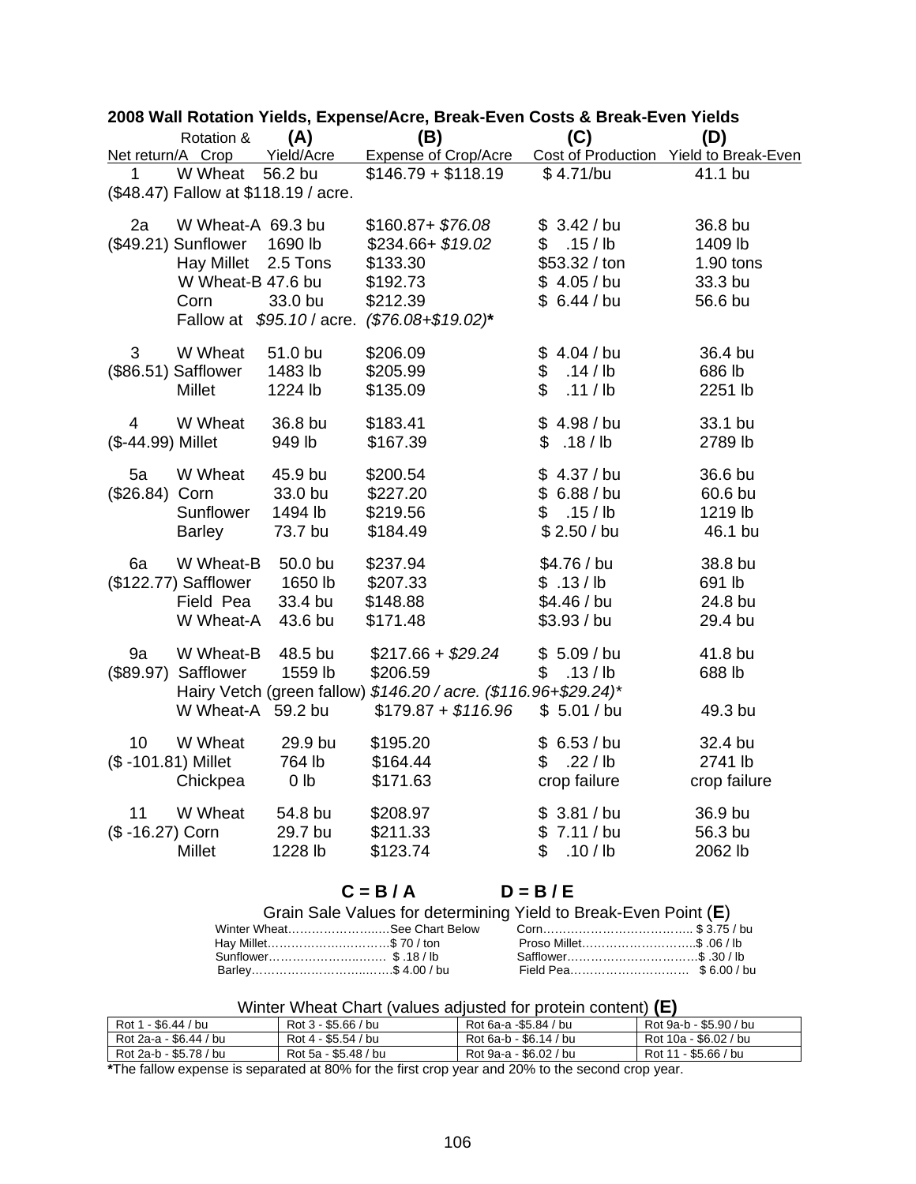## 2008 Wall Rotation Yields, Expense/Acre, Break-Even Costs & Break-Even Yields

| Rotation & Net return/A | Crop | (A) Yield/Acre | (B) Expense of Crop/Acre | (C) Cost of Production | (D) Yield to Break-Even |
|---|---|---|---|---|---|
| 1 | W Wheat | 56.2 bu | $146.79 + $118.19 | $ 4.71/bu | 41.1 bu |
| ($48.47) Fallow at $118.19 / acre. | | | | | |
| 2a | W Wheat-A | 69.3 bu | $160.87+ *$76.08* | $ 3.42 / bu | 36.8 bu |
| ($49.21) | Sunflower | 1690 lb | $234.66+ *$19.02* | $ .15 / lb | 1409 lb |
| | Hay Millet | 2.5 Tons | $133.30 | $53.32 / ton | 1.90 tons |
| | W Wheat-B | 47.6 bu | $192.73 | $ 4.05 / bu | 33.3 bu |
| | Corn | 33.0 bu | $212.39 | $ 6.44 / bu | 56.6 bu |
| | Fallow at *$95.10* / acre. *($76.08+$19.02)** | | | | |
| 3 | W Wheat | 51.0 bu | $206.09 | $ 4.04 / bu | 36.4 bu |
| ($86.51) | Safflower | 1483 lb | $205.99 | $ .14 / lb | 686 lb |
| | Millet | 1224 lb | $135.09 | $ .11 / lb | 2251 lb |
| 4 | W Wheat | 36.8 bu | $183.41 | $ 4.98 / bu | 33.1 bu |
| ($-44.99) | Millet | 949 lb | $167.39 | $ .18 / lb | 2789 lb |
| 5a | W Wheat | 45.9 bu | $200.54 | $ 4.37 / bu | 36.6 bu |
| ($26.84) | Corn | 33.0 bu | $227.20 | $ 6.88 / bu | 60.6 bu |
| | Sunflower | 1494 lb | $219.56 | $ .15 / lb | 1219 lb |
| | Barley | 73.7 bu | $184.49 | $ 2.50 / bu | 46.1 bu |
| 6a | W Wheat-B | 50.0 bu | $237.94 | $4.76 / bu | 38.8 bu |
| ($122.77) | Safflower | 1650 lb | $207.33 | $ .13 / lb | 691 lb |
| | Field Pea | 33.4 bu | $148.88 | $4.46 / bu | 24.8 bu |
| | W Wheat-A | 43.6 bu | $171.48 | $3.93 / bu | 29.4 bu |
| 9a | W Wheat-B | 48.5 bu | $217.66 + *$29.24* | $ 5.09 / bu | 41.8 bu |
| ($89.97) | Safflower | 1559 lb | $206.59 | $ .13 / lb | 688 lb |
| | Hairy Vetch (green fallow) *$146.20 / acre. ($116.96+$29.24)** | | | | |
| | W Wheat-A | 59.2 bu | $179.87 + *$116.96* | $ 5.01 / bu | 49.3 bu |
| 10 | W Wheat | 29.9 bu | $195.20 | $ 6.53 / bu | 32.4 bu |
| ($ -101.81) | Millet | 764 lb | $164.44 | $ .22 / lb | 2741 lb |
| | Chickpea | 0 lb | $171.63 | crop failure | crop failure |
| 11 | W Wheat | 54.8 bu | $208.97 | $ 3.81 / bu | 36.9 bu |
| ($ -16.27) | Corn | 29.7 bu | $211.33 | $ 7.11 / bu | 56.3 bu |
| | Millet | 1228 lb | $123.74 | $ .10 / lb | 2062 lb |

**C = B / A** **D = B / E**

Grain Sale Values for determining Yield to Break-Even Point (**E**)

| | | | |
|---|---|---|---|
| Winter Wheat | See Chart Below | Corn | $ 3.75 / bu |
| Hay Millet | $ 70 / ton | Proso Millet | $ .06 / lb |
| Sunflower | $ .18 / lb | Safflower | $ .30 / lb |
| Barley | $ 4.00 / bu | Field Pea | $ 6.00 / bu |

Winter Wheat Chart (values adjusted for protein content) **(E)**

| | | | |
|---|---|---|---|
| Rot 1 - $6.44 / bu | Rot 3 - $5.66 / bu | Rot 6a-a -$5.84 / bu | Rot 9a-b - $5.90 / bu |
| Rot 2a-a - $6.44 / bu | Rot 4 - $5.54 / bu | Rot 6a-b - $6.14 / bu | Rot 10a - $6.02 / bu |
| Rot 2a-b - $5.78 / bu | Rot 5a - $5.48 / bu | Rot 9a-a - $6.02 / bu | Rot 11 - $5.66 / bu |

**\***The fallow expense is separated at 80% for the first crop year and 20% to the second crop year.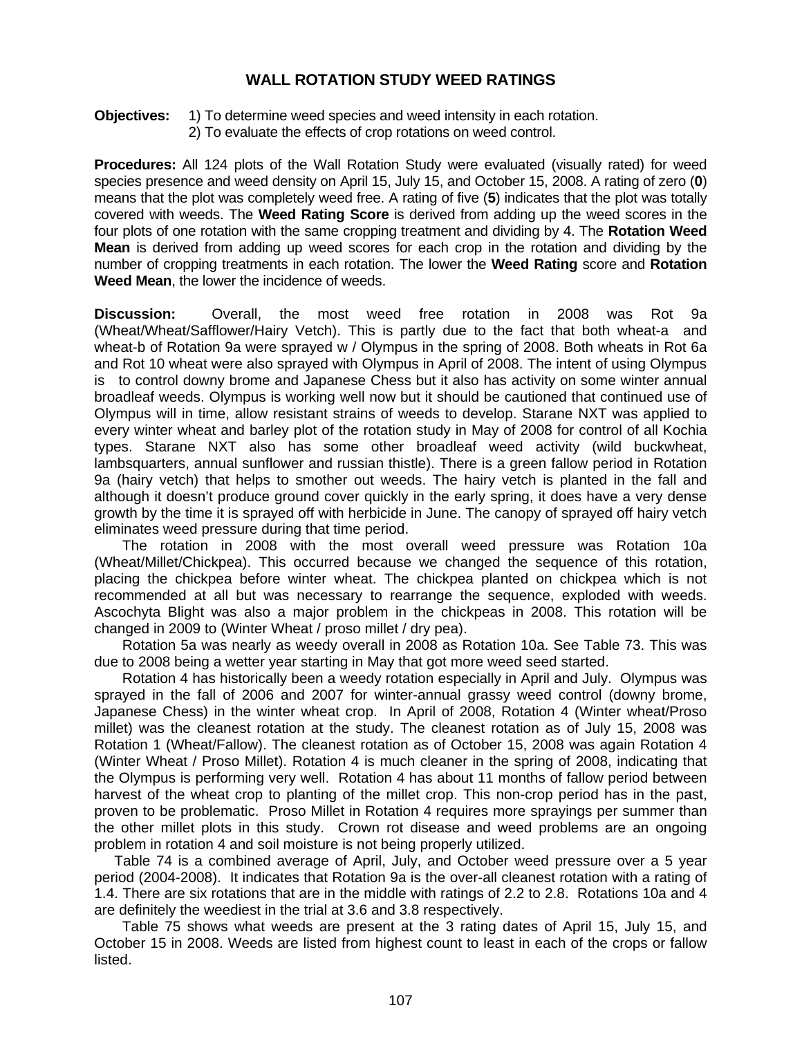## WALL ROTATION STUDY WEED RATINGS

**Objectives:** 1) To determine weed species and weed intensity in each rotation.
2) To evaluate the effects of crop rotations on weed control.

**Procedures:** All 124 plots of the Wall Rotation Study were evaluated (visually rated) for weed species presence and weed density on April 15, July 15, and October 15, 2008. A rating of zero (**0**) means that the plot was completely weed free. A rating of five (**5**) indicates that the plot was totally covered with weeds. The **Weed Rating Score** is derived from adding up the weed scores in the four plots of one rotation with the same cropping treatment and dividing by 4. The **Rotation Weed Mean** is derived from adding up weed scores for each crop in the rotation and dividing by the number of cropping treatments in each rotation. The lower the **Weed Rating** score and **Rotation Weed Mean**, the lower the incidence of weeds.

**Discussion:** Overall, the most weed free rotation in 2008 was Rot 9a (Wheat/Wheat/Safflower/Hairy Vetch). This is partly due to the fact that both wheat-a and wheat-b of Rotation 9a were sprayed w / Olympus in the spring of 2008. Both wheats in Rot 6a and Rot 10 wheat were also sprayed with Olympus in April of 2008. The intent of using Olympus is to control downy brome and Japanese Chess but it also has activity on some winter annual broadleaf weeds. Olympus is working well now but it should be cautioned that continued use of Olympus will in time, allow resistant strains of weeds to develop. Starane NXT was applied to every winter wheat and barley plot of the rotation study in May of 2008 for control of all Kochia types. Starane NXT also has some other broadleaf weed activity (wild buckwheat, lambsquarters, annual sunflower and russian thistle). There is a green fallow period in Rotation 9a (hairy vetch) that helps to smother out weeds. The hairy vetch is planted in the fall and although it doesn't produce ground cover quickly in the early spring, it does have a very dense growth by the time it is sprayed off with herbicide in June. The canopy of sprayed off hairy vetch eliminates weed pressure during that time period.

The rotation in 2008 with the most overall weed pressure was Rotation 10a (Wheat/Millet/Chickpea). This occurred because we changed the sequence of this rotation, placing the chickpea before winter wheat. The chickpea planted on chickpea which is not recommended at all but was necessary to rearrange the sequence, exploded with weeds. Ascochyta Blight was also a major problem in the chickpeas in 2008. This rotation will be changed in 2009 to (Winter Wheat / proso millet / dry pea).

Rotation 5a was nearly as weedy overall in 2008 as Rotation 10a. See Table 73. This was due to 2008 being a wetter year starting in May that got more weed seed started.

Rotation 4 has historically been a weedy rotation especially in April and July. Olympus was sprayed in the fall of 2006 and 2007 for winter-annual grassy weed control (downy brome, Japanese Chess) in the winter wheat crop. In April of 2008, Rotation 4 (Winter wheat/Proso millet) was the cleanest rotation at the study. The cleanest rotation as of July 15, 2008 was Rotation 1 (Wheat/Fallow). The cleanest rotation as of October 15, 2008 was again Rotation 4 (Winter Wheat / Proso Millet). Rotation 4 is much cleaner in the spring of 2008, indicating that the Olympus is performing very well. Rotation 4 has about 11 months of fallow period between harvest of the wheat crop to planting of the millet crop. This non-crop period has in the past, proven to be problematic. Proso Millet in Rotation 4 requires more sprayings per summer than the other millet plots in this study. Crown rot disease and weed problems are an ongoing problem in rotation 4 and soil moisture is not being properly utilized.

Table 74 is a combined average of April, July, and October weed pressure over a 5 year period (2004-2008). It indicates that Rotation 9a is the over-all cleanest rotation with a rating of 1.4. There are six rotations that are in the middle with ratings of 2.2 to 2.8. Rotations 10a and 4 are definitely the weediest in the trial at 3.6 and 3.8 respectively.

Table 75 shows what weeds are present at the 3 rating dates of April 15, July 15, and October 15 in 2008. Weeds are listed from highest count to least in each of the crops or fallow listed.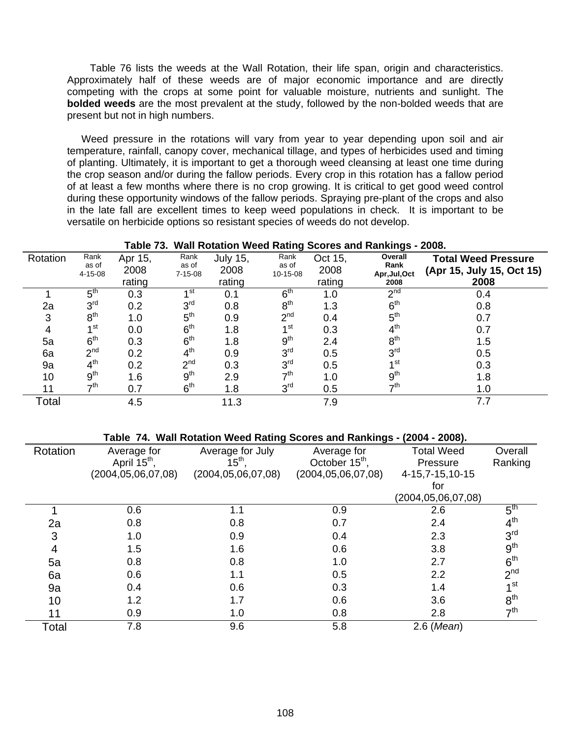Table 76 lists the weeds at the Wall Rotation, their life span, origin and characteristics. Approximately half of these weeds are of major economic importance and are directly competing with the crops at some point for valuable moisture, nutrients and sunlight. The **bolded weeds** are the most prevalent at the study, followed by the non-bolded weeds that are present but not in high numbers.

Weed pressure in the rotations will vary from year to year depending upon soil and air temperature, rainfall, canopy cover, mechanical tillage, and types of herbicides used and timing of planting. Ultimately, it is important to get a thorough weed cleansing at least one time during the crop season and/or during the fallow periods. Every crop in this rotation has a fallow period of at least a few months where there is no crop growing. It is critical to get good weed control during these opportunity windows of the fallow periods. Spraying pre-plant of the crops and also in the late fall are excellent times to keep weed populations in check. It is important to be versatile on herbicide options so resistant species of weeds do not develop.

**Table 73. Wall Rotation Weed Rating Scores and Rankings - 2008.**

| Rotation | Rank as of 4-15-08 | Apr 15, 2008 rating | Rank as of 7-15-08 | July 15, 2008 rating | Rank as of 10-15-08 | Oct 15, 2008 rating | Overall Rank Apr,Jul,Oct 2008 | Total Weed Pressure (Apr 15, July 15, Oct 15) 2008 |
|---|---|---|---|---|---|---|---|---|
| 1 | 5th | 0.3 | 1st | 0.1 | 6th | 1.0 | 2nd | 0.4 |
| 2a | 3rd | 0.2 | 3rd | 0.8 | 8th | 1.3 | 6th | 0.8 |
| 3 | 8th | 1.0 | 5th | 0.9 | 2nd | 0.4 | 5th | 0.7 |
| 4 | 1st | 0.0 | 6th | 1.8 | 1st | 0.3 | 4th | 0.7 |
| 5a | 6th | 0.3 | 6th | 1.8 | 9th | 2.4 | 8th | 1.5 |
| 6a | 2nd | 0.2 | 4th | 0.9 | 3rd | 0.5 | 3rd | 0.5 |
| 9a | 4th | 0.2 | 2nd | 0.3 | 3rd | 0.5 | 1st | 0.3 |
| 10 | 9th | 1.6 | 9th | 2.9 | 7th | 1.0 | 9th | 1.8 |
| 11 | 7th | 0.7 | 6th | 1.8 | 3rd | 0.5 | 7th | 1.0 |
| Total | | 4.5 | | 11.3 | | 7.9 | | 7.7 |

**Table 74. Wall Rotation Weed Rating Scores and Rankings - (2004 - 2008).**

| Rotation | Average for April 15th, (2004,05,06,07,08) | Average for July 15th, (2004,05,06,07,08) | Average for October 15th, (2004,05,06,07,08) | Total Weed Pressure 4-15,7-15,10-15 for (2004,05,06,07,08) | Overall Ranking |
|---|---|---|---|---|---|
| 1 | 0.6 | 1.1 | 0.9 | 2.6 | 5th |
| 2a | 0.8 | 0.8 | 0.7 | 2.4 | 4th |
| 3 | 1.0 | 0.9 | 0.4 | 2.3 | 3rd |
| 4 | 1.5 | 1.6 | 0.6 | 3.8 | 9th |
| 5a | 0.8 | 0.8 | 1.0 | 2.7 | 6th |
| 6a | 0.6 | 1.1 | 0.5 | 2.2 | 2nd |
| 9a | 0.4 | 0.6 | 0.3 | 1.4 | 1st |
| 10 | 1.2 | 1.7 | 0.6 | 3.6 | 8th |
| 11 | 0.9 | 1.0 | 0.8 | 2.8 | 7th |
| Total | 7.8 | 9.6 | 5.8 | 2.6 (*Mean*) | |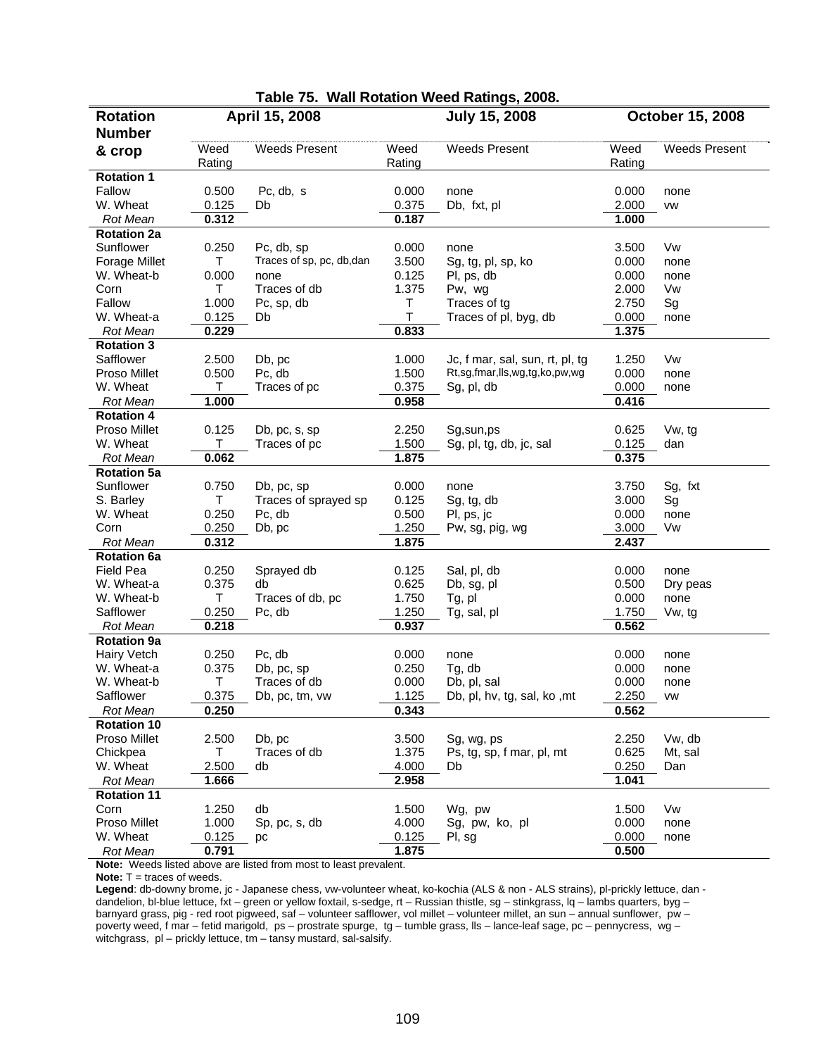## Table 75. Wall Rotation Weed Ratings, 2008.

| Rotation Number & crop | April 15, 2008 | | July 15, 2008 | | October 15, 2008 | |
|---|---|---|---|---|---|---|
| | Weed Rating | Weeds Present | Weed Rating | Weeds Present | Weed Rating | Weeds Present |
| **Rotation 1** | | | | | | |
| Fallow | 0.500 | Pc, db, s | 0.000 | none | 0.000 | none |
| W. Wheat | 0.125 | Db | 0.375 | Db, fxt, pl | 2.000 | vw |
| *Rot Mean* | **0.312** | | **0.187** | | **1.000** | |
| **Rotation 2a** | | | | | | |
| Sunflower | 0.250 | Pc, db, sp | 0.000 | none | 3.500 | Vw |
| Forage Millet | T | Traces of sp, pc, db,dan | 3.500 | Sg, tg, pl, sp, ko | 0.000 | none |
| W. Wheat-b | 0.000 | none | 0.125 | Pl, ps, db | 0.000 | none |
| Corn | T | Traces of db | 1.375 | Pw, wg | 2.000 | Vw |
| Fallow | 1.000 | Pc, sp, db | T | Traces of tg | 2.750 | Sg |
| W. Wheat-a | 0.125 | Db | T | Traces of pl, byg, db | 0.000 | none |
| *Rot Mean* | **0.229** | | **0.833** | | **1.375** | |
| **Rotation 3** | | | | | | |
| Safflower | 2.500 | Db, pc | 1.000 | Jc, f mar, sal, sun, rt, pl, tg | 1.250 | Vw |
| Proso Millet | 0.500 | Pc, db | 1.500 | Rt,sg,fmar,lls,wg,tg,ko,pw,wg | 0.000 | none |
| W. Wheat | T | Traces of pc | 0.375 | Sg, pl, db | 0.000 | none |
| *Rot Mean* | **1.000** | | **0.958** | | **0.416** | |
| **Rotation 4** | | | | | | |
| Proso Millet | 0.125 | Db, pc, s, sp | 2.250 | Sg,sun,ps | 0.625 | Vw, tg |
| W. Wheat | T | Traces of pc | 1.500 | Sg, pl, tg, db, jc, sal | 0.125 | dan |
| *Rot Mean* | **0.062** | | **1.875** | | **0.375** | |
| **Rotation 5a** | | | | | | |
| Sunflower | 0.750 | Db, pc, sp | 0.000 | none | 3.750 | Sg, fxt |
| S. Barley | T | Traces of sprayed sp | 0.125 | Sg, tg, db | 3.000 | Sg |
| W. Wheat | 0.250 | Pc, db | 0.500 | Pl, ps, jc | 0.000 | none |
| Corn | 0.250 | Db, pc | 1.250 | Pw, sg, pig, wg | 3.000 | Vw |
| *Rot Mean* | **0.312** | | **1.875** | | **2.437** | |
| **Rotation 6a** | | | | | | |
| Field Pea | 0.250 | Sprayed db | 0.125 | Sal, pl, db | 0.000 | none |
| W. Wheat-a | 0.375 | db | 0.625 | Db, sg, pl | 0.500 | Dry peas |
| W. Wheat-b | T | Traces of db, pc | 1.750 | Tg, pl | 0.000 | none |
| Safflower | 0.250 | Pc, db | 1.250 | Tg, sal, pl | 1.750 | Vw, tg |
| *Rot Mean* | **0.218** | | **0.937** | | **0.562** | |
| **Rotation 9a** | | | | | | |
| Hairy Vetch | 0.250 | Pc, db | 0.000 | none | 0.000 | none |
| W. Wheat-a | 0.375 | Db, pc, sp | 0.250 | Tg, db | 0.000 | none |
| W. Wheat-b | T | Traces of db | 0.000 | Db, pl, sal | 0.000 | none |
| Safflower | 0.375 | Db, pc, tm, vw | 1.125 | Db, pl, hv, tg, sal, ko ,mt | 2.250 | vw |
| *Rot Mean* | **0.250** | | **0.343** | | **0.562** | |
| **Rotation 10** | | | | | | |
| Proso Millet | 2.500 | Db, pc | 3.500 | Sg, wg, ps | 2.250 | Vw, db |
| Chickpea | T | Traces of db | 1.375 | Ps, tg, sp, f mar, pl, mt | 0.625 | Mt, sal |
| W. Wheat | 2.500 | db | 4.000 | Db | 0.250 | Dan |
| *Rot Mean* | **1.666** | | **2.958** | | **1.041** | |
| **Rotation 11** | | | | | | |
| Corn | 1.250 | db | 1.500 | Wg, pw | 1.500 | Vw |
| Proso Millet | 1.000 | Sp, pc, s, db | 4.000 | Sg, pw, ko, pl | 0.000 | none |
| W. Wheat | 0.125 | pc | 0.125 | Pl, sg | 0.000 | none |
| *Rot Mean* | **0.791** | | **1.875** | | **0.500** | |

**Note:** Weeds listed above are listed from most to least prevalent.

**Note:** T = traces of weeds.

**Legend**: db-downy brome, jc - Japanese chess, vw-volunteer wheat, ko-kochia (ALS & non - ALS strains), pl-prickly lettuce, dan - dandelion, bl-blue lettuce, fxt – green or yellow foxtail, s-sedge, rt – Russian thistle, sg – stinkgrass, lq – lambs quarters, byg – barnyard grass, pig - red root pigweed, saf – volunteer safflower, vol millet – volunteer millet, an sun – annual sunflower, pw – poverty weed, f mar – fetid marigold, ps – prostrate spurge, tg – tumble grass, lls – lance-leaf sage, pc – pennycress, wg – witchgrass, pl – prickly lettuce, tm – tansy mustard, sal-salsify.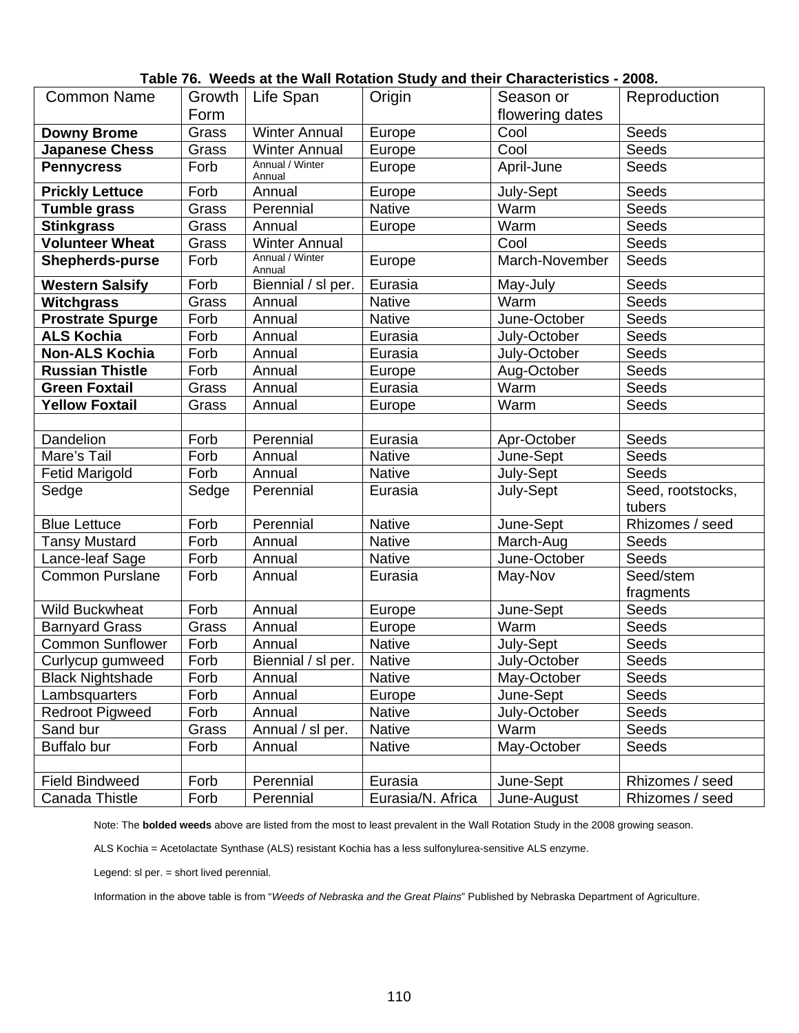**Table 76. Weeds at the Wall Rotation Study and their Characteristics - 2008.**

| Common Name | Growth Form | Life Span | Origin | Season or flowering dates | Reproduction |
|---|---|---|---|---|---|
| **Downy Brome** | Grass | Winter Annual | Europe | Cool | Seeds |
| **Japanese Chess** | Grass | Winter Annual | Europe | Cool | Seeds |
| **Pennycress** | Forb | Annual / Winter Annual | Europe | April-June | Seeds |
| **Prickly Lettuce** | Forb | Annual | Europe | July-Sept | Seeds |
| **Tumble grass** | Grass | Perennial | Native | Warm | Seeds |
| **Stinkgrass** | Grass | Annual | Europe | Warm | Seeds |
| **Volunteer Wheat** | Grass | Winter Annual | | Cool | Seeds |
| **Shepherds-purse** | Forb | Annual / Winter Annual | Europe | March-November | Seeds |
| **Western Salsify** | Forb | Biennial / sl per. | Eurasia | May-July | Seeds |
| **Witchgrass** | Grass | Annual | Native | Warm | Seeds |
| **Prostrate Spurge** | Forb | Annual | Native | June-October | Seeds |
| **ALS Kochia** | Forb | Annual | Eurasia | July-October | Seeds |
| **Non-ALS Kochia** | Forb | Annual | Eurasia | July-October | Seeds |
| **Russian Thistle** | Forb | Annual | Europe | Aug-October | Seeds |
| **Green Foxtail** | Grass | Annual | Eurasia | Warm | Seeds |
| **Yellow Foxtail** | Grass | Annual | Europe | Warm | Seeds |
| | | | | | |
| Dandelion | Forb | Perennial | Eurasia | Apr-October | Seeds |
| Mare's Tail | Forb | Annual | Native | June-Sept | Seeds |
| Fetid Marigold | Forb | Annual | Native | July-Sept | Seeds |
| Sedge | Sedge | Perennial | Eurasia | July-Sept | Seed, rootstocks, tubers |
| Blue Lettuce | Forb | Perennial | Native | June-Sept | Rhizomes / seed |
| Tansy Mustard | Forb | Annual | Native | March-Aug | Seeds |
| Lance-leaf Sage | Forb | Annual | Native | June-October | Seeds |
| Common Purslane | Forb | Annual | Eurasia | May-Nov | Seed/stem fragments |
| Wild Buckwheat | Forb | Annual | Europe | June-Sept | Seeds |
| Barnyard Grass | Grass | Annual | Europe | Warm | Seeds |
| Common Sunflower | Forb | Annual | Native | July-Sept | Seeds |
| Curlycup gumweed | Forb | Biennial / sl per. | Native | July-October | Seeds |
| Black Nightshade | Forb | Annual | Native | May-October | Seeds |
| Lambsquarters | Forb | Annual | Europe | June-Sept | Seeds |
| Redroot Pigweed | Forb | Annual | Native | July-October | Seeds |
| Sand bur | Grass | Annual / sl per. | Native | Warm | Seeds |
| Buffalo bur | Forb | Annual | Native | May-October | Seeds |
| | | | | | |
| Field Bindweed | Forb | Perennial | Eurasia | June-Sept | Rhizomes / seed |
| Canada Thistle | Forb | Perennial | Eurasia/N. Africa | June-August | Rhizomes / seed |

Note: The **bolded weeds** above are listed from the most to least prevalent in the Wall Rotation Study in the 2008 growing season.

ALS Kochia = Acetolactate Synthase (ALS) resistant Kochia has a less sulfonylurea-sensitive ALS enzyme.

Legend: sl per. = short lived perennial.

Information in the above table is from "*Weeds of Nebraska and the Great Plains*" Published by Nebraska Department of Agriculture.